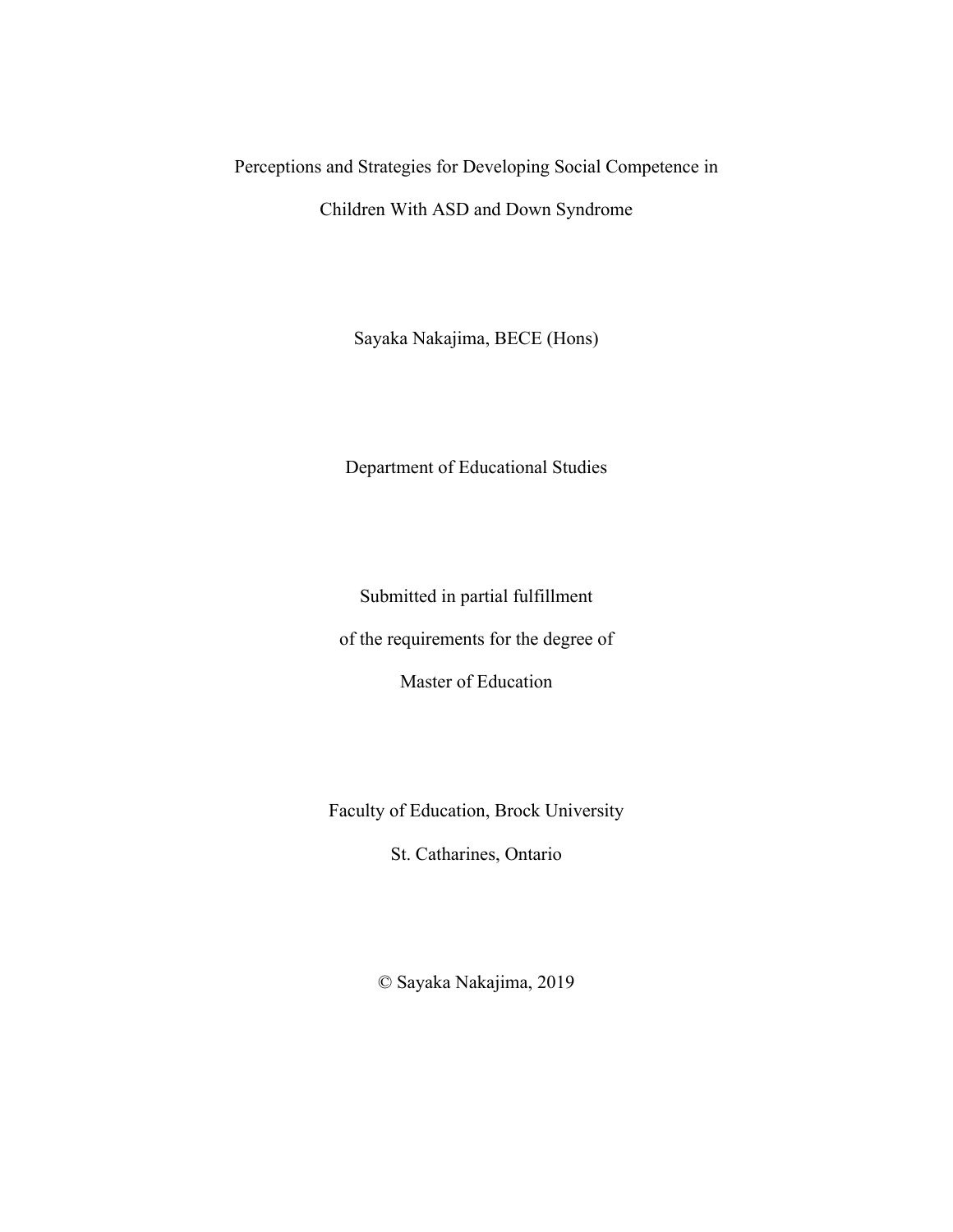# Perceptions and Strategies for Developing Social Competence in Children With ASD and Down Syndrome

Sayaka Nakajima, BECE (Hons)

Department of Educational Studies

Submitted in partial fulfillment

of the requirements for the degree of

Master of Education

Faculty of Education, Brock University

St. Catharines, Ontario

© Sayaka Nakajima, 2019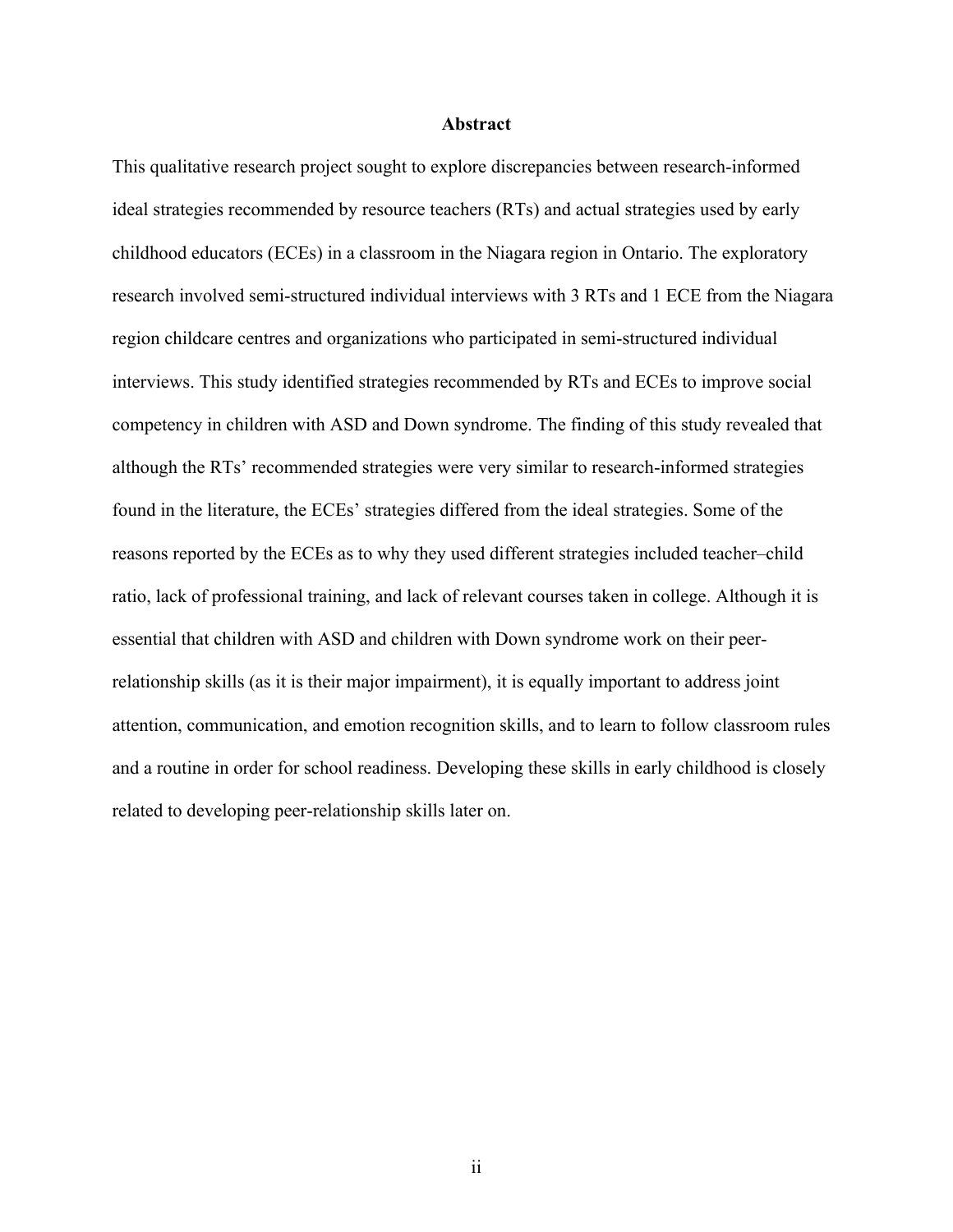# Abstract

This qualitative research project sought to explore discrepancies between research-informed ideal strategies recommended by resource teachers (RTs) and actual strategies used by early childhood educators (ECEs) in a classroom in the Niagara region in Ontario. The exploratory research involved semi-structured individual interviews with 3 RTs and 1 ECE from the Niagara region childcare centres and organizations who participated in semi-structured individual interviews. This study identified strategies recommended by RTs and ECEs to improve social competency in children with ASD and Down syndrome. The finding of this study revealed that although the RTs' recommended strategies were very similar to research-informed strategies found in the literature, the ECEs' strategies differed from the ideal strategies. Some of the reasons reported by the ECEs as to why they used different strategies included teacher–child ratio, lack of professional training, and lack of relevant courses taken in college. Although it is essential that children with ASD and children with Down syndrome work on their peer-relationship skills (as it is their major impairment), it is equally important to address joint attention, communication, and emotion recognition skills, and to learn to follow classroom rules and a routine in order for school readiness. Developing these skills in early childhood is closely related to developing peer-relationship skills later on.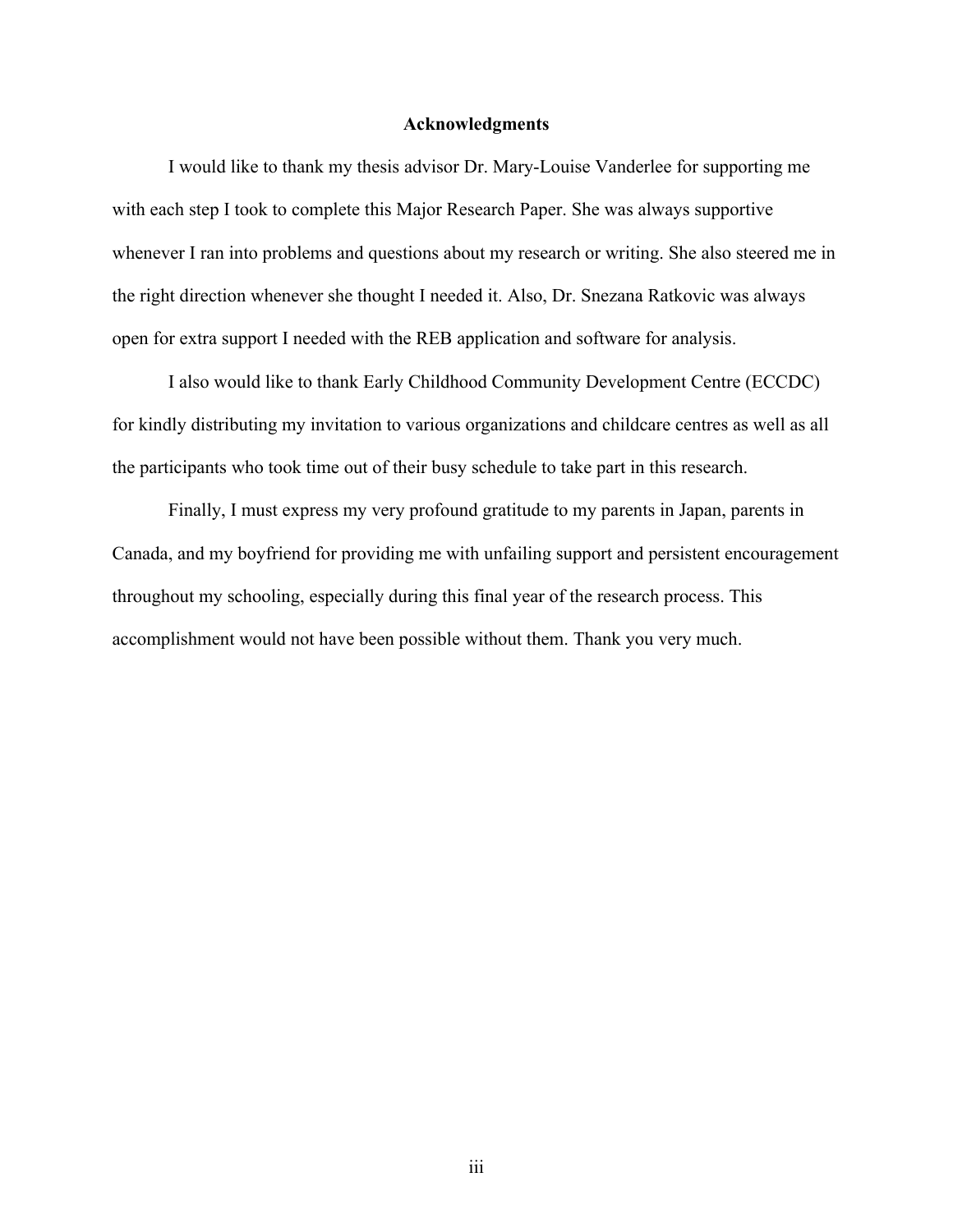## Acknowledgments

I would like to thank my thesis advisor Dr. Mary-Louise Vanderlee for supporting me with each step I took to complete this Major Research Paper. She was always supportive whenever I ran into problems and questions about my research or writing. She also steered me in the right direction whenever she thought I needed it. Also, Dr. Snezana Ratkovic was always open for extra support I needed with the REB application and software for analysis.

I also would like to thank Early Childhood Community Development Centre (ECCDC) for kindly distributing my invitation to various organizations and childcare centres as well as all the participants who took time out of their busy schedule to take part in this research.

Finally, I must express my very profound gratitude to my parents in Japan, parents in Canada, and my boyfriend for providing me with unfailing support and persistent encouragement throughout my schooling, especially during this final year of the research process. This accomplishment would not have been possible without them. Thank you very much.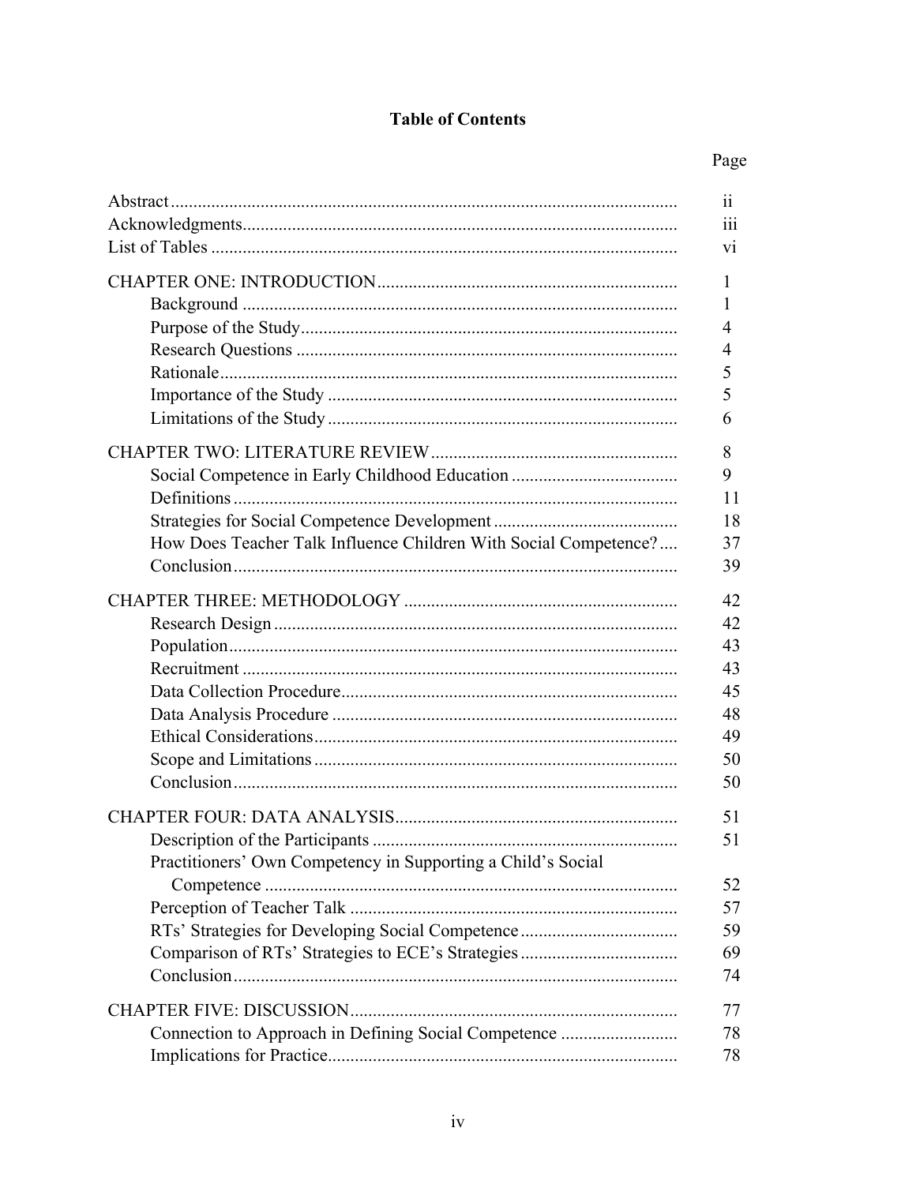## Table of Contents

| | Page |
|---|---|
| Abstract | ii |
| Acknowledgments | iii |
| List of Tables | vi |
| CHAPTER ONE: INTRODUCTION | 1 |
| Background | 1 |
| Purpose of the Study | 4 |
| Research Questions | 4 |
| Rationale | 5 |
| Importance of the Study | 5 |
| Limitations of the Study | 6 |
| CHAPTER TWO: LITERATURE REVIEW | 8 |
| Social Competence in Early Childhood Education | 9 |
| Definitions | 11 |
| Strategies for Social Competence Development | 18 |
| How Does Teacher Talk Influence Children With Social Competence? | 37 |
| Conclusion | 39 |
| CHAPTER THREE: METHODOLOGY | 42 |
| Research Design | 42 |
| Population | 43 |
| Recruitment | 43 |
| Data Collection Procedure | 45 |
| Data Analysis Procedure | 48 |
| Ethical Considerations | 49 |
| Scope and Limitations | 50 |
| Conclusion | 50 |
| CHAPTER FOUR: DATA ANALYSIS | 51 |
| Description of the Participants | 51 |
| Practitioners' Own Competency in Supporting a Child's Social Competence | 52 |
| Perception of Teacher Talk | 57 |
| RTs' Strategies for Developing Social Competence | 59 |
| Comparison of RTs' Strategies to ECE's Strategies | 69 |
| Conclusion | 74 |
| CHAPTER FIVE: DISCUSSION | 77 |
| Connection to Approach in Defining Social Competence | 78 |
| Implications for Practice | 78 |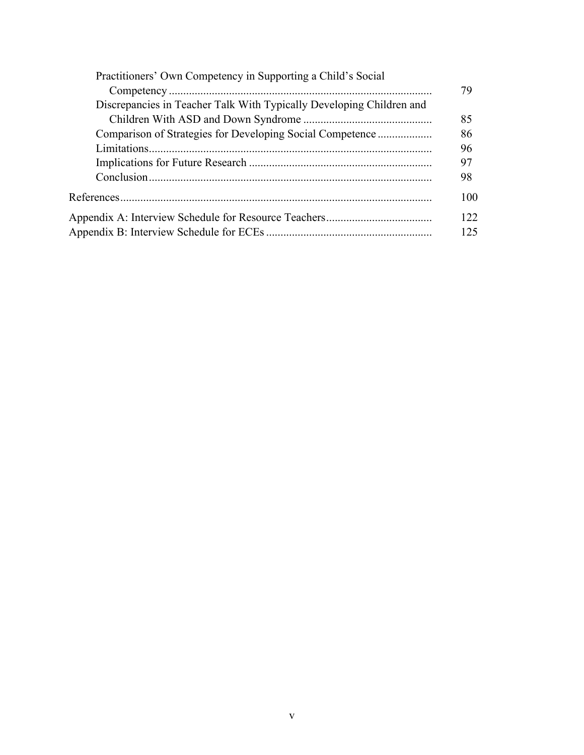Practitioners' Own Competency in Supporting a Child's Social Competency ........................................................................................ 79
Discrepancies in Teacher Talk With Typically Developing Children and Children With ASD and Down Syndrome ............................................ 85
Comparison of Strategies for Developing Social Competence ................... 86
Limitations.................................................................................................. 96
Implications for Future Research ............................................................... 97
Conclusion.................................................................................................. 98

References........................................................................................................... 100

Appendix A: Interview Schedule for Resource Teachers.................................... 122
Appendix B: Interview Schedule for ECEs ......................................................... 125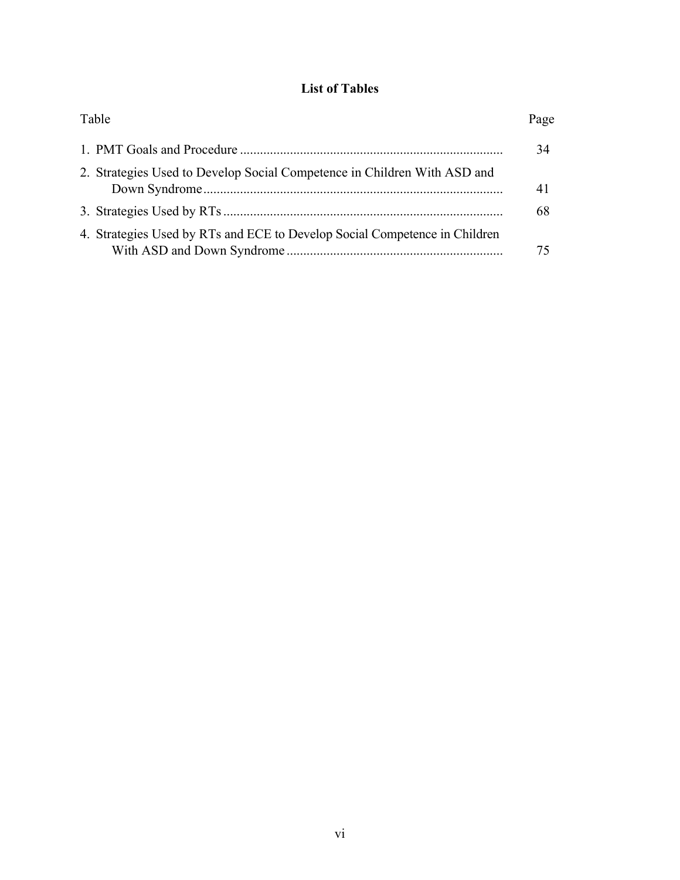# List of Tables

| Table | Page |
|---|---|
| 1. PMT Goals and Procedure | 34 |
| 2. Strategies Used to Develop Social Competence in Children With ASD and Down Syndrome | 41 |
| 3. Strategies Used by RTs | 68 |
| 4. Strategies Used by RTs and ECE to Develop Social Competence in Children With ASD and Down Syndrome | 75 |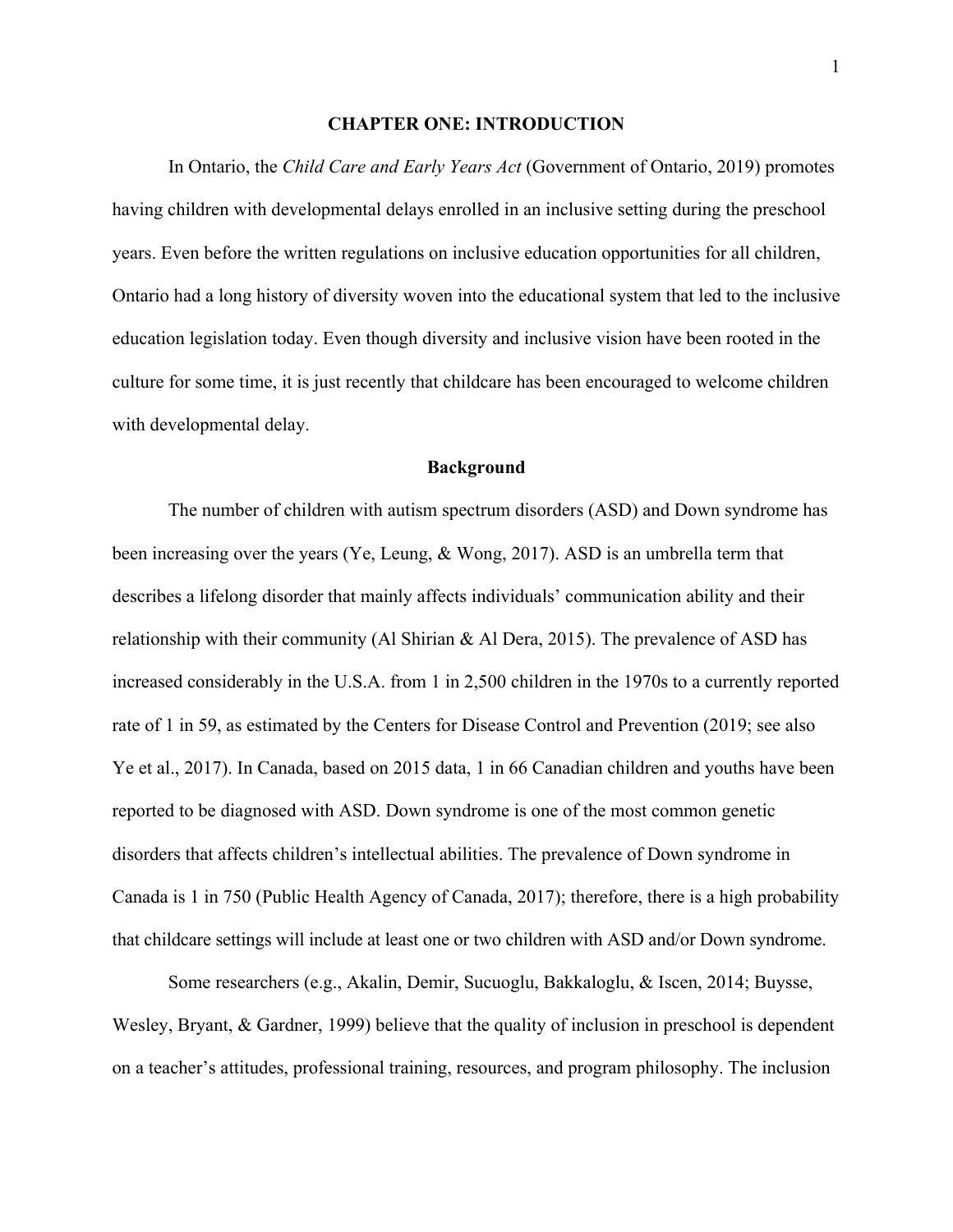# CHAPTER ONE: INTRODUCTION

In Ontario, the *Child Care and Early Years Act* (Government of Ontario, 2019) promotes having children with developmental delays enrolled in an inclusive setting during the preschool years. Even before the written regulations on inclusive education opportunities for all children, Ontario had a long history of diversity woven into the educational system that led to the inclusive education legislation today. Even though diversity and inclusive vision have been rooted in the culture for some time, it is just recently that childcare has been encouraged to welcome children with developmental delay.

## Background

The number of children with autism spectrum disorders (ASD) and Down syndrome has been increasing over the years (Ye, Leung, & Wong, 2017). ASD is an umbrella term that describes a lifelong disorder that mainly affects individuals' communication ability and their relationship with their community (Al Shirian & Al Dera, 2015). The prevalence of ASD has increased considerably in the U.S.A. from 1 in 2,500 children in the 1970s to a currently reported rate of 1 in 59, as estimated by the Centers for Disease Control and Prevention (2019; see also Ye et al., 2017). In Canada, based on 2015 data, 1 in 66 Canadian children and youths have been reported to be diagnosed with ASD. Down syndrome is one of the most common genetic disorders that affects children's intellectual abilities. The prevalence of Down syndrome in Canada is 1 in 750 (Public Health Agency of Canada, 2017); therefore, there is a high probability that childcare settings will include at least one or two children with ASD and/or Down syndrome.

Some researchers (e.g., Akalin, Demir, Sucuoglu, Bakkaloglu, & Iscen, 2014; Buysse, Wesley, Bryant, & Gardner, 1999) believe that the quality of inclusion in preschool is dependent on a teacher's attitudes, professional training, resources, and program philosophy. The inclusion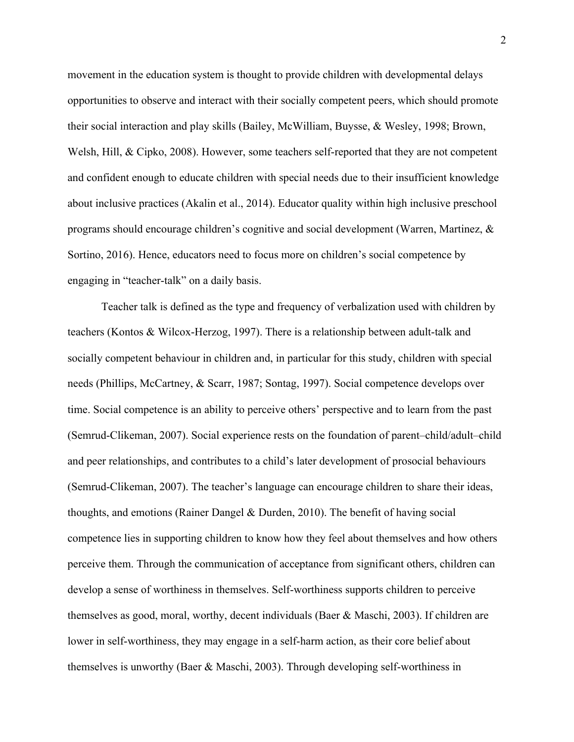movement in the education system is thought to provide children with developmental delays opportunities to observe and interact with their socially competent peers, which should promote their social interaction and play skills (Bailey, McWilliam, Buysse, & Wesley, 1998; Brown, Welsh, Hill, & Cipko, 2008). However, some teachers self-reported that they are not competent and confident enough to educate children with special needs due to their insufficient knowledge about inclusive practices (Akalin et al., 2014). Educator quality within high inclusive preschool programs should encourage children's cognitive and social development (Warren, Martinez, & Sortino, 2016). Hence, educators need to focus more on children's social competence by engaging in "teacher-talk" on a daily basis.

Teacher talk is defined as the type and frequency of verbalization used with children by teachers (Kontos & Wilcox-Herzog, 1997). There is a relationship between adult-talk and socially competent behaviour in children and, in particular for this study, children with special needs (Phillips, McCartney, & Scarr, 1987; Sontag, 1997). Social competence develops over time. Social competence is an ability to perceive others' perspective and to learn from the past (Semrud-Clikeman, 2007). Social experience rests on the foundation of parent–child/adult–child and peer relationships, and contributes to a child's later development of prosocial behaviours (Semrud-Clikeman, 2007). The teacher's language can encourage children to share their ideas, thoughts, and emotions (Rainer Dangel & Durden, 2010). The benefit of having social competence lies in supporting children to know how they feel about themselves and how others perceive them. Through the communication of acceptance from significant others, children can develop a sense of worthiness in themselves. Self-worthiness supports children to perceive themselves as good, moral, worthy, decent individuals (Baer & Maschi, 2003). If children are lower in self-worthiness, they may engage in a self-harm action, as their core belief about themselves is unworthy (Baer & Maschi, 2003). Through developing self-worthiness in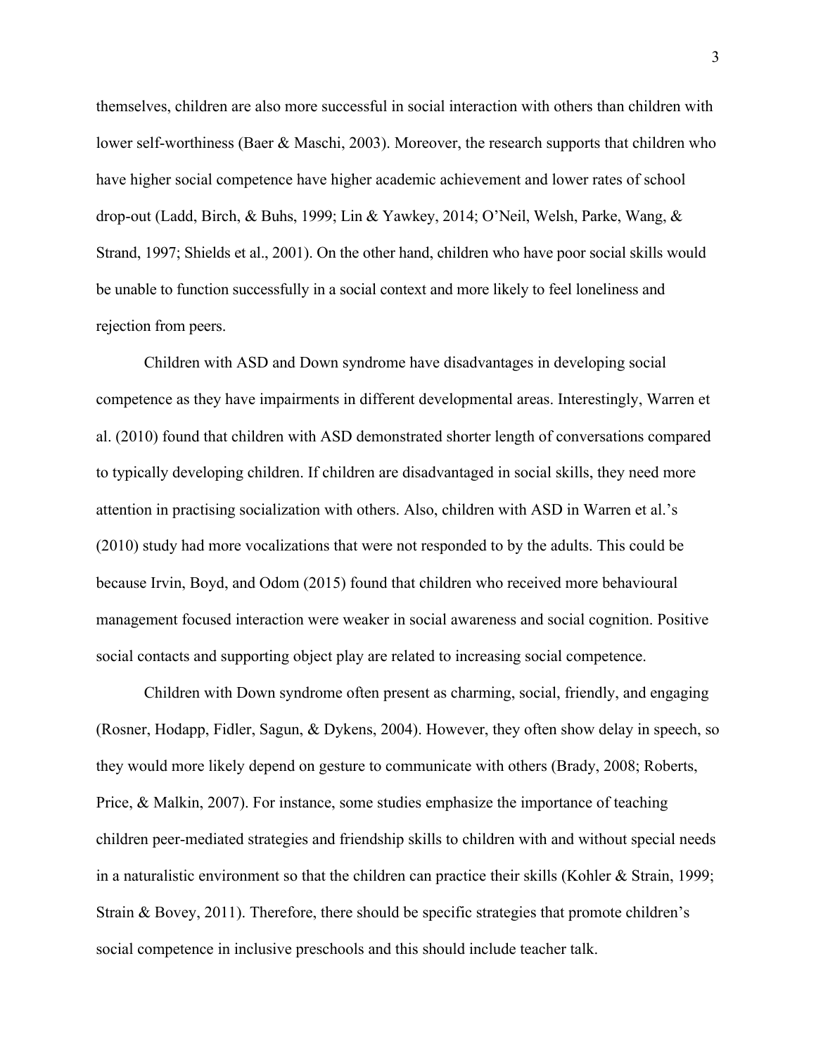themselves, children are also more successful in social interaction with others than children with lower self-worthiness (Baer & Maschi, 2003). Moreover, the research supports that children who have higher social competence have higher academic achievement and lower rates of school drop-out (Ladd, Birch, & Buhs, 1999; Lin & Yawkey, 2014; O'Neil, Welsh, Parke, Wang, & Strand, 1997; Shields et al., 2001). On the other hand, children who have poor social skills would be unable to function successfully in a social context and more likely to feel loneliness and rejection from peers.

Children with ASD and Down syndrome have disadvantages in developing social competence as they have impairments in different developmental areas. Interestingly, Warren et al. (2010) found that children with ASD demonstrated shorter length of conversations compared to typically developing children. If children are disadvantaged in social skills, they need more attention in practising socialization with others. Also, children with ASD in Warren et al.'s (2010) study had more vocalizations that were not responded to by the adults. This could be because Irvin, Boyd, and Odom (2015) found that children who received more behavioural management focused interaction were weaker in social awareness and social cognition. Positive social contacts and supporting object play are related to increasing social competence.

Children with Down syndrome often present as charming, social, friendly, and engaging (Rosner, Hodapp, Fidler, Sagun, & Dykens, 2004). However, they often show delay in speech, so they would more likely depend on gesture to communicate with others (Brady, 2008; Roberts, Price, & Malkin, 2007). For instance, some studies emphasize the importance of teaching children peer-mediated strategies and friendship skills to children with and without special needs in a naturalistic environment so that the children can practice their skills (Kohler & Strain, 1999; Strain & Bovey, 2011). Therefore, there should be specific strategies that promote children's social competence in inclusive preschools and this should include teacher talk.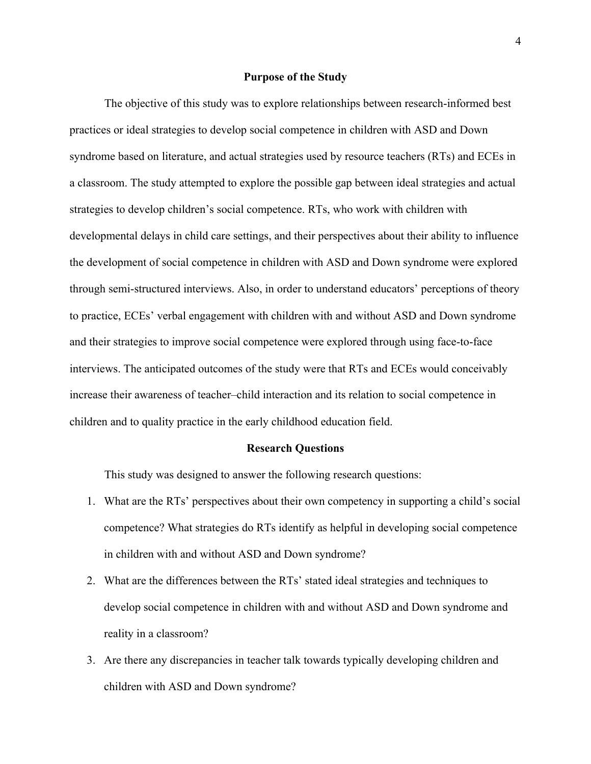## Purpose of the Study

The objective of this study was to explore relationships between research-informed best practices or ideal strategies to develop social competence in children with ASD and Down syndrome based on literature, and actual strategies used by resource teachers (RTs) and ECEs in a classroom. The study attempted to explore the possible gap between ideal strategies and actual strategies to develop children's social competence. RTs, who work with children with developmental delays in child care settings, and their perspectives about their ability to influence the development of social competence in children with ASD and Down syndrome were explored through semi-structured interviews. Also, in order to understand educators' perceptions of theory to practice, ECEs' verbal engagement with children with and without ASD and Down syndrome and their strategies to improve social competence were explored through using face-to-face interviews. The anticipated outcomes of the study were that RTs and ECEs would conceivably increase their awareness of teacher–child interaction and its relation to social competence in children and to quality practice in the early childhood education field.

## Research Questions

This study was designed to answer the following research questions:

1. What are the RTs' perspectives about their own competency in supporting a child's social competence? What strategies do RTs identify as helpful in developing social competence in children with and without ASD and Down syndrome?
2. What are the differences between the RTs' stated ideal strategies and techniques to develop social competence in children with and without ASD and Down syndrome and reality in a classroom?
3. Are there any discrepancies in teacher talk towards typically developing children and children with ASD and Down syndrome?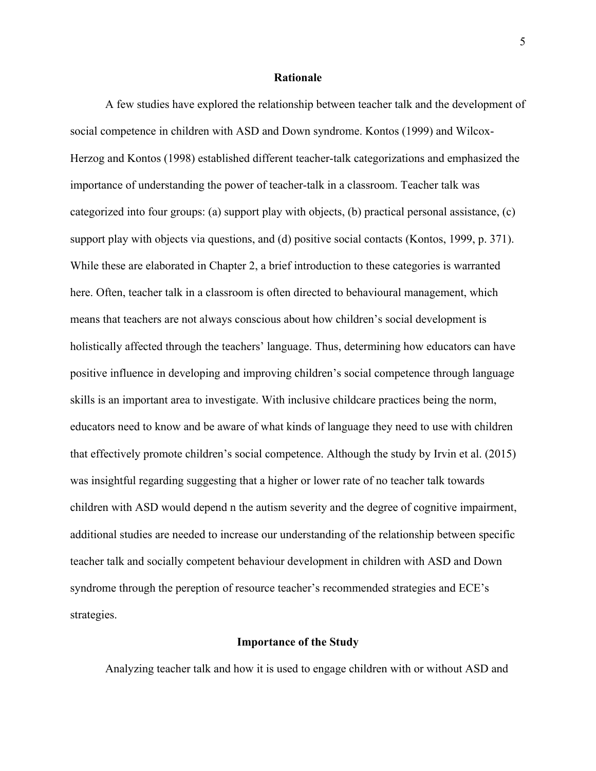## Rationale

A few studies have explored the relationship between teacher talk and the development of social competence in children with ASD and Down syndrome. Kontos (1999) and Wilcox-Herzog and Kontos (1998) established different teacher-talk categorizations and emphasized the importance of understanding the power of teacher-talk in a classroom. Teacher talk was categorized into four groups: (a) support play with objects, (b) practical personal assistance, (c) support play with objects via questions, and (d) positive social contacts (Kontos, 1999, p. 371). While these are elaborated in Chapter 2, a brief introduction to these categories is warranted here. Often, teacher talk in a classroom is often directed to behavioural management, which means that teachers are not always conscious about how children's social development is holistically affected through the teachers' language. Thus, determining how educators can have positive influence in developing and improving children's social competence through language skills is an important area to investigate. With inclusive childcare practices being the norm, educators need to know and be aware of what kinds of language they need to use with children that effectively promote children's social competence. Although the study by Irvin et al. (2015) was insightful regarding suggesting that a higher or lower rate of no teacher talk towards children with ASD would depend n the autism severity and the degree of cognitive impairment, additional studies are needed to increase our understanding of the relationship between specific teacher talk and socially competent behaviour development in children with ASD and Down syndrome through the pereption of resource teacher's recommended strategies and ECE's strategies.

## Importance of the Study

Analyzing teacher talk and how it is used to engage children with or without ASD and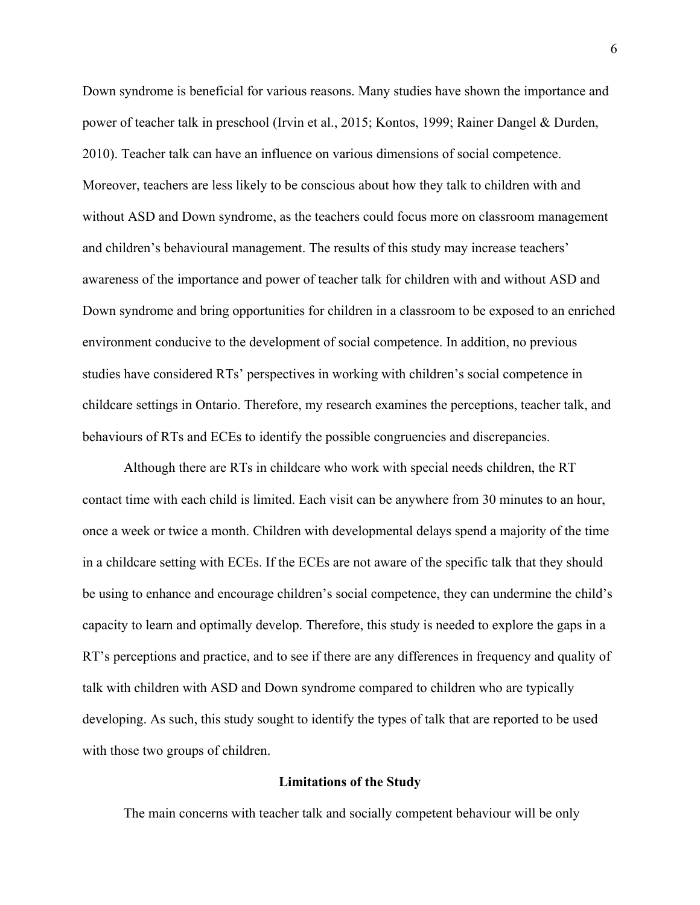Down syndrome is beneficial for various reasons. Many studies have shown the importance and power of teacher talk in preschool (Irvin et al., 2015; Kontos, 1999; Rainer Dangel & Durden, 2010). Teacher talk can have an influence on various dimensions of social competence. Moreover, teachers are less likely to be conscious about how they talk to children with and without ASD and Down syndrome, as the teachers could focus more on classroom management and children's behavioural management. The results of this study may increase teachers' awareness of the importance and power of teacher talk for children with and without ASD and Down syndrome and bring opportunities for children in a classroom to be exposed to an enriched environment conducive to the development of social competence. In addition, no previous studies have considered RTs' perspectives in working with children's social competence in childcare settings in Ontario. Therefore, my research examines the perceptions, teacher talk, and behaviours of RTs and ECEs to identify the possible congruencies and discrepancies.

Although there are RTs in childcare who work with special needs children, the RT contact time with each child is limited. Each visit can be anywhere from 30 minutes to an hour, once a week or twice a month. Children with developmental delays spend a majority of the time in a childcare setting with ECEs. If the ECEs are not aware of the specific talk that they should be using to enhance and encourage children's social competence, they can undermine the child's capacity to learn and optimally develop. Therefore, this study is needed to explore the gaps in a RT's perceptions and practice, and to see if there are any differences in frequency and quality of talk with children with ASD and Down syndrome compared to children who are typically developing. As such, this study sought to identify the types of talk that are reported to be used with those two groups of children.

## Limitations of the Study

The main concerns with teacher talk and socially competent behaviour will be only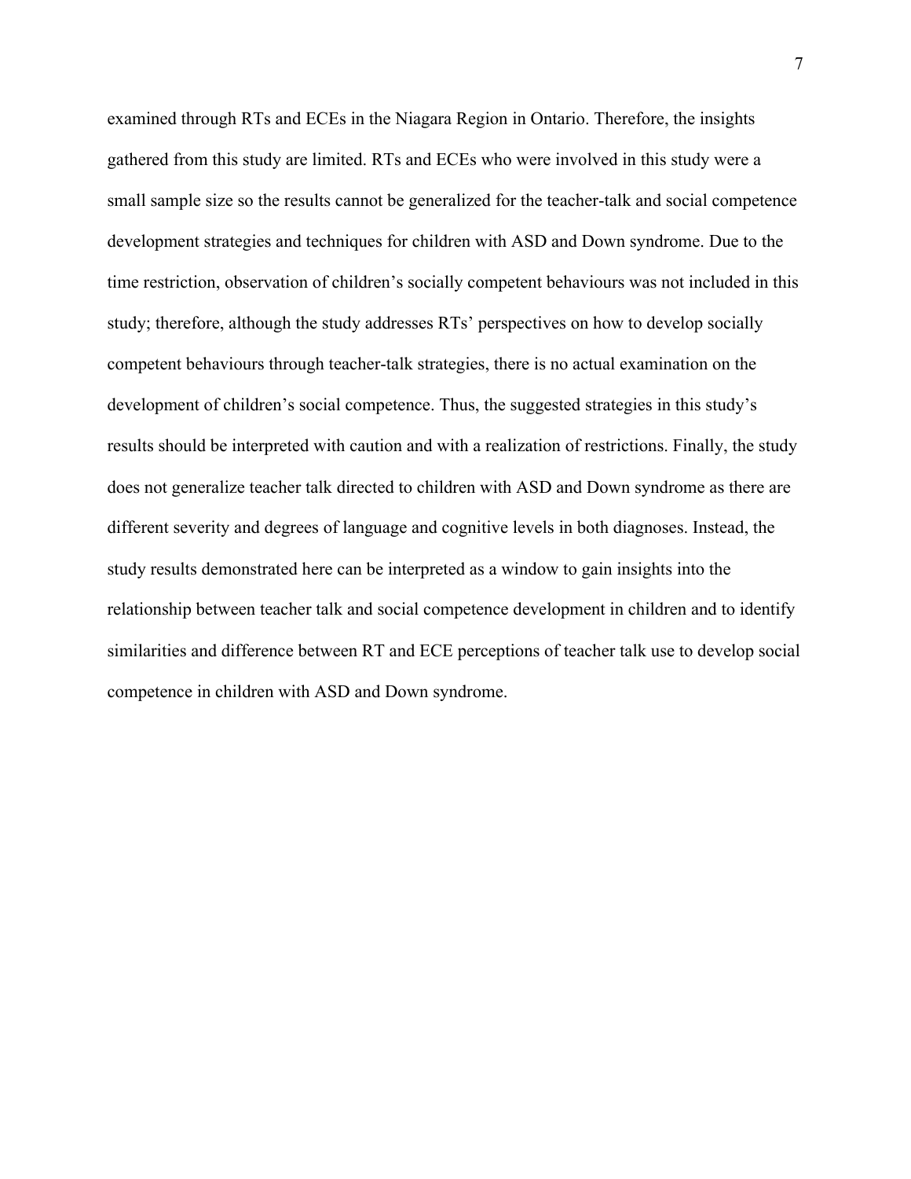examined through RTs and ECEs in the Niagara Region in Ontario. Therefore, the insights gathered from this study are limited. RTs and ECEs who were involved in this study were a small sample size so the results cannot be generalized for the teacher-talk and social competence development strategies and techniques for children with ASD and Down syndrome. Due to the time restriction, observation of children's socially competent behaviours was not included in this study; therefore, although the study addresses RTs' perspectives on how to develop socially competent behaviours through teacher-talk strategies, there is no actual examination on the development of children's social competence. Thus, the suggested strategies in this study's results should be interpreted with caution and with a realization of restrictions. Finally, the study does not generalize teacher talk directed to children with ASD and Down syndrome as there are different severity and degrees of language and cognitive levels in both diagnoses. Instead, the study results demonstrated here can be interpreted as a window to gain insights into the relationship between teacher talk and social competence development in children and to identify similarities and difference between RT and ECE perceptions of teacher talk use to develop social competence in children with ASD and Down syndrome.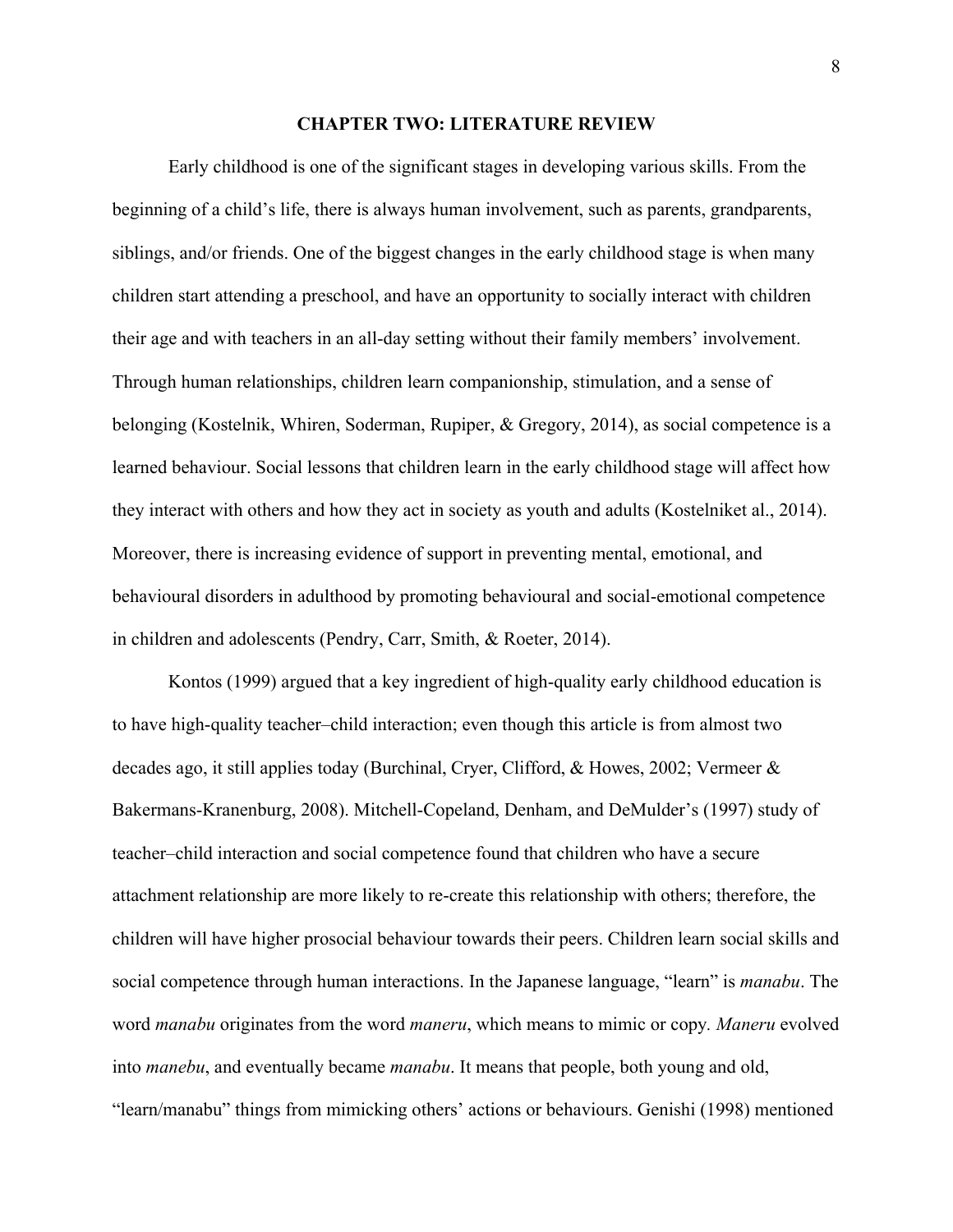# CHAPTER TWO: LITERATURE REVIEW

Early childhood is one of the significant stages in developing various skills. From the beginning of a child's life, there is always human involvement, such as parents, grandparents, siblings, and/or friends. One of the biggest changes in the early childhood stage is when many children start attending a preschool, and have an opportunity to socially interact with children their age and with teachers in an all-day setting without their family members' involvement. Through human relationships, children learn companionship, stimulation, and a sense of belonging (Kostelnik, Whiren, Soderman, Rupiper, & Gregory, 2014), as social competence is a learned behaviour. Social lessons that children learn in the early childhood stage will affect how they interact with others and how they act in society as youth and adults (Kostelniket al., 2014). Moreover, there is increasing evidence of support in preventing mental, emotional, and behavioural disorders in adulthood by promoting behavioural and social-emotional competence in children and adolescents (Pendry, Carr, Smith, & Roeter, 2014).

Kontos (1999) argued that a key ingredient of high-quality early childhood education is to have high-quality teacher–child interaction; even though this article is from almost two decades ago, it still applies today (Burchinal, Cryer, Clifford, & Howes, 2002; Vermeer & Bakermans-Kranenburg, 2008). Mitchell-Copeland, Denham, and DeMulder's (1997) study of teacher–child interaction and social competence found that children who have a secure attachment relationship are more likely to re-create this relationship with others; therefore, the children will have higher prosocial behaviour towards their peers. Children learn social skills and social competence through human interactions. In the Japanese language, "learn" is *manabu*. The word *manabu* originates from the word *maneru*, which means to mimic or copy. *Maneru* evolved into *manebu*, and eventually became *manabu*. It means that people, both young and old, "learn/manabu" things from mimicking others' actions or behaviours. Genishi (1998) mentioned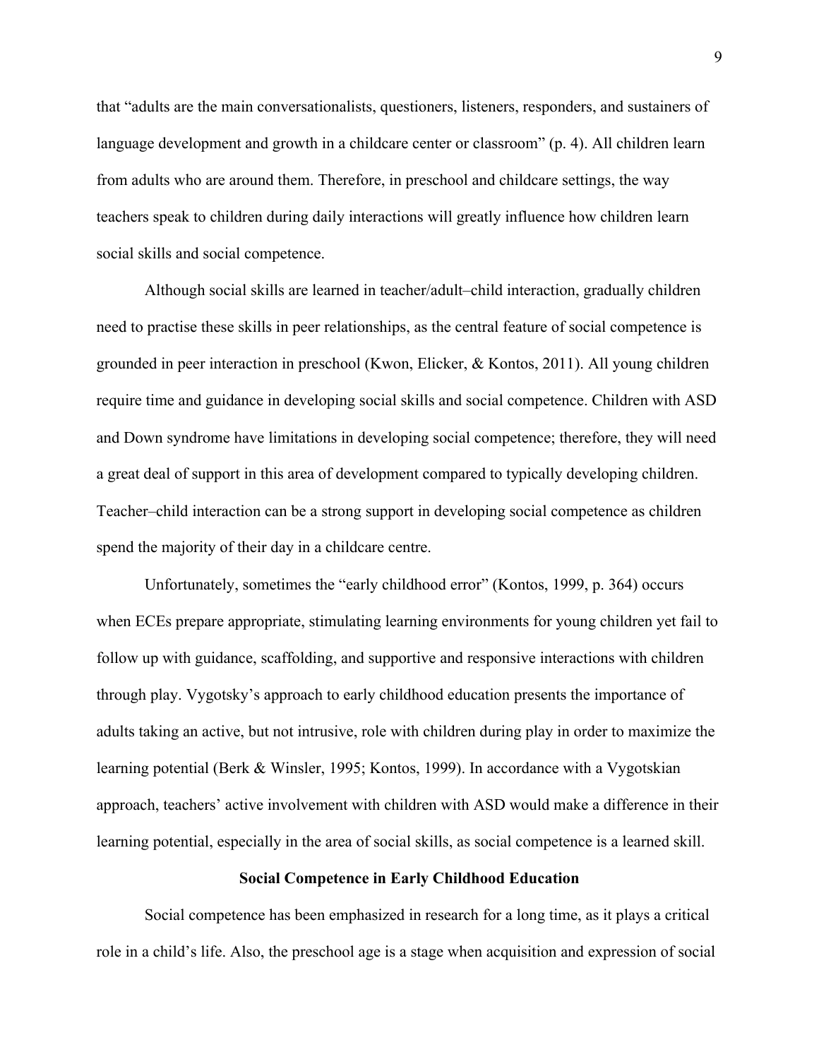that “adults are the main conversationalists, questioners, listeners, responders, and sustainers of language development and growth in a childcare center or classroom” (p. 4). All children learn from adults who are around them. Therefore, in preschool and childcare settings, the way teachers speak to children during daily interactions will greatly influence how children learn social skills and social competence.

Although social skills are learned in teacher/adult–child interaction, gradually children need to practise these skills in peer relationships, as the central feature of social competence is grounded in peer interaction in preschool (Kwon, Elicker, & Kontos, 2011). All young children require time and guidance in developing social skills and social competence. Children with ASD and Down syndrome have limitations in developing social competence; therefore, they will need a great deal of support in this area of development compared to typically developing children. Teacher–child interaction can be a strong support in developing social competence as children spend the majority of their day in a childcare centre.

Unfortunately, sometimes the “early childhood error” (Kontos, 1999, p. 364) occurs when ECEs prepare appropriate, stimulating learning environments for young children yet fail to follow up with guidance, scaffolding, and supportive and responsive interactions with children through play. Vygotsky’s approach to early childhood education presents the importance of adults taking an active, but not intrusive, role with children during play in order to maximize the learning potential (Berk & Winsler, 1995; Kontos, 1999). In accordance with a Vygotskian approach, teachers’ active involvement with children with ASD would make a difference in their learning potential, especially in the area of social skills, as social competence is a learned skill.

## Social Competence in Early Childhood Education

Social competence has been emphasized in research for a long time, as it plays a critical role in a child’s life. Also, the preschool age is a stage when acquisition and expression of social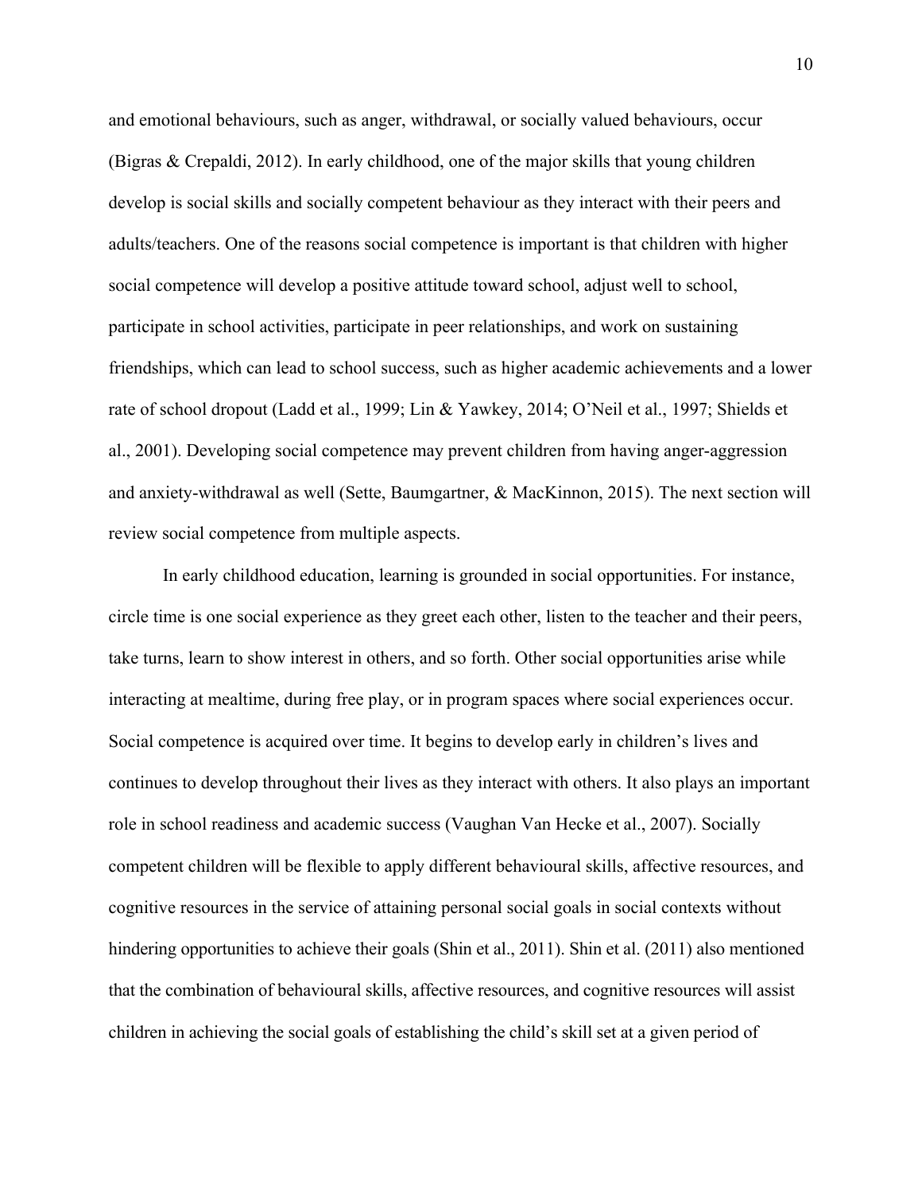and emotional behaviours, such as anger, withdrawal, or socially valued behaviours, occur (Bigras & Crepaldi, 2012). In early childhood, one of the major skills that young children develop is social skills and socially competent behaviour as they interact with their peers and adults/teachers. One of the reasons social competence is important is that children with higher social competence will develop a positive attitude toward school, adjust well to school, participate in school activities, participate in peer relationships, and work on sustaining friendships, which can lead to school success, such as higher academic achievements and a lower rate of school dropout (Ladd et al., 1999; Lin & Yawkey, 2014; O'Neil et al., 1997; Shields et al., 2001). Developing social competence may prevent children from having anger-aggression and anxiety-withdrawal as well (Sette, Baumgartner, & MacKinnon, 2015). The next section will review social competence from multiple aspects.

In early childhood education, learning is grounded in social opportunities. For instance, circle time is one social experience as they greet each other, listen to the teacher and their peers, take turns, learn to show interest in others, and so forth. Other social opportunities arise while interacting at mealtime, during free play, or in program spaces where social experiences occur. Social competence is acquired over time. It begins to develop early in children's lives and continues to develop throughout their lives as they interact with others. It also plays an important role in school readiness and academic success (Vaughan Van Hecke et al., 2007). Socially competent children will be flexible to apply different behavioural skills, affective resources, and cognitive resources in the service of attaining personal social goals in social contexts without hindering opportunities to achieve their goals (Shin et al., 2011). Shin et al. (2011) also mentioned that the combination of behavioural skills, affective resources, and cognitive resources will assist children in achieving the social goals of establishing the child's skill set at a given period of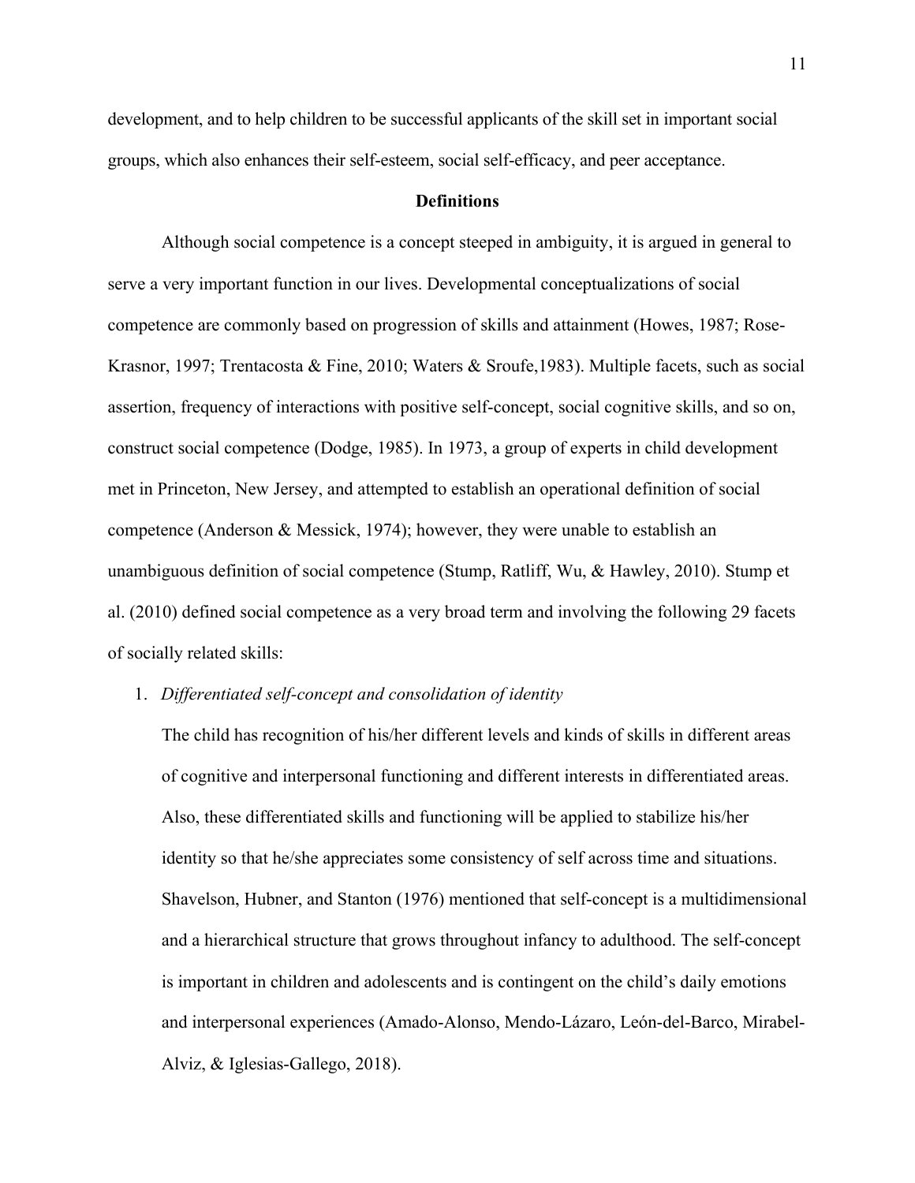development, and to help children to be successful applicants of the skill set in important social groups, which also enhances their self-esteem, social self-efficacy, and peer acceptance.

## Definitions

Although social competence is a concept steeped in ambiguity, it is argued in general to serve a very important function in our lives. Developmental conceptualizations of social competence are commonly based on progression of skills and attainment (Howes, 1987; Rose-Krasnor, 1997; Trentacosta & Fine, 2010; Waters & Sroufe,1983). Multiple facets, such as social assertion, frequency of interactions with positive self-concept, social cognitive skills, and so on, construct social competence (Dodge, 1985). In 1973, a group of experts in child development met in Princeton, New Jersey, and attempted to establish an operational definition of social competence (Anderson & Messick, 1974); however, they were unable to establish an unambiguous definition of social competence (Stump, Ratliff, Wu, & Hawley, 2010). Stump et al. (2010) defined social competence as a very broad term and involving the following 29 facets of socially related skills:

1. *Differentiated self-concept and consolidation of identity*

   The child has recognition of his/her different levels and kinds of skills in different areas of cognitive and interpersonal functioning and different interests in differentiated areas. Also, these differentiated skills and functioning will be applied to stabilize his/her identity so that he/she appreciates some consistency of self across time and situations. Shavelson, Hubner, and Stanton (1976) mentioned that self-concept is a multidimensional and a hierarchical structure that grows throughout infancy to adulthood. The self-concept is important in children and adolescents and is contingent on the child's daily emotions and interpersonal experiences (Amado-Alonso, Mendo-Lázaro, León-del-Barco, Mirabel-Alviz, & Iglesias-Gallego, 2018).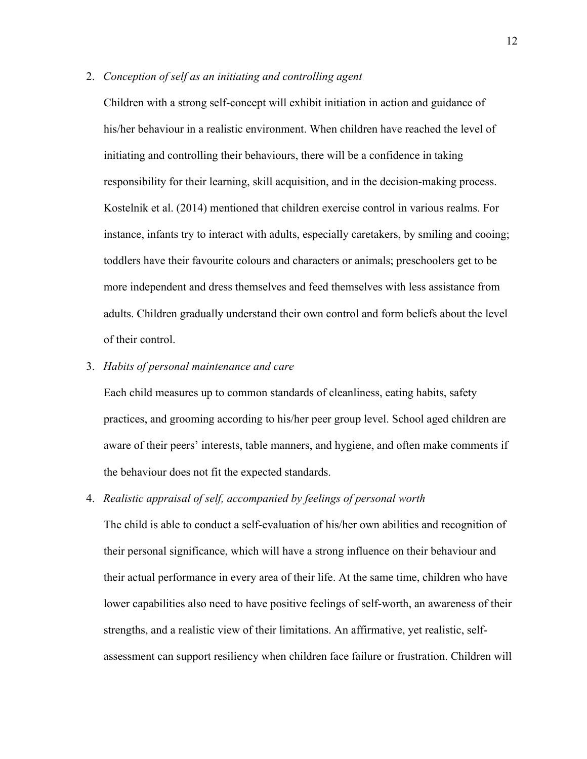2. *Conception of self as an initiating and controlling agent*

   Children with a strong self-concept will exhibit initiation in action and guidance of his/her behaviour in a realistic environment. When children have reached the level of initiating and controlling their behaviours, there will be a confidence in taking responsibility for their learning, skill acquisition, and in the decision-making process. Kostelnik et al. (2014) mentioned that children exercise control in various realms. For instance, infants try to interact with adults, especially caretakers, by smiling and cooing; toddlers have their favourite colours and characters or animals; preschoolers get to be more independent and dress themselves and feed themselves with less assistance from adults. Children gradually understand their own control and form beliefs about the level of their control.

3. *Habits of personal maintenance and care*

   Each child measures up to common standards of cleanliness, eating habits, safety practices, and grooming according to his/her peer group level. School aged children are aware of their peers' interests, table manners, and hygiene, and often make comments if the behaviour does not fit the expected standards.

4. *Realistic appraisal of self, accompanied by feelings of personal worth*

   The child is able to conduct a self-evaluation of his/her own abilities and recognition of their personal significance, which will have a strong influence on their behaviour and their actual performance in every area of their life. At the same time, children who have lower capabilities also need to have positive feelings of self-worth, an awareness of their strengths, and a realistic view of their limitations. An affirmative, yet realistic, self-assessment can support resiliency when children face failure or frustration. Children will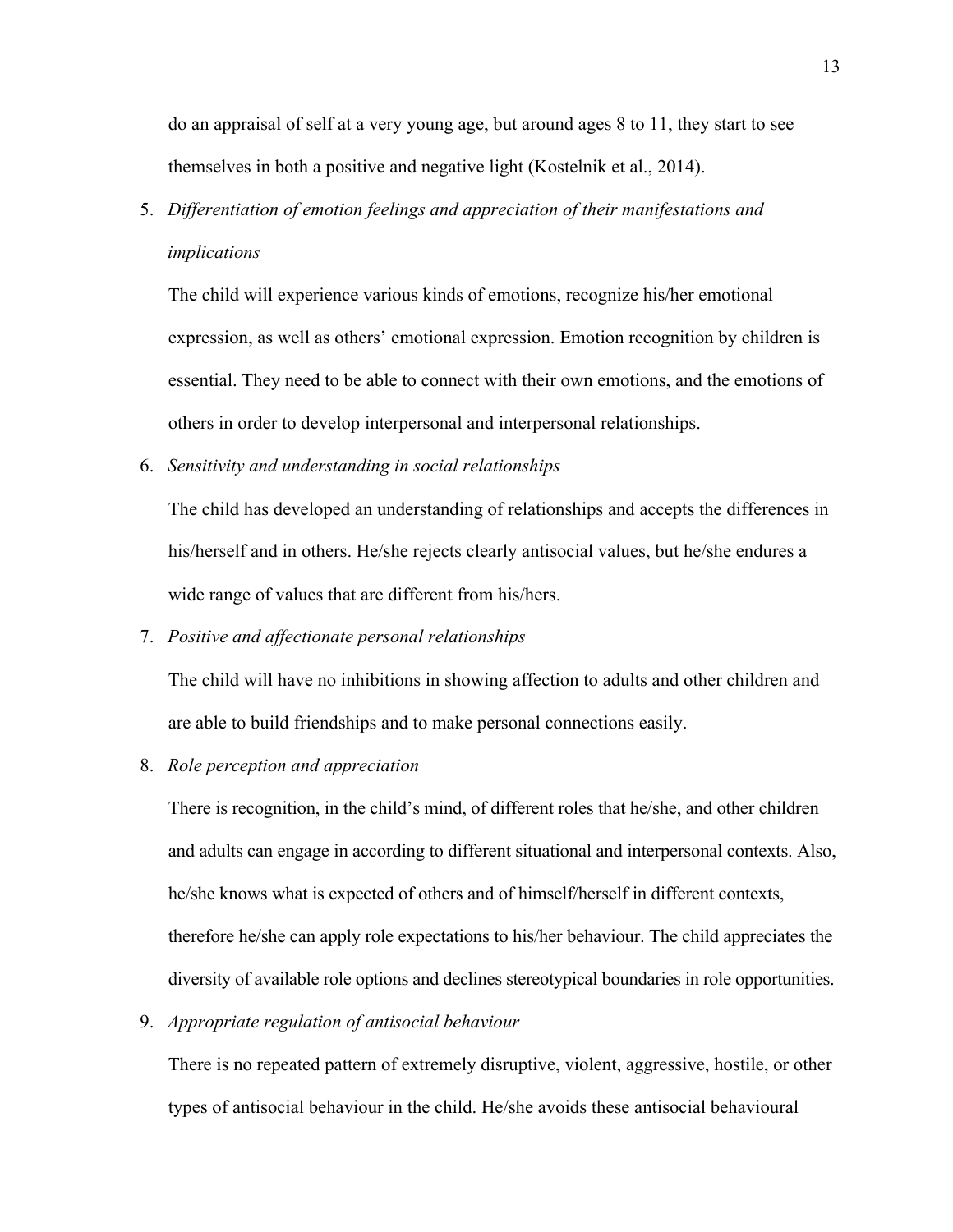do an appraisal of self at a very young age, but around ages 8 to 11, they start to see themselves in both a positive and negative light (Kostelnik et al., 2014).

5. *Differentiation of emotion feelings and appreciation of their manifestations and implications*

   The child will experience various kinds of emotions, recognize his/her emotional expression, as well as others' emotional expression. Emotion recognition by children is essential. They need to be able to connect with their own emotions, and the emotions of others in order to develop interpersonal and interpersonal relationships.

6. *Sensitivity and understanding in social relationships*

   The child has developed an understanding of relationships and accepts the differences in his/herself and in others. He/she rejects clearly antisocial values, but he/she endures a wide range of values that are different from his/hers.

7. *Positive and affectionate personal relationships*

   The child will have no inhibitions in showing affection to adults and other children and are able to build friendships and to make personal connections easily.

8. *Role perception and appreciation*

   There is recognition, in the child's mind, of different roles that he/she, and other children and adults can engage in according to different situational and interpersonal contexts. Also, he/she knows what is expected of others and of himself/herself in different contexts, therefore he/she can apply role expectations to his/her behaviour. The child appreciates the diversity of available role options and declines stereotypical boundaries in role opportunities.

9. *Appropriate regulation of antisocial behaviour*

   There is no repeated pattern of extremely disruptive, violent, aggressive, hostile, or other types of antisocial behaviour in the child. He/she avoids these antisocial behavioural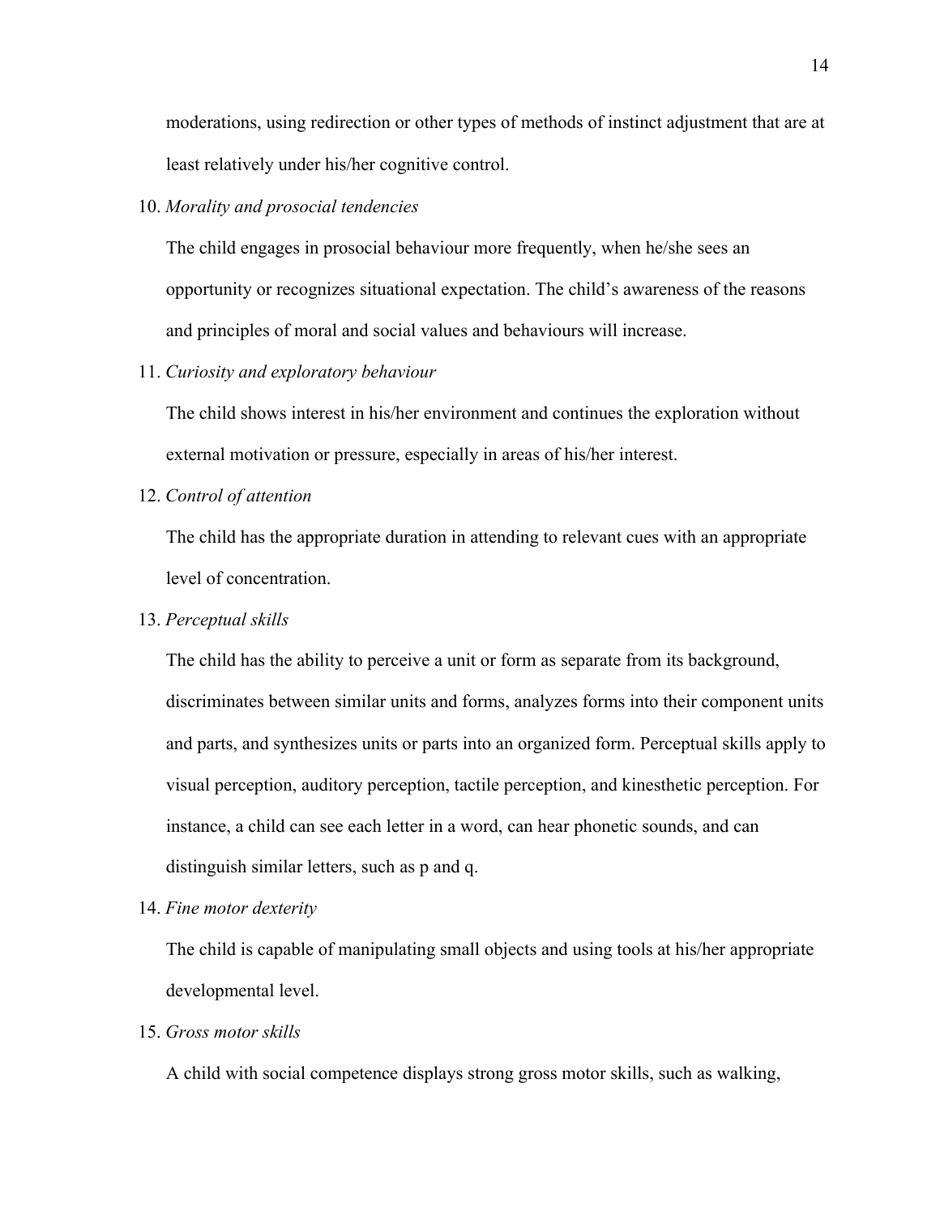moderations, using redirection or other types of methods of instinct adjustment that are at least relatively under his/her cognitive control.

10. *Morality and prosocial tendencies*

    The child engages in prosocial behaviour more frequently, when he/she sees an opportunity or recognizes situational expectation. The child's awareness of the reasons and principles of moral and social values and behaviours will increase.

11. *Curiosity and exploratory behaviour*

    The child shows interest in his/her environment and continues the exploration without external motivation or pressure, especially in areas of his/her interest.

12. *Control of attention*

    The child has the appropriate duration in attending to relevant cues with an appropriate level of concentration.

13. *Perceptual skills*

    The child has the ability to perceive a unit or form as separate from its background, discriminates between similar units and forms, analyzes forms into their component units and parts, and synthesizes units or parts into an organized form. Perceptual skills apply to visual perception, auditory perception, tactile perception, and kinesthetic perception. For instance, a child can see each letter in a word, can hear phonetic sounds, and can distinguish similar letters, such as p and q.

14. *Fine motor dexterity*

    The child is capable of manipulating small objects and using tools at his/her appropriate developmental level.

15. *Gross motor skills*

    A child with social competence displays strong gross motor skills, such as walking,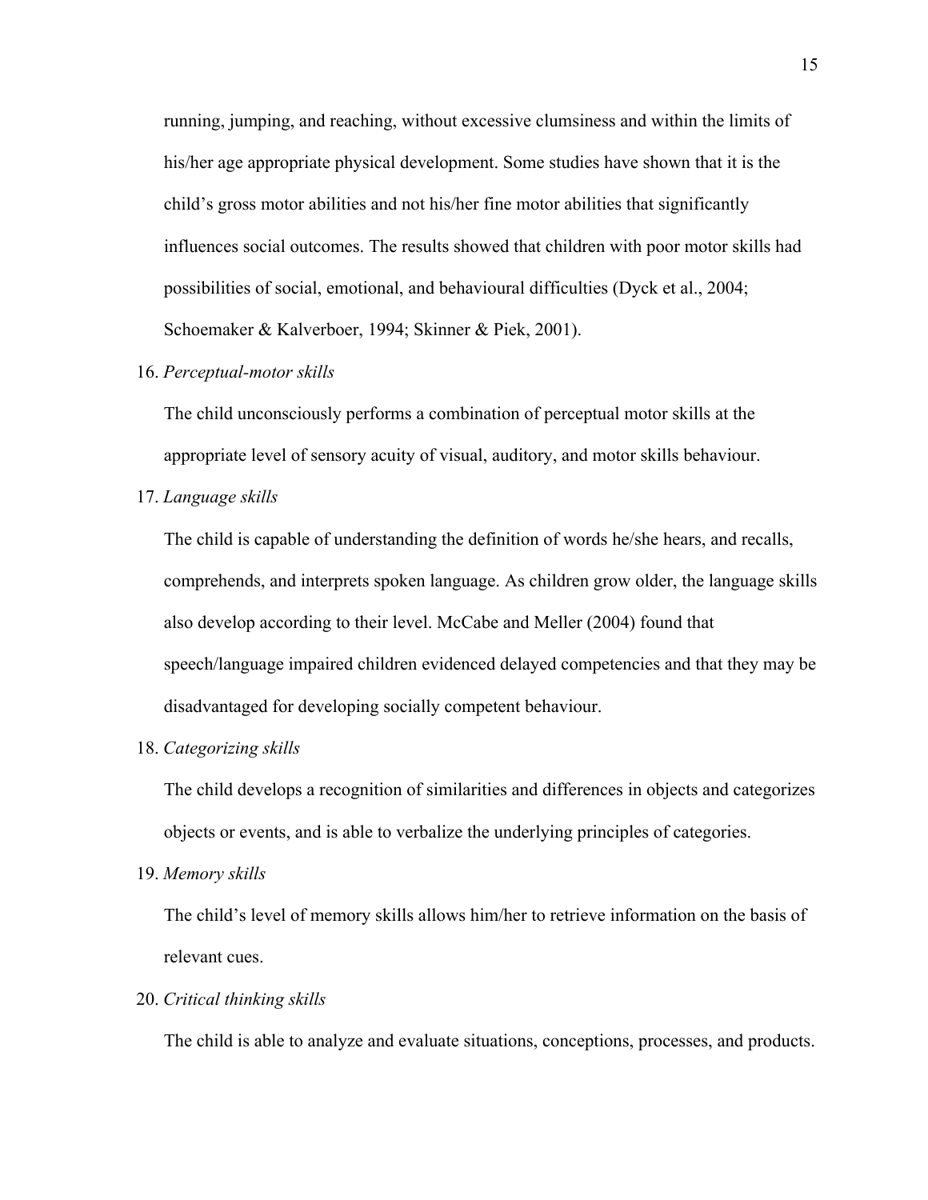running, jumping, and reaching, without excessive clumsiness and within the limits of his/her age appropriate physical development. Some studies have shown that it is the child's gross motor abilities and not his/her fine motor abilities that significantly influences social outcomes. The results showed that children with poor motor skills had possibilities of social, emotional, and behavioural difficulties (Dyck et al., 2004; Schoemaker & Kalverboer, 1994; Skinner & Piek, 2001).

16. *Perceptual-motor skills*

    The child unconsciously performs a combination of perceptual motor skills at the appropriate level of sensory acuity of visual, auditory, and motor skills behaviour.

17. *Language skills*

    The child is capable of understanding the definition of words he/she hears, and recalls, comprehends, and interprets spoken language. As children grow older, the language skills also develop according to their level. McCabe and Meller (2004) found that speech/language impaired children evidenced delayed competencies and that they may be disadvantaged for developing socially competent behaviour.

18. *Categorizing skills*

    The child develops a recognition of similarities and differences in objects and categorizes objects or events, and is able to verbalize the underlying principles of categories.

19. *Memory skills*

    The child's level of memory skills allows him/her to retrieve information on the basis of relevant cues.

20. *Critical thinking skills*

    The child is able to analyze and evaluate situations, conceptions, processes, and products.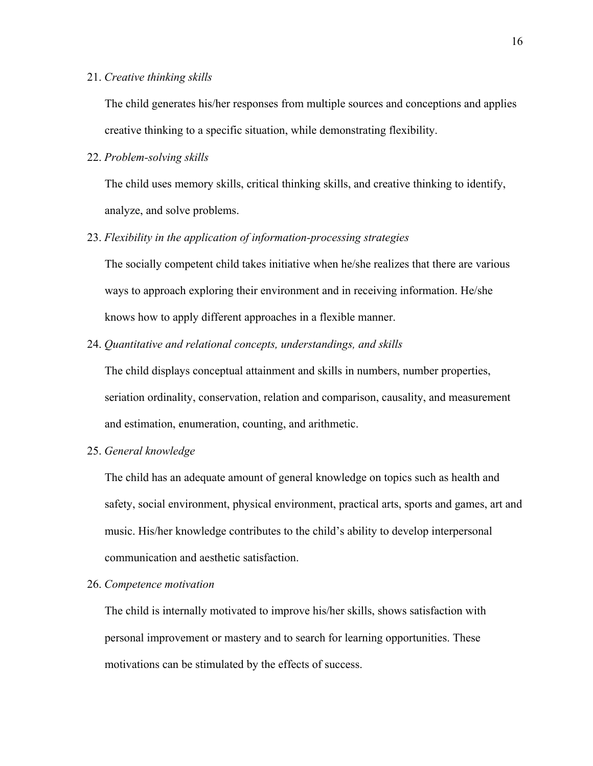21. *Creative thinking skills*

    The child generates his/her responses from multiple sources and conceptions and applies creative thinking to a specific situation, while demonstrating flexibility.

22. *Problem-solving skills*

    The child uses memory skills, critical thinking skills, and creative thinking to identify, analyze, and solve problems.

23. *Flexibility in the application of information-processing strategies*

    The socially competent child takes initiative when he/she realizes that there are various ways to approach exploring their environment and in receiving information. He/she knows how to apply different approaches in a flexible manner.

24. *Quantitative and relational concepts, understandings, and skills*

    The child displays conceptual attainment and skills in numbers, number properties, seriation ordinality, conservation, relation and comparison, causality, and measurement and estimation, enumeration, counting, and arithmetic.

25. *General knowledge*

    The child has an adequate amount of general knowledge on topics such as health and safety, social environment, physical environment, practical arts, sports and games, art and music. His/her knowledge contributes to the child's ability to develop interpersonal communication and aesthetic satisfaction.

26. *Competence motivation*

    The child is internally motivated to improve his/her skills, shows satisfaction with personal improvement or mastery and to search for learning opportunities. These motivations can be stimulated by the effects of success.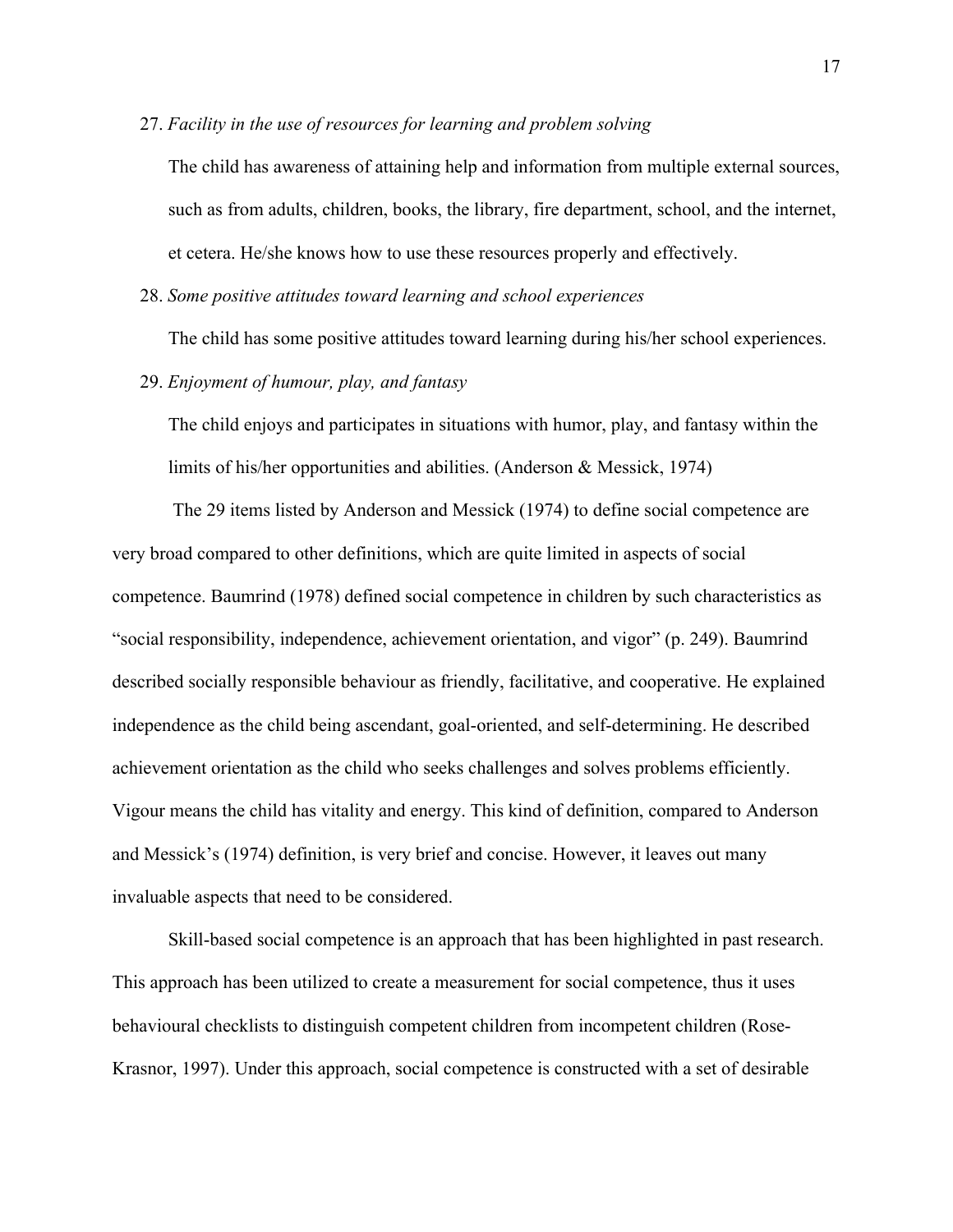27. *Facility in the use of resources for learning and problem solving*

    The child has awareness of attaining help and information from multiple external sources, such as from adults, children, books, the library, fire department, school, and the internet, et cetera. He/she knows how to use these resources properly and effectively.

28. *Some positive attitudes toward learning and school experiences*

    The child has some positive attitudes toward learning during his/her school experiences.

29. *Enjoyment of humour, play, and fantasy*

    The child enjoys and participates in situations with humor, play, and fantasy within the limits of his/her opportunities and abilities. (Anderson & Messick, 1974)

The 29 items listed by Anderson and Messick (1974) to define social competence are very broad compared to other definitions, which are quite limited in aspects of social competence. Baumrind (1978) defined social competence in children by such characteristics as "social responsibility, independence, achievement orientation, and vigor" (p. 249). Baumrind described socially responsible behaviour as friendly, facilitative, and cooperative. He explained independence as the child being ascendant, goal-oriented, and self-determining. He described achievement orientation as the child who seeks challenges and solves problems efficiently. Vigour means the child has vitality and energy. This kind of definition, compared to Anderson and Messick's (1974) definition, is very brief and concise. However, it leaves out many invaluable aspects that need to be considered.

Skill-based social competence is an approach that has been highlighted in past research. This approach has been utilized to create a measurement for social competence, thus it uses behavioural checklists to distinguish competent children from incompetent children (Rose-Krasnor, 1997). Under this approach, social competence is constructed with a set of desirable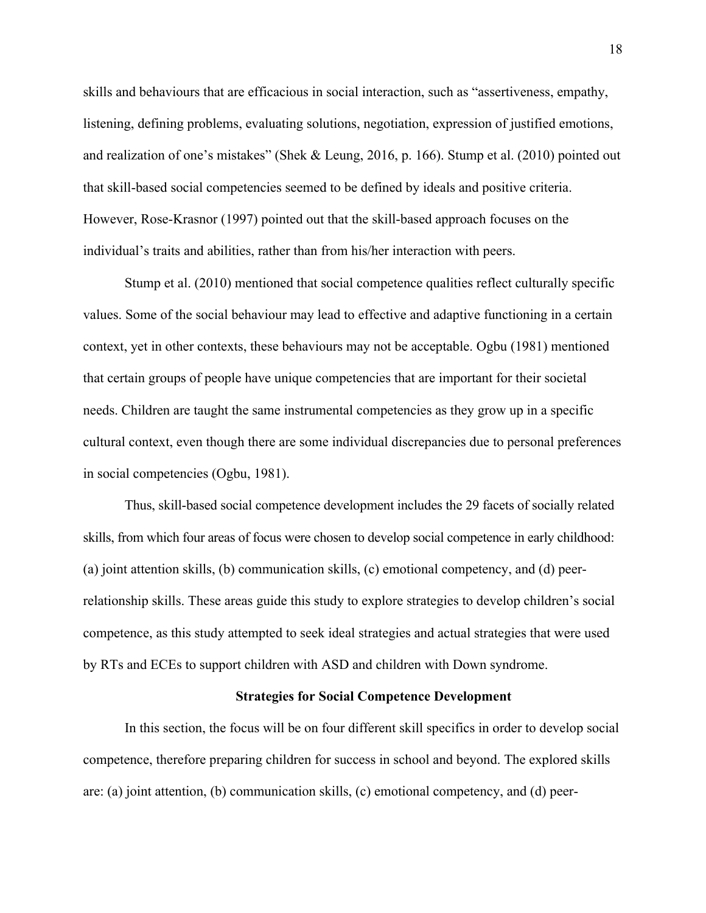skills and behaviours that are efficacious in social interaction, such as "assertiveness, empathy, listening, defining problems, evaluating solutions, negotiation, expression of justified emotions, and realization of one's mistakes" (Shek & Leung, 2016, p. 166). Stump et al. (2010) pointed out that skill-based social competencies seemed to be defined by ideals and positive criteria. However, Rose-Krasnor (1997) pointed out that the skill-based approach focuses on the individual's traits and abilities, rather than from his/her interaction with peers.

Stump et al. (2010) mentioned that social competence qualities reflect culturally specific values. Some of the social behaviour may lead to effective and adaptive functioning in a certain context, yet in other contexts, these behaviours may not be acceptable. Ogbu (1981) mentioned that certain groups of people have unique competencies that are important for their societal needs. Children are taught the same instrumental competencies as they grow up in a specific cultural context, even though there are some individual discrepancies due to personal preferences in social competencies (Ogbu, 1981).

Thus, skill-based social competence development includes the 29 facets of socially related skills, from which four areas of focus were chosen to develop social competence in early childhood: (a) joint attention skills, (b) communication skills, (c) emotional competency, and (d) peer-relationship skills. These areas guide this study to explore strategies to develop children's social competence, as this study attempted to seek ideal strategies and actual strategies that were used by RTs and ECEs to support children with ASD and children with Down syndrome.

## Strategies for Social Competence Development

In this section, the focus will be on four different skill specifics in order to develop social competence, therefore preparing children for success in school and beyond. The explored skills are: (a) joint attention, (b) communication skills, (c) emotional competency, and (d) peer-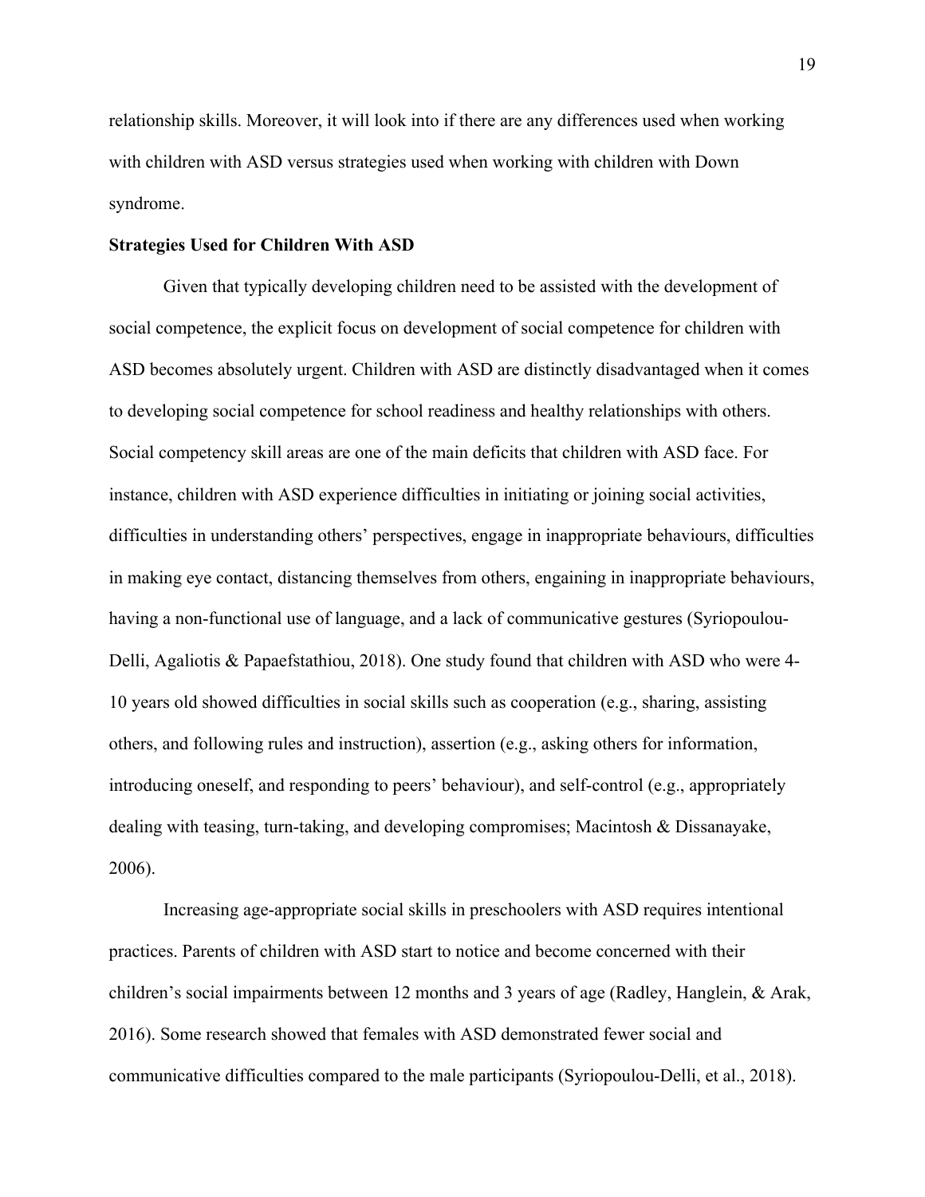relationship skills. Moreover, it will look into if there are any differences used when working with children with ASD versus strategies used when working with children with Down syndrome.

**Strategies Used for Children With ASD**

Given that typically developing children need to be assisted with the development of social competence, the explicit focus on development of social competence for children with ASD becomes absolutely urgent. Children with ASD are distinctly disadvantaged when it comes to developing social competence for school readiness and healthy relationships with others. Social competency skill areas are one of the main deficits that children with ASD face. For instance, children with ASD experience difficulties in initiating or joining social activities, difficulties in understanding others' perspectives, engage in inappropriate behaviours, difficulties in making eye contact, distancing themselves from others, engaining in inappropriate behaviours, having a non-functional use of language, and a lack of communicative gestures (Syriopoulou-Delli, Agaliotis & Papaefstathiou, 2018). One study found that children with ASD who were 4-10 years old showed difficulties in social skills such as cooperation (e.g., sharing, assisting others, and following rules and instruction), assertion (e.g., asking others for information, introducing oneself, and responding to peers' behaviour), and self-control (e.g., appropriately dealing with teasing, turn-taking, and developing compromises; Macintosh & Dissanayake, 2006).

Increasing age-appropriate social skills in preschoolers with ASD requires intentional practices. Parents of children with ASD start to notice and become concerned with their children's social impairments between 12 months and 3 years of age (Radley, Hanglein, & Arak, 2016). Some research showed that females with ASD demonstrated fewer social and communicative difficulties compared to the male participants (Syriopoulou-Delli, et al., 2018).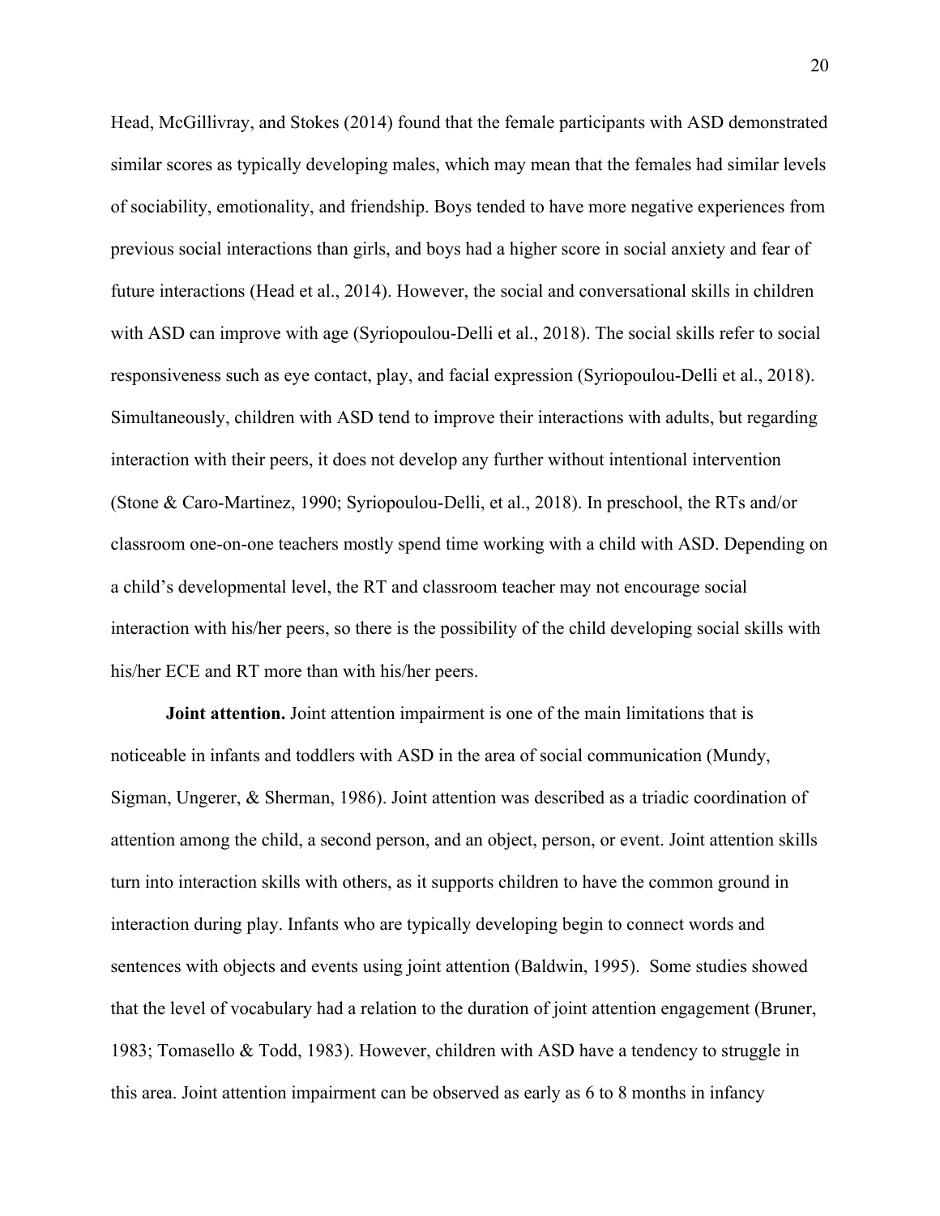Head, McGillivray, and Stokes (2014) found that the female participants with ASD demonstrated similar scores as typically developing males, which may mean that the females had similar levels of sociability, emotionality, and friendship. Boys tended to have more negative experiences from previous social interactions than girls, and boys had a higher score in social anxiety and fear of future interactions (Head et al., 2014). However, the social and conversational skills in children with ASD can improve with age (Syriopoulou-Delli et al., 2018). The social skills refer to social responsiveness such as eye contact, play, and facial expression (Syriopoulou-Delli et al., 2018). Simultaneously, children with ASD tend to improve their interactions with adults, but regarding interaction with their peers, it does not develop any further without intentional intervention (Stone & Caro-Martinez, 1990; Syriopoulou-Delli, et al., 2018). In preschool, the RTs and/or classroom one-on-one teachers mostly spend time working with a child with ASD. Depending on a child's developmental level, the RT and classroom teacher may not encourage social interaction with his/her peers, so there is the possibility of the child developing social skills with his/her ECE and RT more than with his/her peers.

**Joint attention.** Joint attention impairment is one of the main limitations that is noticeable in infants and toddlers with ASD in the area of social communication (Mundy, Sigman, Ungerer, & Sherman, 1986). Joint attention was described as a triadic coordination of attention among the child, a second person, and an object, person, or event. Joint attention skills turn into interaction skills with others, as it supports children to have the common ground in interaction during play. Infants who are typically developing begin to connect words and sentences with objects and events using joint attention (Baldwin, 1995). Some studies showed that the level of vocabulary had a relation to the duration of joint attention engagement (Bruner, 1983; Tomasello & Todd, 1983). However, children with ASD have a tendency to struggle in this area. Joint attention impairment can be observed as early as 6 to 8 months in infancy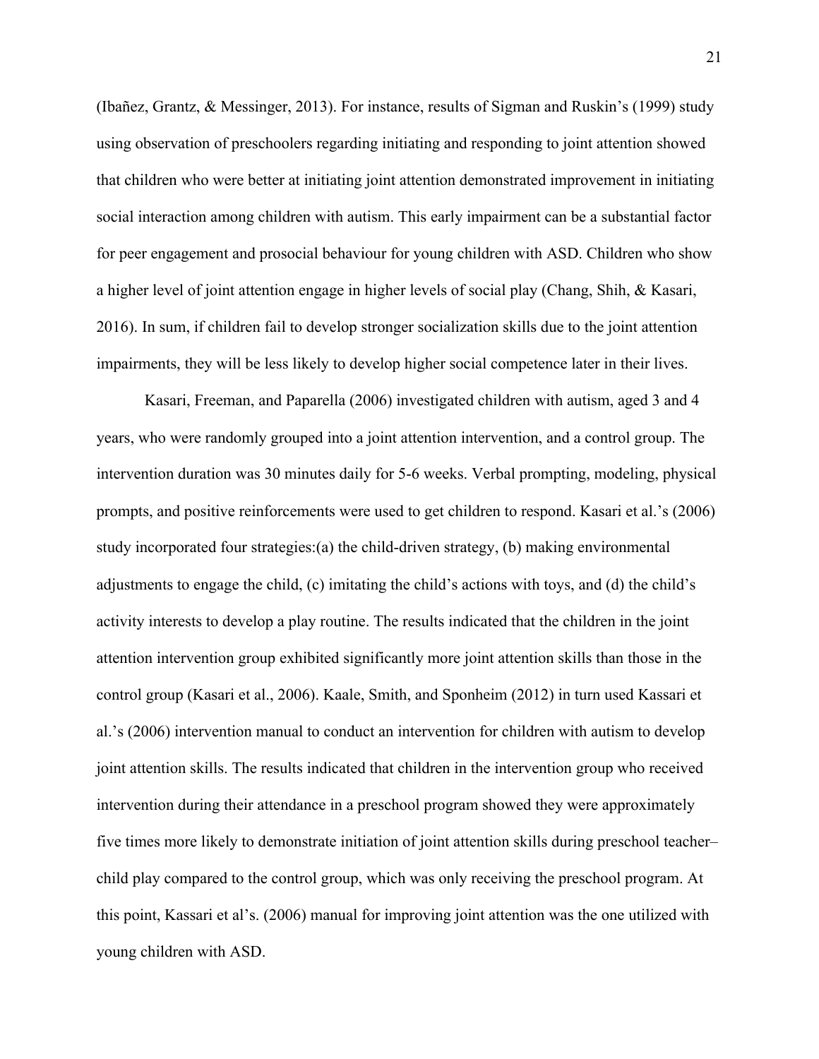(Ibañez, Grantz, & Messinger, 2013). For instance, results of Sigman and Ruskin's (1999) study using observation of preschoolers regarding initiating and responding to joint attention showed that children who were better at initiating joint attention demonstrated improvement in initiating social interaction among children with autism. This early impairment can be a substantial factor for peer engagement and prosocial behaviour for young children with ASD. Children who show a higher level of joint attention engage in higher levels of social play (Chang, Shih, & Kasari, 2016). In sum, if children fail to develop stronger socialization skills due to the joint attention impairments, they will be less likely to develop higher social competence later in their lives.

Kasari, Freeman, and Paparella (2006) investigated children with autism, aged 3 and 4 years, who were randomly grouped into a joint attention intervention, and a control group. The intervention duration was 30 minutes daily for 5-6 weeks. Verbal prompting, modeling, physical prompts, and positive reinforcements were used to get children to respond. Kasari et al.'s (2006) study incorporated four strategies:(a) the child-driven strategy, (b) making environmental adjustments to engage the child, (c) imitating the child's actions with toys, and (d) the child's activity interests to develop a play routine. The results indicated that the children in the joint attention intervention group exhibited significantly more joint attention skills than those in the control group (Kasari et al., 2006). Kaale, Smith, and Sponheim (2012) in turn used Kassari et al.'s (2006) intervention manual to conduct an intervention for children with autism to develop joint attention skills. The results indicated that children in the intervention group who received intervention during their attendance in a preschool program showed they were approximately five times more likely to demonstrate initiation of joint attention skills during preschool teacher–child play compared to the control group, which was only receiving the preschool program. At this point, Kassari et al's. (2006) manual for improving joint attention was the one utilized with young children with ASD.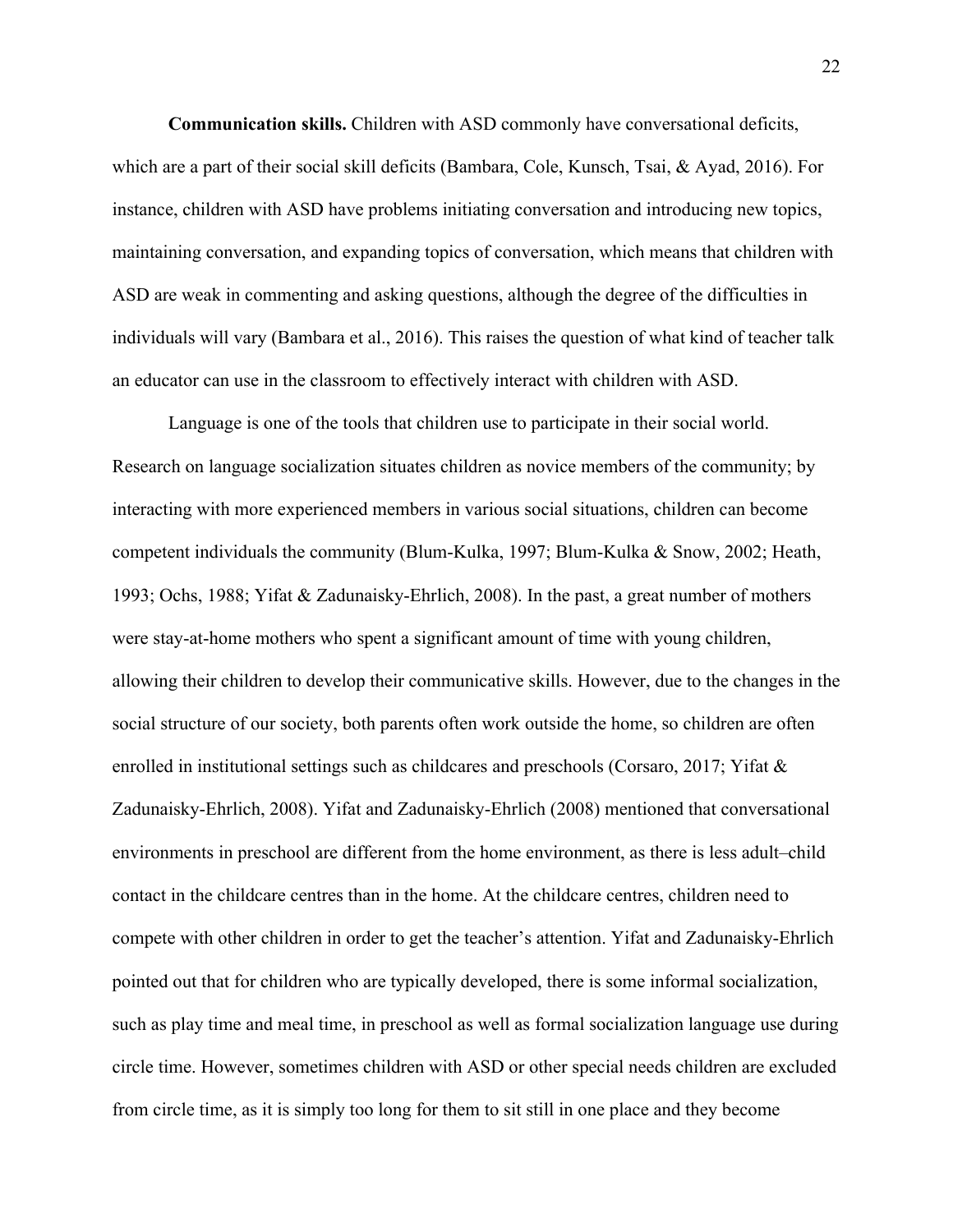**Communication skills.** Children with ASD commonly have conversational deficits, which are a part of their social skill deficits (Bambara, Cole, Kunsch, Tsai, & Ayad, 2016). For instance, children with ASD have problems initiating conversation and introducing new topics, maintaining conversation, and expanding topics of conversation, which means that children with ASD are weak in commenting and asking questions, although the degree of the difficulties in individuals will vary (Bambara et al., 2016). This raises the question of what kind of teacher talk an educator can use in the classroom to effectively interact with children with ASD.

Language is one of the tools that children use to participate in their social world. Research on language socialization situates children as novice members of the community; by interacting with more experienced members in various social situations, children can become competent individuals the community (Blum-Kulka, 1997; Blum-Kulka & Snow, 2002; Heath, 1993; Ochs, 1988; Yifat & Zadunaisky-Ehrlich, 2008). In the past, a great number of mothers were stay-at-home mothers who spent a significant amount of time with young children, allowing their children to develop their communicative skills. However, due to the changes in the social structure of our society, both parents often work outside the home, so children are often enrolled in institutional settings such as childcares and preschools (Corsaro, 2017; Yifat & Zadunaisky-Ehrlich, 2008). Yifat and Zadunaisky-Ehrlich (2008) mentioned that conversational environments in preschool are different from the home environment, as there is less adult–child contact in the childcare centres than in the home. At the childcare centres, children need to compete with other children in order to get the teacher's attention. Yifat and Zadunaisky-Ehrlich pointed out that for children who are typically developed, there is some informal socialization, such as play time and meal time, in preschool as well as formal socialization language use during circle time. However, sometimes children with ASD or other special needs children are excluded from circle time, as it is simply too long for them to sit still in one place and they become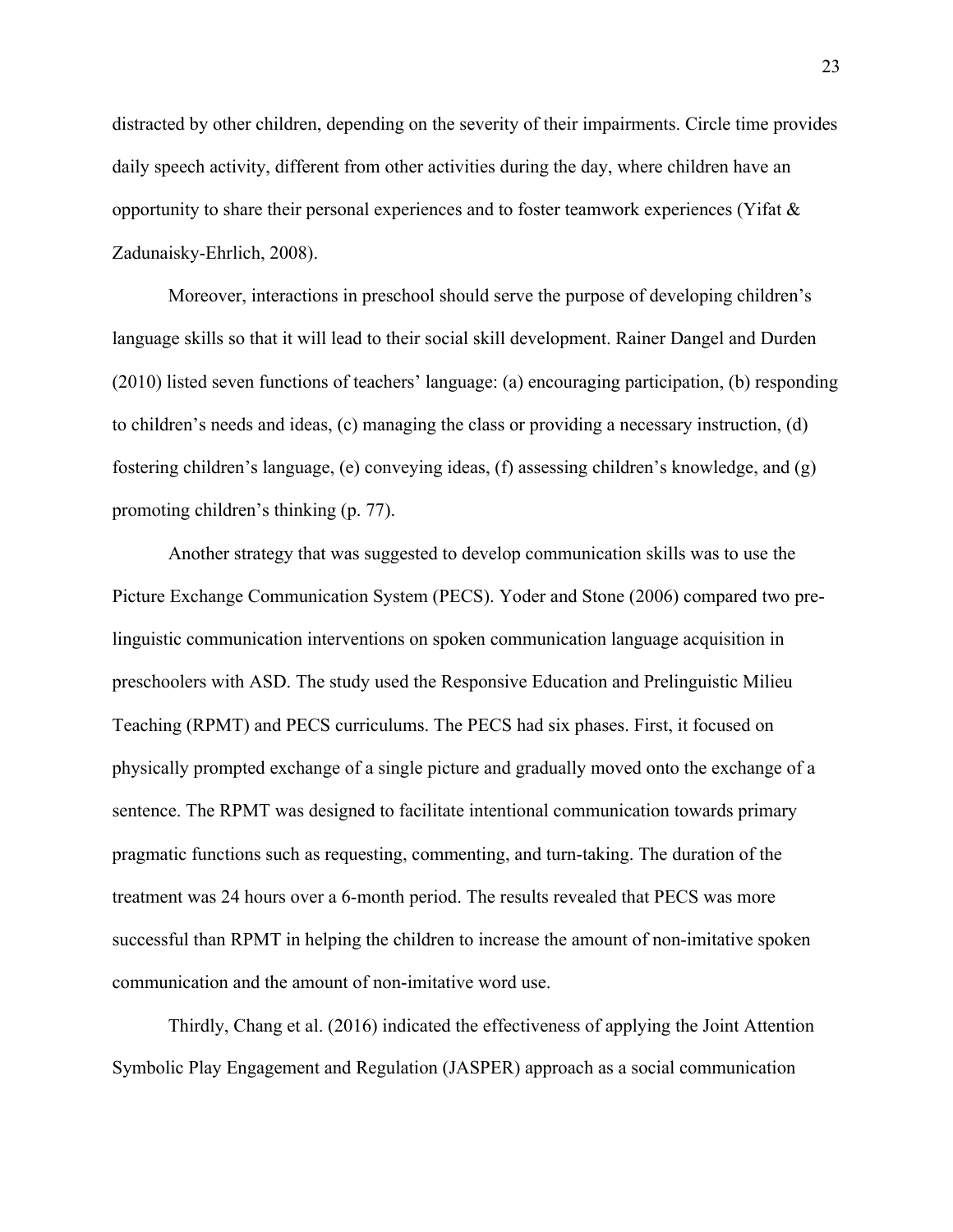distracted by other children, depending on the severity of their impairments. Circle time provides daily speech activity, different from other activities during the day, where children have an opportunity to share their personal experiences and to foster teamwork experiences (Yifat & Zadunaisky-Ehrlich, 2008).

Moreover, interactions in preschool should serve the purpose of developing children's language skills so that it will lead to their social skill development. Rainer Dangel and Durden (2010) listed seven functions of teachers' language: (a) encouraging participation, (b) responding to children's needs and ideas, (c) managing the class or providing a necessary instruction, (d) fostering children's language, (e) conveying ideas, (f) assessing children's knowledge, and (g) promoting children's thinking (p. 77).

Another strategy that was suggested to develop communication skills was to use the Picture Exchange Communication System (PECS). Yoder and Stone (2006) compared two pre-linguistic communication interventions on spoken communication language acquisition in preschoolers with ASD. The study used the Responsive Education and Prelinguistic Milieu Teaching (RPMT) and PECS curriculums. The PECS had six phases. First, it focused on physically prompted exchange of a single picture and gradually moved onto the exchange of a sentence. The RPMT was designed to facilitate intentional communication towards primary pragmatic functions such as requesting, commenting, and turn-taking. The duration of the treatment was 24 hours over a 6-month period. The results revealed that PECS was more successful than RPMT in helping the children to increase the amount of non-imitative spoken communication and the amount of non-imitative word use.

Thirdly, Chang et al. (2016) indicated the effectiveness of applying the Joint Attention Symbolic Play Engagement and Regulation (JASPER) approach as a social communication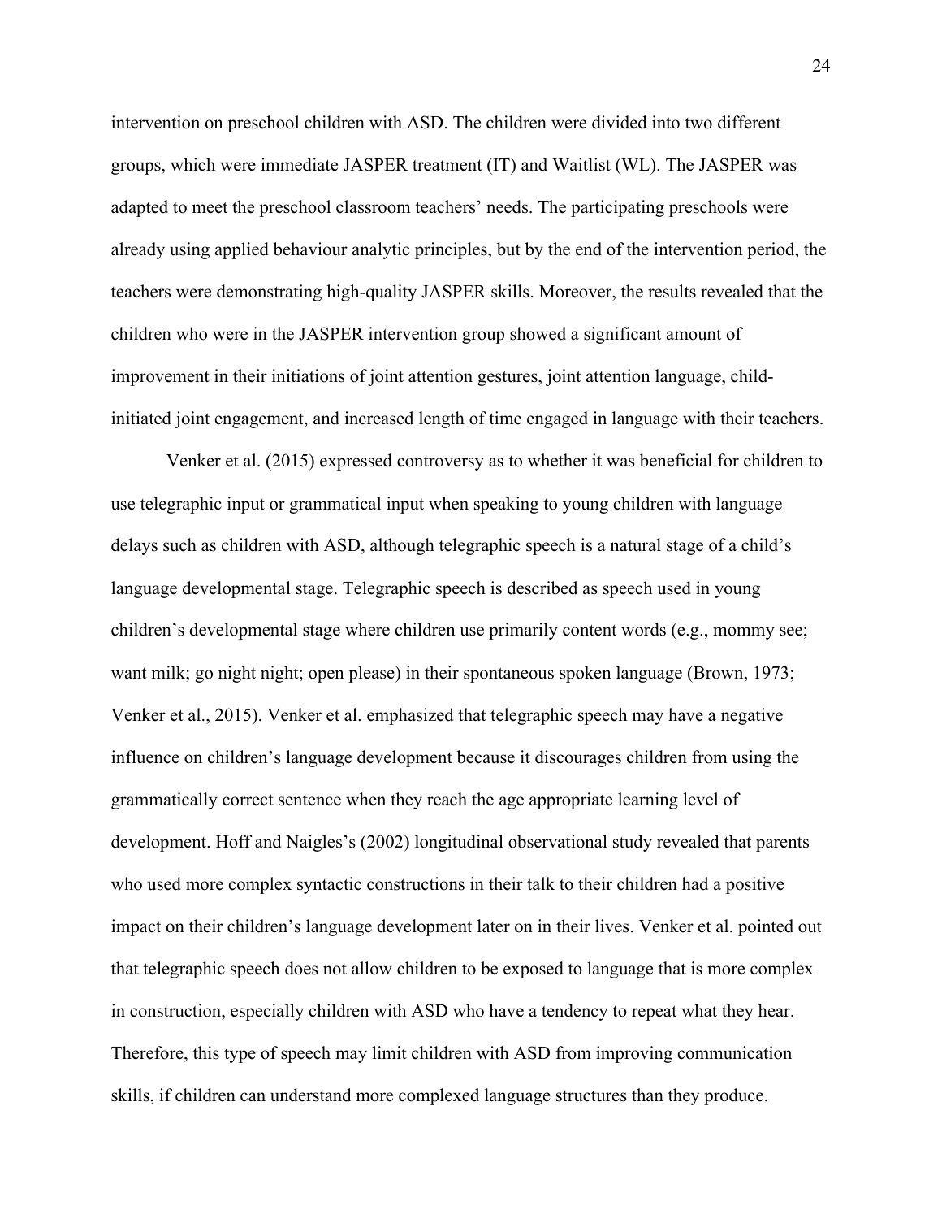intervention on preschool children with ASD. The children were divided into two different groups, which were immediate JASPER treatment (IT) and Waitlist (WL). The JASPER was adapted to meet the preschool classroom teachers' needs. The participating preschools were already using applied behaviour analytic principles, but by the end of the intervention period, the teachers were demonstrating high-quality JASPER skills. Moreover, the results revealed that the children who were in the JASPER intervention group showed a significant amount of improvement in their initiations of joint attention gestures, joint attention language, child-initiated joint engagement, and increased length of time engaged in language with their teachers.

Venker et al. (2015) expressed controversy as to whether it was beneficial for children to use telegraphic input or grammatical input when speaking to young children with language delays such as children with ASD, although telegraphic speech is a natural stage of a child's language developmental stage. Telegraphic speech is described as speech used in young children's developmental stage where children use primarily content words (e.g., mommy see; want milk; go night night; open please) in their spontaneous spoken language (Brown, 1973; Venker et al., 2015). Venker et al. emphasized that telegraphic speech may have a negative influence on children's language development because it discourages children from using the grammatically correct sentence when they reach the age appropriate learning level of development. Hoff and Naigles's (2002) longitudinal observational study revealed that parents who used more complex syntactic constructions in their talk to their children had a positive impact on their children's language development later on in their lives. Venker et al. pointed out that telegraphic speech does not allow children to be exposed to language that is more complex in construction, especially children with ASD who have a tendency to repeat what they hear. Therefore, this type of speech may limit children with ASD from improving communication skills, if children can understand more complexed language structures than they produce.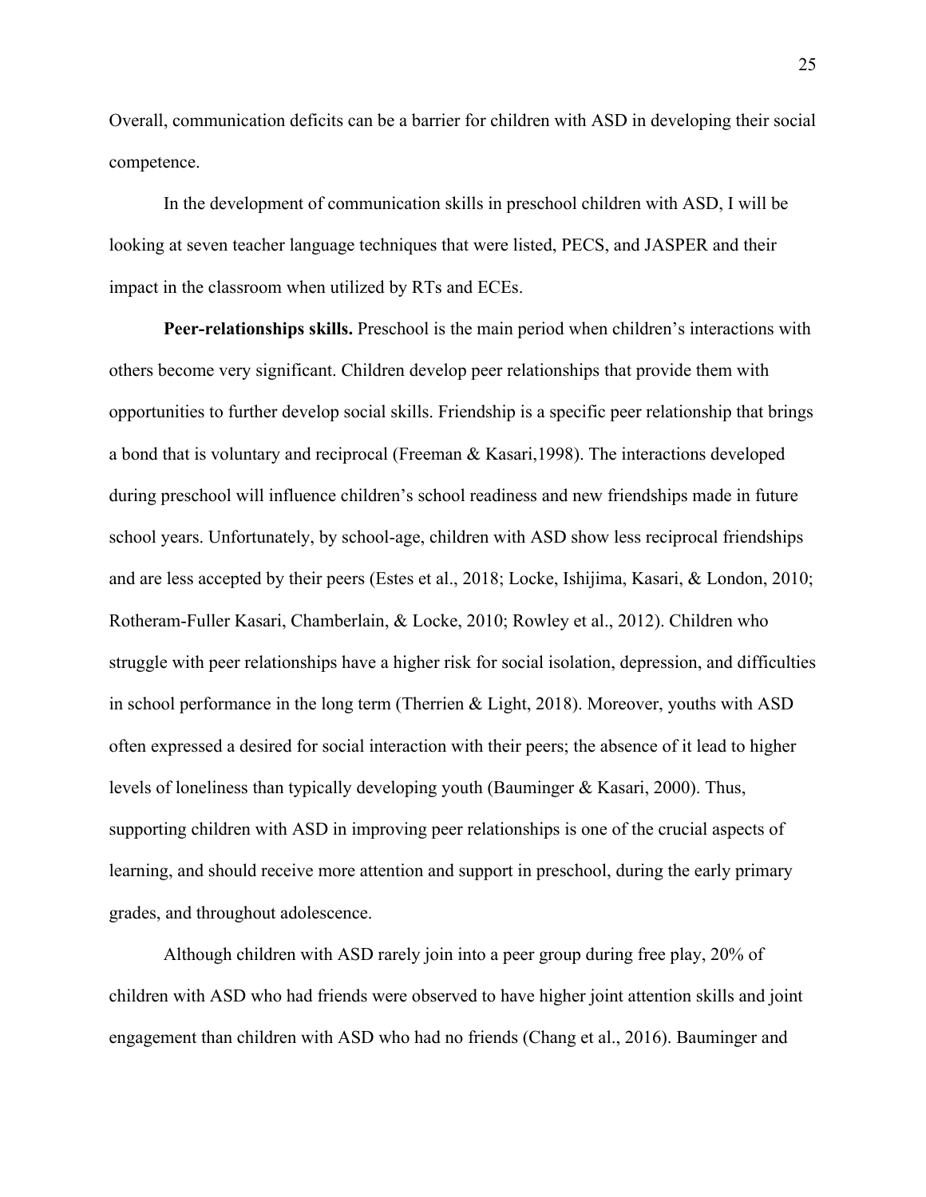Overall, communication deficits can be a barrier for children with ASD in developing their social competence.

In the development of communication skills in preschool children with ASD, I will be looking at seven teacher language techniques that were listed, PECS, and JASPER and their impact in the classroom when utilized by RTs and ECEs.

**Peer-relationships skills.** Preschool is the main period when children's interactions with others become very significant. Children develop peer relationships that provide them with opportunities to further develop social skills. Friendship is a specific peer relationship that brings a bond that is voluntary and reciprocal (Freeman & Kasari,1998). The interactions developed during preschool will influence children's school readiness and new friendships made in future school years. Unfortunately, by school-age, children with ASD show less reciprocal friendships and are less accepted by their peers (Estes et al., 2018; Locke, Ishijima, Kasari, & London, 2010; Rotheram-Fuller Kasari, Chamberlain, & Locke, 2010; Rowley et al., 2012). Children who struggle with peer relationships have a higher risk for social isolation, depression, and difficulties in school performance in the long term (Therrien & Light, 2018). Moreover, youths with ASD often expressed a desired for social interaction with their peers; the absence of it lead to higher levels of loneliness than typically developing youth (Bauminger & Kasari, 2000). Thus, supporting children with ASD in improving peer relationships is one of the crucial aspects of learning, and should receive more attention and support in preschool, during the early primary grades, and throughout adolescence.

Although children with ASD rarely join into a peer group during free play, 20% of children with ASD who had friends were observed to have higher joint attention skills and joint engagement than children with ASD who had no friends (Chang et al., 2016). Bauminger and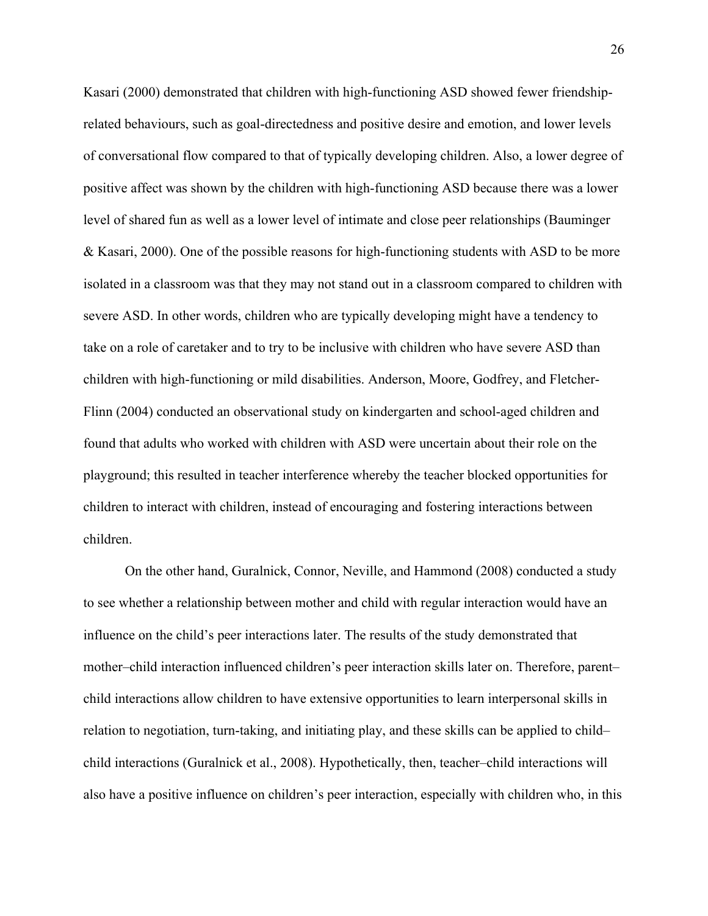Kasari (2000) demonstrated that children with high-functioning ASD showed fewer friendship-related behaviours, such as goal-directedness and positive desire and emotion, and lower levels of conversational flow compared to that of typically developing children. Also, a lower degree of positive affect was shown by the children with high-functioning ASD because there was a lower level of shared fun as well as a lower level of intimate and close peer relationships (Bauminger & Kasari, 2000). One of the possible reasons for high-functioning students with ASD to be more isolated in a classroom was that they may not stand out in a classroom compared to children with severe ASD. In other words, children who are typically developing might have a tendency to take on a role of caretaker and to try to be inclusive with children who have severe ASD than children with high-functioning or mild disabilities. Anderson, Moore, Godfrey, and Fletcher-Flinn (2004) conducted an observational study on kindergarten and school-aged children and found that adults who worked with children with ASD were uncertain about their role on the playground; this resulted in teacher interference whereby the teacher blocked opportunities for children to interact with children, instead of encouraging and fostering interactions between children.

On the other hand, Guralnick, Connor, Neville, and Hammond (2008) conducted a study to see whether a relationship between mother and child with regular interaction would have an influence on the child's peer interactions later. The results of the study demonstrated that mother–child interaction influenced children's peer interaction skills later on. Therefore, parent–child interactions allow children to have extensive opportunities to learn interpersonal skills in relation to negotiation, turn-taking, and initiating play, and these skills can be applied to child–child interactions (Guralnick et al., 2008). Hypothetically, then, teacher–child interactions will also have a positive influence on children's peer interaction, especially with children who, in this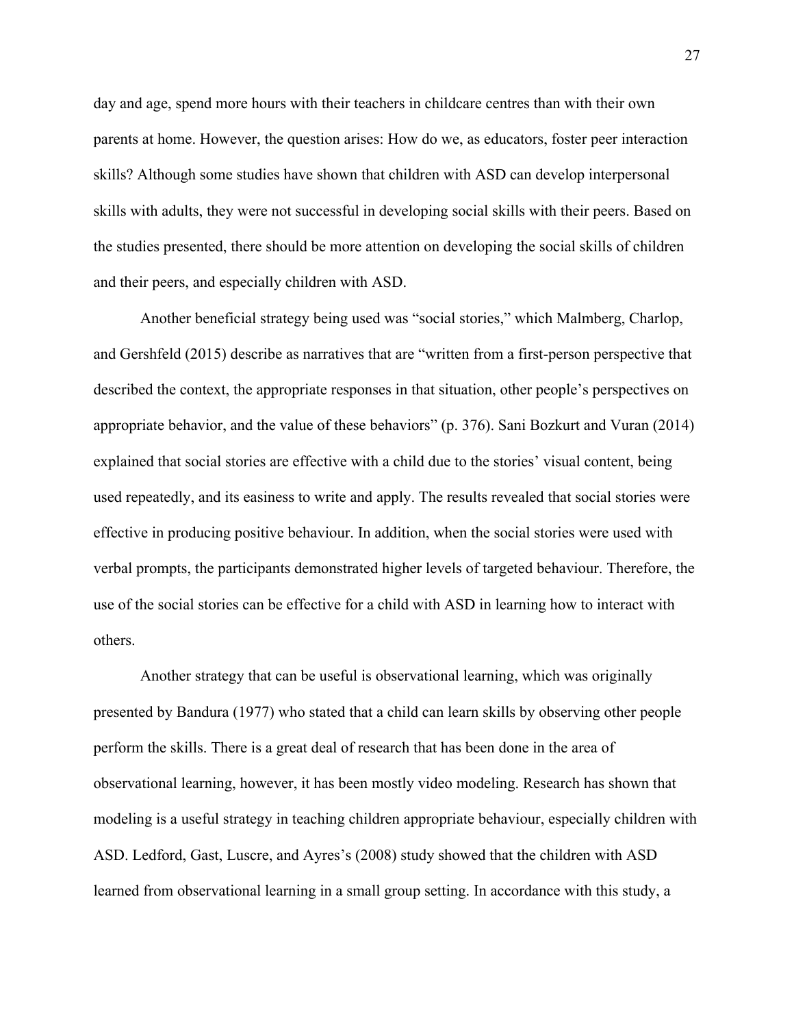day and age, spend more hours with their teachers in childcare centres than with their own parents at home. However, the question arises: How do we, as educators, foster peer interaction skills? Although some studies have shown that children with ASD can develop interpersonal skills with adults, they were not successful in developing social skills with their peers. Based on the studies presented, there should be more attention on developing the social skills of children and their peers, and especially children with ASD.

Another beneficial strategy being used was "social stories," which Malmberg, Charlop, and Gershfeld (2015) describe as narratives that are "written from a first-person perspective that described the context, the appropriate responses in that situation, other people's perspectives on appropriate behavior, and the value of these behaviors" (p. 376). Sani Bozkurt and Vuran (2014) explained that social stories are effective with a child due to the stories' visual content, being used repeatedly, and its easiness to write and apply. The results revealed that social stories were effective in producing positive behaviour. In addition, when the social stories were used with verbal prompts, the participants demonstrated higher levels of targeted behaviour. Therefore, the use of the social stories can be effective for a child with ASD in learning how to interact with others.

Another strategy that can be useful is observational learning, which was originally presented by Bandura (1977) who stated that a child can learn skills by observing other people perform the skills. There is a great deal of research that has been done in the area of observational learning, however, it has been mostly video modeling. Research has shown that modeling is a useful strategy in teaching children appropriate behaviour, especially children with ASD. Ledford, Gast, Luscre, and Ayres's (2008) study showed that the children with ASD learned from observational learning in a small group setting. In accordance with this study, a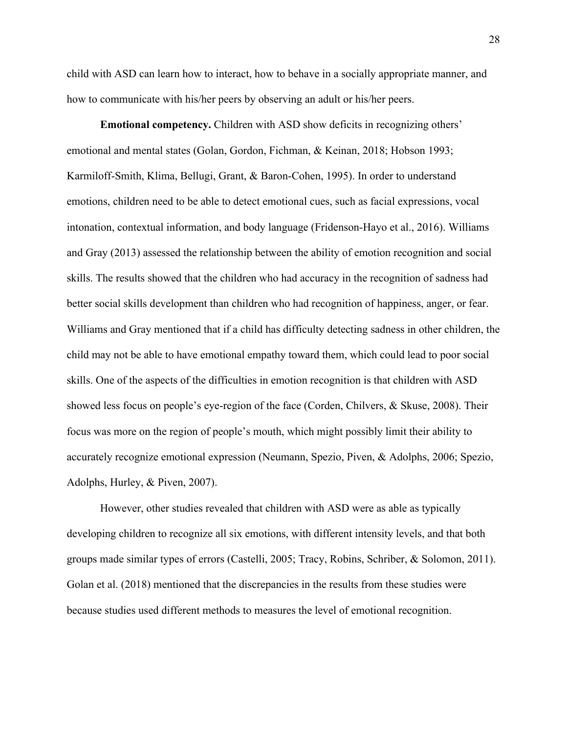child with ASD can learn how to interact, how to behave in a socially appropriate manner, and how to communicate with his/her peers by observing an adult or his/her peers.

**Emotional competency.** Children with ASD show deficits in recognizing others' emotional and mental states (Golan, Gordon, Fichman, & Keinan, 2018; Hobson 1993; Karmiloff-Smith, Klima, Bellugi, Grant, & Baron-Cohen, 1995). In order to understand emotions, children need to be able to detect emotional cues, such as facial expressions, vocal intonation, contextual information, and body language (Fridenson-Hayo et al., 2016). Williams and Gray (2013) assessed the relationship between the ability of emotion recognition and social skills. The results showed that the children who had accuracy in the recognition of sadness had better social skills development than children who had recognition of happiness, anger, or fear. Williams and Gray mentioned that if a child has difficulty detecting sadness in other children, the child may not be able to have emotional empathy toward them, which could lead to poor social skills. One of the aspects of the difficulties in emotion recognition is that children with ASD showed less focus on people's eye-region of the face (Corden, Chilvers, & Skuse, 2008). Their focus was more on the region of people's mouth, which might possibly limit their ability to accurately recognize emotional expression (Neumann, Spezio, Piven, & Adolphs, 2006; Spezio, Adolphs, Hurley, & Piven, 2007).

However, other studies revealed that children with ASD were as able as typically developing children to recognize all six emotions, with different intensity levels, and that both groups made similar types of errors (Castelli, 2005; Tracy, Robins, Schriber, & Solomon, 2011). Golan et al. (2018) mentioned that the discrepancies in the results from these studies were because studies used different methods to measures the level of emotional recognition.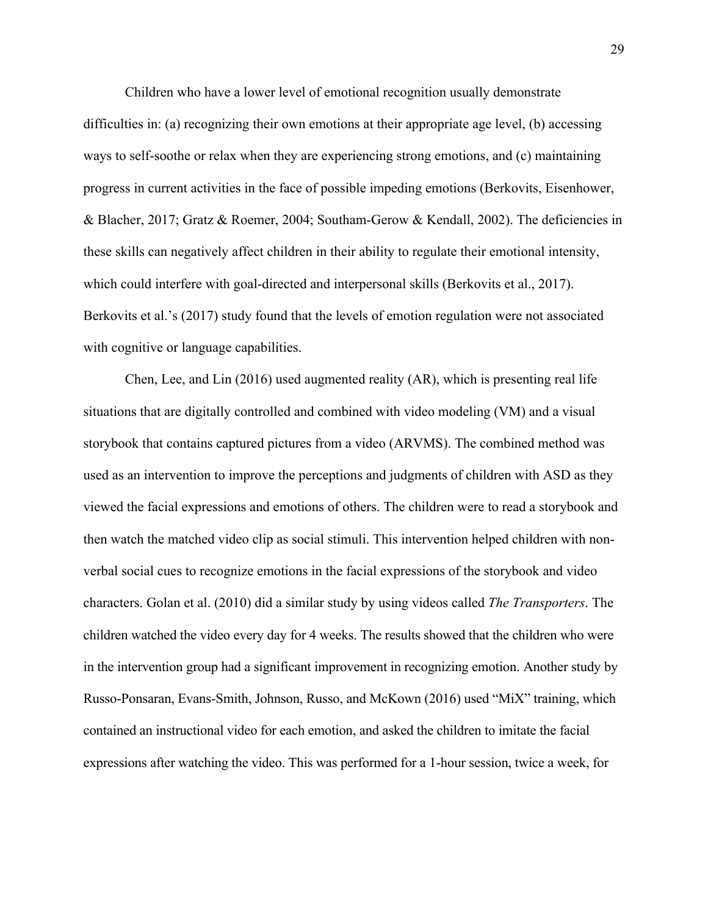Children who have a lower level of emotional recognition usually demonstrate difficulties in: (a) recognizing their own emotions at their appropriate age level, (b) accessing ways to self-soothe or relax when they are experiencing strong emotions, and (c) maintaining progress in current activities in the face of possible impeding emotions (Berkovits, Eisenhower, & Blacher, 2017; Gratz & Roemer, 2004; Southam-Gerow & Kendall, 2002). The deficiencies in these skills can negatively affect children in their ability to regulate their emotional intensity, which could interfere with goal-directed and interpersonal skills (Berkovits et al., 2017). Berkovits et al.'s (2017) study found that the levels of emotion regulation were not associated with cognitive or language capabilities.

Chen, Lee, and Lin (2016) used augmented reality (AR), which is presenting real life situations that are digitally controlled and combined with video modeling (VM) and a visual storybook that contains captured pictures from a video (ARVMS). The combined method was used as an intervention to improve the perceptions and judgments of children with ASD as they viewed the facial expressions and emotions of others. The children were to read a storybook and then watch the matched video clip as social stimuli. This intervention helped children with non-verbal social cues to recognize emotions in the facial expressions of the storybook and video characters. Golan et al. (2010) did a similar study by using videos called *The Transporters*. The children watched the video every day for 4 weeks. The results showed that the children who were in the intervention group had a significant improvement in recognizing emotion. Another study by Russo-Ponsaran, Evans-Smith, Johnson, Russo, and McKown (2016) used "MiX" training, which contained an instructional video for each emotion, and asked the children to imitate the facial expressions after watching the video. This was performed for a 1-hour session, twice a week, for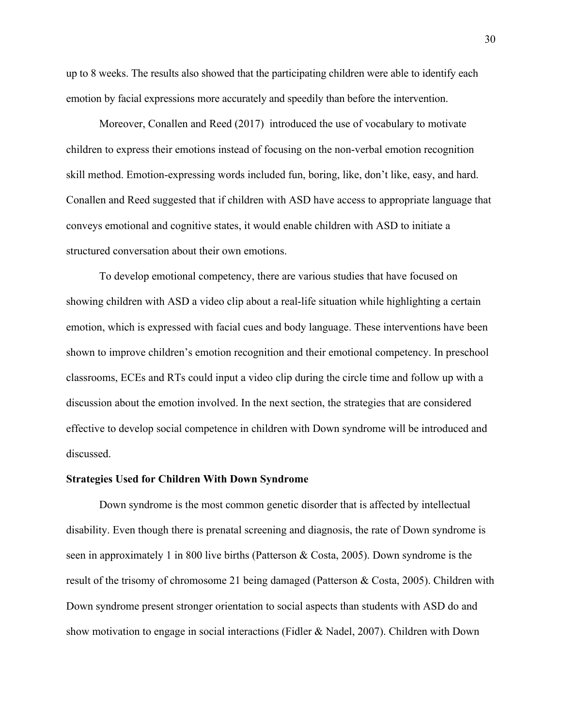up to 8 weeks. The results also showed that the participating children were able to identify each emotion by facial expressions more accurately and speedily than before the intervention.

Moreover, Conallen and Reed (2017) introduced the use of vocabulary to motivate children to express their emotions instead of focusing on the non-verbal emotion recognition skill method. Emotion-expressing words included fun, boring, like, don't like, easy, and hard. Conallen and Reed suggested that if children with ASD have access to appropriate language that conveys emotional and cognitive states, it would enable children with ASD to initiate a structured conversation about their own emotions.

To develop emotional competency, there are various studies that have focused on showing children with ASD a video clip about a real-life situation while highlighting a certain emotion, which is expressed with facial cues and body language. These interventions have been shown to improve children's emotion recognition and their emotional competency. In preschool classrooms, ECEs and RTs could input a video clip during the circle time and follow up with a discussion about the emotion involved. In the next section, the strategies that are considered effective to develop social competence in children with Down syndrome will be introduced and discussed.

**Strategies Used for Children With Down Syndrome**

Down syndrome is the most common genetic disorder that is affected by intellectual disability. Even though there is prenatal screening and diagnosis, the rate of Down syndrome is seen in approximately 1 in 800 live births (Patterson & Costa, 2005). Down syndrome is the result of the trisomy of chromosome 21 being damaged (Patterson & Costa, 2005). Children with Down syndrome present stronger orientation to social aspects than students with ASD do and show motivation to engage in social interactions (Fidler & Nadel, 2007). Children with Down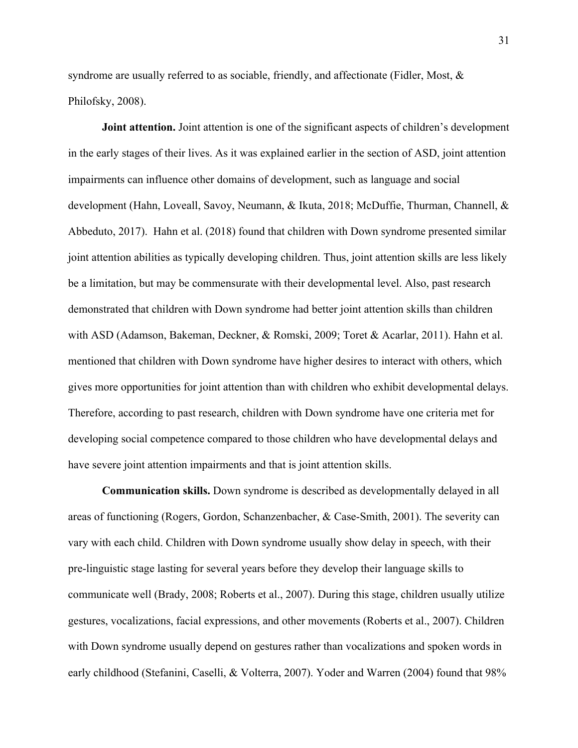syndrome are usually referred to as sociable, friendly, and affectionate (Fidler, Most, & Philofsky, 2008).

**Joint attention.** Joint attention is one of the significant aspects of children's development in the early stages of their lives. As it was explained earlier in the section of ASD, joint attention impairments can influence other domains of development, such as language and social development (Hahn, Loveall, Savoy, Neumann, & Ikuta, 2018; McDuffie, Thurman, Channell, & Abbeduto, 2017). Hahn et al. (2018) found that children with Down syndrome presented similar joint attention abilities as typically developing children. Thus, joint attention skills are less likely be a limitation, but may be commensurate with their developmental level. Also, past research demonstrated that children with Down syndrome had better joint attention skills than children with ASD (Adamson, Bakeman, Deckner, & Romski, 2009; Toret & Acarlar, 2011). Hahn et al. mentioned that children with Down syndrome have higher desires to interact with others, which gives more opportunities for joint attention than with children who exhibit developmental delays. Therefore, according to past research, children with Down syndrome have one criteria met for developing social competence compared to those children who have developmental delays and have severe joint attention impairments and that is joint attention skills.

**Communication skills.** Down syndrome is described as developmentally delayed in all areas of functioning (Rogers, Gordon, Schanzenbacher, & Case-Smith, 2001). The severity can vary with each child. Children with Down syndrome usually show delay in speech, with their pre-linguistic stage lasting for several years before they develop their language skills to communicate well (Brady, 2008; Roberts et al., 2007). During this stage, children usually utilize gestures, vocalizations, facial expressions, and other movements (Roberts et al., 2007). Children with Down syndrome usually depend on gestures rather than vocalizations and spoken words in early childhood (Stefanini, Caselli, & Volterra, 2007). Yoder and Warren (2004) found that 98%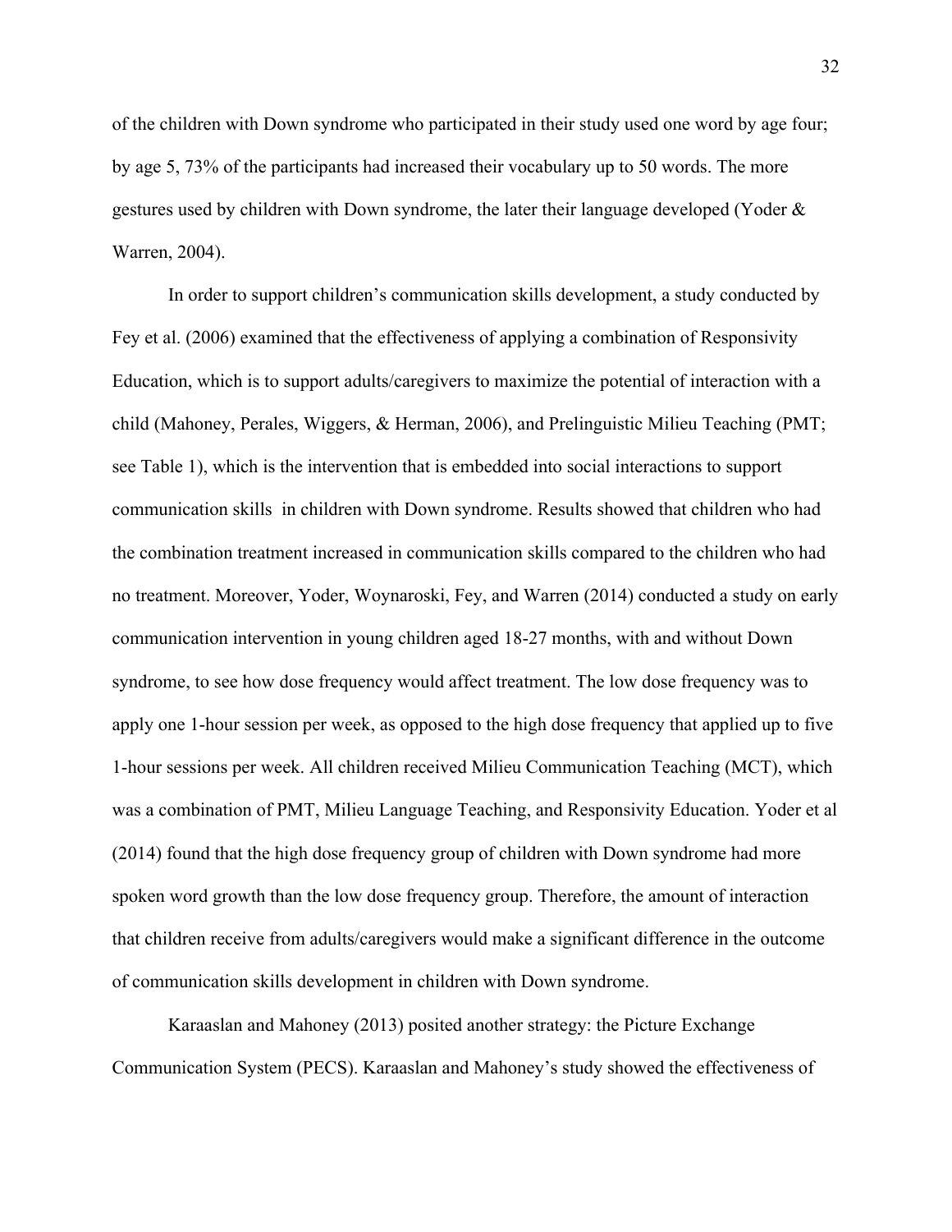of the children with Down syndrome who participated in their study used one word by age four; by age 5, 73% of the participants had increased their vocabulary up to 50 words. The more gestures used by children with Down syndrome, the later their language developed (Yoder & Warren, 2004).

In order to support children's communication skills development, a study conducted by Fey et al. (2006) examined that the effectiveness of applying a combination of Responsivity Education, which is to support adults/caregivers to maximize the potential of interaction with a child (Mahoney, Perales, Wiggers, & Herman, 2006), and Prelinguistic Milieu Teaching (PMT; see Table 1), which is the intervention that is embedded into social interactions to support communication skills in children with Down syndrome. Results showed that children who had the combination treatment increased in communication skills compared to the children who had no treatment. Moreover, Yoder, Woynaroski, Fey, and Warren (2014) conducted a study on early communication intervention in young children aged 18-27 months, with and without Down syndrome, to see how dose frequency would affect treatment. The low dose frequency was to apply one 1-hour session per week, as opposed to the high dose frequency that applied up to five 1-hour sessions per week. All children received Milieu Communication Teaching (MCT), which was a combination of PMT, Milieu Language Teaching, and Responsivity Education. Yoder et al (2014) found that the high dose frequency group of children with Down syndrome had more spoken word growth than the low dose frequency group. Therefore, the amount of interaction that children receive from adults/caregivers would make a significant difference in the outcome of communication skills development in children with Down syndrome.

Karaaslan and Mahoney (2013) posited another strategy: the Picture Exchange Communication System (PECS). Karaaslan and Mahoney's study showed the effectiveness of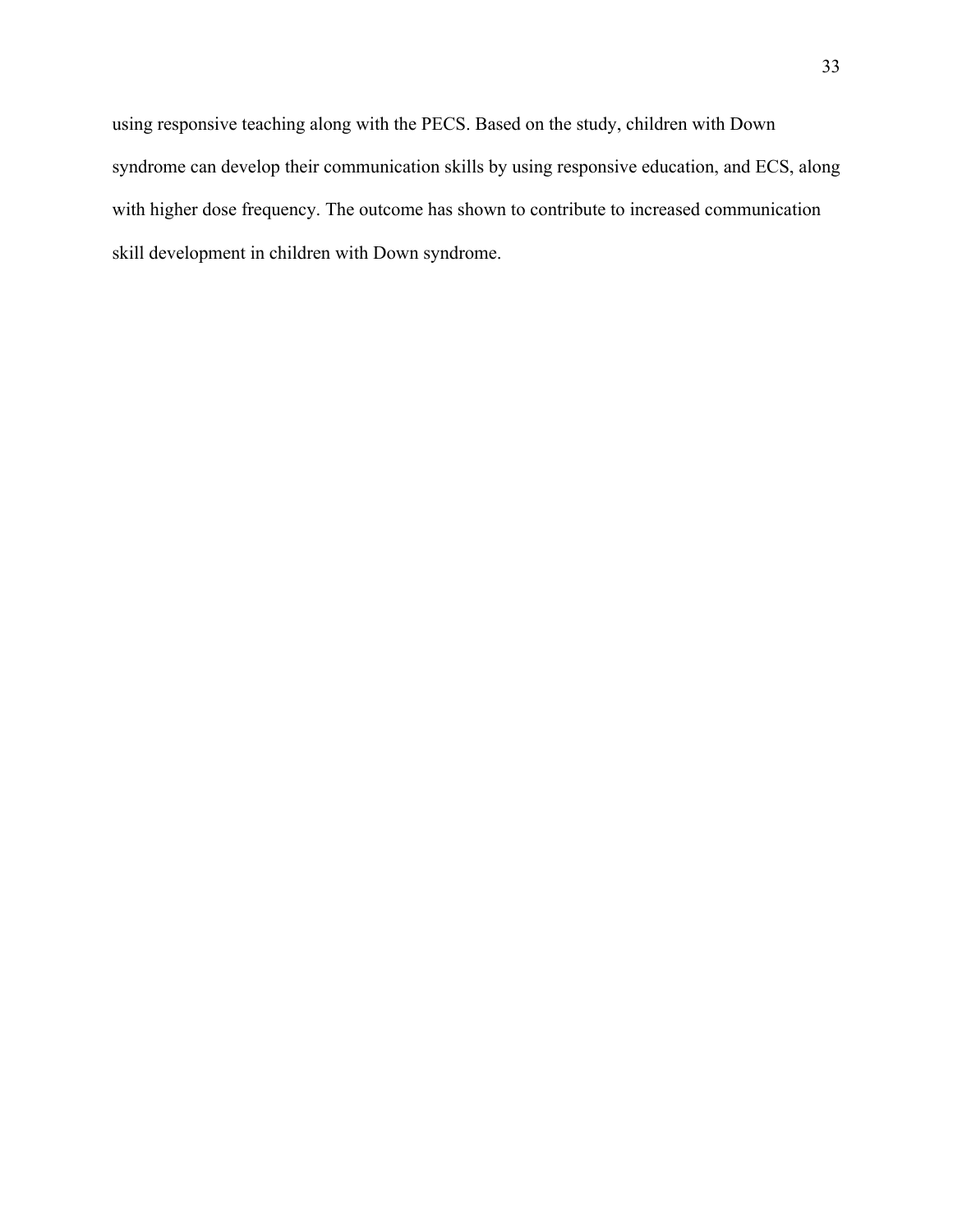using responsive teaching along with the PECS. Based on the study, children with Down syndrome can develop their communication skills by using responsive education, and ECS, along with higher dose frequency. The outcome has shown to contribute to increased communication skill development in children with Down syndrome.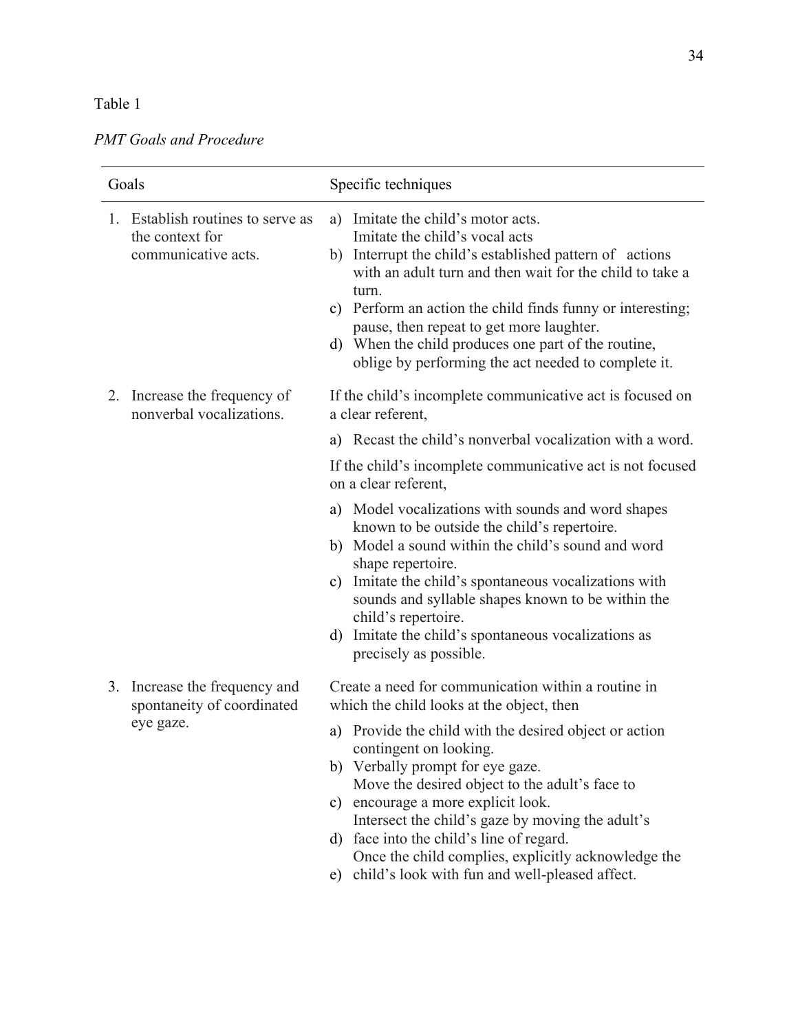Table 1

*PMT Goals and Procedure*

| Goals | Specific techniques |
| --- | --- |
| 1. Establish routines to serve as the context for communicative acts. | a) Imitate the child's motor acts. Imitate the child's vocal acts<br>b) Interrupt the child's established pattern of actions with an adult turn and then wait for the child to take a turn.<br>c) Perform an action the child finds funny or interesting; pause, then repeat to get more laughter.<br>d) When the child produces one part of the routine, oblige by performing the act needed to complete it. |
| 2. Increase the frequency of nonverbal vocalizations. | If the child's incomplete communicative act is focused on a clear referent,<br>a) Recast the child's nonverbal vocalization with a word.<br>If the child's incomplete communicative act is not focused on a clear referent,<br>a) Model vocalizations with sounds and word shapes known to be outside the child's repertoire.<br>b) Model a sound within the child's sound and word shape repertoire.<br>c) Imitate the child's spontaneous vocalizations with sounds and syllable shapes known to be within the child's repertoire.<br>d) Imitate the child's spontaneous vocalizations as precisely as possible. |
| 3. Increase the frequency and spontaneity of coordinated eye gaze. | Create a need for communication within a routine in which the child looks at the object, then<br>a) Provide the child with the desired object or action contingent on looking.<br>b) Verbally prompt for eye gaze.<br>c) Move the desired object to the adult's face to encourage a more explicit look.<br>d) Intersect the child's gaze by moving the adult's face into the child's line of regard.<br>e) Once the child complies, explicitly acknowledge the child's look with fun and well-pleased affect. |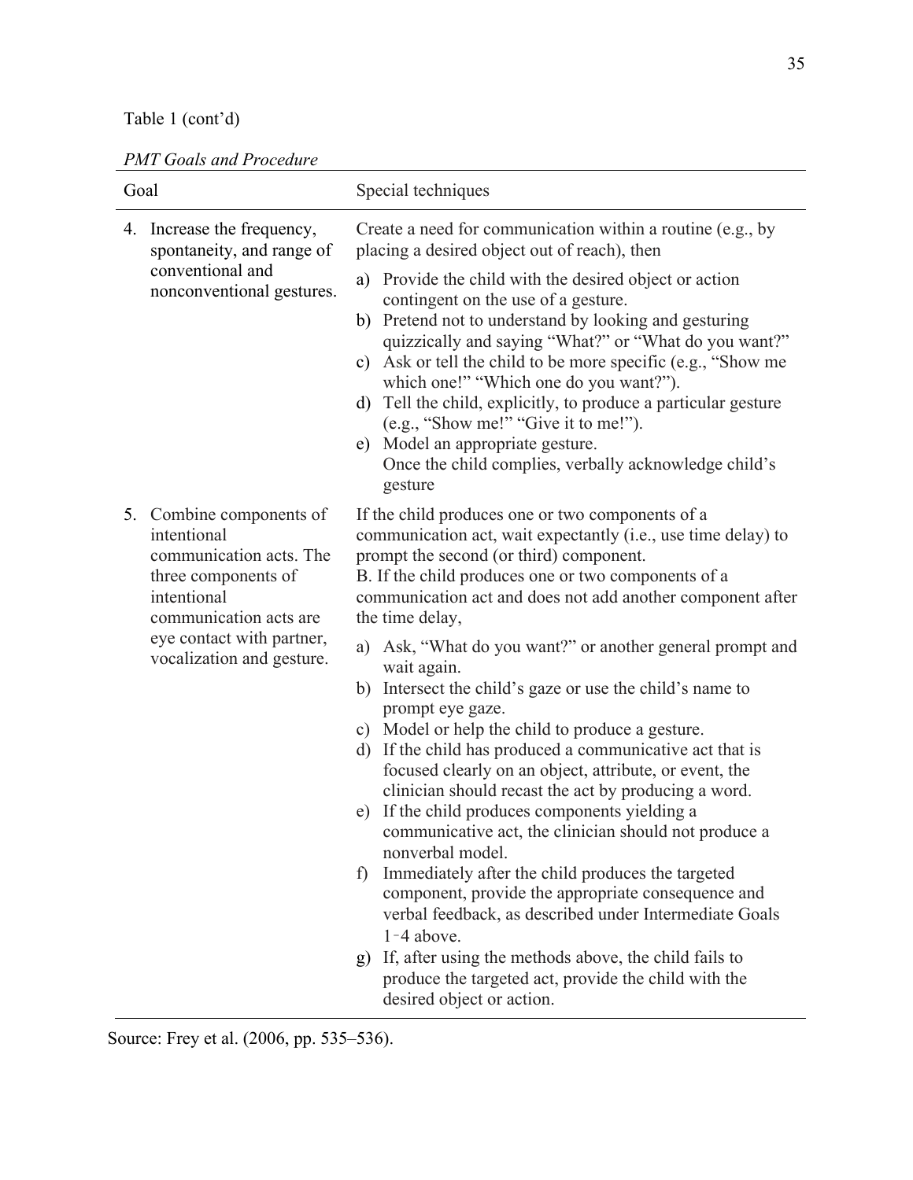Table 1 (cont'd)

*PMT Goals and Procedure*

| Goal | Special techniques |
| --- | --- |
| 4. Increase the frequency, spontaneity, and range of conventional and nonconventional gestures. | Create a need for communication within a routine (e.g., by placing a desired object out of reach), then<br>a) Provide the child with the desired object or action contingent on the use of a gesture.<br>b) Pretend not to understand by looking and gesturing quizzically and saying "What?" or "What do you want?"<br>c) Ask or tell the child to be more specific (e.g., "Show me which one!" "Which one do you want?").<br>d) Tell the child, explicitly, to produce a particular gesture (e.g., "Show me!" "Give it to me!").<br>e) Model an appropriate gesture.<br>Once the child complies, verbally acknowledge child's gesture |
| 5. Combine components of intentional communication acts. The three components of intentional communication acts are eye contact with partner, vocalization and gesture. | If the child produces one or two components of a communication act, wait expectantly (i.e., use time delay) to prompt the second (or third) component.<br>B. If the child produces one or two components of a communication act and does not add another component after the time delay,<br>a) Ask, "What do you want?" or another general prompt and wait again.<br>b) Intersect the child's gaze or use the child's name to prompt eye gaze.<br>c) Model or help the child to produce a gesture.<br>d) If the child has produced a communicative act that is focused clearly on an object, attribute, or event, the clinician should recast the act by producing a word.<br>e) If the child produces components yielding a communicative act, the clinician should not produce a nonverbal model.<br>f) Immediately after the child produces the targeted component, provide the appropriate consequence and verbal feedback, as described under Intermediate Goals 1–4 above.<br>g) If, after using the methods above, the child fails to produce the targeted act, provide the child with the desired object or action. |

Source: Frey et al. (2006, pp. 535–536).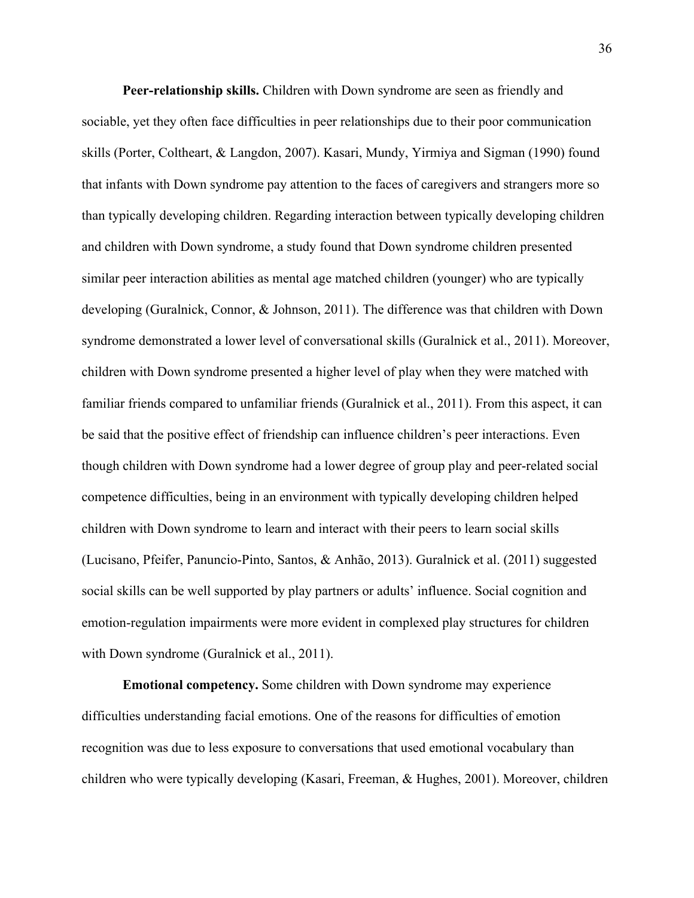**Peer-relationship skills.** Children with Down syndrome are seen as friendly and sociable, yet they often face difficulties in peer relationships due to their poor communication skills (Porter, Coltheart, & Langdon, 2007). Kasari, Mundy, Yirmiya and Sigman (1990) found that infants with Down syndrome pay attention to the faces of caregivers and strangers more so than typically developing children. Regarding interaction between typically developing children and children with Down syndrome, a study found that Down syndrome children presented similar peer interaction abilities as mental age matched children (younger) who are typically developing (Guralnick, Connor, & Johnson, 2011). The difference was that children with Down syndrome demonstrated a lower level of conversational skills (Guralnick et al., 2011). Moreover, children with Down syndrome presented a higher level of play when they were matched with familiar friends compared to unfamiliar friends (Guralnick et al., 2011). From this aspect, it can be said that the positive effect of friendship can influence children's peer interactions. Even though children with Down syndrome had a lower degree of group play and peer-related social competence difficulties, being in an environment with typically developing children helped children with Down syndrome to learn and interact with their peers to learn social skills (Lucisano, Pfeifer, Panuncio-Pinto, Santos, & Anhão, 2013). Guralnick et al. (2011) suggested social skills can be well supported by play partners or adults' influence. Social cognition and emotion-regulation impairments were more evident in complexed play structures for children with Down syndrome (Guralnick et al., 2011).

**Emotional competency.** Some children with Down syndrome may experience difficulties understanding facial emotions. One of the reasons for difficulties of emotion recognition was due to less exposure to conversations that used emotional vocabulary than children who were typically developing (Kasari, Freeman, & Hughes, 2001). Moreover, children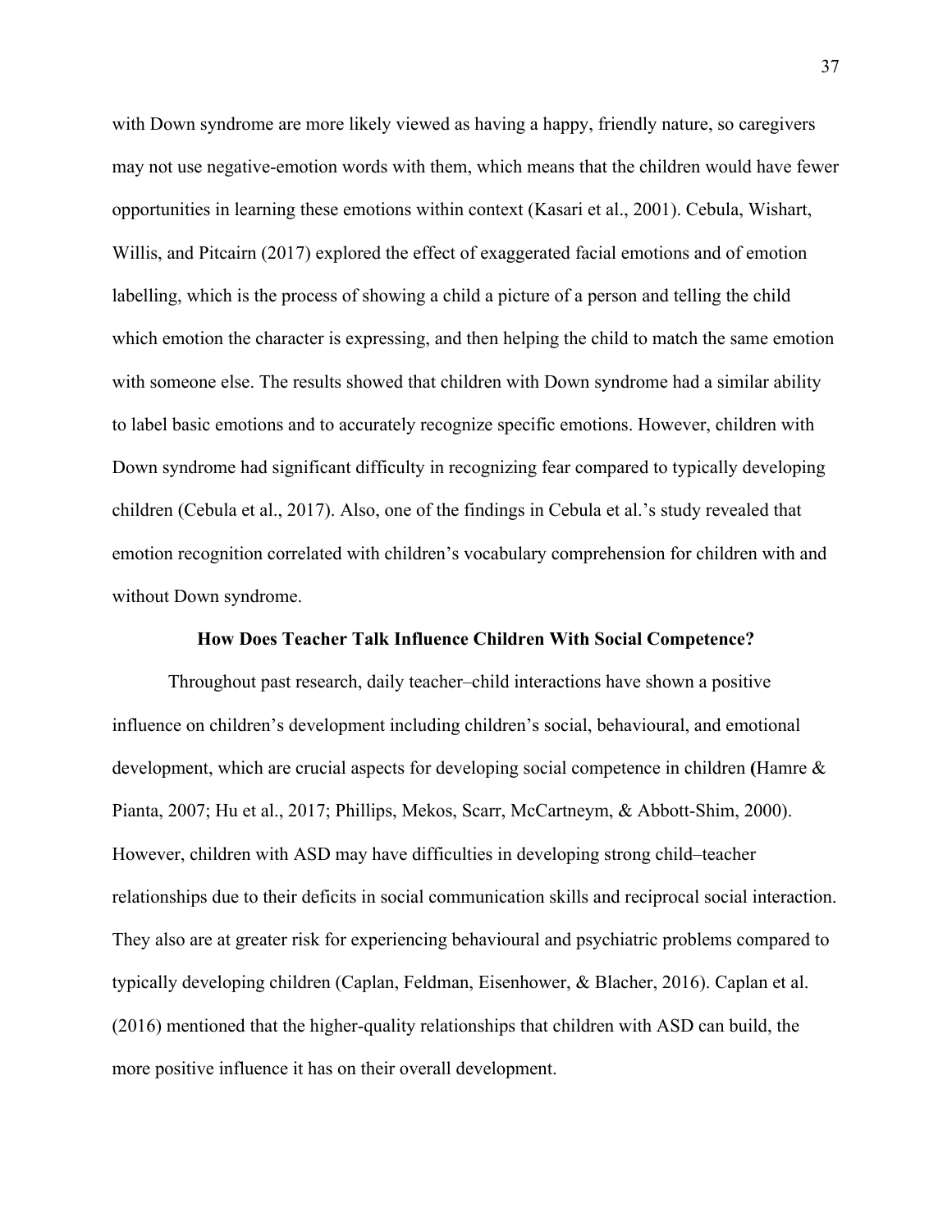with Down syndrome are more likely viewed as having a happy, friendly nature, so caregivers may not use negative-emotion words with them, which means that the children would have fewer opportunities in learning these emotions within context (Kasari et al., 2001). Cebula, Wishart, Willis, and Pitcairn (2017) explored the effect of exaggerated facial emotions and of emotion labelling, which is the process of showing a child a picture of a person and telling the child which emotion the character is expressing, and then helping the child to match the same emotion with someone else. The results showed that children with Down syndrome had a similar ability to label basic emotions and to accurately recognize specific emotions. However, children with Down syndrome had significant difficulty in recognizing fear compared to typically developing children (Cebula et al., 2017). Also, one of the findings in Cebula et al.'s study revealed that emotion recognition correlated with children's vocabulary comprehension for children with and without Down syndrome.

## How Does Teacher Talk Influence Children With Social Competence?

Throughout past research, daily teacher–child interactions have shown a positive influence on children's development including children's social, behavioural, and emotional development, which are crucial aspects for developing social competence in children (Hamre & Pianta, 2007; Hu et al., 2017; Phillips, Mekos, Scarr, McCartneym, & Abbott-Shim, 2000). However, children with ASD may have difficulties in developing strong child–teacher relationships due to their deficits in social communication skills and reciprocal social interaction. They also are at greater risk for experiencing behavioural and psychiatric problems compared to typically developing children (Caplan, Feldman, Eisenhower, & Blacher, 2016). Caplan et al. (2016) mentioned that the higher-quality relationships that children with ASD can build, the more positive influence it has on their overall development.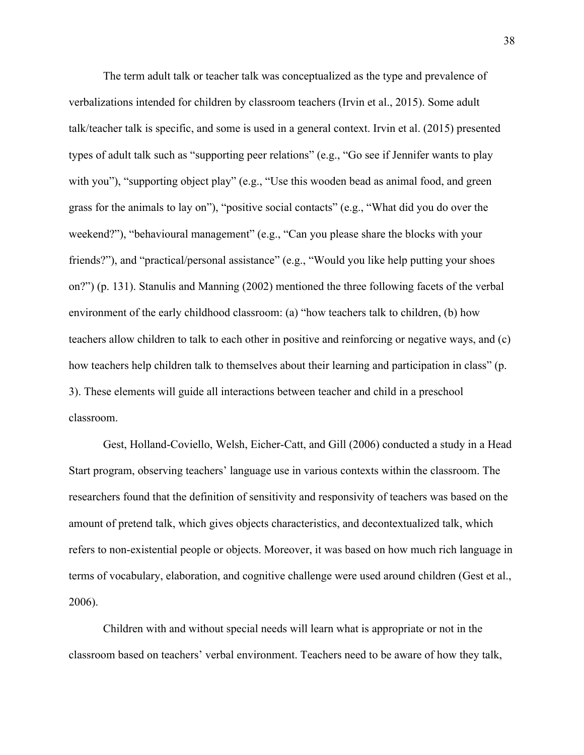The term adult talk or teacher talk was conceptualized as the type and prevalence of verbalizations intended for children by classroom teachers (Irvin et al., 2015). Some adult talk/teacher talk is specific, and some is used in a general context. Irvin et al. (2015) presented types of adult talk such as “supporting peer relations” (e.g., “Go see if Jennifer wants to play with you”), “supporting object play” (e.g., “Use this wooden bead as animal food, and green grass for the animals to lay on”), “positive social contacts” (e.g., “What did you do over the weekend?”), “behavioural management” (e.g., “Can you please share the blocks with your friends?”), and “practical/personal assistance” (e.g., “Would you like help putting your shoes on?”) (p. 131). Stanulis and Manning (2002) mentioned the three following facets of the verbal environment of the early childhood classroom: (a) “how teachers talk to children, (b) how teachers allow children to talk to each other in positive and reinforcing or negative ways, and (c) how teachers help children talk to themselves about their learning and participation in class” (p. 3). These elements will guide all interactions between teacher and child in a preschool classroom.

Gest, Holland-Coviello, Welsh, Eicher-Catt, and Gill (2006) conducted a study in a Head Start program, observing teachers’ language use in various contexts within the classroom. The researchers found that the definition of sensitivity and responsivity of teachers was based on the amount of pretend talk, which gives objects characteristics, and decontextualized talk, which refers to non-existential people or objects. Moreover, it was based on how much rich language in terms of vocabulary, elaboration, and cognitive challenge were used around children (Gest et al., 2006).

Children with and without special needs will learn what is appropriate or not in the classroom based on teachers’ verbal environment. Teachers need to be aware of how they talk,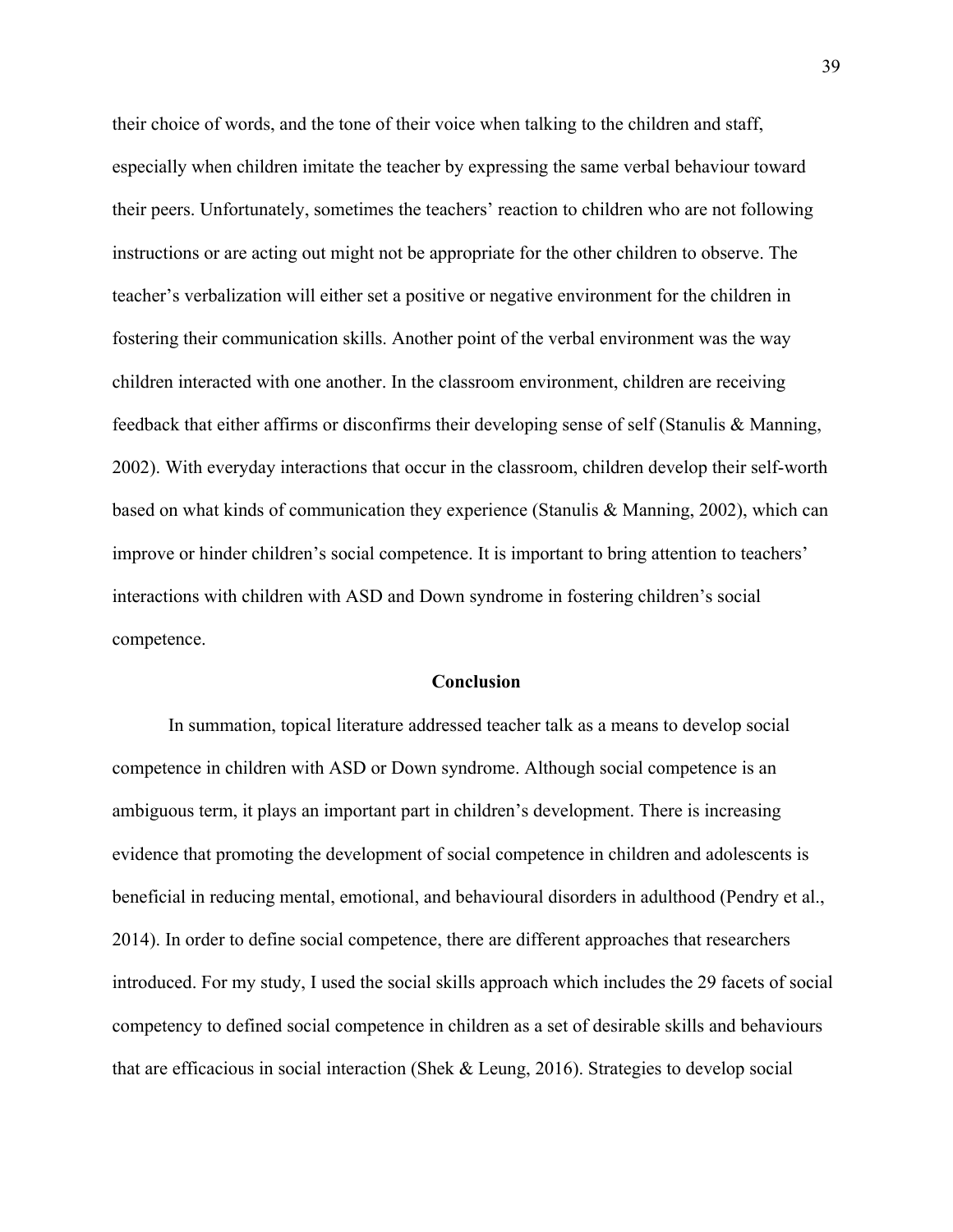their choice of words, and the tone of their voice when talking to the children and staff, especially when children imitate the teacher by expressing the same verbal behaviour toward their peers. Unfortunately, sometimes the teachers' reaction to children who are not following instructions or are acting out might not be appropriate for the other children to observe. The teacher's verbalization will either set a positive or negative environment for the children in fostering their communication skills. Another point of the verbal environment was the way children interacted with one another. In the classroom environment, children are receiving feedback that either affirms or disconfirms their developing sense of self (Stanulis & Manning, 2002). With everyday interactions that occur in the classroom, children develop their self-worth based on what kinds of communication they experience (Stanulis & Manning, 2002), which can improve or hinder children's social competence. It is important to bring attention to teachers' interactions with children with ASD and Down syndrome in fostering children's social competence.

## Conclusion

In summation, topical literature addressed teacher talk as a means to develop social competence in children with ASD or Down syndrome. Although social competence is an ambiguous term, it plays an important part in children's development. There is increasing evidence that promoting the development of social competence in children and adolescents is beneficial in reducing mental, emotional, and behavioural disorders in adulthood (Pendry et al., 2014). In order to define social competence, there are different approaches that researchers introduced. For my study, I used the social skills approach which includes the 29 facets of social competency to defined social competence in children as a set of desirable skills and behaviours that are efficacious in social interaction (Shek & Leung, 2016). Strategies to develop social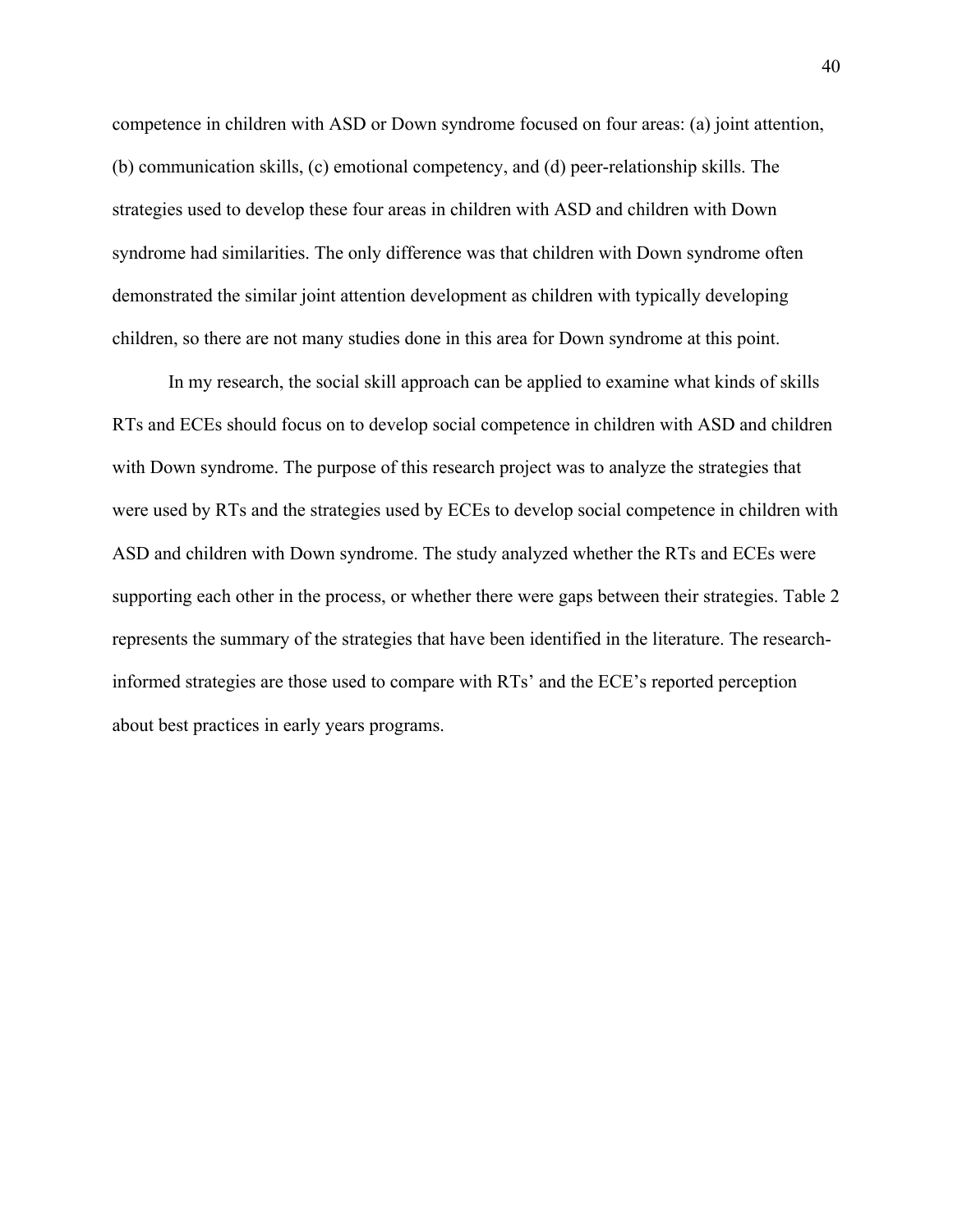competence in children with ASD or Down syndrome focused on four areas: (a) joint attention, (b) communication skills, (c) emotional competency, and (d) peer-relationship skills. The strategies used to develop these four areas in children with ASD and children with Down syndrome had similarities. The only difference was that children with Down syndrome often demonstrated the similar joint attention development as children with typically developing children, so there are not many studies done in this area for Down syndrome at this point.

In my research, the social skill approach can be applied to examine what kinds of skills RTs and ECEs should focus on to develop social competence in children with ASD and children with Down syndrome. The purpose of this research project was to analyze the strategies that were used by RTs and the strategies used by ECEs to develop social competence in children with ASD and children with Down syndrome. The study analyzed whether the RTs and ECEs were supporting each other in the process, or whether there were gaps between their strategies. Table 2 represents the summary of the strategies that have been identified in the literature. The research-informed strategies are those used to compare with RTs' and the ECE's reported perception about best practices in early years programs.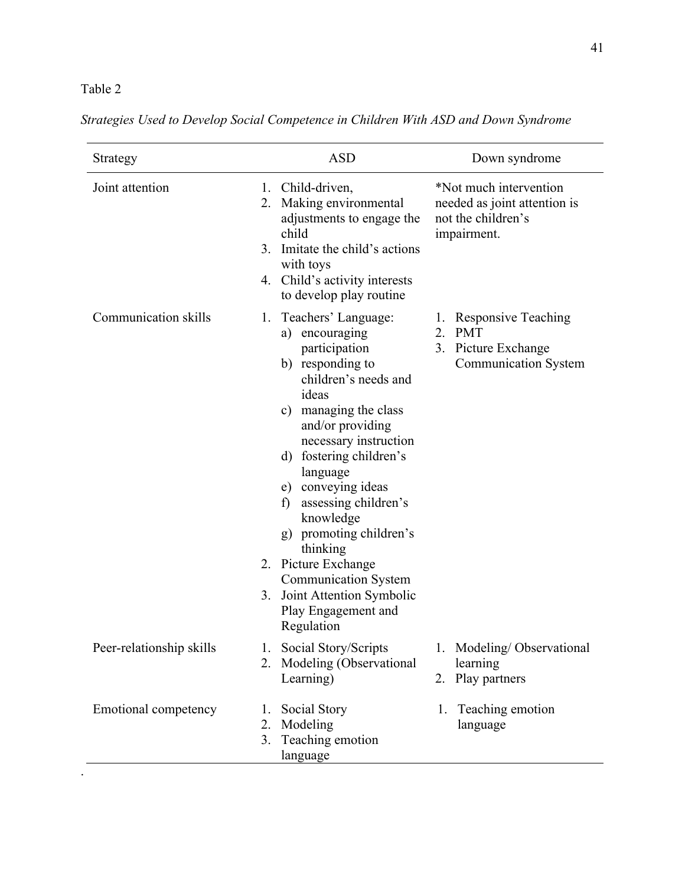Table 2

*Strategies Used to Develop Social Competence in Children With ASD and Down Syndrome*

| Strategy | ASD | Down syndrome |
|---|---|---|
| Joint attention | 1. Child-driven, 2. Making environmental adjustments to engage the child 3. Imitate the child's actions with toys 4. Child's activity interests to develop play routine | *Not much intervention needed as joint attention is not the children's impairment. |
| Communication skills | 1. Teachers' Language: a) encouraging participation b) responding to children's needs and ideas c) managing the class and/or providing necessary instruction d) fostering children's language e) conveying ideas f) assessing children's knowledge g) promoting children's thinking 2. Picture Exchange Communication System 3. Joint Attention Symbolic Play Engagement and Regulation | 1. Responsive Teaching 2. PMT 3. Picture Exchange Communication System |
| Peer-relationship skills | 1. Social Story/Scripts 2. Modeling (Observational Learning) | 1. Modeling/ Observational learning 2. Play partners |
| Emotional competency | 1. Social Story 2. Modeling 3. Teaching emotion language | 1. Teaching emotion language |

.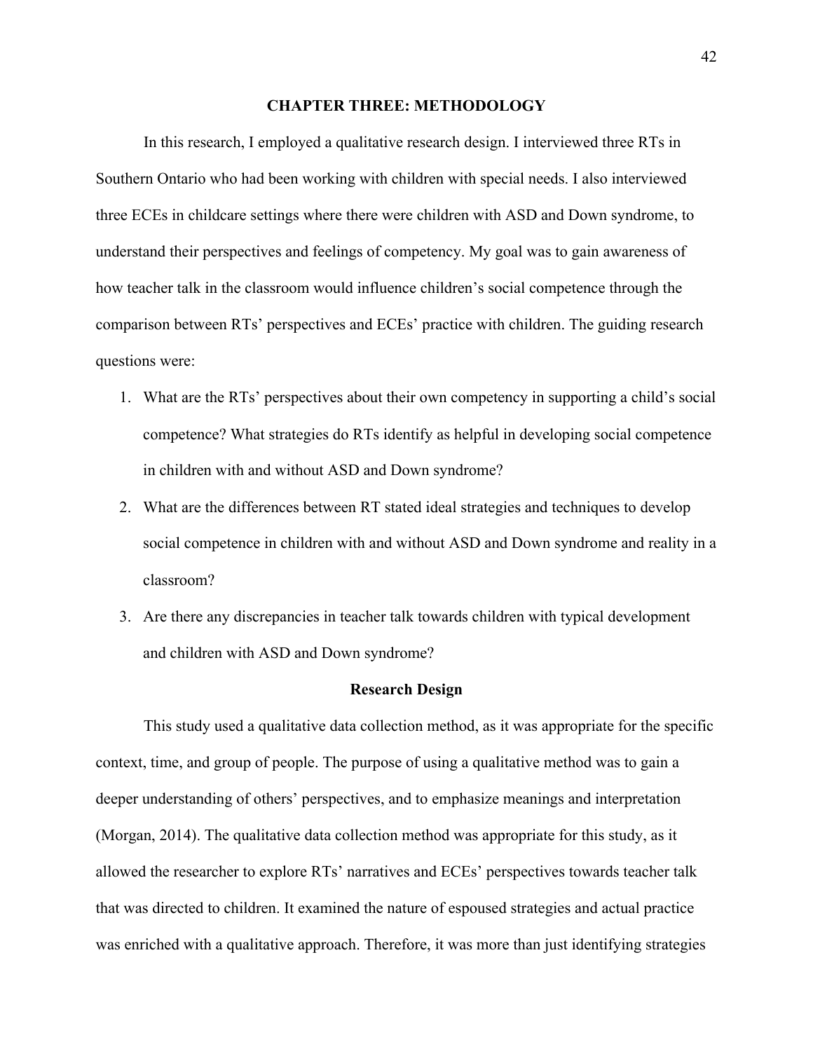# CHAPTER THREE: METHODOLOGY

In this research, I employed a qualitative research design. I interviewed three RTs in Southern Ontario who had been working with children with special needs. I also interviewed three ECEs in childcare settings where there were children with ASD and Down syndrome, to understand their perspectives and feelings of competency. My goal was to gain awareness of how teacher talk in the classroom would influence children's social competence through the comparison between RTs' perspectives and ECEs' practice with children. The guiding research questions were:

1. What are the RTs' perspectives about their own competency in supporting a child's social competence? What strategies do RTs identify as helpful in developing social competence in children with and without ASD and Down syndrome?
2. What are the differences between RT stated ideal strategies and techniques to develop social competence in children with and without ASD and Down syndrome and reality in a classroom?
3. Are there any discrepancies in teacher talk towards children with typical development and children with ASD and Down syndrome?

## Research Design

This study used a qualitative data collection method, as it was appropriate for the specific context, time, and group of people. The purpose of using a qualitative method was to gain a deeper understanding of others' perspectives, and to emphasize meanings and interpretation (Morgan, 2014). The qualitative data collection method was appropriate for this study, as it allowed the researcher to explore RTs' narratives and ECEs' perspectives towards teacher talk that was directed to children. It examined the nature of espoused strategies and actual practice was enriched with a qualitative approach. Therefore, it was more than just identifying strategies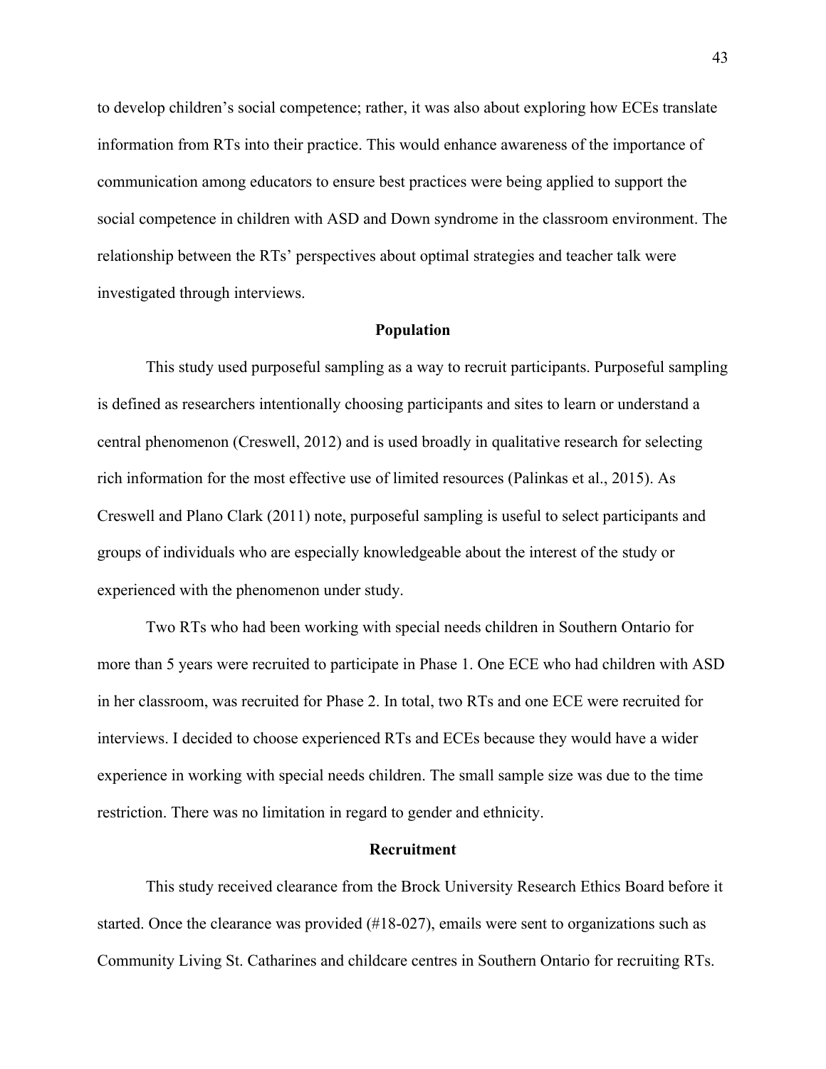to develop children's social competence; rather, it was also about exploring how ECEs translate information from RTs into their practice. This would enhance awareness of the importance of communication among educators to ensure best practices were being applied to support the social competence in children with ASD and Down syndrome in the classroom environment. The relationship between the RTs' perspectives about optimal strategies and teacher talk were investigated through interviews.

## Population

This study used purposeful sampling as a way to recruit participants. Purposeful sampling is defined as researchers intentionally choosing participants and sites to learn or understand a central phenomenon (Creswell, 2012) and is used broadly in qualitative research for selecting rich information for the most effective use of limited resources (Palinkas et al., 2015). As Creswell and Plano Clark (2011) note, purposeful sampling is useful to select participants and groups of individuals who are especially knowledgeable about the interest of the study or experienced with the phenomenon under study.

Two RTs who had been working with special needs children in Southern Ontario for more than 5 years were recruited to participate in Phase 1. One ECE who had children with ASD in her classroom, was recruited for Phase 2. In total, two RTs and one ECE were recruited for interviews. I decided to choose experienced RTs and ECEs because they would have a wider experience in working with special needs children. The small sample size was due to the time restriction. There was no limitation in regard to gender and ethnicity.

## Recruitment

This study received clearance from the Brock University Research Ethics Board before it started. Once the clearance was provided (#18-027), emails were sent to organizations such as Community Living St. Catharines and childcare centres in Southern Ontario for recruiting RTs.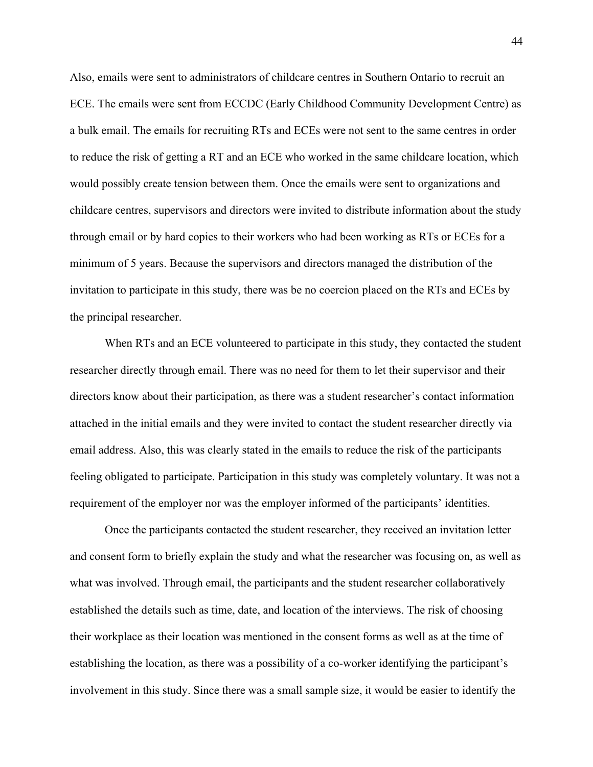Also, emails were sent to administrators of childcare centres in Southern Ontario to recruit an ECE. The emails were sent from ECCDC (Early Childhood Community Development Centre) as a bulk email. The emails for recruiting RTs and ECEs were not sent to the same centres in order to reduce the risk of getting a RT and an ECE who worked in the same childcare location, which would possibly create tension between them. Once the emails were sent to organizations and childcare centres, supervisors and directors were invited to distribute information about the study through email or by hard copies to their workers who had been working as RTs or ECEs for a minimum of 5 years. Because the supervisors and directors managed the distribution of the invitation to participate in this study, there was be no coercion placed on the RTs and ECEs by the principal researcher.

When RTs and an ECE volunteered to participate in this study, they contacted the student researcher directly through email. There was no need for them to let their supervisor and their directors know about their participation, as there was a student researcher's contact information attached in the initial emails and they were invited to contact the student researcher directly via email address. Also, this was clearly stated in the emails to reduce the risk of the participants feeling obligated to participate. Participation in this study was completely voluntary. It was not a requirement of the employer nor was the employer informed of the participants' identities.

Once the participants contacted the student researcher, they received an invitation letter and consent form to briefly explain the study and what the researcher was focusing on, as well as what was involved. Through email, the participants and the student researcher collaboratively established the details such as time, date, and location of the interviews. The risk of choosing their workplace as their location was mentioned in the consent forms as well as at the time of establishing the location, as there was a possibility of a co-worker identifying the participant's involvement in this study. Since there was a small sample size, it would be easier to identify the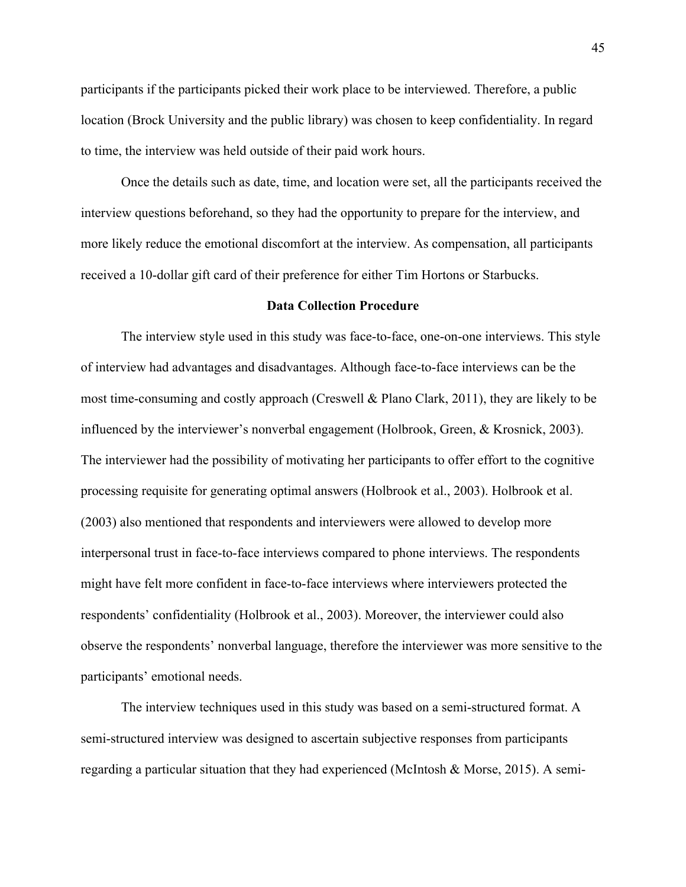participants if the participants picked their work place to be interviewed. Therefore, a public location (Brock University and the public library) was chosen to keep confidentiality. In regard to time, the interview was held outside of their paid work hours.

Once the details such as date, time, and location were set, all the participants received the interview questions beforehand, so they had the opportunity to prepare for the interview, and more likely reduce the emotional discomfort at the interview. As compensation, all participants received a 10-dollar gift card of their preference for either Tim Hortons or Starbucks.

## Data Collection Procedure

The interview style used in this study was face-to-face, one-on-one interviews. This style of interview had advantages and disadvantages. Although face-to-face interviews can be the most time-consuming and costly approach (Creswell & Plano Clark, 2011), they are likely to be influenced by the interviewer's nonverbal engagement (Holbrook, Green, & Krosnick, 2003). The interviewer had the possibility of motivating her participants to offer effort to the cognitive processing requisite for generating optimal answers (Holbrook et al., 2003). Holbrook et al. (2003) also mentioned that respondents and interviewers were allowed to develop more interpersonal trust in face-to-face interviews compared to phone interviews. The respondents might have felt more confident in face-to-face interviews where interviewers protected the respondents' confidentiality (Holbrook et al., 2003). Moreover, the interviewer could also observe the respondents' nonverbal language, therefore the interviewer was more sensitive to the participants' emotional needs.

The interview techniques used in this study was based on a semi-structured format. A semi-structured interview was designed to ascertain subjective responses from participants regarding a particular situation that they had experienced (McIntosh & Morse, 2015). A semi-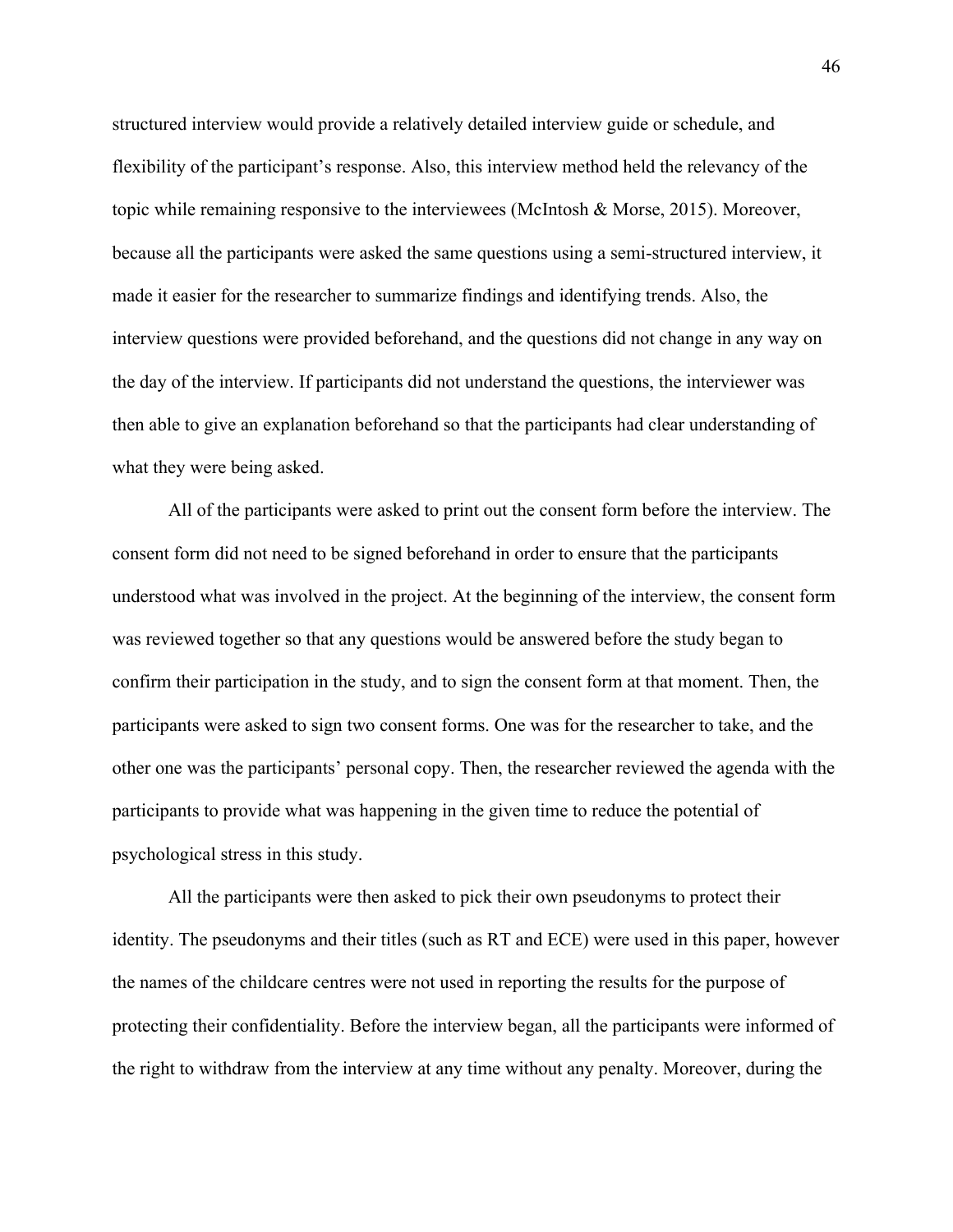structured interview would provide a relatively detailed interview guide or schedule, and flexibility of the participant's response. Also, this interview method held the relevancy of the topic while remaining responsive to the interviewees (McIntosh & Morse, 2015). Moreover, because all the participants were asked the same questions using a semi-structured interview, it made it easier for the researcher to summarize findings and identifying trends. Also, the interview questions were provided beforehand, and the questions did not change in any way on the day of the interview. If participants did not understand the questions, the interviewer was then able to give an explanation beforehand so that the participants had clear understanding of what they were being asked.

All of the participants were asked to print out the consent form before the interview. The consent form did not need to be signed beforehand in order to ensure that the participants understood what was involved in the project. At the beginning of the interview, the consent form was reviewed together so that any questions would be answered before the study began to confirm their participation in the study, and to sign the consent form at that moment. Then, the participants were asked to sign two consent forms. One was for the researcher to take, and the other one was the participants' personal copy. Then, the researcher reviewed the agenda with the participants to provide what was happening in the given time to reduce the potential of psychological stress in this study.

All the participants were then asked to pick their own pseudonyms to protect their identity. The pseudonyms and their titles (such as RT and ECE) were used in this paper, however the names of the childcare centres were not used in reporting the results for the purpose of protecting their confidentiality. Before the interview began, all the participants were informed of the right to withdraw from the interview at any time without any penalty. Moreover, during the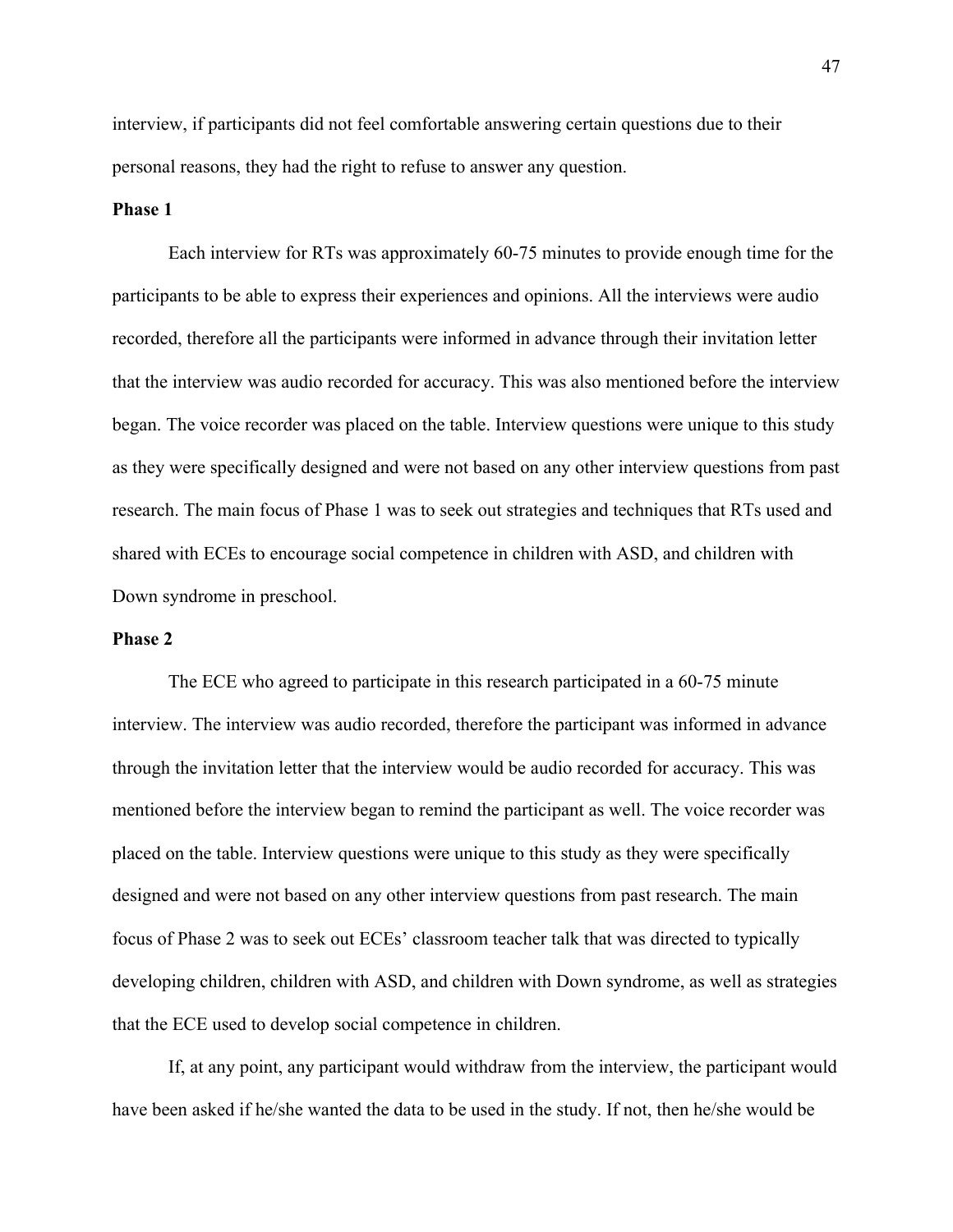interview, if participants did not feel comfortable answering certain questions due to their personal reasons, they had the right to refuse to answer any question.

**Phase 1**

Each interview for RTs was approximately 60-75 minutes to provide enough time for the participants to be able to express their experiences and opinions. All the interviews were audio recorded, therefore all the participants were informed in advance through their invitation letter that the interview was audio recorded for accuracy. This was also mentioned before the interview began. The voice recorder was placed on the table. Interview questions were unique to this study as they were specifically designed and were not based on any other interview questions from past research. The main focus of Phase 1 was to seek out strategies and techniques that RTs used and shared with ECEs to encourage social competence in children with ASD, and children with Down syndrome in preschool.

**Phase 2**

The ECE who agreed to participate in this research participated in a 60-75 minute interview. The interview was audio recorded, therefore the participant was informed in advance through the invitation letter that the interview would be audio recorded for accuracy. This was mentioned before the interview began to remind the participant as well. The voice recorder was placed on the table. Interview questions were unique to this study as they were specifically designed and were not based on any other interview questions from past research. The main focus of Phase 2 was to seek out ECEs' classroom teacher talk that was directed to typically developing children, children with ASD, and children with Down syndrome, as well as strategies that the ECE used to develop social competence in children.

If, at any point, any participant would withdraw from the interview, the participant would have been asked if he/she wanted the data to be used in the study. If not, then he/she would be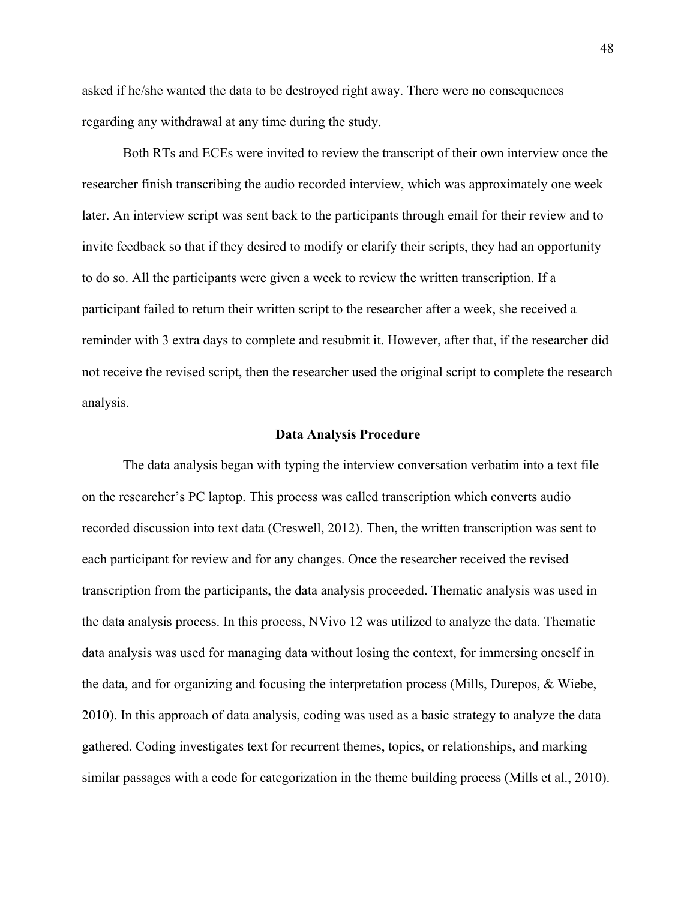asked if he/she wanted the data to be destroyed right away. There were no consequences regarding any withdrawal at any time during the study.

Both RTs and ECEs were invited to review the transcript of their own interview once the researcher finish transcribing the audio recorded interview, which was approximately one week later. An interview script was sent back to the participants through email for their review and to invite feedback so that if they desired to modify or clarify their scripts, they had an opportunity to do so. All the participants were given a week to review the written transcription. If a participant failed to return their written script to the researcher after a week, she received a reminder with 3 extra days to complete and resubmit it. However, after that, if the researcher did not receive the revised script, then the researcher used the original script to complete the research analysis.

## Data Analysis Procedure

The data analysis began with typing the interview conversation verbatim into a text file on the researcher's PC laptop. This process was called transcription which converts audio recorded discussion into text data (Creswell, 2012). Then, the written transcription was sent to each participant for review and for any changes. Once the researcher received the revised transcription from the participants, the data analysis proceeded. Thematic analysis was used in the data analysis process. In this process, NVivo 12 was utilized to analyze the data. Thematic data analysis was used for managing data without losing the context, for immersing oneself in the data, and for organizing and focusing the interpretation process (Mills, Durepos, & Wiebe, 2010). In this approach of data analysis, coding was used as a basic strategy to analyze the data gathered. Coding investigates text for recurrent themes, topics, or relationships, and marking similar passages with a code for categorization in the theme building process (Mills et al., 2010).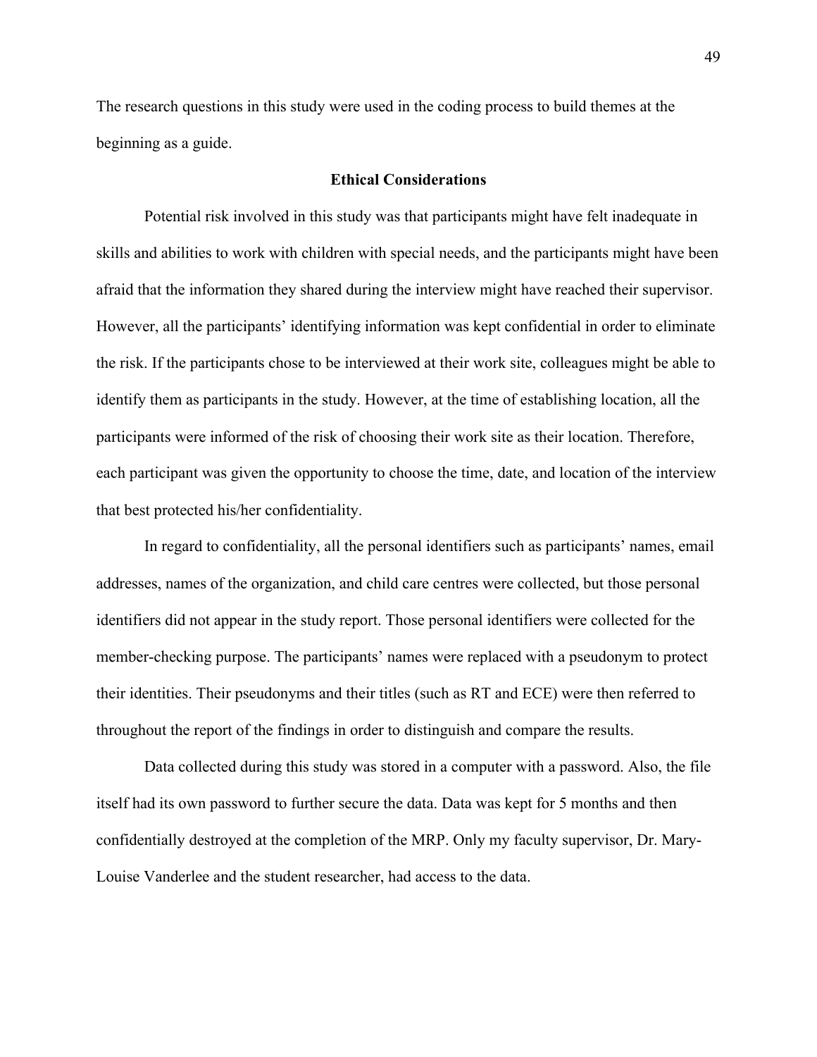The research questions in this study were used in the coding process to build themes at the beginning as a guide.

## Ethical Considerations

Potential risk involved in this study was that participants might have felt inadequate in skills and abilities to work with children with special needs, and the participants might have been afraid that the information they shared during the interview might have reached their supervisor. However, all the participants' identifying information was kept confidential in order to eliminate the risk. If the participants chose to be interviewed at their work site, colleagues might be able to identify them as participants in the study. However, at the time of establishing location, all the participants were informed of the risk of choosing their work site as their location. Therefore, each participant was given the opportunity to choose the time, date, and location of the interview that best protected his/her confidentiality.

In regard to confidentiality, all the personal identifiers such as participants' names, email addresses, names of the organization, and child care centres were collected, but those personal identifiers did not appear in the study report. Those personal identifiers were collected for the member-checking purpose. The participants' names were replaced with a pseudonym to protect their identities. Their pseudonyms and their titles (such as RT and ECE) were then referred to throughout the report of the findings in order to distinguish and compare the results.

Data collected during this study was stored in a computer with a password. Also, the file itself had its own password to further secure the data. Data was kept for 5 months and then confidentially destroyed at the completion of the MRP. Only my faculty supervisor, Dr. Mary-Louise Vanderlee and the student researcher, had access to the data.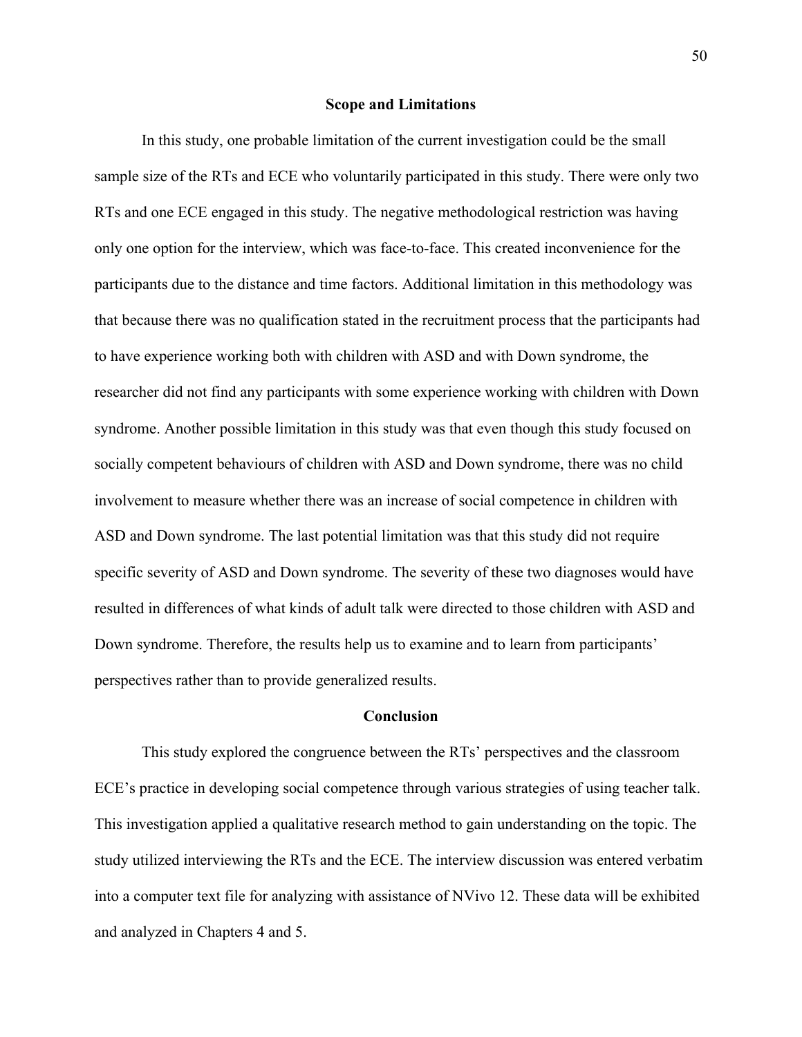## Scope and Limitations

In this study, one probable limitation of the current investigation could be the small sample size of the RTs and ECE who voluntarily participated in this study. There were only two RTs and one ECE engaged in this study. The negative methodological restriction was having only one option for the interview, which was face-to-face. This created inconvenience for the participants due to the distance and time factors. Additional limitation in this methodology was that because there was no qualification stated in the recruitment process that the participants had to have experience working both with children with ASD and with Down syndrome, the researcher did not find any participants with some experience working with children with Down syndrome. Another possible limitation in this study was that even though this study focused on socially competent behaviours of children with ASD and Down syndrome, there was no child involvement to measure whether there was an increase of social competence in children with ASD and Down syndrome. The last potential limitation was that this study did not require specific severity of ASD and Down syndrome. The severity of these two diagnoses would have resulted in differences of what kinds of adult talk were directed to those children with ASD and Down syndrome. Therefore, the results help us to examine and to learn from participants' perspectives rather than to provide generalized results.

## Conclusion

This study explored the congruence between the RTs' perspectives and the classroom ECE's practice in developing social competence through various strategies of using teacher talk. This investigation applied a qualitative research method to gain understanding on the topic. The study utilized interviewing the RTs and the ECE. The interview discussion was entered verbatim into a computer text file for analyzing with assistance of NVivo 12. These data will be exhibited and analyzed in Chapters 4 and 5.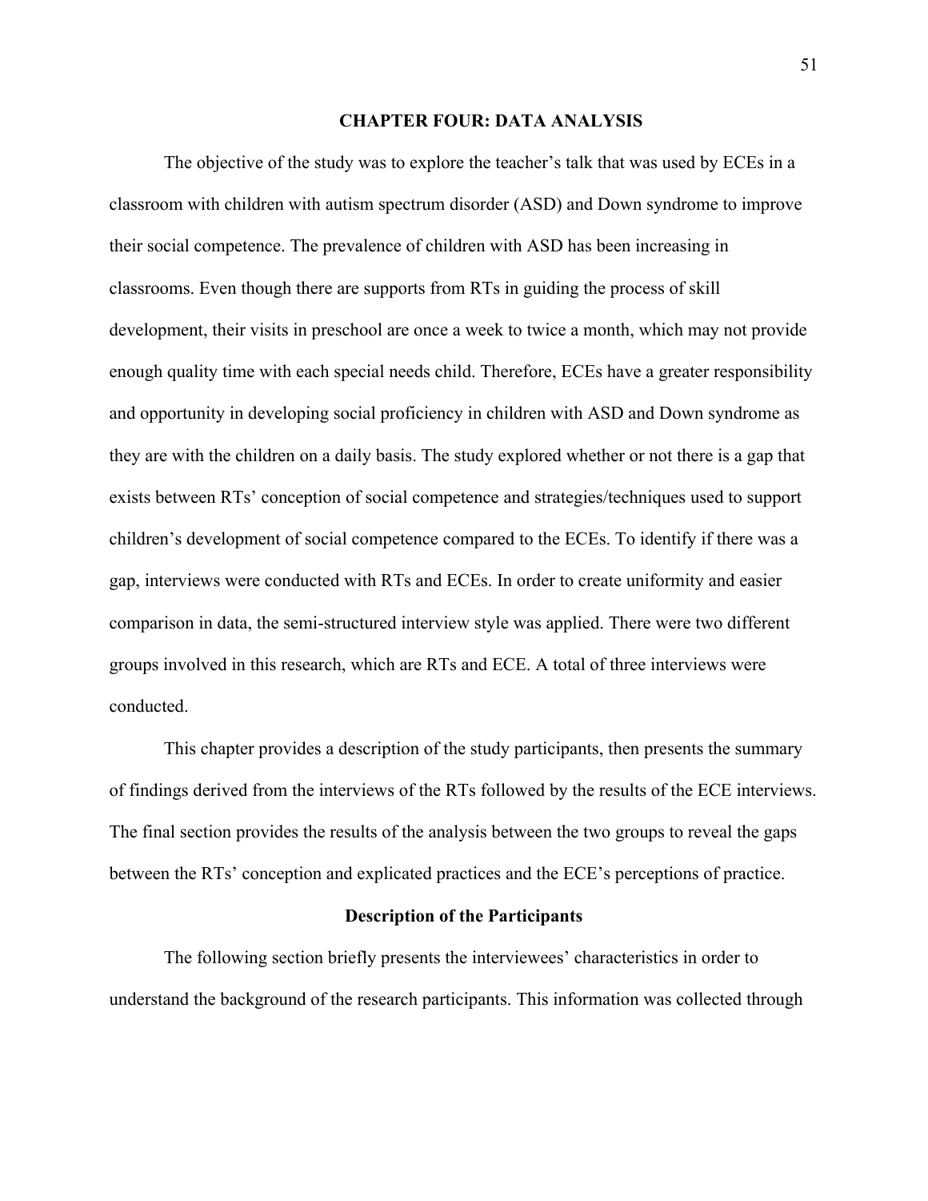# CHAPTER FOUR: DATA ANALYSIS

The objective of the study was to explore the teacher's talk that was used by ECEs in a classroom with children with autism spectrum disorder (ASD) and Down syndrome to improve their social competence. The prevalence of children with ASD has been increasing in classrooms. Even though there are supports from RTs in guiding the process of skill development, their visits in preschool are once a week to twice a month, which may not provide enough quality time with each special needs child. Therefore, ECEs have a greater responsibility and opportunity in developing social proficiency in children with ASD and Down syndrome as they are with the children on a daily basis. The study explored whether or not there is a gap that exists between RTs' conception of social competence and strategies/techniques used to support children's development of social competence compared to the ECEs. To identify if there was a gap, interviews were conducted with RTs and ECEs. In order to create uniformity and easier comparison in data, the semi-structured interview style was applied. There were two different groups involved in this research, which are RTs and ECE. A total of three interviews were conducted.

This chapter provides a description of the study participants, then presents the summary of findings derived from the interviews of the RTs followed by the results of the ECE interviews. The final section provides the results of the analysis between the two groups to reveal the gaps between the RTs' conception and explicated practices and the ECE's perceptions of practice.

## Description of the Participants

The following section briefly presents the interviewees' characteristics in order to understand the background of the research participants. This information was collected through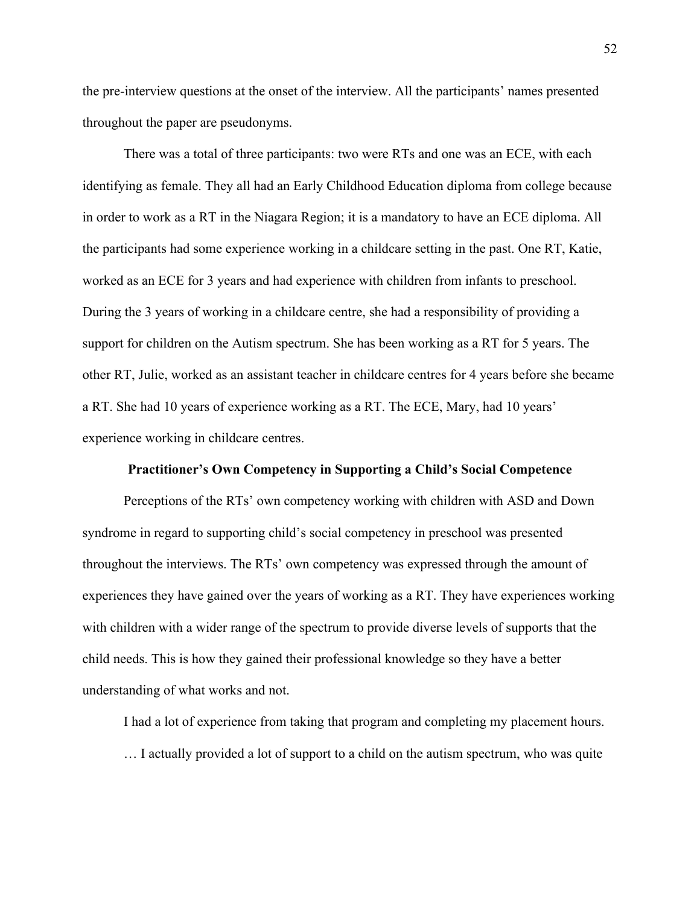the pre-interview questions at the onset of the interview. All the participants' names presented throughout the paper are pseudonyms.

There was a total of three participants: two were RTs and one was an ECE, with each identifying as female. They all had an Early Childhood Education diploma from college because in order to work as a RT in the Niagara Region; it is a mandatory to have an ECE diploma. All the participants had some experience working in a childcare setting in the past. One RT, Katie, worked as an ECE for 3 years and had experience with children from infants to preschool. During the 3 years of working in a childcare centre, she had a responsibility of providing a support for children on the Autism spectrum. She has been working as a RT for 5 years. The other RT, Julie, worked as an assistant teacher in childcare centres for 4 years before she became a RT. She had 10 years of experience working as a RT. The ECE, Mary, had 10 years' experience working in childcare centres.

## Practitioner's Own Competency in Supporting a Child's Social Competence

Perceptions of the RTs' own competency working with children with ASD and Down syndrome in regard to supporting child's social competency in preschool was presented throughout the interviews. The RTs' own competency was expressed through the amount of experiences they have gained over the years of working as a RT. They have experiences working with children with a wider range of the spectrum to provide diverse levels of supports that the child needs. This is how they gained their professional knowledge so they have a better understanding of what works and not.

> I had a lot of experience from taking that program and completing my placement hours. … I actually provided a lot of support to a child on the autism spectrum, who was quite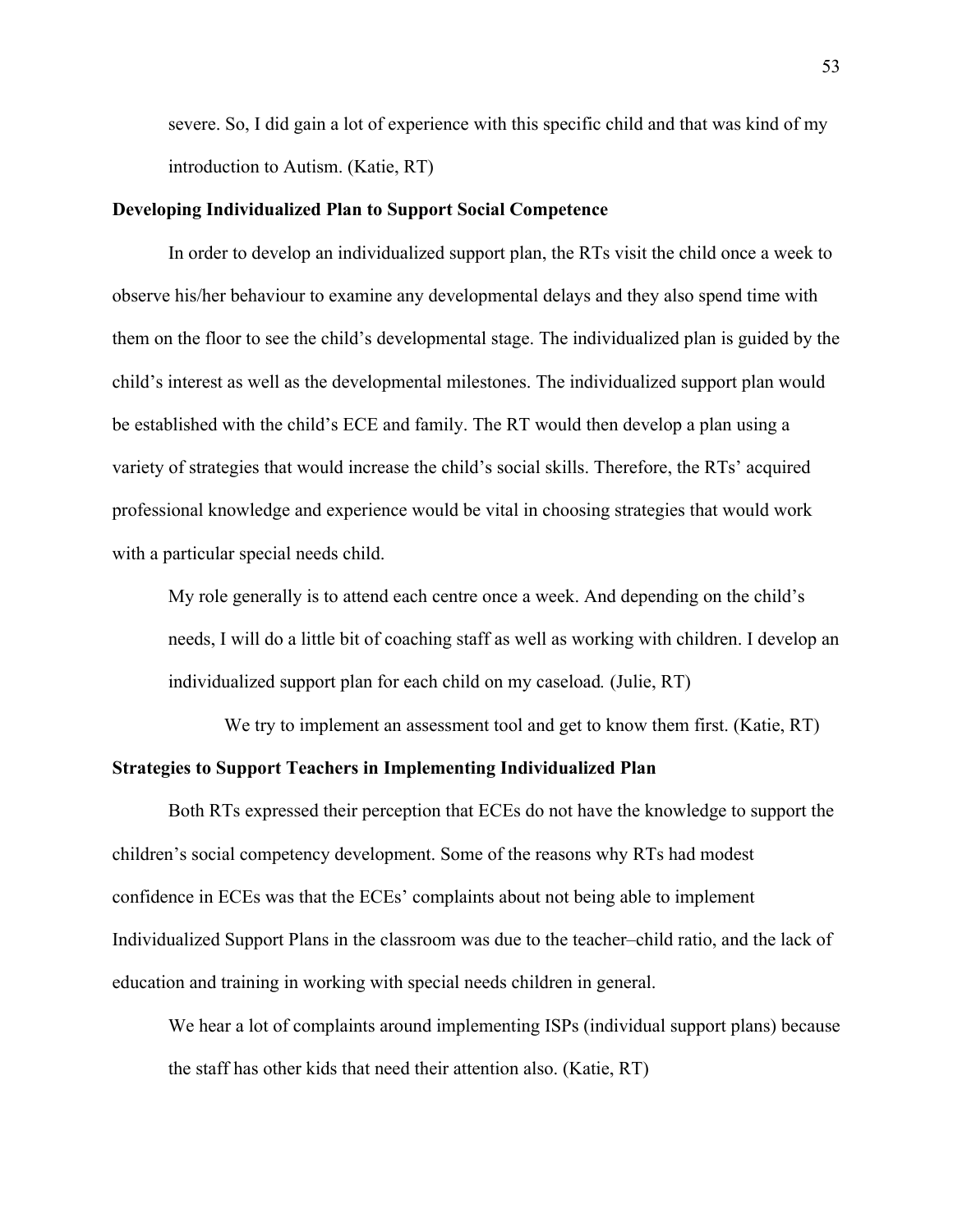severe. So, I did gain a lot of experience with this specific child and that was kind of my introduction to Autism. (Katie, RT)

**Developing Individualized Plan to Support Social Competence**

In order to develop an individualized support plan, the RTs visit the child once a week to observe his/her behaviour to examine any developmental delays and they also spend time with them on the floor to see the child's developmental stage. The individualized plan is guided by the child's interest as well as the developmental milestones. The individualized support plan would be established with the child's ECE and family. The RT would then develop a plan using a variety of strategies that would increase the child's social skills. Therefore, the RTs' acquired professional knowledge and experience would be vital in choosing strategies that would work with a particular special needs child.

> My role generally is to attend each centre once a week. And depending on the child's needs, I will do a little bit of coaching staff as well as working with children. I develop an individualized support plan for each child on my caseload. (Julie, RT)
>
> We try to implement an assessment tool and get to know them first. (Katie, RT)

**Strategies to Support Teachers in Implementing Individualized Plan**

Both RTs expressed their perception that ECEs do not have the knowledge to support the children's social competency development. Some of the reasons why RTs had modest confidence in ECEs was that the ECEs' complaints about not being able to implement Individualized Support Plans in the classroom was due to the teacher–child ratio, and the lack of education and training in working with special needs children in general.

> We hear a lot of complaints around implementing ISPs (individual support plans) because the staff has other kids that need their attention also. (Katie, RT)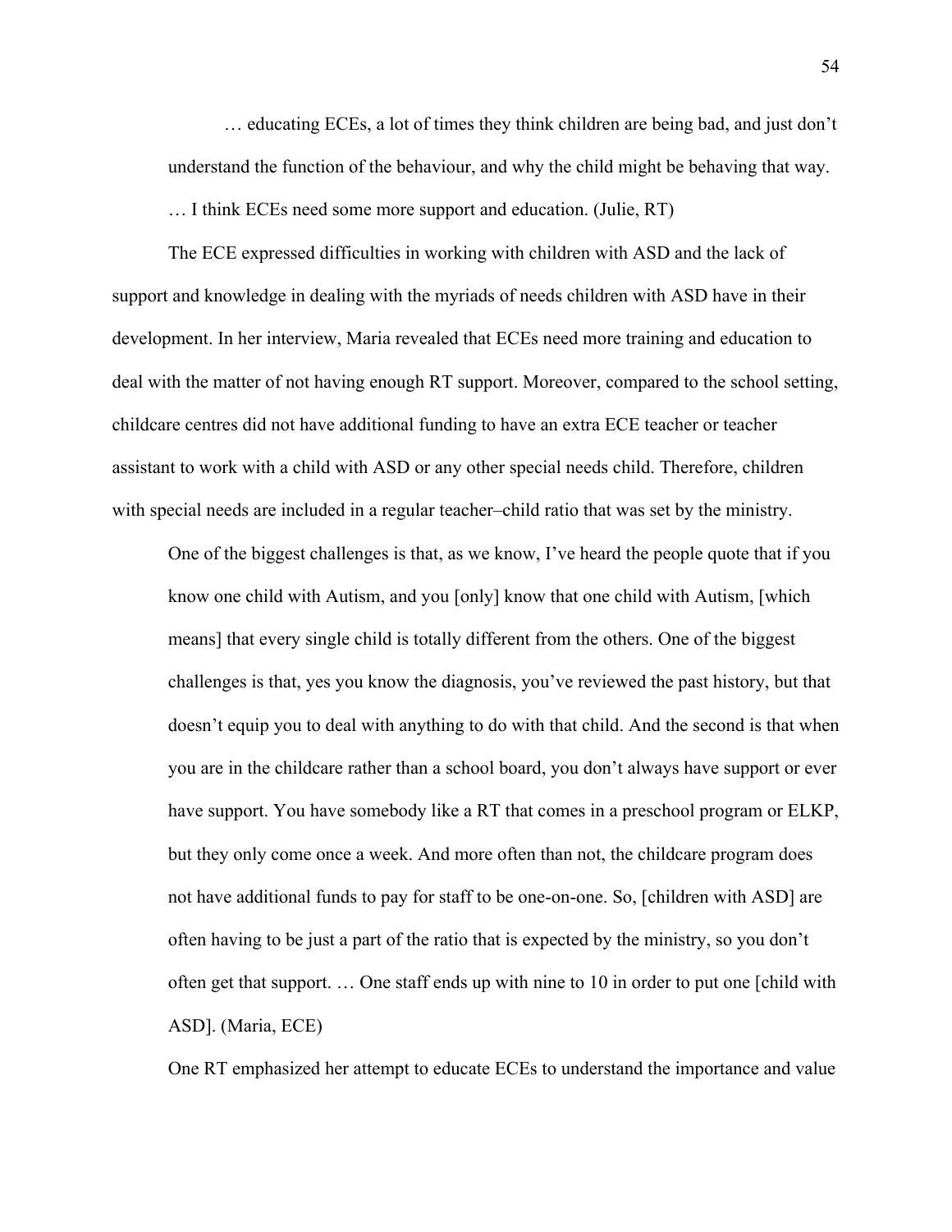> … educating ECEs, a lot of times they think children are being bad, and just don't understand the function of the behaviour, and why the child might be behaving that way. … I think ECEs need some more support and education. (Julie, RT)

The ECE expressed difficulties in working with children with ASD and the lack of support and knowledge in dealing with the myriads of needs children with ASD have in their development. In her interview, Maria revealed that ECEs need more training and education to deal with the matter of not having enough RT support. Moreover, compared to the school setting, childcare centres did not have additional funding to have an extra ECE teacher or teacher assistant to work with a child with ASD or any other special needs child. Therefore, children with special needs are included in a regular teacher–child ratio that was set by the ministry.

> One of the biggest challenges is that, as we know, I've heard the people quote that if you know one child with Autism, and you [only] know that one child with Autism, [which means] that every single child is totally different from the others. One of the biggest challenges is that, yes you know the diagnosis, you've reviewed the past history, but that doesn't equip you to deal with anything to do with that child. And the second is that when you are in the childcare rather than a school board, you don't always have support or ever have support. You have somebody like a RT that comes in a preschool program or ELKP, but they only come once a week. And more often than not, the childcare program does not have additional funds to pay for staff to be one-on-one. So, [children with ASD] are often having to be just a part of the ratio that is expected by the ministry, so you don't often get that support. … One staff ends up with nine to 10 in order to put one [child with ASD]. (Maria, ECE)

One RT emphasized her attempt to educate ECEs to understand the importance and value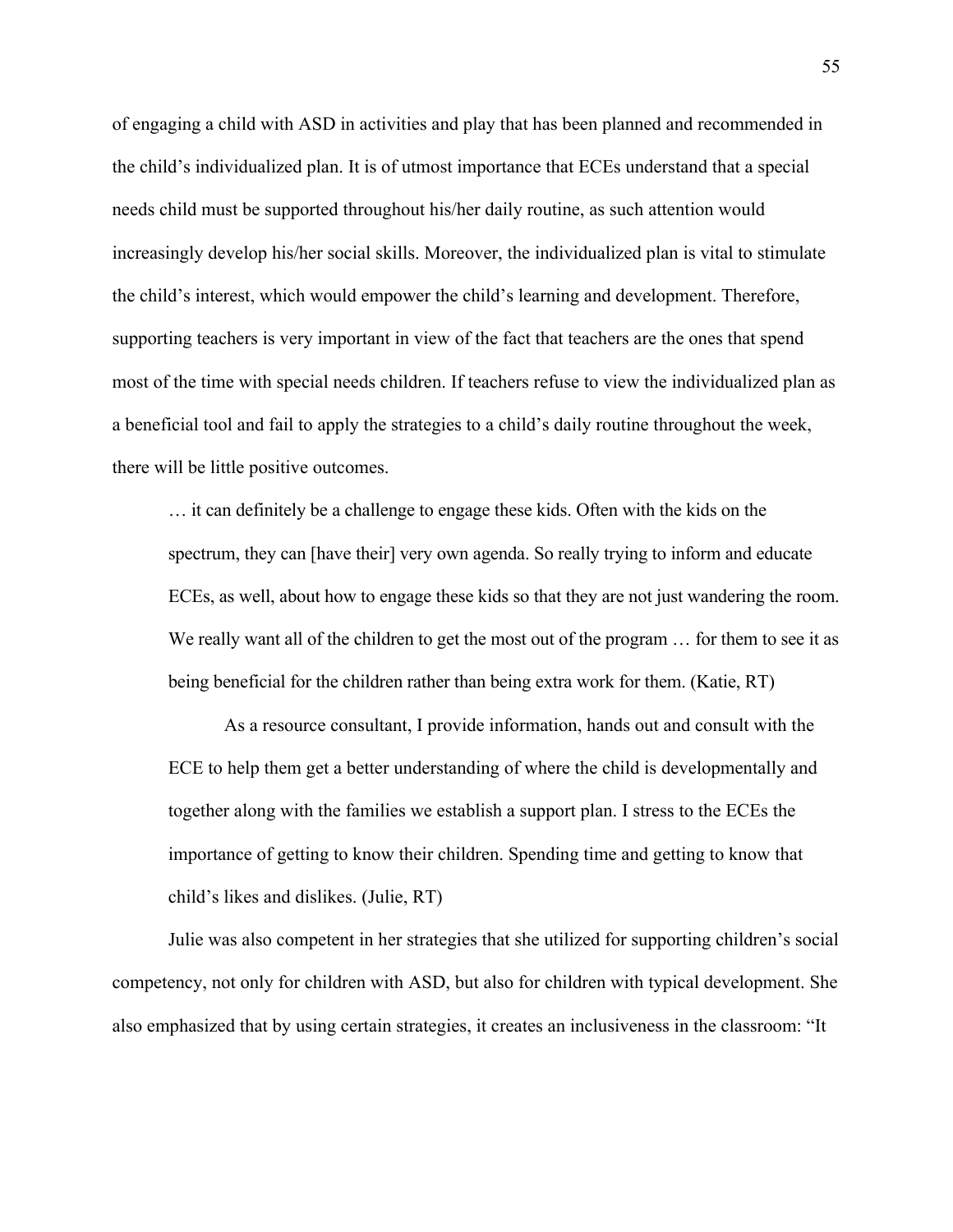of engaging a child with ASD in activities and play that has been planned and recommended in the child's individualized plan. It is of utmost importance that ECEs understand that a special needs child must be supported throughout his/her daily routine, as such attention would increasingly develop his/her social skills. Moreover, the individualized plan is vital to stimulate the child's interest, which would empower the child's learning and development. Therefore, supporting teachers is very important in view of the fact that teachers are the ones that spend most of the time with special needs children. If teachers refuse to view the individualized plan as a beneficial tool and fail to apply the strategies to a child's daily routine throughout the week, there will be little positive outcomes.

> … it can definitely be a challenge to engage these kids. Often with the kids on the spectrum, they can [have their] very own agenda. So really trying to inform and educate ECEs, as well, about how to engage these kids so that they are not just wandering the room. We really want all of the children to get the most out of the program … for them to see it as being beneficial for the children rather than being extra work for them. (Katie, RT)
>
> As a resource consultant, I provide information, hands out and consult with the ECE to help them get a better understanding of where the child is developmentally and together along with the families we establish a support plan. I stress to the ECEs the importance of getting to know their children. Spending time and getting to know that child's likes and dislikes. (Julie, RT)

Julie was also competent in her strategies that she utilized for supporting children's social competency, not only for children with ASD, but also for children with typical development. She also emphasized that by using certain strategies, it creates an inclusiveness in the classroom: "It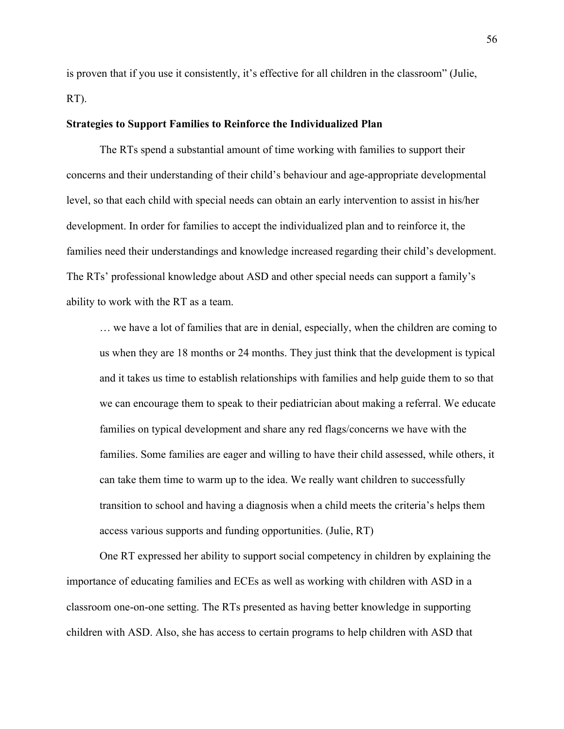is proven that if you use it consistently, it's effective for all children in the classroom" (Julie, RT).

**Strategies to Support Families to Reinforce the Individualized Plan**

The RTs spend a substantial amount of time working with families to support their concerns and their understanding of their child's behaviour and age-appropriate developmental level, so that each child with special needs can obtain an early intervention to assist in his/her development. In order for families to accept the individualized plan and to reinforce it, the families need their understandings and knowledge increased regarding their child's development. The RTs' professional knowledge about ASD and other special needs can support a family's ability to work with the RT as a team.

> … we have a lot of families that are in denial, especially, when the children are coming to us when they are 18 months or 24 months. They just think that the development is typical and it takes us time to establish relationships with families and help guide them to so that we can encourage them to speak to their pediatrician about making a referral. We educate families on typical development and share any red flags/concerns we have with the families. Some families are eager and willing to have their child assessed, while others, it can take them time to warm up to the idea. We really want children to successfully transition to school and having a diagnosis when a child meets the criteria's helps them access various supports and funding opportunities. (Julie, RT)

One RT expressed her ability to support social competency in children by explaining the importance of educating families and ECEs as well as working with children with ASD in a classroom one-on-one setting. The RTs presented as having better knowledge in supporting children with ASD. Also, she has access to certain programs to help children with ASD that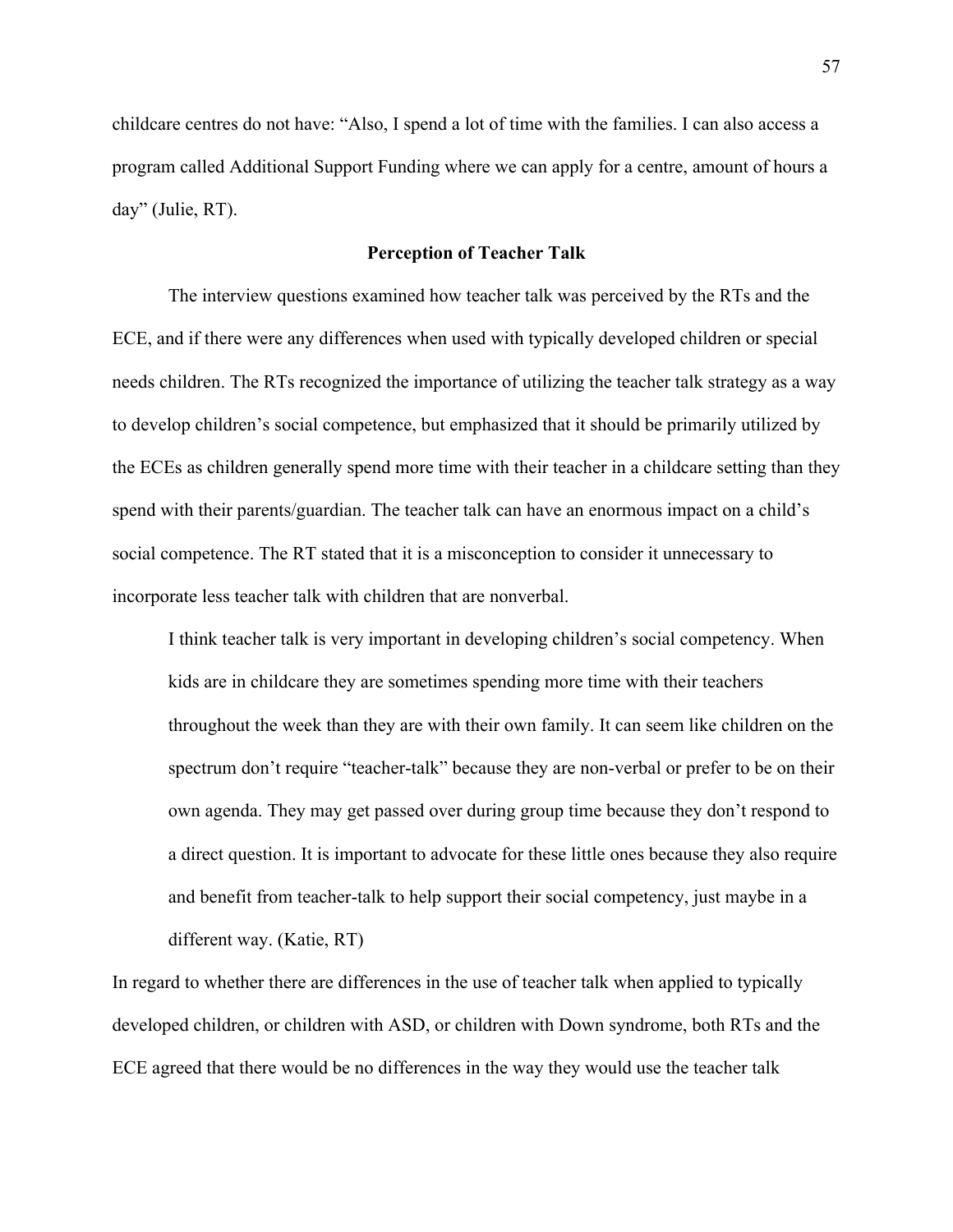childcare centres do not have: “Also, I spend a lot of time with the families. I can also access a program called Additional Support Funding where we can apply for a centre, amount of hours a day” (Julie, RT).

## Perception of Teacher Talk

The interview questions examined how teacher talk was perceived by the RTs and the ECE, and if there were any differences when used with typically developed children or special needs children. The RTs recognized the importance of utilizing the teacher talk strategy as a way to develop children’s social competence, but emphasized that it should be primarily utilized by the ECEs as children generally spend more time with their teacher in a childcare setting than they spend with their parents/guardian. The teacher talk can have an enormous impact on a child’s social competence. The RT stated that it is a misconception to consider it unnecessary to incorporate less teacher talk with children that are nonverbal.

> I think teacher talk is very important in developing children’s social competency. When kids are in childcare they are sometimes spending more time with their teachers throughout the week than they are with their own family. It can seem like children on the spectrum don’t require “teacher-talk” because they are non-verbal or prefer to be on their own agenda. They may get passed over during group time because they don’t respond to a direct question. It is important to advocate for these little ones because they also require and benefit from teacher-talk to help support their social competency, just maybe in a different way. (Katie, RT)

In regard to whether there are differences in the use of teacher talk when applied to typically developed children, or children with ASD, or children with Down syndrome, both RTs and the ECE agreed that there would be no differences in the way they would use the teacher talk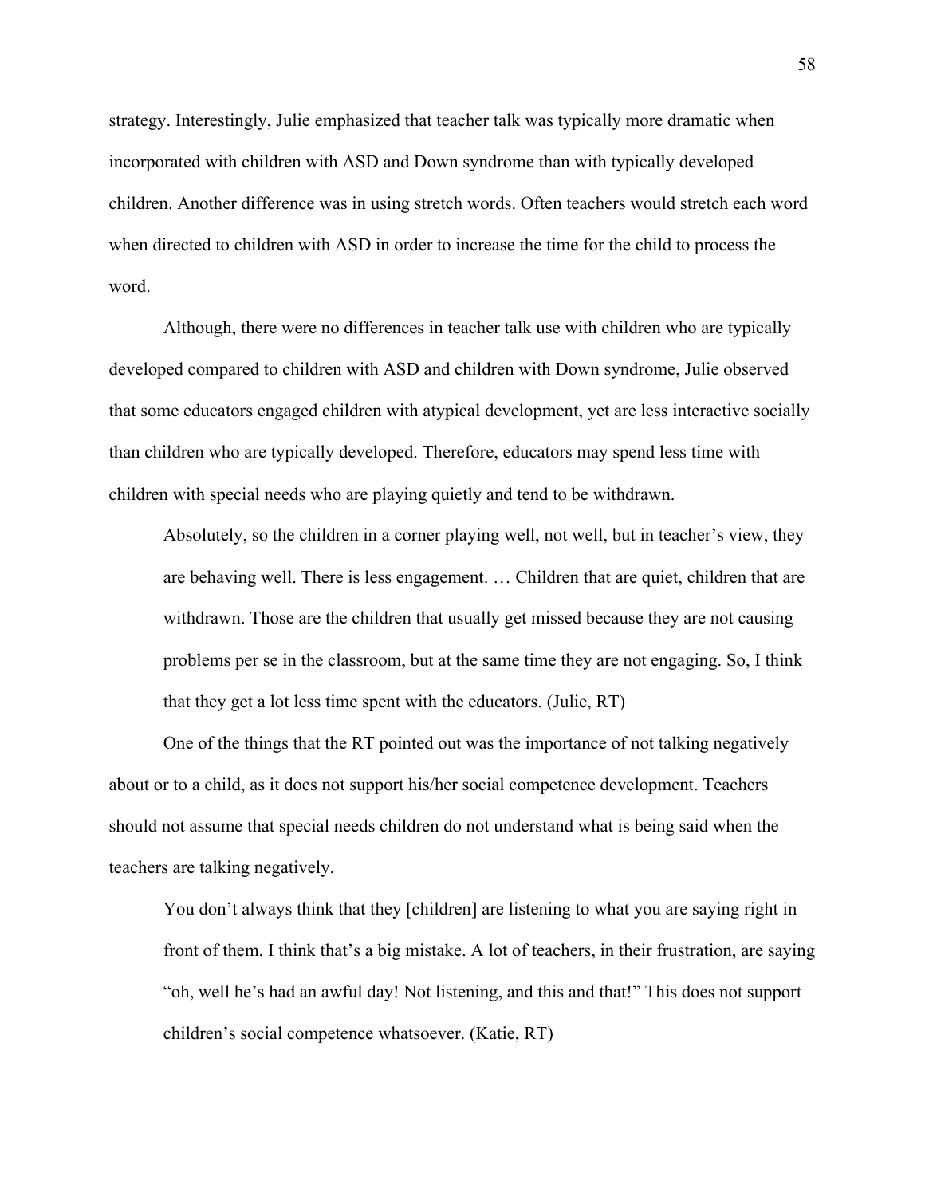strategy. Interestingly, Julie emphasized that teacher talk was typically more dramatic when incorporated with children with ASD and Down syndrome than with typically developed children. Another difference was in using stretch words. Often teachers would stretch each word when directed to children with ASD in order to increase the time for the child to process the word.

Although, there were no differences in teacher talk use with children who are typically developed compared to children with ASD and children with Down syndrome, Julie observed that some educators engaged children with atypical development, yet are less interactive socially than children who are typically developed. Therefore, educators may spend less time with children with special needs who are playing quietly and tend to be withdrawn.

> Absolutely, so the children in a corner playing well, not well, but in teacher's view, they are behaving well. There is less engagement. … Children that are quiet, children that are withdrawn. Those are the children that usually get missed because they are not causing problems per se in the classroom, but at the same time they are not engaging. So, I think that they get a lot less time spent with the educators. (Julie, RT)

One of the things that the RT pointed out was the importance of not talking negatively about or to a child, as it does not support his/her social competence development. Teachers should not assume that special needs children do not understand what is being said when the teachers are talking negatively.

> You don't always think that they [children] are listening to what you are saying right in front of them. I think that's a big mistake. A lot of teachers, in their frustration, are saying "oh, well he's had an awful day! Not listening, and this and that!" This does not support children's social competence whatsoever. (Katie, RT)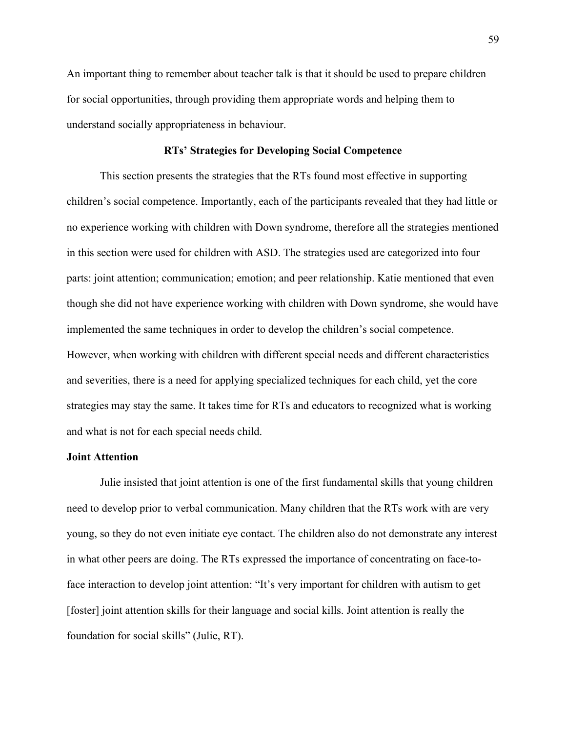An important thing to remember about teacher talk is that it should be used to prepare children for social opportunities, through providing them appropriate words and helping them to understand socially appropriateness in behaviour.

## RTs' Strategies for Developing Social Competence

This section presents the strategies that the RTs found most effective in supporting children's social competence. Importantly, each of the participants revealed that they had little or no experience working with children with Down syndrome, therefore all the strategies mentioned in this section were used for children with ASD. The strategies used are categorized into four parts: joint attention; communication; emotion; and peer relationship. Katie mentioned that even though she did not have experience working with children with Down syndrome, she would have implemented the same techniques in order to develop the children's social competence. However, when working with children with different special needs and different characteristics and severities, there is a need for applying specialized techniques for each child, yet the core strategies may stay the same. It takes time for RTs and educators to recognized what is working and what is not for each special needs child.

### Joint Attention

Julie insisted that joint attention is one of the first fundamental skills that young children need to develop prior to verbal communication. Many children that the RTs work with are very young, so they do not even initiate eye contact. The children also do not demonstrate any interest in what other peers are doing. The RTs expressed the importance of concentrating on face-to-face interaction to develop joint attention: "It's very important for children with autism to get [foster] joint attention skills for their language and social kills. Joint attention is really the foundation for social skills" (Julie, RT).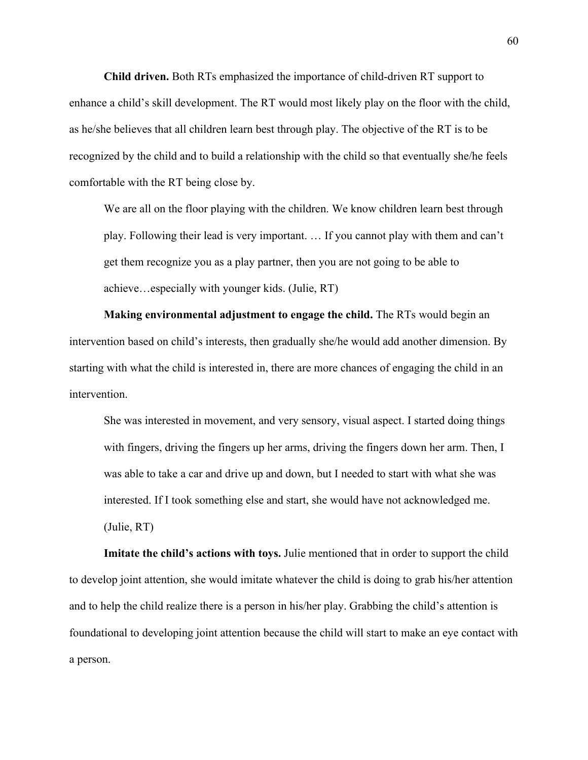**Child driven.** Both RTs emphasized the importance of child-driven RT support to enhance a child's skill development. The RT would most likely play on the floor with the child, as he/she believes that all children learn best through play. The objective of the RT is to be recognized by the child and to build a relationship with the child so that eventually she/he feels comfortable with the RT being close by.

> We are all on the floor playing with the children. We know children learn best through play. Following their lead is very important. … If you cannot play with them and can't get them recognize you as a play partner, then you are not going to be able to achieve…especially with younger kids. (Julie, RT)

**Making environmental adjustment to engage the child.** The RTs would begin an intervention based on child's interests, then gradually she/he would add another dimension. By starting with what the child is interested in, there are more chances of engaging the child in an intervention.

> She was interested in movement, and very sensory, visual aspect. I started doing things with fingers, driving the fingers up her arms, driving the fingers down her arm. Then, I was able to take a car and drive up and down, but I needed to start with what she was interested. If I took something else and start, she would have not acknowledged me. (Julie, RT)

**Imitate the child's actions with toys.** Julie mentioned that in order to support the child to develop joint attention, she would imitate whatever the child is doing to grab his/her attention and to help the child realize there is a person in his/her play. Grabbing the child's attention is foundational to developing joint attention because the child will start to make an eye contact with a person.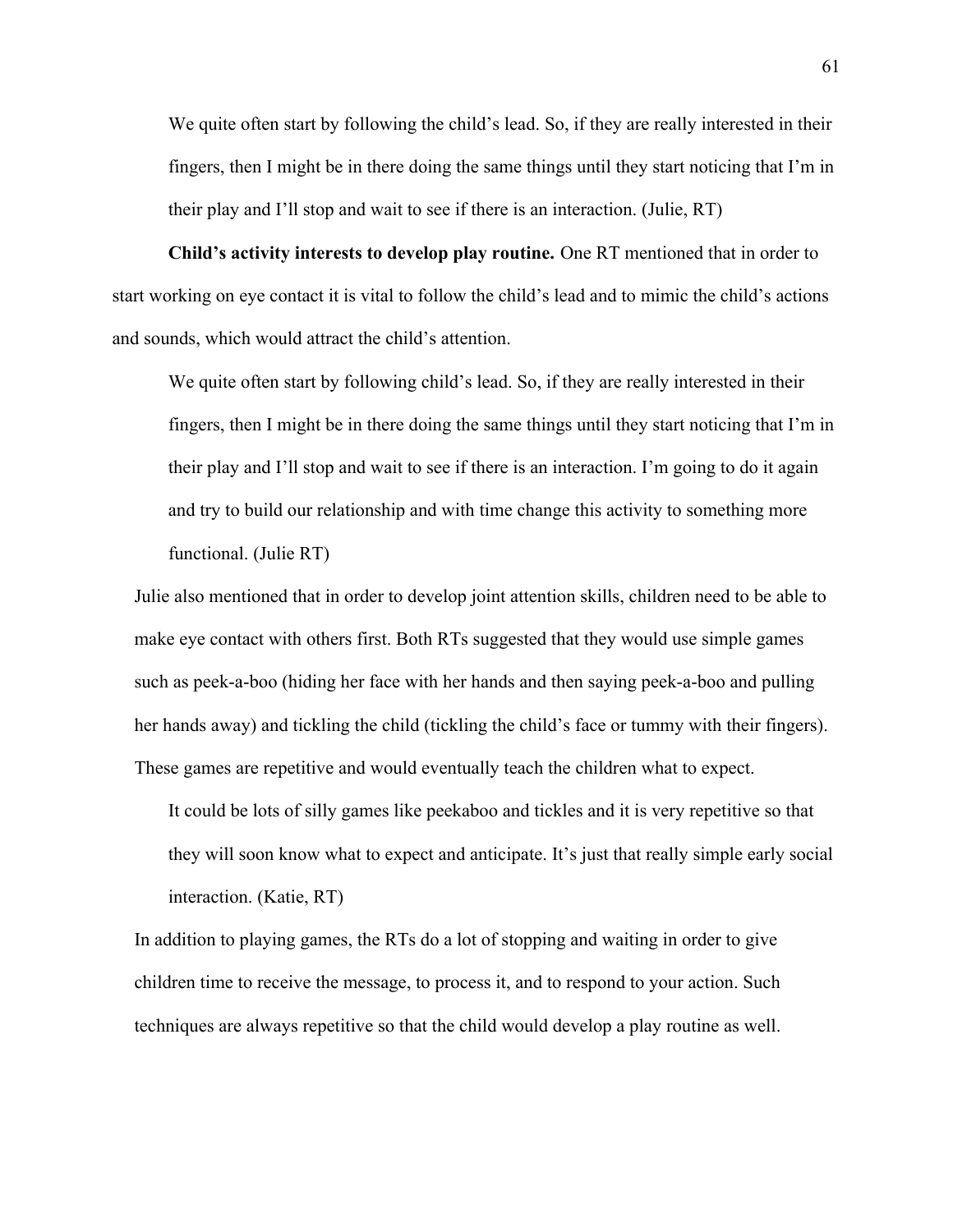> We quite often start by following the child's lead. So, if they are really interested in their fingers, then I might be in there doing the same things until they start noticing that I'm in their play and I'll stop and wait to see if there is an interaction. (Julie, RT)

**Child's activity interests to develop play routine.** One RT mentioned that in order to start working on eye contact it is vital to follow the child's lead and to mimic the child's actions and sounds, which would attract the child's attention.

> We quite often start by following child's lead. So, if they are really interested in their fingers, then I might be in there doing the same things until they start noticing that I'm in their play and I'll stop and wait to see if there is an interaction. I'm going to do it again and try to build our relationship and with time change this activity to something more functional. (Julie RT)

Julie also mentioned that in order to develop joint attention skills, children need to be able to make eye contact with others first. Both RTs suggested that they would use simple games such as peek-a-boo (hiding her face with her hands and then saying peek-a-boo and pulling her hands away) and tickling the child (tickling the child's face or tummy with their fingers). These games are repetitive and would eventually teach the children what to expect.

> It could be lots of silly games like peekaboo and tickles and it is very repetitive so that they will soon know what to expect and anticipate. It's just that really simple early social interaction. (Katie, RT)

In addition to playing games, the RTs do a lot of stopping and waiting in order to give children time to receive the message, to process it, and to respond to your action. Such techniques are always repetitive so that the child would develop a play routine as well.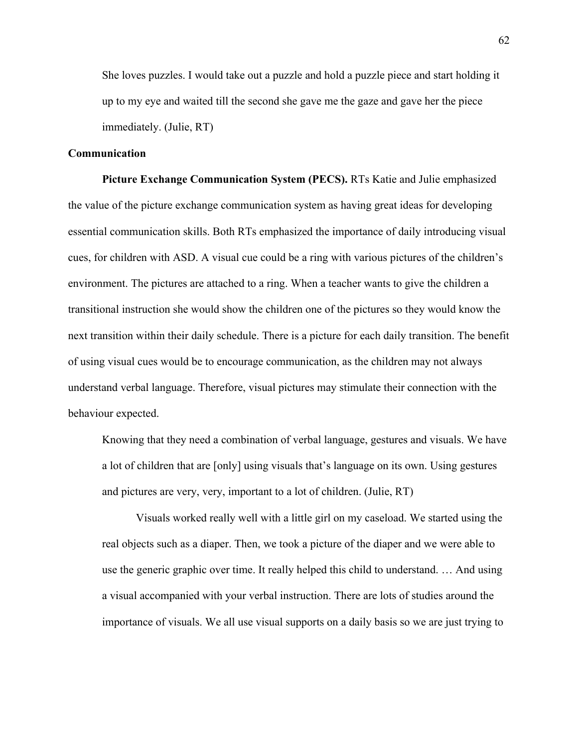> She loves puzzles. I would take out a puzzle and hold a puzzle piece and start holding it up to my eye and waited till the second she gave me the gaze and gave her the piece immediately. (Julie, RT)

### Communication

**Picture Exchange Communication System (PECS).** RTs Katie and Julie emphasized the value of the picture exchange communication system as having great ideas for developing essential communication skills. Both RTs emphasized the importance of daily introducing visual cues, for children with ASD. A visual cue could be a ring with various pictures of the children's environment. The pictures are attached to a ring. When a teacher wants to give the children a transitional instruction she would show the children one of the pictures so they would know the next transition within their daily schedule. There is a picture for each daily transition. The benefit of using visual cues would be to encourage communication, as the children may not always understand verbal language. Therefore, visual pictures may stimulate their connection with the behaviour expected.

> Knowing that they need a combination of verbal language, gestures and visuals. We have a lot of children that are [only] using visuals that's language on its own. Using gestures and pictures are very, very, important to a lot of children. (Julie, RT)
>
> Visuals worked really well with a little girl on my caseload. We started using the real objects such as a diaper. Then, we took a picture of the diaper and we were able to use the generic graphic over time. It really helped this child to understand. … And using a visual accompanied with your verbal instruction. There are lots of studies around the importance of visuals. We all use visual supports on a daily basis so we are just trying to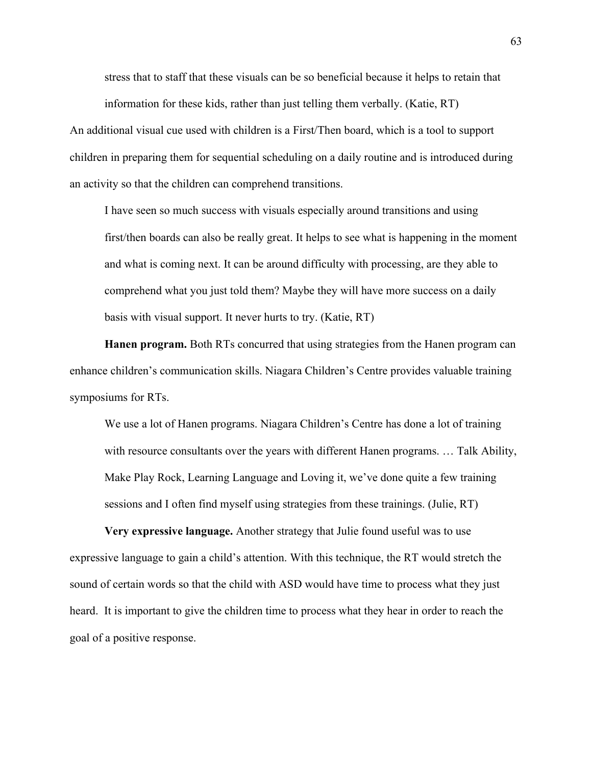> stress that to staff that these visuals can be so beneficial because it helps to retain that information for these kids, rather than just telling them verbally. (Katie, RT)

An additional visual cue used with children is a First/Then board, which is a tool to support children in preparing them for sequential scheduling on a daily routine and is introduced during an activity so that the children can comprehend transitions.

> I have seen so much success with visuals especially around transitions and using first/then boards can also be really great. It helps to see what is happening in the moment and what is coming next. It can be around difficulty with processing, are they able to comprehend what you just told them? Maybe they will have more success on a daily basis with visual support. It never hurts to try. (Katie, RT)

**Hanen program.** Both RTs concurred that using strategies from the Hanen program can enhance children's communication skills. Niagara Children's Centre provides valuable training symposiums for RTs.

> We use a lot of Hanen programs. Niagara Children's Centre has done a lot of training with resource consultants over the years with different Hanen programs. … Talk Ability, Make Play Rock, Learning Language and Loving it, we've done quite a few training sessions and I often find myself using strategies from these trainings. (Julie, RT)

**Very expressive language.** Another strategy that Julie found useful was to use expressive language to gain a child's attention. With this technique, the RT would stretch the sound of certain words so that the child with ASD would have time to process what they just heard. It is important to give the children time to process what they hear in order to reach the goal of a positive response.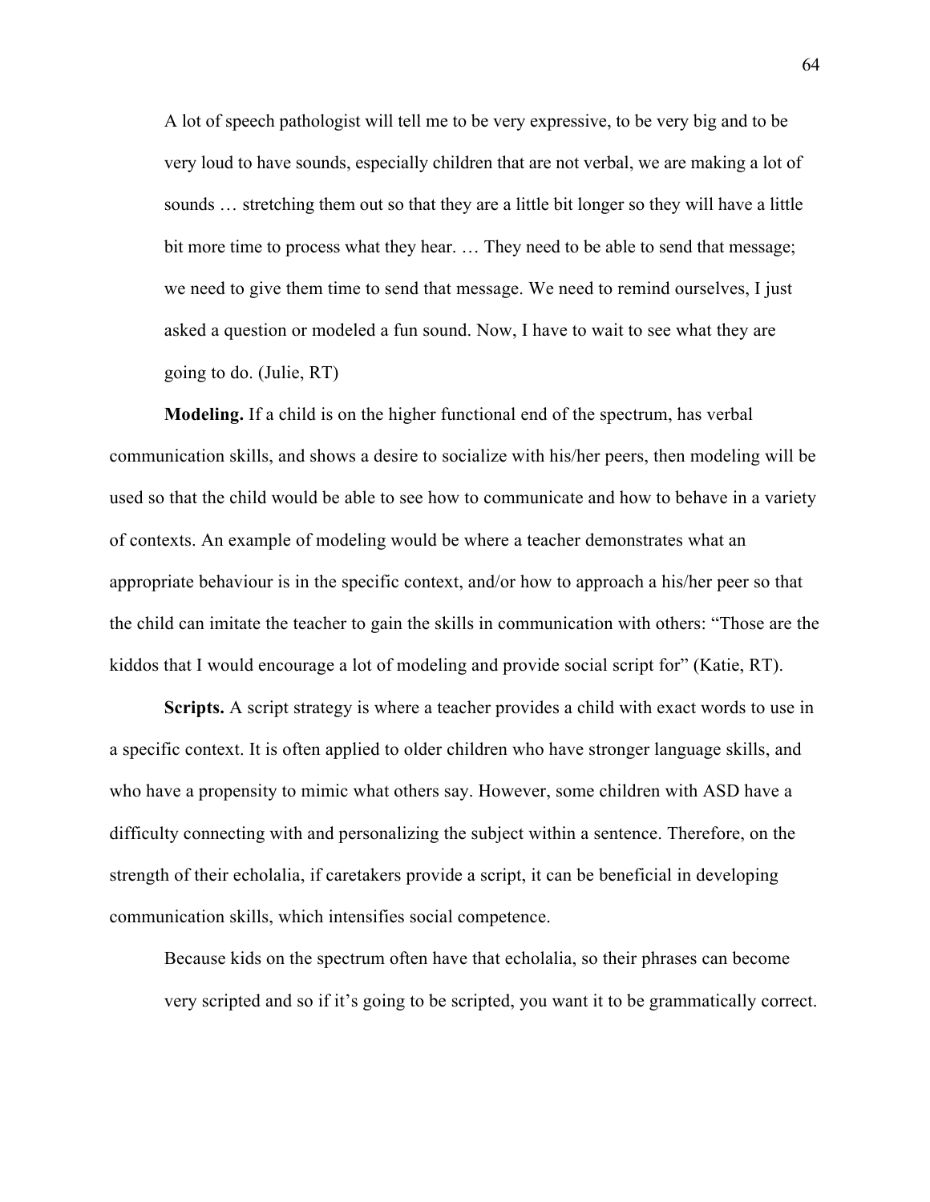> A lot of speech pathologist will tell me to be very expressive, to be very big and to be very loud to have sounds, especially children that are not verbal, we are making a lot of sounds … stretching them out so that they are a little bit longer so they will have a little bit more time to process what they hear. … They need to be able to send that message; we need to give them time to send that message. We need to remind ourselves, I just asked a question or modeled a fun sound. Now, I have to wait to see what they are going to do. (Julie, RT)

**Modeling.** If a child is on the higher functional end of the spectrum, has verbal communication skills, and shows a desire to socialize with his/her peers, then modeling will be used so that the child would be able to see how to communicate and how to behave in a variety of contexts. An example of modeling would be where a teacher demonstrates what an appropriate behaviour is in the specific context, and/or how to approach a his/her peer so that the child can imitate the teacher to gain the skills in communication with others: "Those are the kiddos that I would encourage a lot of modeling and provide social script for" (Katie, RT).

**Scripts.** A script strategy is where a teacher provides a child with exact words to use in a specific context. It is often applied to older children who have stronger language skills, and who have a propensity to mimic what others say. However, some children with ASD have a difficulty connecting with and personalizing the subject within a sentence. Therefore, on the strength of their echolalia, if caretakers provide a script, it can be beneficial in developing communication skills, which intensifies social competence.

> Because kids on the spectrum often have that echolalia, so their phrases can become very scripted and so if it's going to be scripted, you want it to be grammatically correct.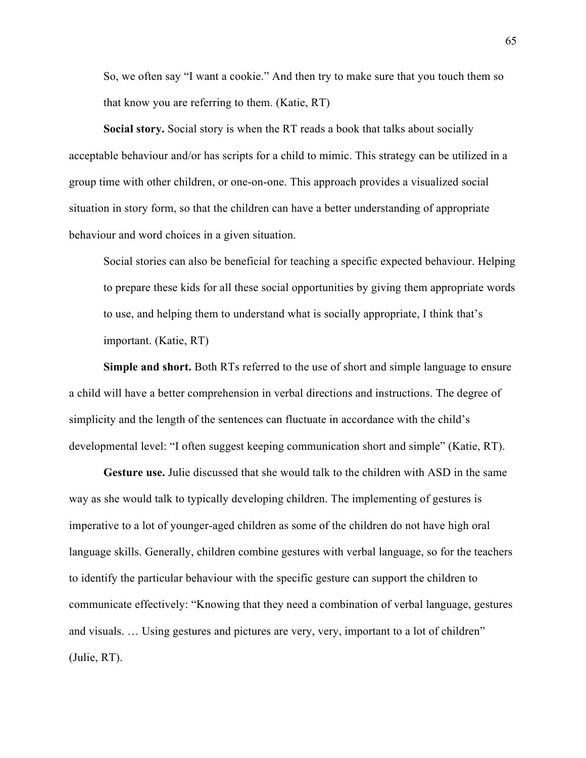> So, we often say "I want a cookie." And then try to make sure that you touch them so that know you are referring to them. (Katie, RT)

**Social story.** Social story is when the RT reads a book that talks about socially acceptable behaviour and/or has scripts for a child to mimic. This strategy can be utilized in a group time with other children, or one-on-one. This approach provides a visualized social situation in story form, so that the children can have a better understanding of appropriate behaviour and word choices in a given situation.

> Social stories can also be beneficial for teaching a specific expected behaviour. Helping to prepare these kids for all these social opportunities by giving them appropriate words to use, and helping them to understand what is socially appropriate, I think that's important. (Katie, RT)

**Simple and short.** Both RTs referred to the use of short and simple language to ensure a child will have a better comprehension in verbal directions and instructions. The degree of simplicity and the length of the sentences can fluctuate in accordance with the child's developmental level: "I often suggest keeping communication short and simple" (Katie, RT).

**Gesture use.** Julie discussed that she would talk to the children with ASD in the same way as she would talk to typically developing children. The implementing of gestures is imperative to a lot of younger-aged children as some of the children do not have high oral language skills. Generally, children combine gestures with verbal language, so for the teachers to identify the particular behaviour with the specific gesture can support the children to communicate effectively: "Knowing that they need a combination of verbal language, gestures and visuals. … Using gestures and pictures are very, very, important to a lot of children" (Julie, RT).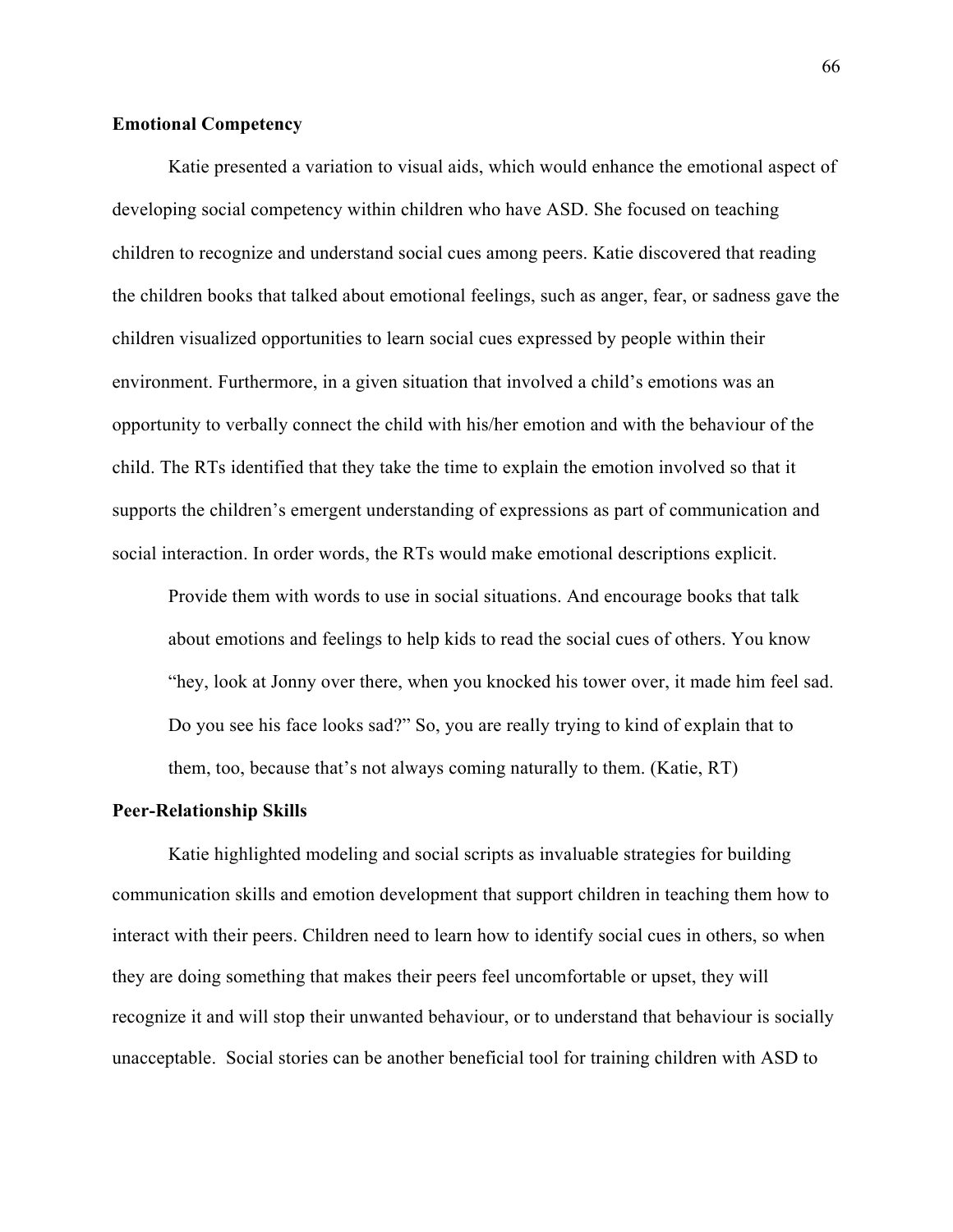**Emotional Competency**

Katie presented a variation to visual aids, which would enhance the emotional aspect of developing social competency within children who have ASD. She focused on teaching children to recognize and understand social cues among peers. Katie discovered that reading the children books that talked about emotional feelings, such as anger, fear, or sadness gave the children visualized opportunities to learn social cues expressed by people within their environment. Furthermore, in a given situation that involved a child's emotions was an opportunity to verbally connect the child with his/her emotion and with the behaviour of the child. The RTs identified that they take the time to explain the emotion involved so that it supports the children's emergent understanding of expressions as part of communication and social interaction. In order words, the RTs would make emotional descriptions explicit.

> Provide them with words to use in social situations. And encourage books that talk about emotions and feelings to help kids to read the social cues of others. You know "hey, look at Jonny over there, when you knocked his tower over, it made him feel sad. Do you see his face looks sad?" So, you are really trying to kind of explain that to them, too, because that's not always coming naturally to them. (Katie, RT)

**Peer-Relationship Skills**

Katie highlighted modeling and social scripts as invaluable strategies for building communication skills and emotion development that support children in teaching them how to interact with their peers. Children need to learn how to identify social cues in others, so when they are doing something that makes their peers feel uncomfortable or upset, they will recognize it and will stop their unwanted behaviour, or to understand that behaviour is socially unacceptable. Social stories can be another beneficial tool for training children with ASD to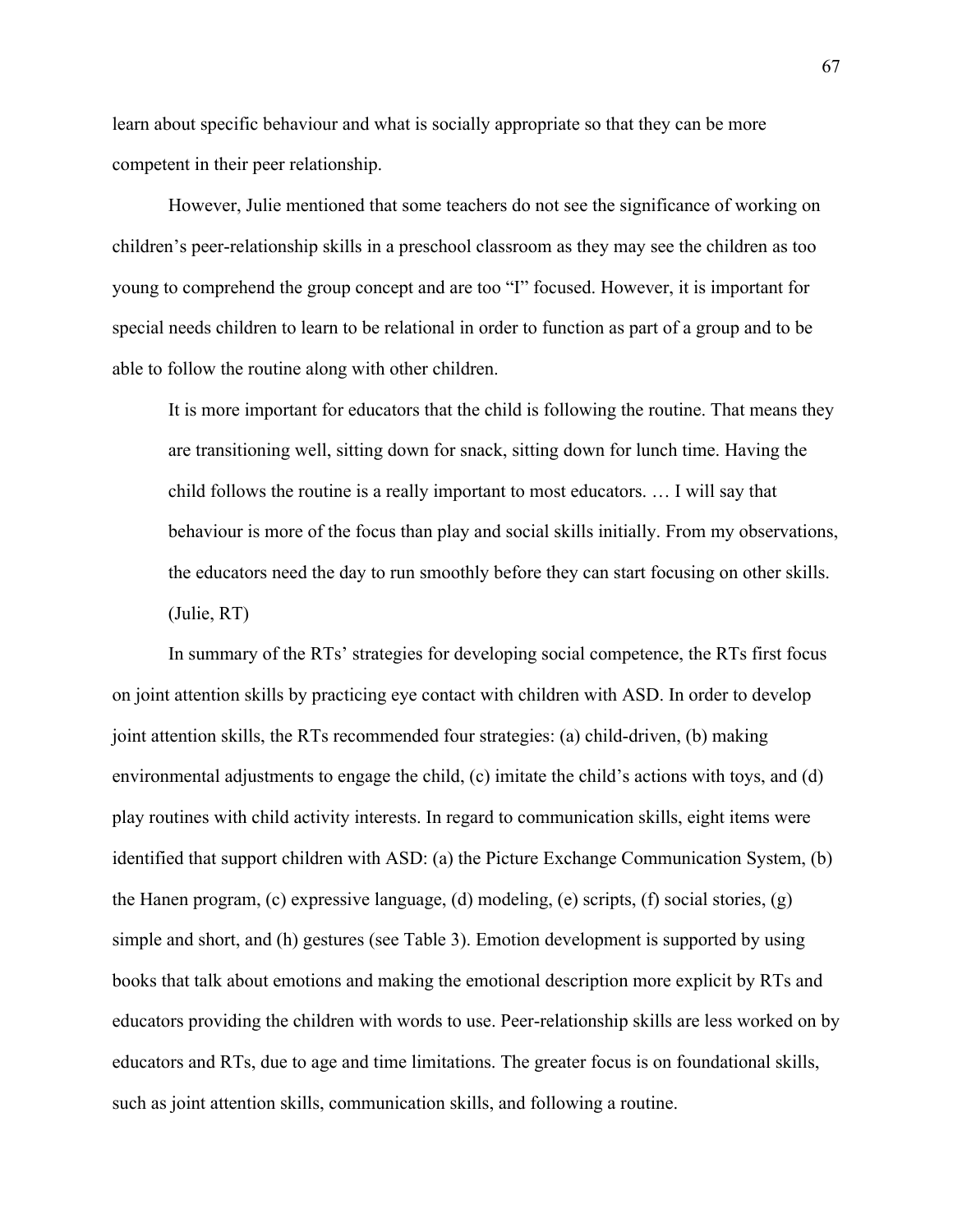learn about specific behaviour and what is socially appropriate so that they can be more competent in their peer relationship.

However, Julie mentioned that some teachers do not see the significance of working on children's peer-relationship skills in a preschool classroom as they may see the children as too young to comprehend the group concept and are too "I" focused. However, it is important for special needs children to learn to be relational in order to function as part of a group and to be able to follow the routine along with other children.

> It is more important for educators that the child is following the routine. That means they are transitioning well, sitting down for snack, sitting down for lunch time. Having the child follows the routine is a really important to most educators. … I will say that behaviour is more of the focus than play and social skills initially. From my observations, the educators need the day to run smoothly before they can start focusing on other skills. (Julie, RT)

In summary of the RTs' strategies for developing social competence, the RTs first focus on joint attention skills by practicing eye contact with children with ASD. In order to develop joint attention skills, the RTs recommended four strategies: (a) child-driven, (b) making environmental adjustments to engage the child, (c) imitate the child's actions with toys, and (d) play routines with child activity interests. In regard to communication skills, eight items were identified that support children with ASD: (a) the Picture Exchange Communication System, (b) the Hanen program, (c) expressive language, (d) modeling, (e) scripts, (f) social stories, (g) simple and short, and (h) gestures (see Table 3). Emotion development is supported by using books that talk about emotions and making the emotional description more explicit by RTs and educators providing the children with words to use. Peer-relationship skills are less worked on by educators and RTs, due to age and time limitations. The greater focus is on foundational skills, such as joint attention skills, communication skills, and following a routine.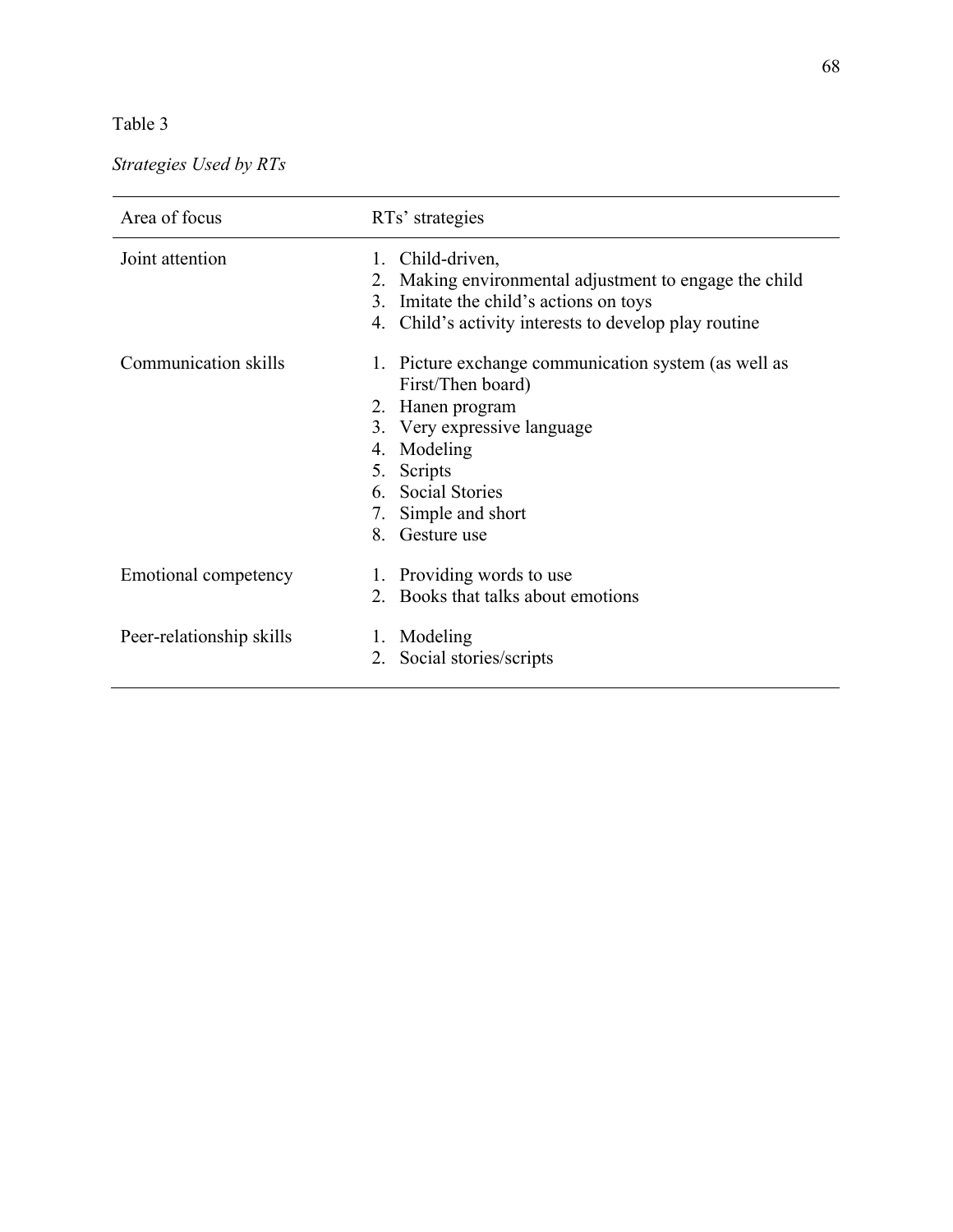Table 3

*Strategies Used by RTs*

| Area of focus | RTs' strategies |
|---|---|
| Joint attention | 1. Child-driven,<br>2. Making environmental adjustment to engage the child<br>3. Imitate the child's actions on toys<br>4. Child's activity interests to develop play routine |
| Communication skills | 1. Picture exchange communication system (as well as First/Then board)<br>2. Hanen program<br>3. Very expressive language<br>4. Modeling<br>5. Scripts<br>6. Social Stories<br>7. Simple and short<br>8. Gesture use |
| Emotional competency | 1. Providing words to use<br>2. Books that talks about emotions |
| Peer-relationship skills | 1. Modeling<br>2. Social stories/scripts |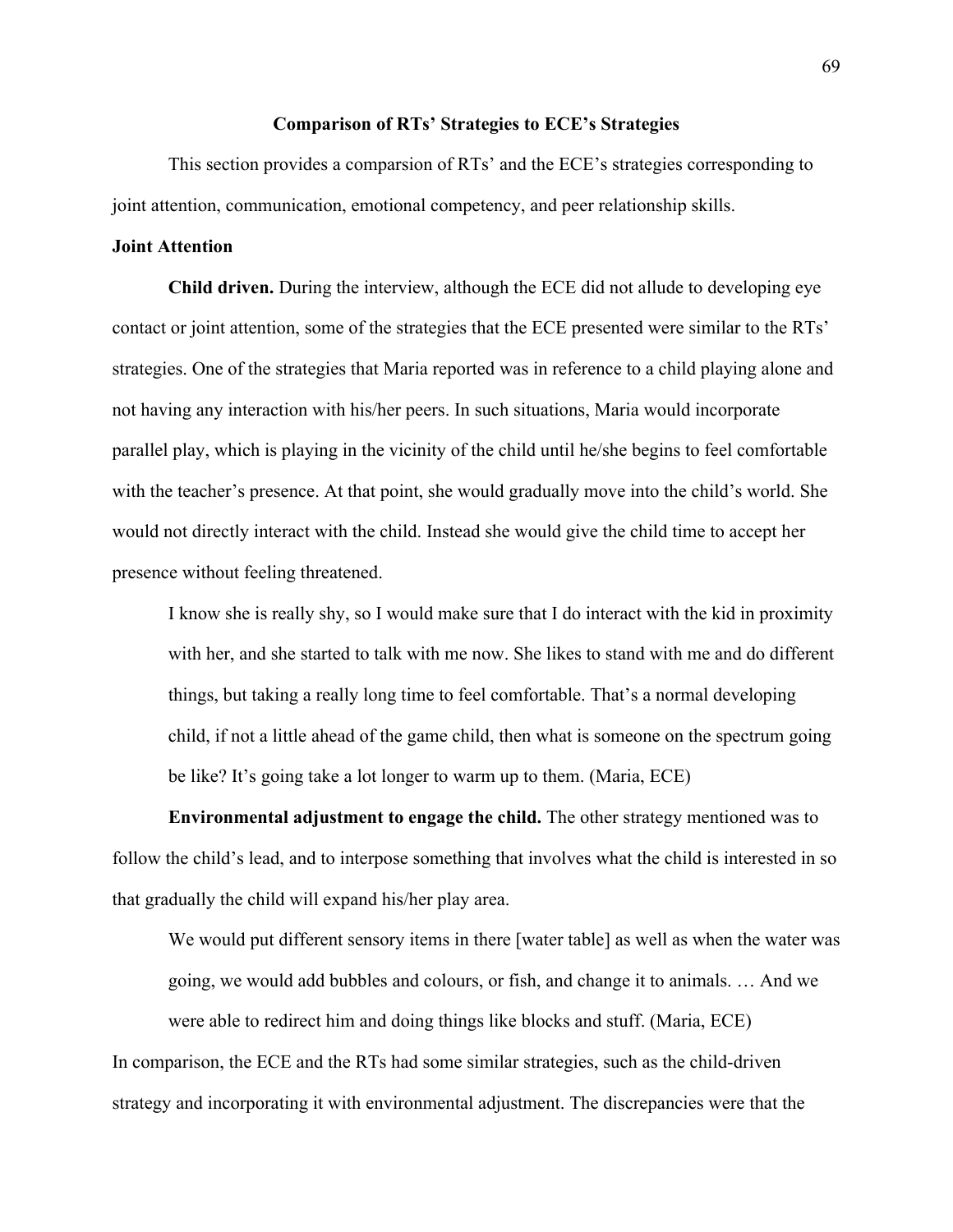## Comparison of RTs' Strategies to ECE's Strategies

This section provides a comparsion of RTs' and the ECE's strategies corresponding to joint attention, communication, emotional competency, and peer relationship skills.

### Joint Attention

**Child driven.** During the interview, although the ECE did not allude to developing eye contact or joint attention, some of the strategies that the ECE presented were similar to the RTs' strategies. One of the strategies that Maria reported was in reference to a child playing alone and not having any interaction with his/her peers. In such situations, Maria would incorporate parallel play, which is playing in the vicinity of the child until he/she begins to feel comfortable with the teacher's presence. At that point, she would gradually move into the child's world. She would not directly interact with the child. Instead she would give the child time to accept her presence without feeling threatened.

> I know she is really shy, so I would make sure that I do interact with the kid in proximity with her, and she started to talk with me now. She likes to stand with me and do different things, but taking a really long time to feel comfortable. That's a normal developing child, if not a little ahead of the game child, then what is someone on the spectrum going be like? It's going take a lot longer to warm up to them. (Maria, ECE)

**Environmental adjustment to engage the child.** The other strategy mentioned was to follow the child's lead, and to interpose something that involves what the child is interested in so that gradually the child will expand his/her play area.

> We would put different sensory items in there [water table] as well as when the water was going, we would add bubbles and colours, or fish, and change it to animals. … And we were able to redirect him and doing things like blocks and stuff. (Maria, ECE)

In comparison, the ECE and the RTs had some similar strategies, such as the child-driven strategy and incorporating it with environmental adjustment. The discrepancies were that the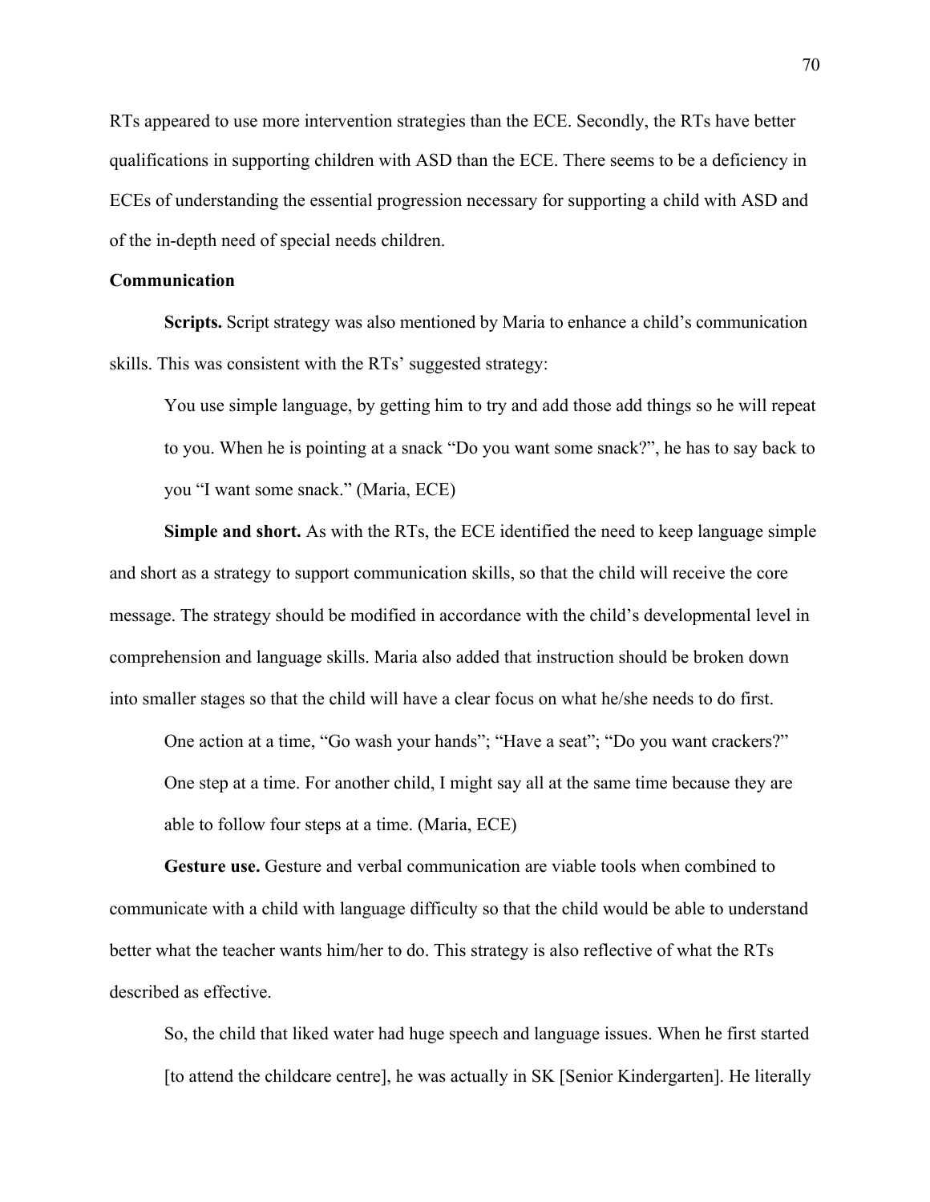RTs appeared to use more intervention strategies than the ECE. Secondly, the RTs have better qualifications in supporting children with ASD than the ECE. There seems to be a deficiency in ECEs of understanding the essential progression necessary for supporting a child with ASD and of the in-depth need of special needs children.

**Communication**

**Scripts.** Script strategy was also mentioned by Maria to enhance a child's communication skills. This was consistent with the RTs' suggested strategy:

> You use simple language, by getting him to try and add those add things so he will repeat to you. When he is pointing at a snack "Do you want some snack?", he has to say back to you "I want some snack." (Maria, ECE)

**Simple and short.** As with the RTs, the ECE identified the need to keep language simple and short as a strategy to support communication skills, so that the child will receive the core message. The strategy should be modified in accordance with the child's developmental level in comprehension and language skills. Maria also added that instruction should be broken down into smaller stages so that the child will have a clear focus on what he/she needs to do first.

> One action at a time, "Go wash your hands"; "Have a seat"; "Do you want crackers?" One step at a time. For another child, I might say all at the same time because they are able to follow four steps at a time. (Maria, ECE)

**Gesture use.** Gesture and verbal communication are viable tools when combined to communicate with a child with language difficulty so that the child would be able to understand better what the teacher wants him/her to do. This strategy is also reflective of what the RTs described as effective.

> So, the child that liked water had huge speech and language issues. When he first started [to attend the childcare centre], he was actually in SK [Senior Kindergarten]. He literally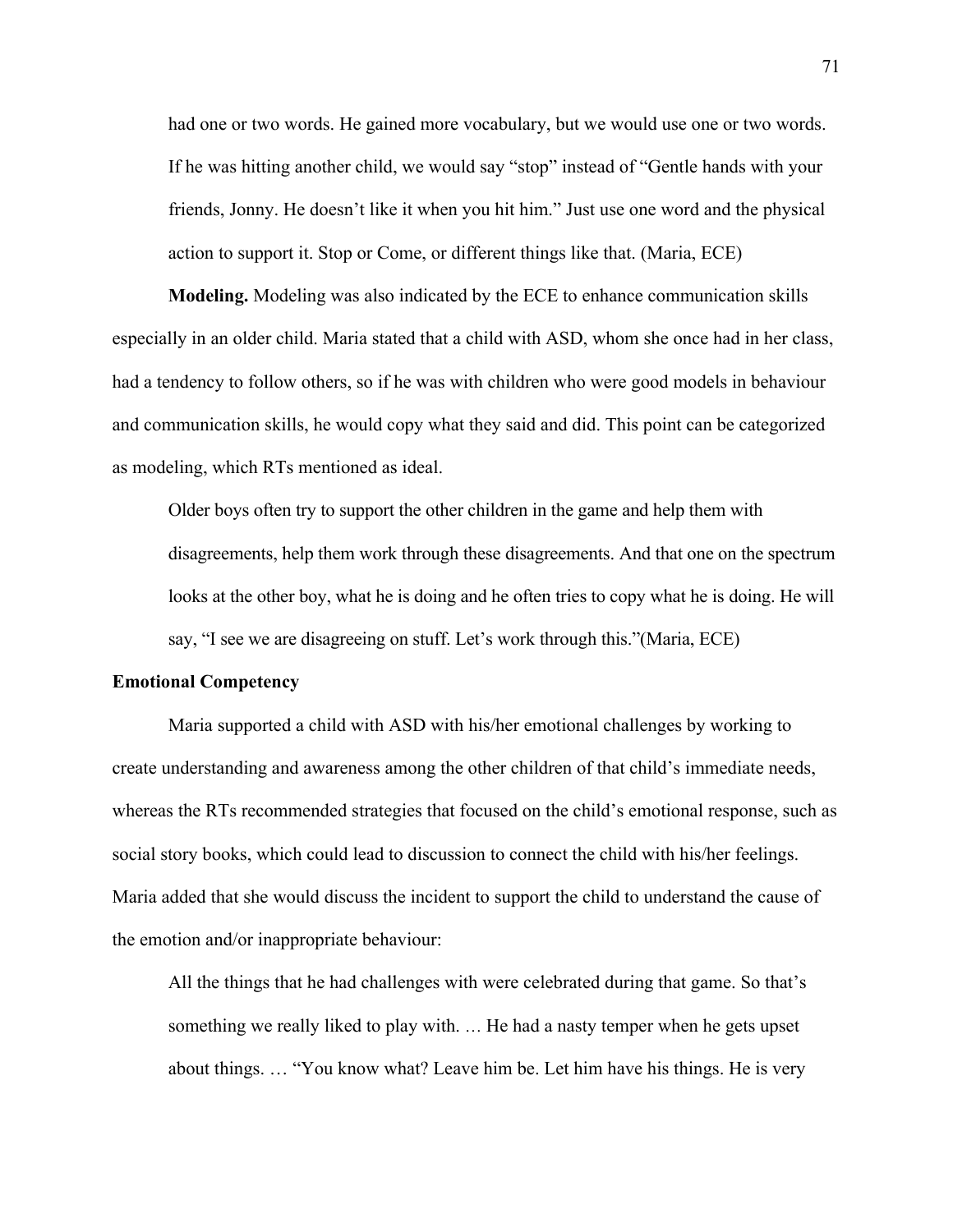> had one or two words. He gained more vocabulary, but we would use one or two words. If he was hitting another child, we would say "stop" instead of "Gentle hands with your friends, Jonny. He doesn't like it when you hit him." Just use one word and the physical action to support it. Stop or Come, or different things like that. (Maria, ECE)

**Modeling.** Modeling was also indicated by the ECE to enhance communication skills especially in an older child. Maria stated that a child with ASD, whom she once had in her class, had a tendency to follow others, so if he was with children who were good models in behaviour and communication skills, he would copy what they said and did. This point can be categorized as modeling, which RTs mentioned as ideal.

> Older boys often try to support the other children in the game and help them with disagreements, help them work through these disagreements. And that one on the spectrum looks at the other boy, what he is doing and he often tries to copy what he is doing. He will say, "I see we are disagreeing on stuff. Let's work through this."(Maria, ECE)

**Emotional Competency**

Maria supported a child with ASD with his/her emotional challenges by working to create understanding and awareness among the other children of that child's immediate needs, whereas the RTs recommended strategies that focused on the child's emotional response, such as social story books, which could lead to discussion to connect the child with his/her feelings. Maria added that she would discuss the incident to support the child to understand the cause of the emotion and/or inappropriate behaviour:

> All the things that he had challenges with were celebrated during that game. So that's something we really liked to play with. … He had a nasty temper when he gets upset about things. … "You know what? Leave him be. Let him have his things. He is very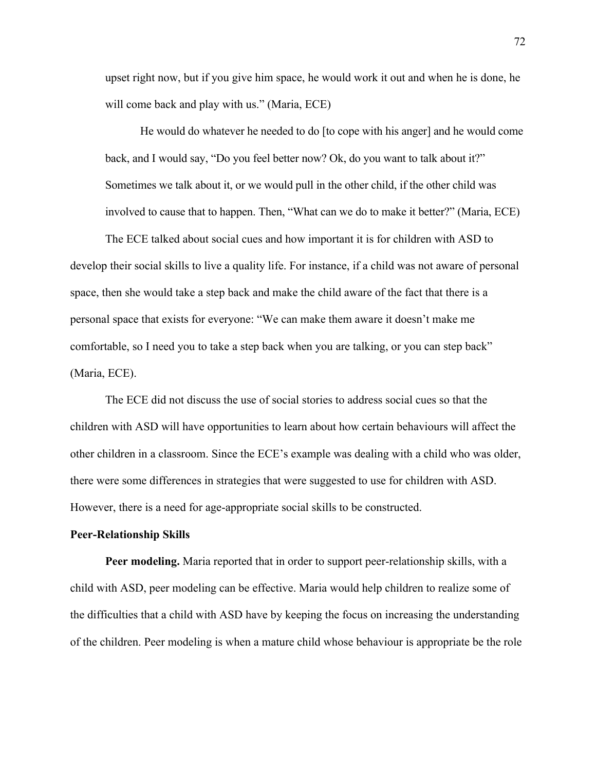upset right now, but if you give him space, he would work it out and when he is done, he will come back and play with us." (Maria, ECE)

> He would do whatever he needed to do [to cope with his anger] and he would come back, and I would say, "Do you feel better now? Ok, do you want to talk about it?" Sometimes we talk about it, or we would pull in the other child, if the other child was involved to cause that to happen. Then, "What can we do to make it better?" (Maria, ECE)

The ECE talked about social cues and how important it is for children with ASD to develop their social skills to live a quality life. For instance, if a child was not aware of personal space, then she would take a step back and make the child aware of the fact that there is a personal space that exists for everyone: "We can make them aware it doesn't make me comfortable, so I need you to take a step back when you are talking, or you can step back" (Maria, ECE).

The ECE did not discuss the use of social stories to address social cues so that the children with ASD will have opportunities to learn about how certain behaviours will affect the other children in a classroom. Since the ECE's example was dealing with a child who was older, there were some differences in strategies that were suggested to use for children with ASD. However, there is a need for age-appropriate social skills to be constructed.

**Peer-Relationship Skills**

**Peer modeling.** Maria reported that in order to support peer-relationship skills, with a child with ASD, peer modeling can be effective. Maria would help children to realize some of the difficulties that a child with ASD have by keeping the focus on increasing the understanding of the children. Peer modeling is when a mature child whose behaviour is appropriate be the role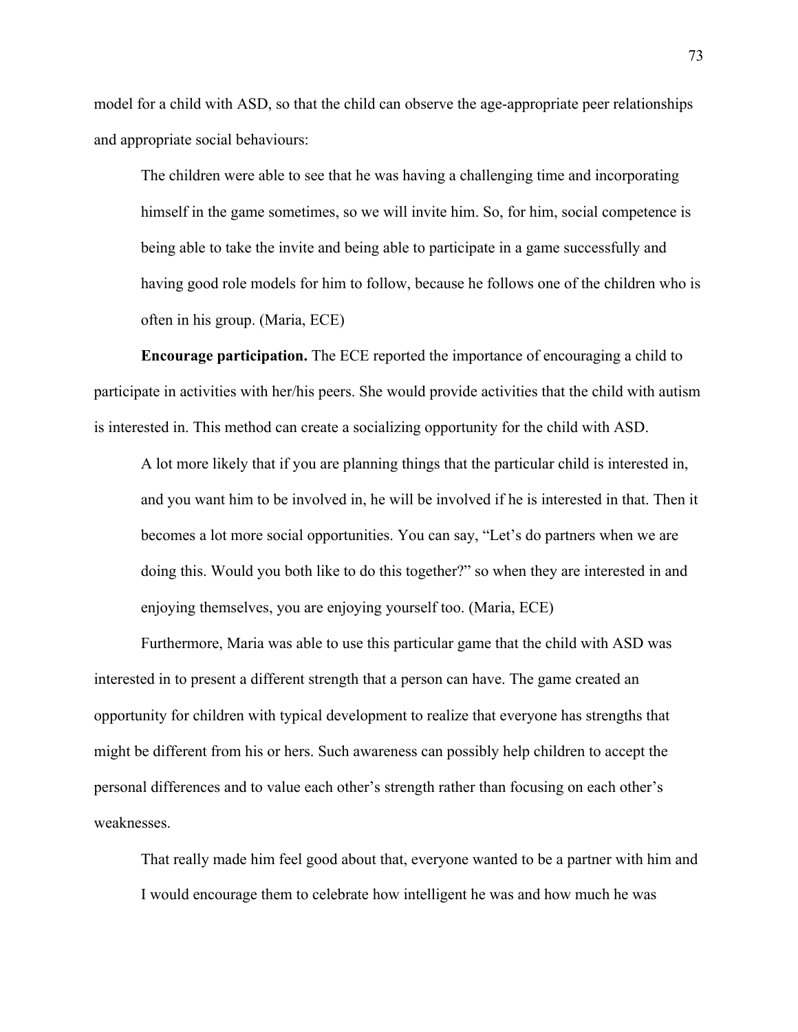model for a child with ASD, so that the child can observe the age-appropriate peer relationships and appropriate social behaviours:

> The children were able to see that he was having a challenging time and incorporating himself in the game sometimes, so we will invite him. So, for him, social competence is being able to take the invite and being able to participate in a game successfully and having good role models for him to follow, because he follows one of the children who is often in his group. (Maria, ECE)

**Encourage participation.** The ECE reported the importance of encouraging a child to participate in activities with her/his peers. She would provide activities that the child with autism is interested in. This method can create a socializing opportunity for the child with ASD.

> A lot more likely that if you are planning things that the particular child is interested in, and you want him to be involved in, he will be involved if he is interested in that. Then it becomes a lot more social opportunities. You can say, "Let's do partners when we are doing this. Would you both like to do this together?" so when they are interested in and enjoying themselves, you are enjoying yourself too. (Maria, ECE)

Furthermore, Maria was able to use this particular game that the child with ASD was interested in to present a different strength that a person can have. The game created an opportunity for children with typical development to realize that everyone has strengths that might be different from his or hers. Such awareness can possibly help children to accept the personal differences and to value each other's strength rather than focusing on each other's weaknesses.

> That really made him feel good about that, everyone wanted to be a partner with him and I would encourage them to celebrate how intelligent he was and how much he was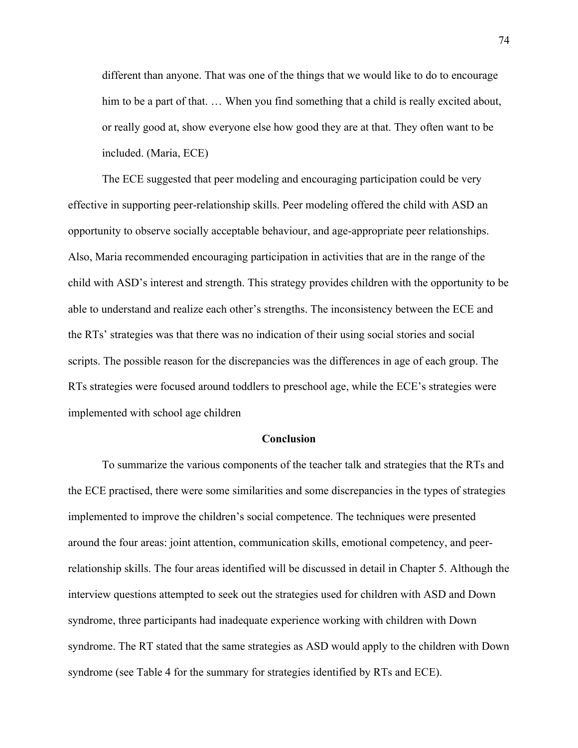> different than anyone. That was one of the things that we would like to do to encourage him to be a part of that. … When you find something that a child is really excited about, or really good at, show everyone else how good they are at that. They often want to be included. (Maria, ECE)

The ECE suggested that peer modeling and encouraging participation could be very effective in supporting peer-relationship skills. Peer modeling offered the child with ASD an opportunity to observe socially acceptable behaviour, and age-appropriate peer relationships. Also, Maria recommended encouraging participation in activities that are in the range of the child with ASD's interest and strength. This strategy provides children with the opportunity to be able to understand and realize each other's strengths. The inconsistency between the ECE and the RTs' strategies was that there was no indication of their using social stories and social scripts. The possible reason for the discrepancies was the differences in age of each group. The RTs strategies were focused around toddlers to preschool age, while the ECE's strategies were implemented with school age children

## Conclusion

To summarize the various components of the teacher talk and strategies that the RTs and the ECE practised, there were some similarities and some discrepancies in the types of strategies implemented to improve the children's social competence. The techniques were presented around the four areas: joint attention, communication skills, emotional competency, and peer-relationship skills. The four areas identified will be discussed in detail in Chapter 5. Although the interview questions attempted to seek out the strategies used for children with ASD and Down syndrome, three participants had inadequate experience working with children with Down syndrome. The RT stated that the same strategies as ASD would apply to the children with Down syndrome (see Table 4 for the summary for strategies identified by RTs and ECE).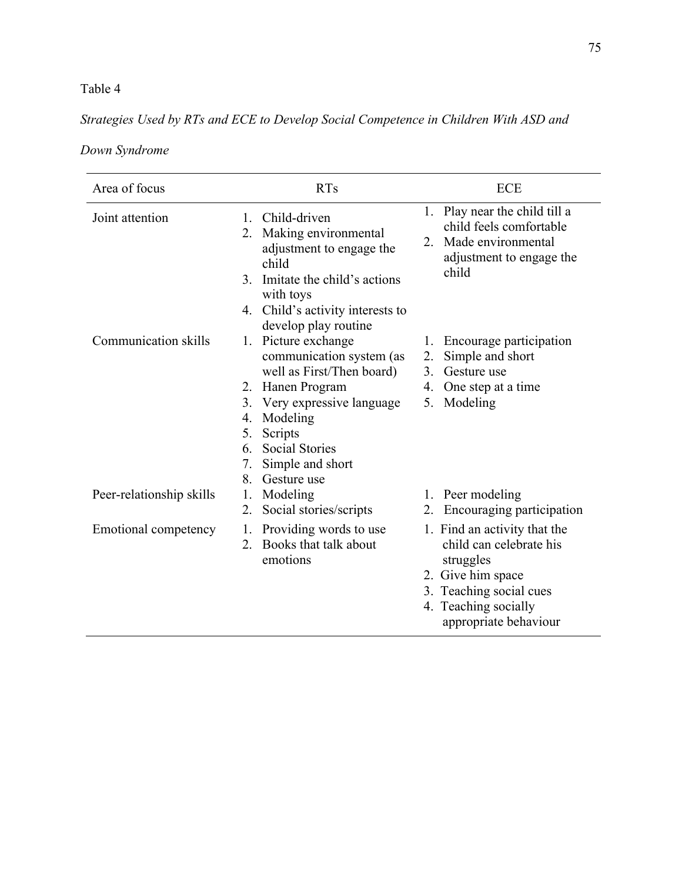Table 4

*Strategies Used by RTs and ECE to Develop Social Competence in Children With ASD and Down Syndrome*

| Area of focus | RTs | ECE |
|---|---|---|
| Joint attention | 1. Child-driven<br>2. Making environmental adjustment to engage the child<br>3. Imitate the child's actions with toys<br>4. Child's activity interests to develop play routine | 1. Play near the child till a child feels comfortable<br>2. Made environmental adjustment to engage the child |
| Communication skills | 1. Picture exchange communication system (as well as First/Then board)<br>2. Hanen Program<br>3. Very expressive language<br>4. Modeling<br>5. Scripts<br>6. Social Stories<br>7. Simple and short<br>8. Gesture use | 1. Encourage participation<br>2. Simple and short<br>3. Gesture use<br>4. One step at a time<br>5. Modeling |
| Peer-relationship skills | 1. Modeling<br>2. Social stories/scripts | 1. Peer modeling<br>2. Encouraging participation |
| Emotional competency | 1. Providing words to use<br>2. Books that talk about emotions | 1. Find an activity that the child can celebrate his struggles<br>2. Give him space<br>3. Teaching social cues<br>4. Teaching socially appropriate behaviour |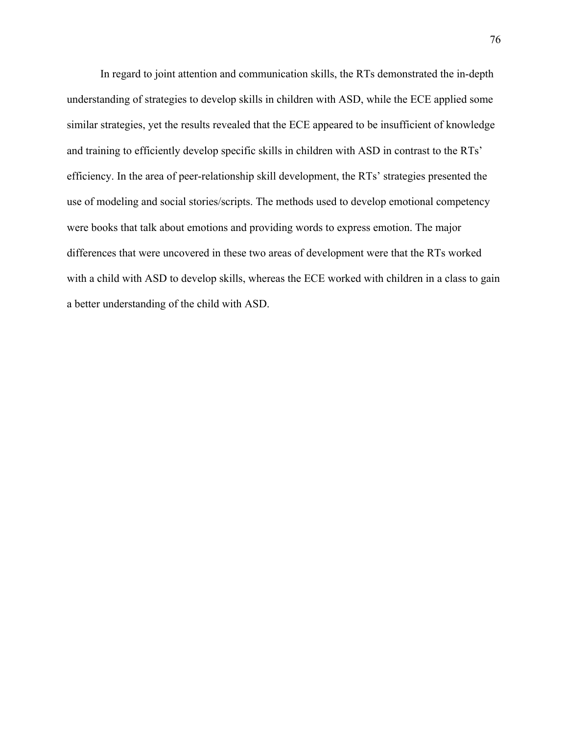In regard to joint attention and communication skills, the RTs demonstrated the in-depth understanding of strategies to develop skills in children with ASD, while the ECE applied some similar strategies, yet the results revealed that the ECE appeared to be insufficient of knowledge and training to efficiently develop specific skills in children with ASD in contrast to the RTs' efficiency. In the area of peer-relationship skill development, the RTs' strategies presented the use of modeling and social stories/scripts. The methods used to develop emotional competency were books that talk about emotions and providing words to express emotion. The major differences that were uncovered in these two areas of development were that the RTs worked with a child with ASD to develop skills, whereas the ECE worked with children in a class to gain a better understanding of the child with ASD.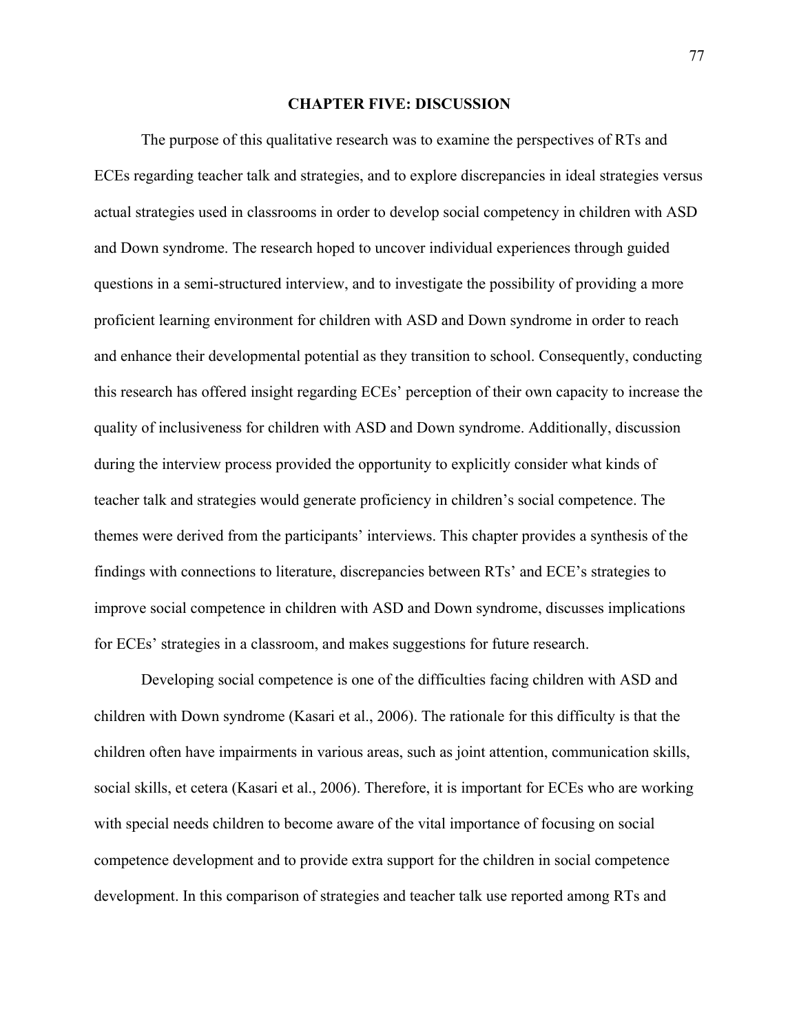# CHAPTER FIVE: DISCUSSION

The purpose of this qualitative research was to examine the perspectives of RTs and ECEs regarding teacher talk and strategies, and to explore discrepancies in ideal strategies versus actual strategies used in classrooms in order to develop social competency in children with ASD and Down syndrome. The research hoped to uncover individual experiences through guided questions in a semi-structured interview, and to investigate the possibility of providing a more proficient learning environment for children with ASD and Down syndrome in order to reach and enhance their developmental potential as they transition to school. Consequently, conducting this research has offered insight regarding ECEs' perception of their own capacity to increase the quality of inclusiveness for children with ASD and Down syndrome. Additionally, discussion during the interview process provided the opportunity to explicitly consider what kinds of teacher talk and strategies would generate proficiency in children's social competence. The themes were derived from the participants' interviews. This chapter provides a synthesis of the findings with connections to literature, discrepancies between RTs' and ECE's strategies to improve social competence in children with ASD and Down syndrome, discusses implications for ECEs' strategies in a classroom, and makes suggestions for future research.

Developing social competence is one of the difficulties facing children with ASD and children with Down syndrome (Kasari et al., 2006). The rationale for this difficulty is that the children often have impairments in various areas, such as joint attention, communication skills, social skills, et cetera (Kasari et al., 2006). Therefore, it is important for ECEs who are working with special needs children to become aware of the vital importance of focusing on social competence development and to provide extra support for the children in social competence development. In this comparison of strategies and teacher talk use reported among RTs and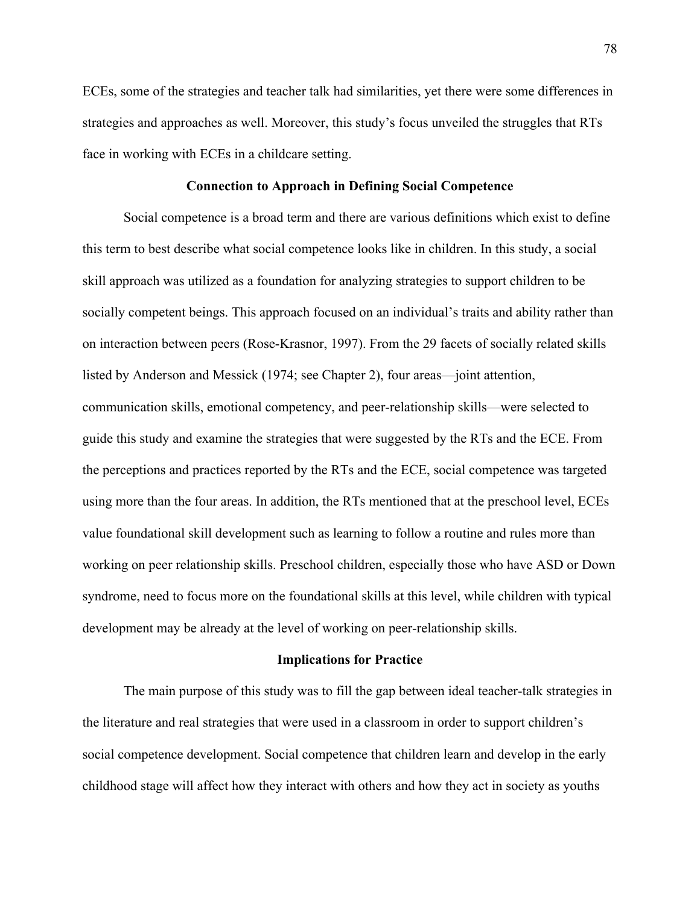ECEs, some of the strategies and teacher talk had similarities, yet there were some differences in strategies and approaches as well. Moreover, this study's focus unveiled the struggles that RTs face in working with ECEs in a childcare setting.

## Connection to Approach in Defining Social Competence

Social competence is a broad term and there are various definitions which exist to define this term to best describe what social competence looks like in children. In this study, a social skill approach was utilized as a foundation for analyzing strategies to support children to be socially competent beings. This approach focused on an individual's traits and ability rather than on interaction between peers (Rose-Krasnor, 1997). From the 29 facets of socially related skills listed by Anderson and Messick (1974; see Chapter 2), four areas—joint attention, communication skills, emotional competency, and peer-relationship skills—were selected to guide this study and examine the strategies that were suggested by the RTs and the ECE. From the perceptions and practices reported by the RTs and the ECE, social competence was targeted using more than the four areas. In addition, the RTs mentioned that at the preschool level, ECEs value foundational skill development such as learning to follow a routine and rules more than working on peer relationship skills. Preschool children, especially those who have ASD or Down syndrome, need to focus more on the foundational skills at this level, while children with typical development may be already at the level of working on peer-relationship skills.

## Implications for Practice

The main purpose of this study was to fill the gap between ideal teacher-talk strategies in the literature and real strategies that were used in a classroom in order to support children's social competence development. Social competence that children learn and develop in the early childhood stage will affect how they interact with others and how they act in society as youths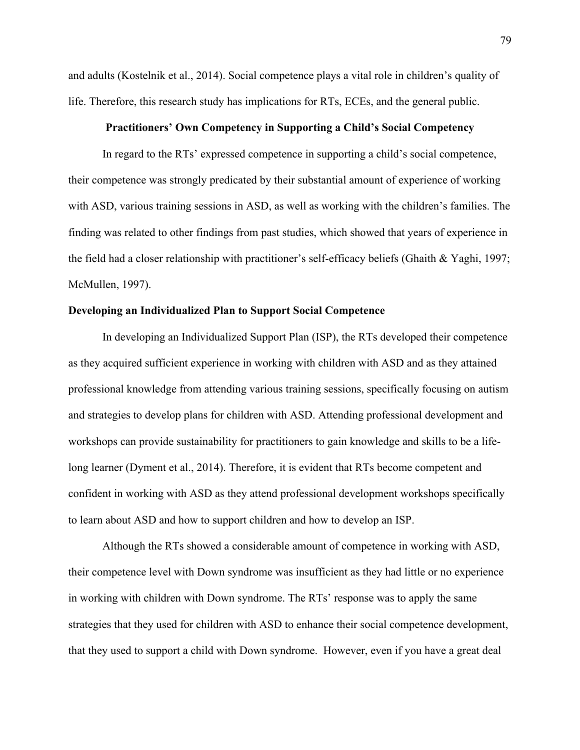and adults (Kostelnik et al., 2014). Social competence plays a vital role in children's quality of life. Therefore, this research study has implications for RTs, ECEs, and the general public.

## Practitioners' Own Competency in Supporting a Child's Social Competency

In regard to the RTs' expressed competence in supporting a child's social competence, their competence was strongly predicated by their substantial amount of experience of working with ASD, various training sessions in ASD, as well as working with the children's families. The finding was related to other findings from past studies, which showed that years of experience in the field had a closer relationship with practitioner's self-efficacy beliefs (Ghaith & Yaghi, 1997; McMullen, 1997).

### Developing an Individualized Plan to Support Social Competence

In developing an Individualized Support Plan (ISP), the RTs developed their competence as they acquired sufficient experience in working with children with ASD and as they attained professional knowledge from attending various training sessions, specifically focusing on autism and strategies to develop plans for children with ASD. Attending professional development and workshops can provide sustainability for practitioners to gain knowledge and skills to be a life-long learner (Dyment et al., 2014). Therefore, it is evident that RTs become competent and confident in working with ASD as they attend professional development workshops specifically to learn about ASD and how to support children and how to develop an ISP.

Although the RTs showed a considerable amount of competence in working with ASD, their competence level with Down syndrome was insufficient as they had little or no experience in working with children with Down syndrome. The RTs' response was to apply the same strategies that they used for children with ASD to enhance their social competence development, that they used to support a child with Down syndrome. However, even if you have a great deal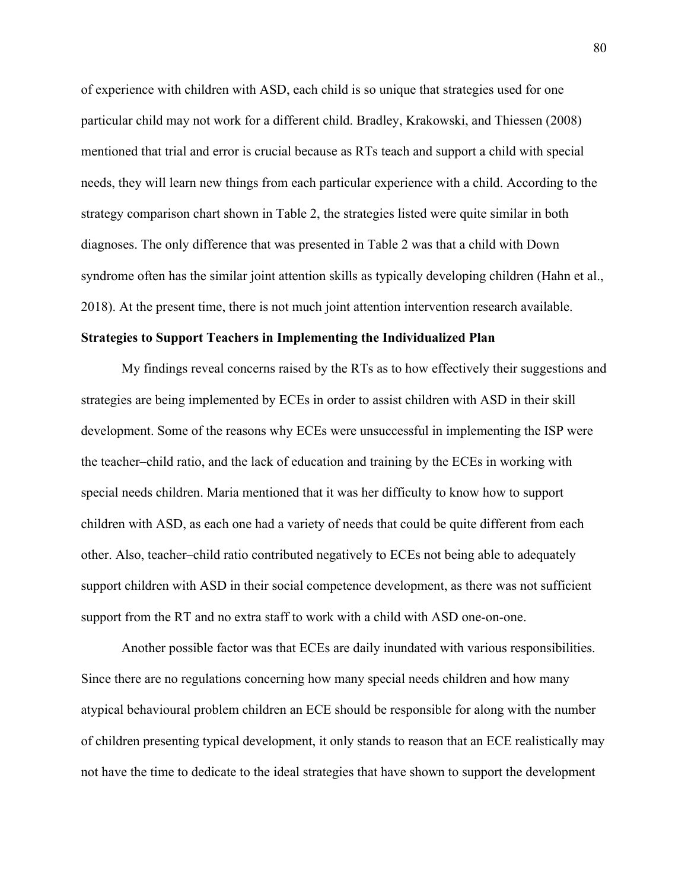of experience with children with ASD, each child is so unique that strategies used for one particular child may not work for a different child. Bradley, Krakowski, and Thiessen (2008) mentioned that trial and error is crucial because as RTs teach and support a child with special needs, they will learn new things from each particular experience with a child. According to the strategy comparison chart shown in Table 2, the strategies listed were quite similar in both diagnoses. The only difference that was presented in Table 2 was that a child with Down syndrome often has the similar joint attention skills as typically developing children (Hahn et al., 2018). At the present time, there is not much joint attention intervention research available.

**Strategies to Support Teachers in Implementing the Individualized Plan**

My findings reveal concerns raised by the RTs as to how effectively their suggestions and strategies are being implemented by ECEs in order to assist children with ASD in their skill development. Some of the reasons why ECEs were unsuccessful in implementing the ISP were the teacher–child ratio, and the lack of education and training by the ECEs in working with special needs children. Maria mentioned that it was her difficulty to know how to support children with ASD, as each one had a variety of needs that could be quite different from each other. Also, teacher–child ratio contributed negatively to ECEs not being able to adequately support children with ASD in their social competence development, as there was not sufficient support from the RT and no extra staff to work with a child with ASD one-on-one.

Another possible factor was that ECEs are daily inundated with various responsibilities. Since there are no regulations concerning how many special needs children and how many atypical behavioural problem children an ECE should be responsible for along with the number of children presenting typical development, it only stands to reason that an ECE realistically may not have the time to dedicate to the ideal strategies that have shown to support the development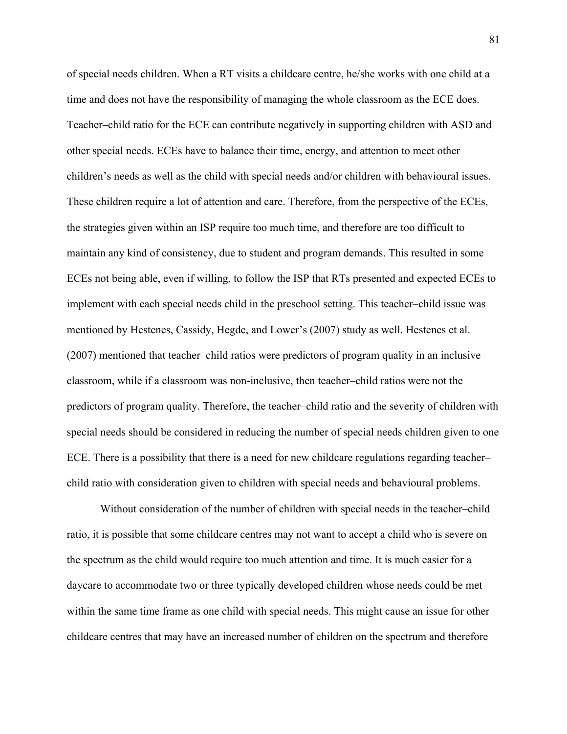of special needs children. When a RT visits a childcare centre, he/she works with one child at a time and does not have the responsibility of managing the whole classroom as the ECE does. Teacher–child ratio for the ECE can contribute negatively in supporting children with ASD and other special needs. ECEs have to balance their time, energy, and attention to meet other children's needs as well as the child with special needs and/or children with behavioural issues. These children require a lot of attention and care. Therefore, from the perspective of the ECEs, the strategies given within an ISP require too much time, and therefore are too difficult to maintain any kind of consistency, due to student and program demands. This resulted in some ECEs not being able, even if willing, to follow the ISP that RTs presented and expected ECEs to implement with each special needs child in the preschool setting. This teacher–child issue was mentioned by Hestenes, Cassidy, Hegde, and Lower's (2007) study as well. Hestenes et al. (2007) mentioned that teacher–child ratios were predictors of program quality in an inclusive classroom, while if a classroom was non-inclusive, then teacher–child ratios were not the predictors of program quality. Therefore, the teacher–child ratio and the severity of children with special needs should be considered in reducing the number of special needs children given to one ECE. There is a possibility that there is a need for new childcare regulations regarding teacher–child ratio with consideration given to children with special needs and behavioural problems.

Without consideration of the number of children with special needs in the teacher–child ratio, it is possible that some childcare centres may not want to accept a child who is severe on the spectrum as the child would require too much attention and time. It is much easier for a daycare to accommodate two or three typically developed children whose needs could be met within the same time frame as one child with special needs. This might cause an issue for other childcare centres that may have an increased number of children on the spectrum and therefore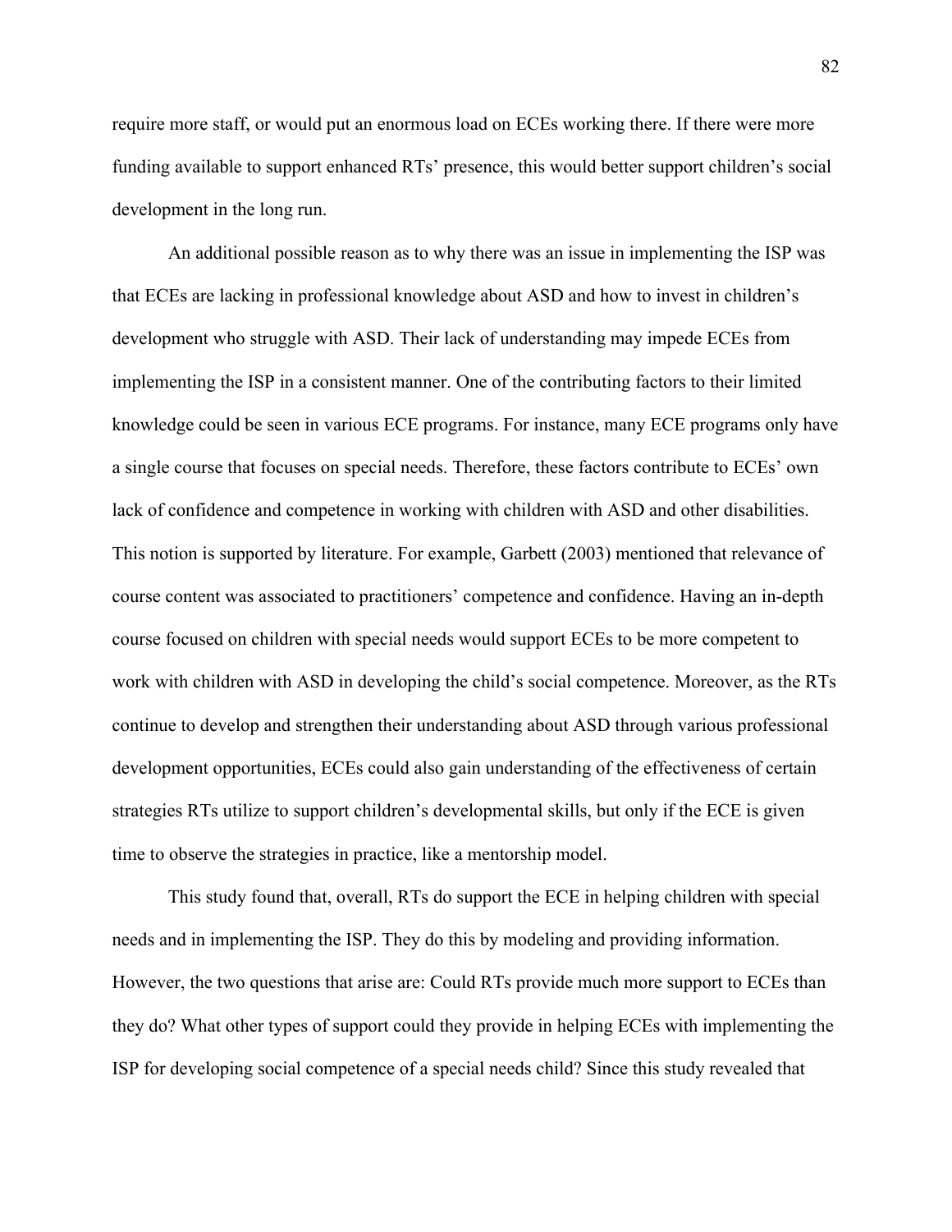require more staff, or would put an enormous load on ECEs working there. If there were more funding available to support enhanced RTs' presence, this would better support children's social development in the long run.

An additional possible reason as to why there was an issue in implementing the ISP was that ECEs are lacking in professional knowledge about ASD and how to invest in children's development who struggle with ASD. Their lack of understanding may impede ECEs from implementing the ISP in a consistent manner. One of the contributing factors to their limited knowledge could be seen in various ECE programs. For instance, many ECE programs only have a single course that focuses on special needs. Therefore, these factors contribute to ECEs' own lack of confidence and competence in working with children with ASD and other disabilities. This notion is supported by literature. For example, Garbett (2003) mentioned that relevance of course content was associated to practitioners' competence and confidence. Having an in-depth course focused on children with special needs would support ECEs to be more competent to work with children with ASD in developing the child's social competence. Moreover, as the RTs continue to develop and strengthen their understanding about ASD through various professional development opportunities, ECEs could also gain understanding of the effectiveness of certain strategies RTs utilize to support children's developmental skills, but only if the ECE is given time to observe the strategies in practice, like a mentorship model.

This study found that, overall, RTs do support the ECE in helping children with special needs and in implementing the ISP. They do this by modeling and providing information. However, the two questions that arise are: Could RTs provide much more support to ECEs than they do? What other types of support could they provide in helping ECEs with implementing the ISP for developing social competence of a special needs child? Since this study revealed that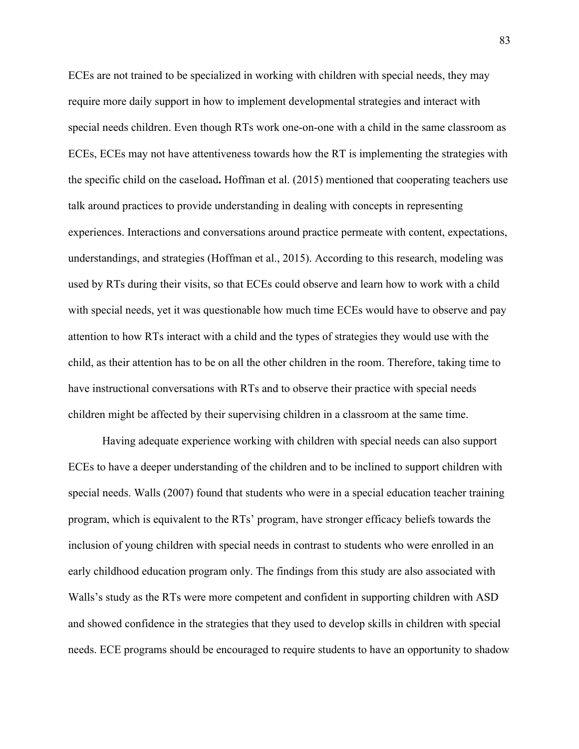ECEs are not trained to be specialized in working with children with special needs, they may require more daily support in how to implement developmental strategies and interact with special needs children. Even though RTs work one-on-one with a child in the same classroom as ECEs, ECEs may not have attentiveness towards how the RT is implementing the strategies with the specific child on the caseload**.** Hoffman et al. (2015) mentioned that cooperating teachers use talk around practices to provide understanding in dealing with concepts in representing experiences. Interactions and conversations around practice permeate with content, expectations, understandings, and strategies (Hoffman et al., 2015). According to this research, modeling was used by RTs during their visits, so that ECEs could observe and learn how to work with a child with special needs, yet it was questionable how much time ECEs would have to observe and pay attention to how RTs interact with a child and the types of strategies they would use with the child, as their attention has to be on all the other children in the room. Therefore, taking time to have instructional conversations with RTs and to observe their practice with special needs children might be affected by their supervising children in a classroom at the same time.

Having adequate experience working with children with special needs can also support ECEs to have a deeper understanding of the children and to be inclined to support children with special needs. Walls (2007) found that students who were in a special education teacher training program, which is equivalent to the RTs' program, have stronger efficacy beliefs towards the inclusion of young children with special needs in contrast to students who were enrolled in an early childhood education program only. The findings from this study are also associated with Walls's study as the RTs were more competent and confident in supporting children with ASD and showed confidence in the strategies that they used to develop skills in children with special needs. ECE programs should be encouraged to require students to have an opportunity to shadow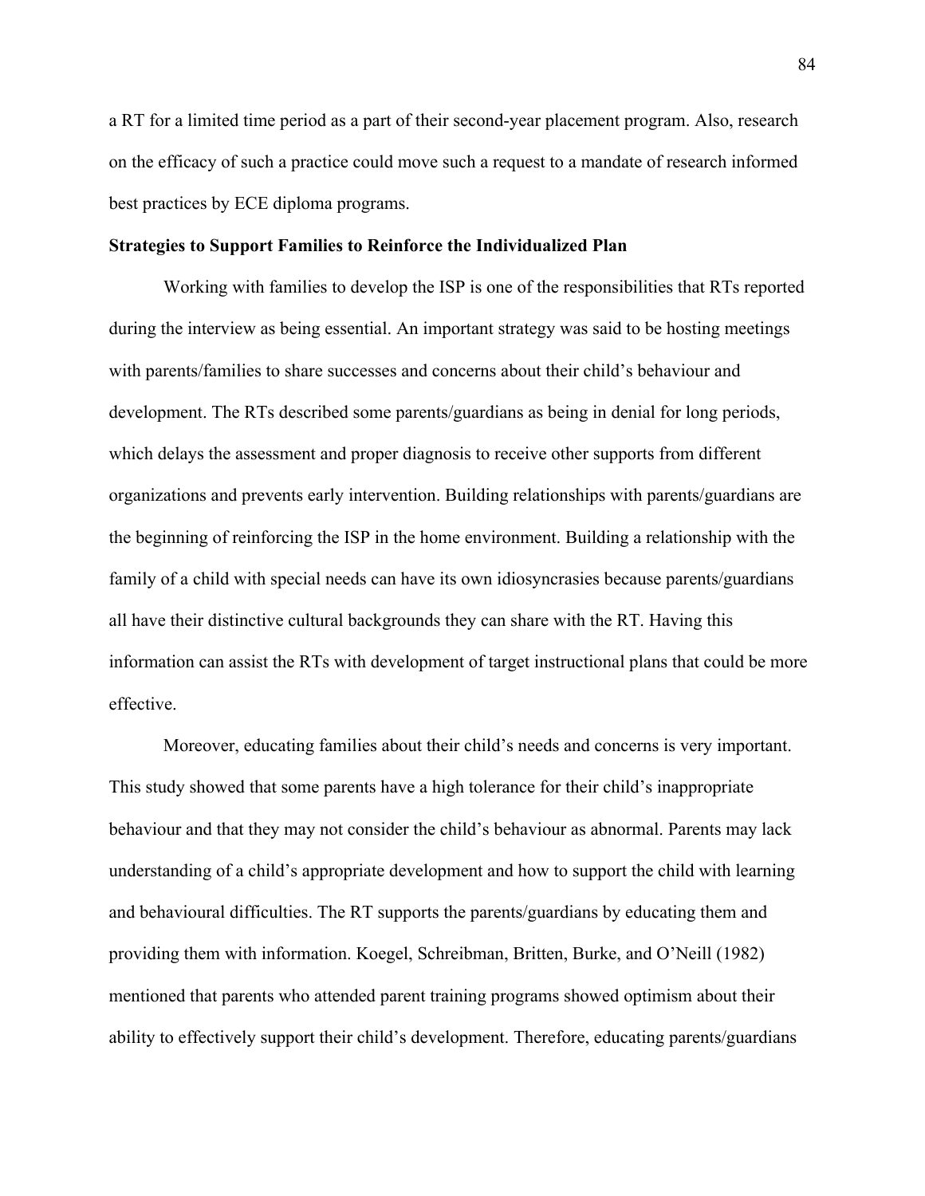a RT for a limited time period as a part of their second-year placement program. Also, research on the efficacy of such a practice could move such a request to a mandate of research informed best practices by ECE diploma programs.

**Strategies to Support Families to Reinforce the Individualized Plan**

Working with families to develop the ISP is one of the responsibilities that RTs reported during the interview as being essential. An important strategy was said to be hosting meetings with parents/families to share successes and concerns about their child's behaviour and development. The RTs described some parents/guardians as being in denial for long periods, which delays the assessment and proper diagnosis to receive other supports from different organizations and prevents early intervention. Building relationships with parents/guardians are the beginning of reinforcing the ISP in the home environment. Building a relationship with the family of a child with special needs can have its own idiosyncrasies because parents/guardians all have their distinctive cultural backgrounds they can share with the RT. Having this information can assist the RTs with development of target instructional plans that could be more effective.

Moreover, educating families about their child's needs and concerns is very important. This study showed that some parents have a high tolerance for their child's inappropriate behaviour and that they may not consider the child's behaviour as abnormal. Parents may lack understanding of a child's appropriate development and how to support the child with learning and behavioural difficulties. The RT supports the parents/guardians by educating them and providing them with information. Koegel, Schreibman, Britten, Burke, and O'Neill (1982) mentioned that parents who attended parent training programs showed optimism about their ability to effectively support their child's development. Therefore, educating parents/guardians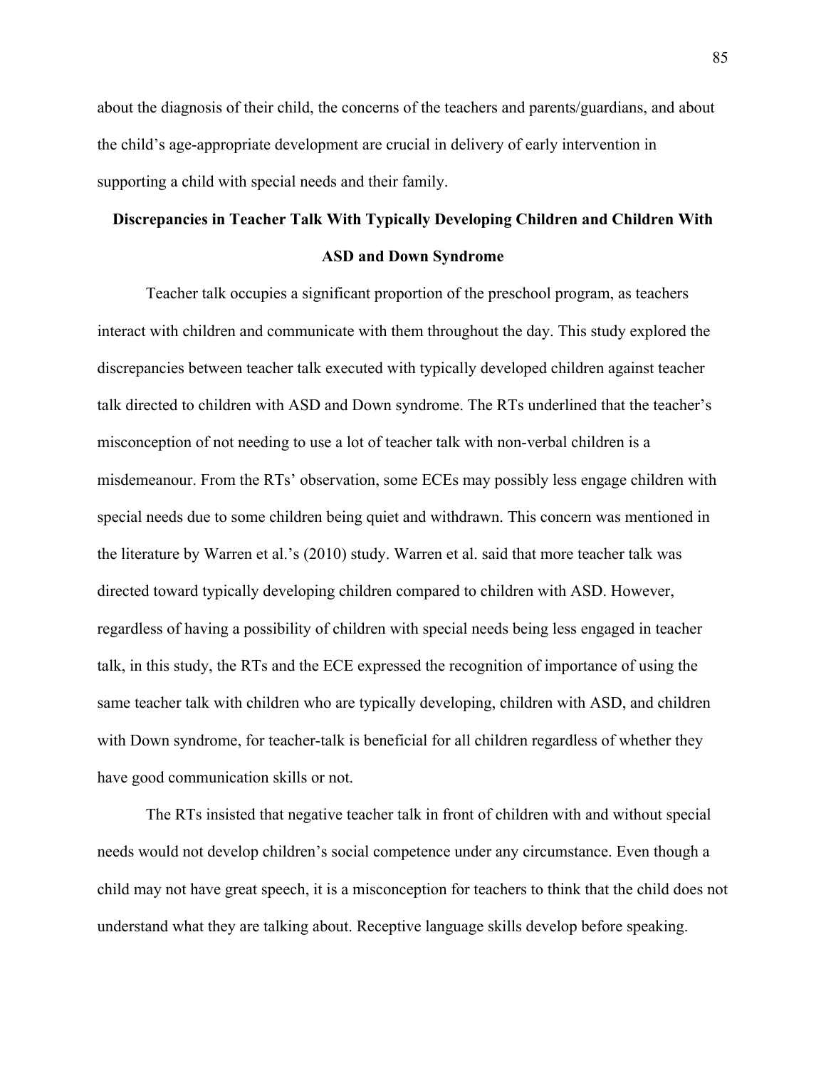about the diagnosis of their child, the concerns of the teachers and parents/guardians, and about the child's age-appropriate development are crucial in delivery of early intervention in supporting a child with special needs and their family.

## Discrepancies in Teacher Talk With Typically Developing Children and Children With ASD and Down Syndrome

Teacher talk occupies a significant proportion of the preschool program, as teachers interact with children and communicate with them throughout the day. This study explored the discrepancies between teacher talk executed with typically developed children against teacher talk directed to children with ASD and Down syndrome. The RTs underlined that the teacher's misconception of not needing to use a lot of teacher talk with non-verbal children is a misdemeanour. From the RTs' observation, some ECEs may possibly less engage children with special needs due to some children being quiet and withdrawn. This concern was mentioned in the literature by Warren et al.'s (2010) study. Warren et al. said that more teacher talk was directed toward typically developing children compared to children with ASD. However, regardless of having a possibility of children with special needs being less engaged in teacher talk, in this study, the RTs and the ECE expressed the recognition of importance of using the same teacher talk with children who are typically developing, children with ASD, and children with Down syndrome, for teacher-talk is beneficial for all children regardless of whether they have good communication skills or not.

The RTs insisted that negative teacher talk in front of children with and without special needs would not develop children's social competence under any circumstance. Even though a child may not have great speech, it is a misconception for teachers to think that the child does not understand what they are talking about. Receptive language skills develop before speaking.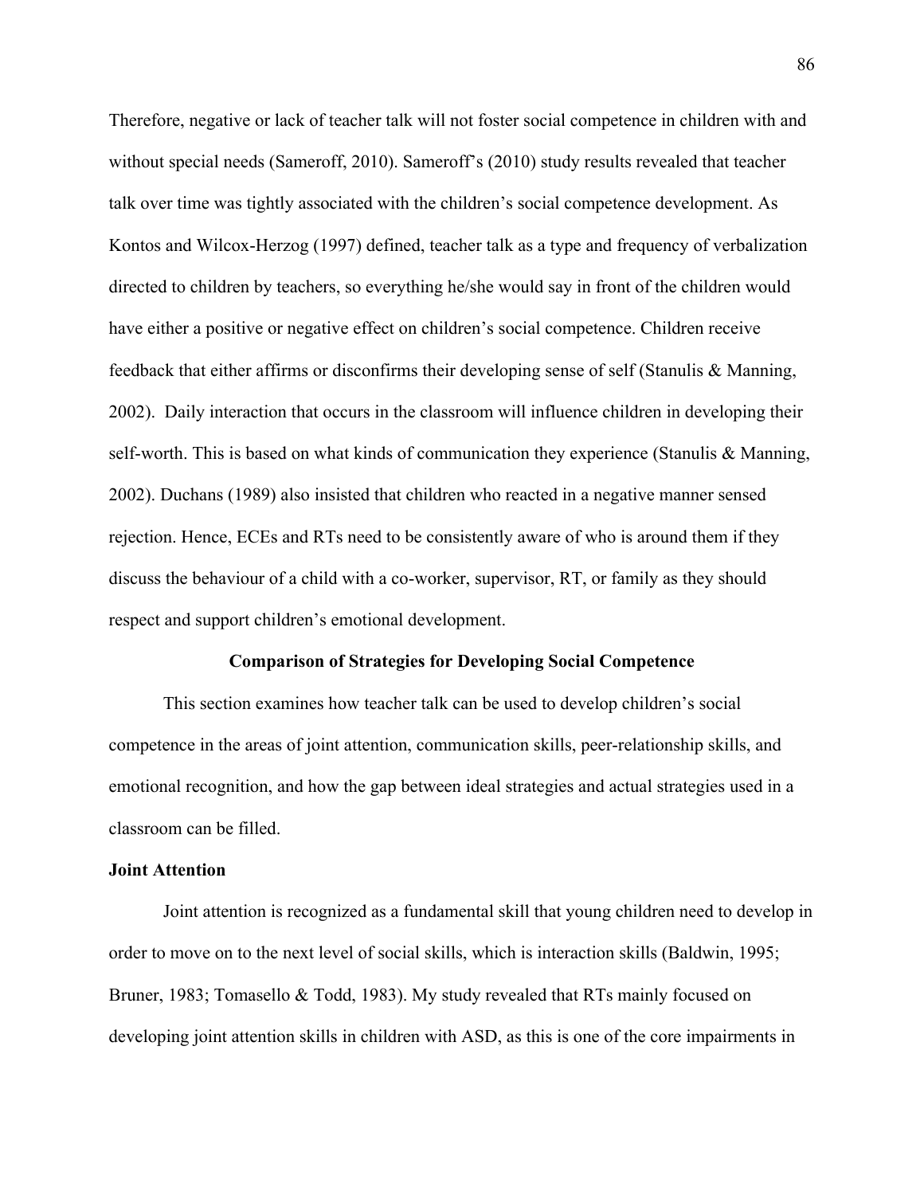Therefore, negative or lack of teacher talk will not foster social competence in children with and without special needs (Sameroff, 2010). Sameroff's (2010) study results revealed that teacher talk over time was tightly associated with the children's social competence development. As Kontos and Wilcox-Herzog (1997) defined, teacher talk as a type and frequency of verbalization directed to children by teachers, so everything he/she would say in front of the children would have either a positive or negative effect on children's social competence. Children receive feedback that either affirms or disconfirms their developing sense of self (Stanulis & Manning, 2002). Daily interaction that occurs in the classroom will influence children in developing their self-worth. This is based on what kinds of communication they experience (Stanulis & Manning, 2002). Duchans (1989) also insisted that children who reacted in a negative manner sensed rejection. Hence, ECEs and RTs need to be consistently aware of who is around them if they discuss the behaviour of a child with a co-worker, supervisor, RT, or family as they should respect and support children's emotional development.

## Comparison of Strategies for Developing Social Competence

This section examines how teacher talk can be used to develop children's social competence in the areas of joint attention, communication skills, peer-relationship skills, and emotional recognition, and how the gap between ideal strategies and actual strategies used in a classroom can be filled.

### Joint Attention

Joint attention is recognized as a fundamental skill that young children need to develop in order to move on to the next level of social skills, which is interaction skills (Baldwin, 1995; Bruner, 1983; Tomasello & Todd, 1983). My study revealed that RTs mainly focused on developing joint attention skills in children with ASD, as this is one of the core impairments in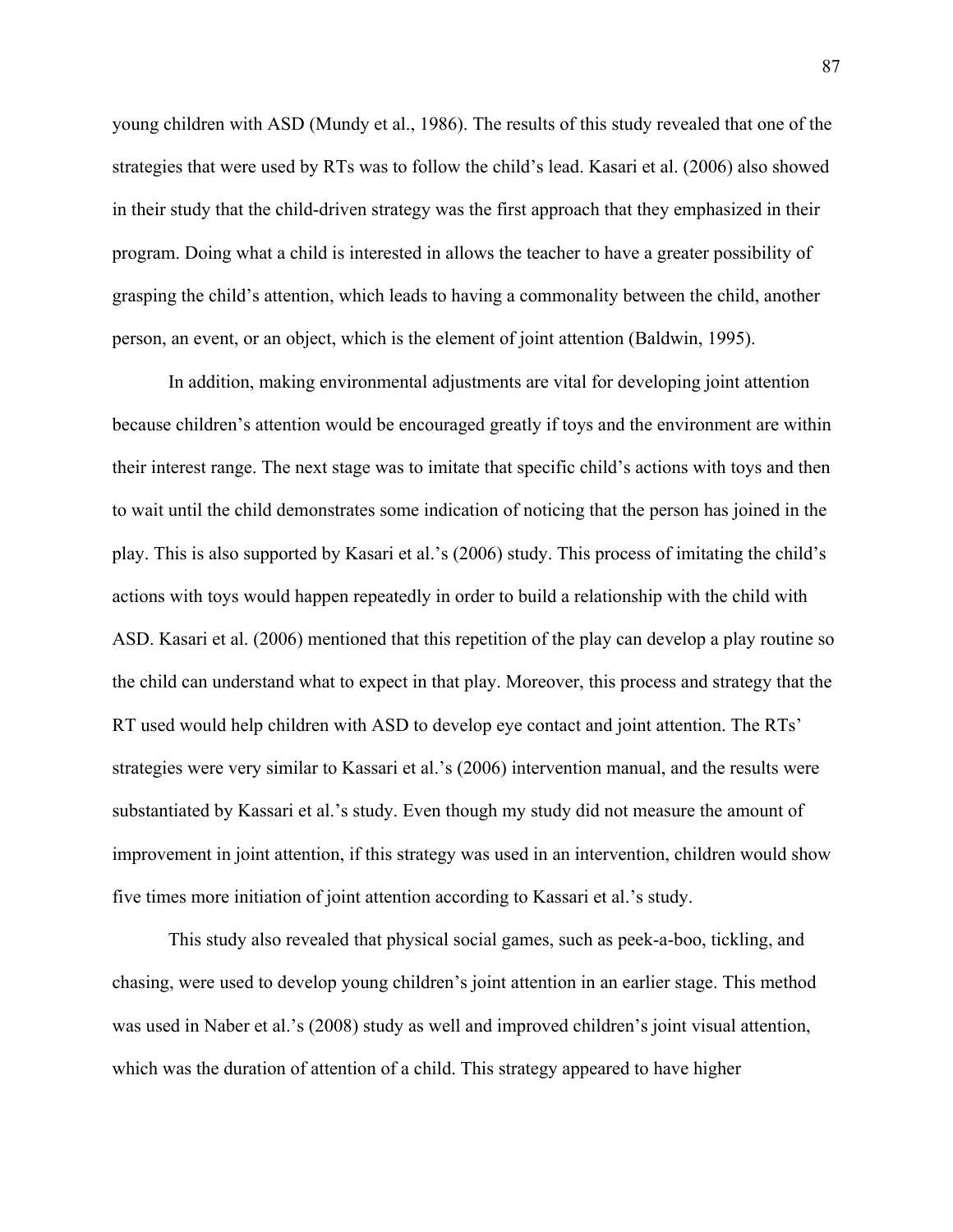young children with ASD (Mundy et al., 1986). The results of this study revealed that one of the strategies that were used by RTs was to follow the child's lead. Kasari et al. (2006) also showed in their study that the child-driven strategy was the first approach that they emphasized in their program. Doing what a child is interested in allows the teacher to have a greater possibility of grasping the child's attention, which leads to having a commonality between the child, another person, an event, or an object, which is the element of joint attention (Baldwin, 1995).

In addition, making environmental adjustments are vital for developing joint attention because children's attention would be encouraged greatly if toys and the environment are within their interest range. The next stage was to imitate that specific child's actions with toys and then to wait until the child demonstrates some indication of noticing that the person has joined in the play. This is also supported by Kasari et al.'s (2006) study. This process of imitating the child's actions with toys would happen repeatedly in order to build a relationship with the child with ASD. Kasari et al. (2006) mentioned that this repetition of the play can develop a play routine so the child can understand what to expect in that play. Moreover, this process and strategy that the RT used would help children with ASD to develop eye contact and joint attention. The RTs' strategies were very similar to Kassari et al.'s (2006) intervention manual, and the results were substantiated by Kassari et al.'s study. Even though my study did not measure the amount of improvement in joint attention, if this strategy was used in an intervention, children would show five times more initiation of joint attention according to Kassari et al.'s study.

This study also revealed that physical social games, such as peek-a-boo, tickling, and chasing, were used to develop young children's joint attention in an earlier stage. This method was used in Naber et al.'s (2008) study as well and improved children's joint visual attention, which was the duration of attention of a child. This strategy appeared to have higher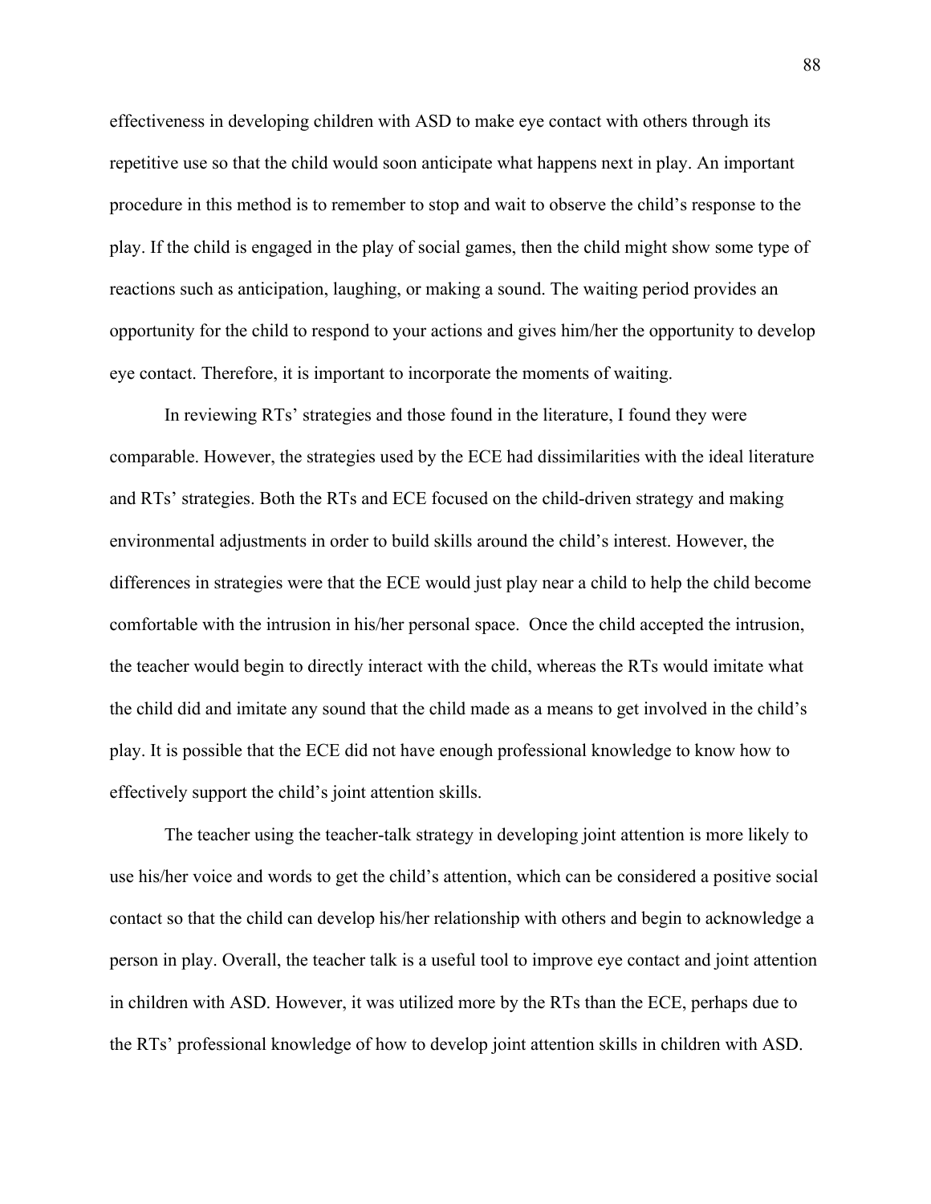effectiveness in developing children with ASD to make eye contact with others through its repetitive use so that the child would soon anticipate what happens next in play. An important procedure in this method is to remember to stop and wait to observe the child's response to the play. If the child is engaged in the play of social games, then the child might show some type of reactions such as anticipation, laughing, or making a sound. The waiting period provides an opportunity for the child to respond to your actions and gives him/her the opportunity to develop eye contact. Therefore, it is important to incorporate the moments of waiting.

In reviewing RTs' strategies and those found in the literature, I found they were comparable. However, the strategies used by the ECE had dissimilarities with the ideal literature and RTs' strategies. Both the RTs and ECE focused on the child-driven strategy and making environmental adjustments in order to build skills around the child's interest. However, the differences in strategies were that the ECE would just play near a child to help the child become comfortable with the intrusion in his/her personal space. Once the child accepted the intrusion, the teacher would begin to directly interact with the child, whereas the RTs would imitate what the child did and imitate any sound that the child made as a means to get involved in the child's play. It is possible that the ECE did not have enough professional knowledge to know how to effectively support the child's joint attention skills.

The teacher using the teacher-talk strategy in developing joint attention is more likely to use his/her voice and words to get the child's attention, which can be considered a positive social contact so that the child can develop his/her relationship with others and begin to acknowledge a person in play. Overall, the teacher talk is a useful tool to improve eye contact and joint attention in children with ASD. However, it was utilized more by the RTs than the ECE, perhaps due to the RTs' professional knowledge of how to develop joint attention skills in children with ASD.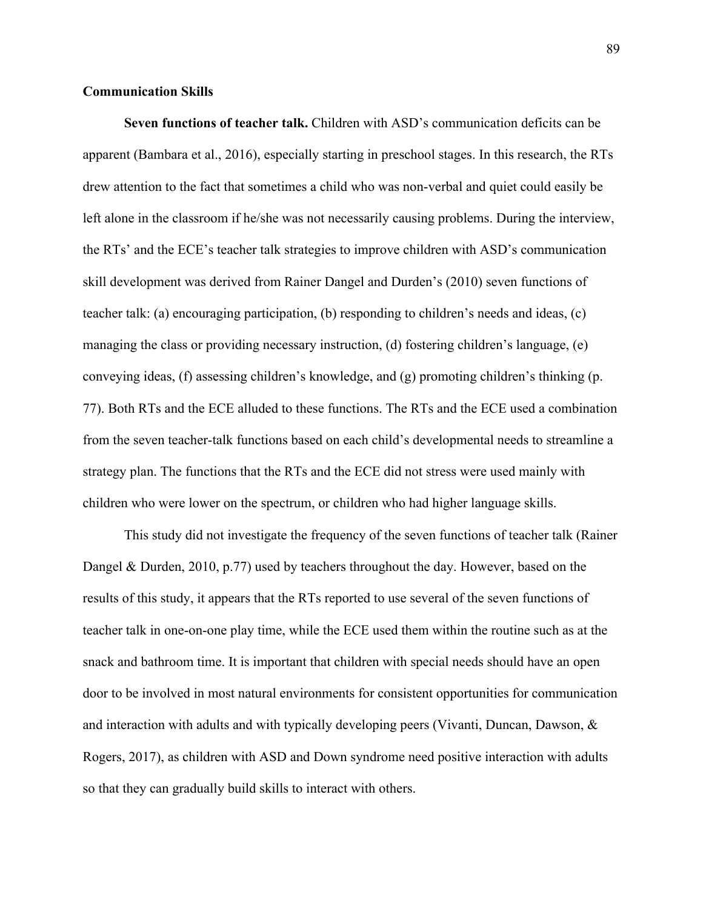## Communication Skills

**Seven functions of teacher talk.** Children with ASD's communication deficits can be apparent (Bambara et al., 2016), especially starting in preschool stages. In this research, the RTs drew attention to the fact that sometimes a child who was non-verbal and quiet could easily be left alone in the classroom if he/she was not necessarily causing problems. During the interview, the RTs' and the ECE's teacher talk strategies to improve children with ASD's communication skill development was derived from Rainer Dangel and Durden's (2010) seven functions of teacher talk: (a) encouraging participation, (b) responding to children's needs and ideas, (c) managing the class or providing necessary instruction, (d) fostering children's language, (e) conveying ideas, (f) assessing children's knowledge, and (g) promoting children's thinking (p. 77). Both RTs and the ECE alluded to these functions. The RTs and the ECE used a combination from the seven teacher-talk functions based on each child's developmental needs to streamline a strategy plan. The functions that the RTs and the ECE did not stress were used mainly with children who were lower on the spectrum, or children who had higher language skills.

This study did not investigate the frequency of the seven functions of teacher talk (Rainer Dangel & Durden, 2010, p.77) used by teachers throughout the day. However, based on the results of this study, it appears that the RTs reported to use several of the seven functions of teacher talk in one-on-one play time, while the ECE used them within the routine such as at the snack and bathroom time. It is important that children with special needs should have an open door to be involved in most natural environments for consistent opportunities for communication and interaction with adults and with typically developing peers (Vivanti, Duncan, Dawson, & Rogers, 2017), as children with ASD and Down syndrome need positive interaction with adults so that they can gradually build skills to interact with others.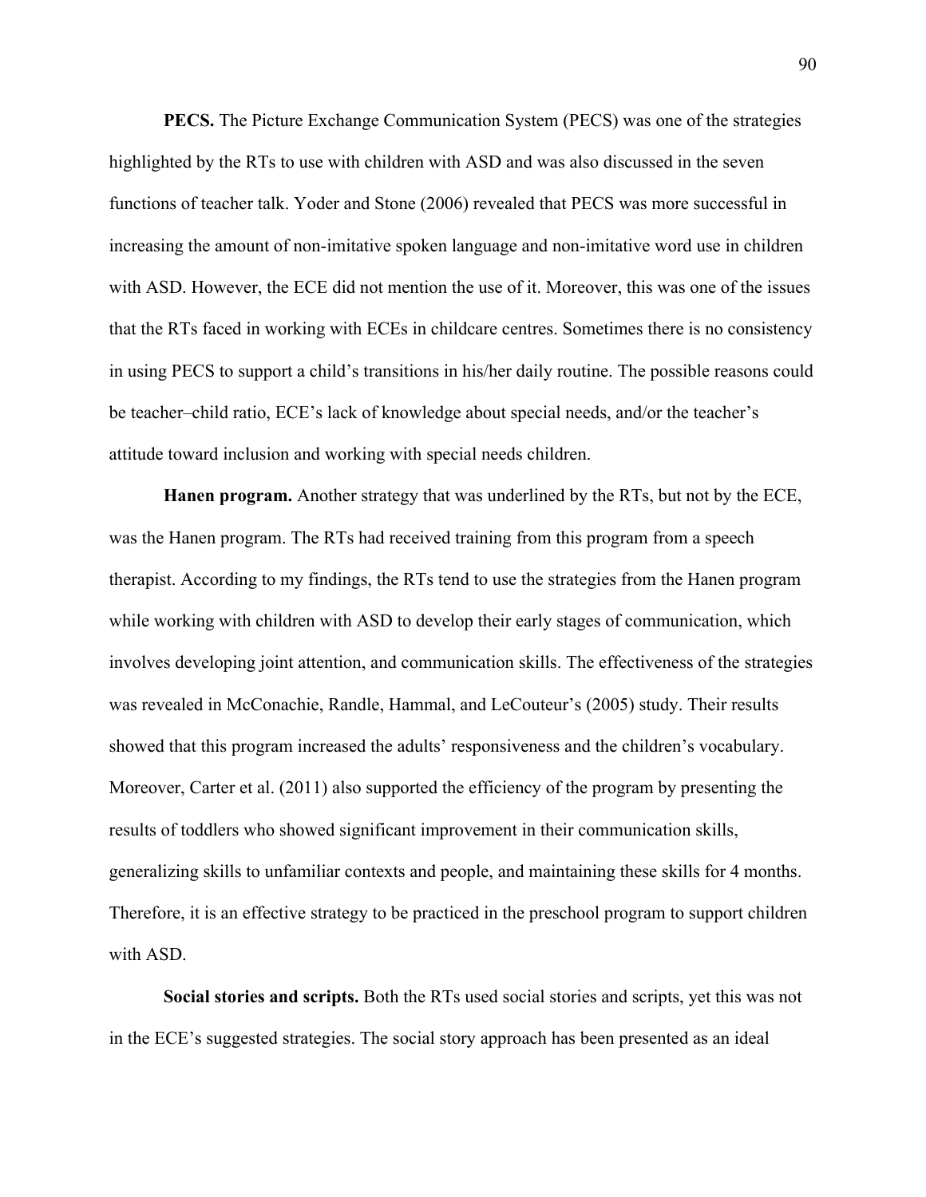**PECS.** The Picture Exchange Communication System (PECS) was one of the strategies highlighted by the RTs to use with children with ASD and was also discussed in the seven functions of teacher talk. Yoder and Stone (2006) revealed that PECS was more successful in increasing the amount of non-imitative spoken language and non-imitative word use in children with ASD. However, the ECE did not mention the use of it. Moreover, this was one of the issues that the RTs faced in working with ECEs in childcare centres. Sometimes there is no consistency in using PECS to support a child's transitions in his/her daily routine. The possible reasons could be teacher–child ratio, ECE's lack of knowledge about special needs, and/or the teacher's attitude toward inclusion and working with special needs children.

**Hanen program.** Another strategy that was underlined by the RTs, but not by the ECE, was the Hanen program. The RTs had received training from this program from a speech therapist. According to my findings, the RTs tend to use the strategies from the Hanen program while working with children with ASD to develop their early stages of communication, which involves developing joint attention, and communication skills. The effectiveness of the strategies was revealed in McConachie, Randle, Hammal, and LeCouteur's (2005) study. Their results showed that this program increased the adults' responsiveness and the children's vocabulary. Moreover, Carter et al. (2011) also supported the efficiency of the program by presenting the results of toddlers who showed significant improvement in their communication skills, generalizing skills to unfamiliar contexts and people, and maintaining these skills for 4 months. Therefore, it is an effective strategy to be practiced in the preschool program to support children with ASD.

**Social stories and scripts.** Both the RTs used social stories and scripts, yet this was not in the ECE's suggested strategies. The social story approach has been presented as an ideal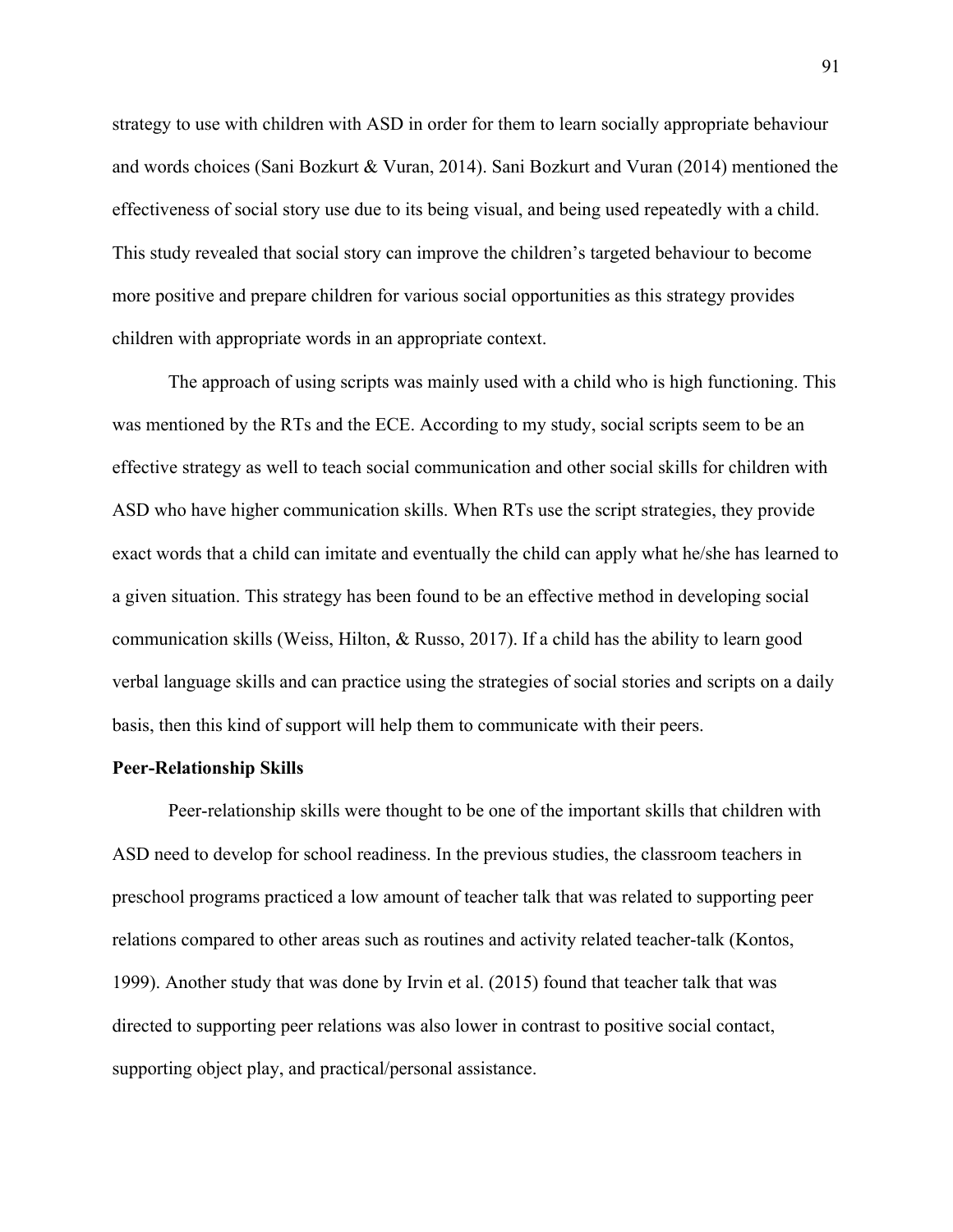strategy to use with children with ASD in order for them to learn socially appropriate behaviour and words choices (Sani Bozkurt & Vuran, 2014). Sani Bozkurt and Vuran (2014) mentioned the effectiveness of social story use due to its being visual, and being used repeatedly with a child. This study revealed that social story can improve the children's targeted behaviour to become more positive and prepare children for various social opportunities as this strategy provides children with appropriate words in an appropriate context.

The approach of using scripts was mainly used with a child who is high functioning. This was mentioned by the RTs and the ECE. According to my study, social scripts seem to be an effective strategy as well to teach social communication and other social skills for children with ASD who have higher communication skills. When RTs use the script strategies, they provide exact words that a child can imitate and eventually the child can apply what he/she has learned to a given situation. This strategy has been found to be an effective method in developing social communication skills (Weiss, Hilton, & Russo, 2017). If a child has the ability to learn good verbal language skills and can practice using the strategies of social stories and scripts on a daily basis, then this kind of support will help them to communicate with their peers.

**Peer-Relationship Skills**

Peer-relationship skills were thought to be one of the important skills that children with ASD need to develop for school readiness. In the previous studies, the classroom teachers in preschool programs practiced a low amount of teacher talk that was related to supporting peer relations compared to other areas such as routines and activity related teacher-talk (Kontos, 1999). Another study that was done by Irvin et al. (2015) found that teacher talk that was directed to supporting peer relations was also lower in contrast to positive social contact, supporting object play, and practical/personal assistance.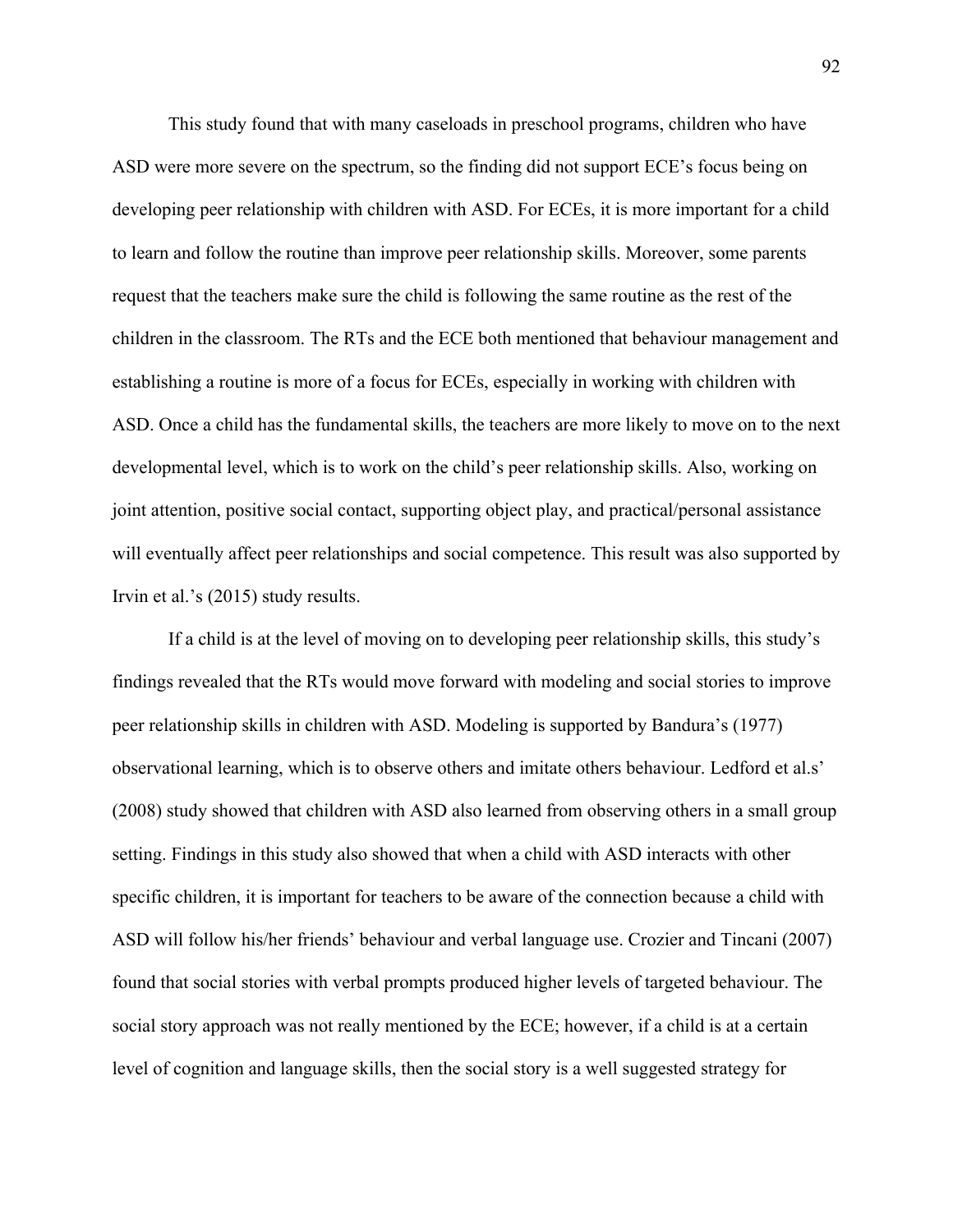This study found that with many caseloads in preschool programs, children who have ASD were more severe on the spectrum, so the finding did not support ECE's focus being on developing peer relationship with children with ASD. For ECEs, it is more important for a child to learn and follow the routine than improve peer relationship skills. Moreover, some parents request that the teachers make sure the child is following the same routine as the rest of the children in the classroom. The RTs and the ECE both mentioned that behaviour management and establishing a routine is more of a focus for ECEs, especially in working with children with ASD. Once a child has the fundamental skills, the teachers are more likely to move on to the next developmental level, which is to work on the child's peer relationship skills. Also, working on joint attention, positive social contact, supporting object play, and practical/personal assistance will eventually affect peer relationships and social competence. This result was also supported by Irvin et al.'s (2015) study results.

If a child is at the level of moving on to developing peer relationship skills, this study's findings revealed that the RTs would move forward with modeling and social stories to improve peer relationship skills in children with ASD. Modeling is supported by Bandura's (1977) observational learning, which is to observe others and imitate others behaviour. Ledford et al.s' (2008) study showed that children with ASD also learned from observing others in a small group setting. Findings in this study also showed that when a child with ASD interacts with other specific children, it is important for teachers to be aware of the connection because a child with ASD will follow his/her friends' behaviour and verbal language use. Crozier and Tincani (2007) found that social stories with verbal prompts produced higher levels of targeted behaviour. The social story approach was not really mentioned by the ECE; however, if a child is at a certain level of cognition and language skills, then the social story is a well suggested strategy for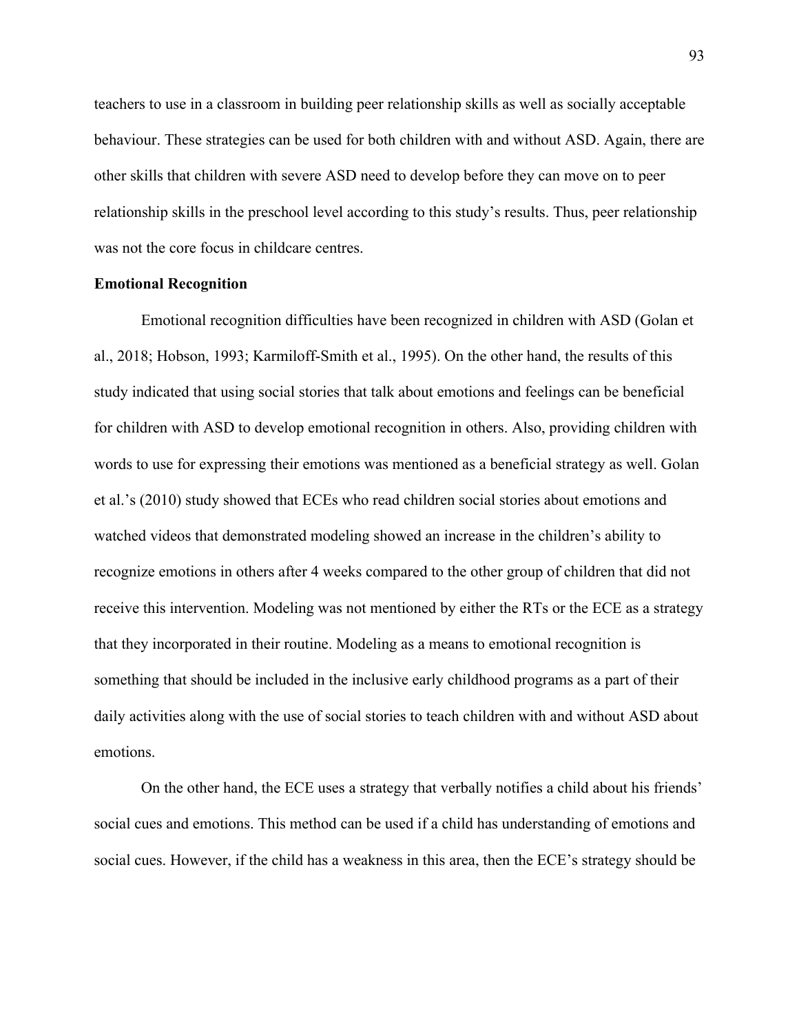teachers to use in a classroom in building peer relationship skills as well as socially acceptable behaviour. These strategies can be used for both children with and without ASD. Again, there are other skills that children with severe ASD need to develop before they can move on to peer relationship skills in the preschool level according to this study's results. Thus, peer relationship was not the core focus in childcare centres.

**Emotional Recognition**

Emotional recognition difficulties have been recognized in children with ASD (Golan et al., 2018; Hobson, 1993; Karmiloff-Smith et al., 1995). On the other hand, the results of this study indicated that using social stories that talk about emotions and feelings can be beneficial for children with ASD to develop emotional recognition in others. Also, providing children with words to use for expressing their emotions was mentioned as a beneficial strategy as well. Golan et al.'s (2010) study showed that ECEs who read children social stories about emotions and watched videos that demonstrated modeling showed an increase in the children's ability to recognize emotions in others after 4 weeks compared to the other group of children that did not receive this intervention. Modeling was not mentioned by either the RTs or the ECE as a strategy that they incorporated in their routine. Modeling as a means to emotional recognition is something that should be included in the inclusive early childhood programs as a part of their daily activities along with the use of social stories to teach children with and without ASD about emotions.

On the other hand, the ECE uses a strategy that verbally notifies a child about his friends' social cues and emotions. This method can be used if a child has understanding of emotions and social cues. However, if the child has a weakness in this area, then the ECE's strategy should be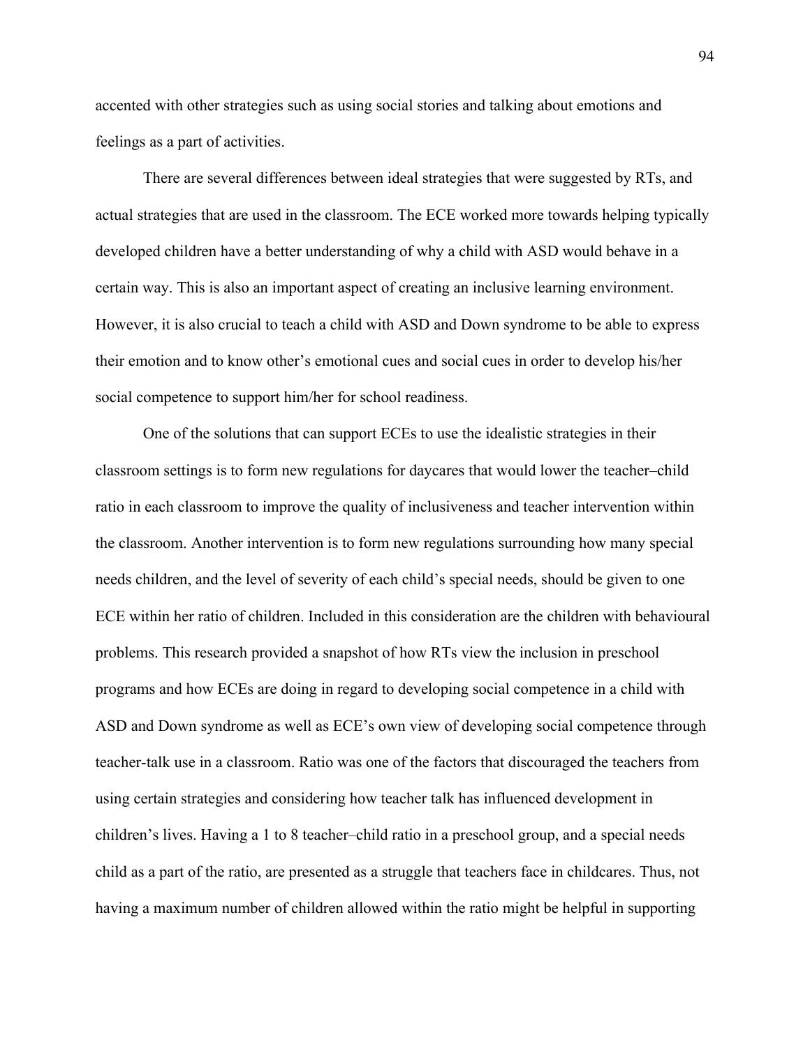accented with other strategies such as using social stories and talking about emotions and feelings as a part of activities.

There are several differences between ideal strategies that were suggested by RTs, and actual strategies that are used in the classroom. The ECE worked more towards helping typically developed children have a better understanding of why a child with ASD would behave in a certain way. This is also an important aspect of creating an inclusive learning environment. However, it is also crucial to teach a child with ASD and Down syndrome to be able to express their emotion and to know other's emotional cues and social cues in order to develop his/her social competence to support him/her for school readiness.

One of the solutions that can support ECEs to use the idealistic strategies in their classroom settings is to form new regulations for daycares that would lower the teacher–child ratio in each classroom to improve the quality of inclusiveness and teacher intervention within the classroom. Another intervention is to form new regulations surrounding how many special needs children, and the level of severity of each child's special needs, should be given to one ECE within her ratio of children. Included in this consideration are the children with behavioural problems. This research provided a snapshot of how RTs view the inclusion in preschool programs and how ECEs are doing in regard to developing social competence in a child with ASD and Down syndrome as well as ECE's own view of developing social competence through teacher-talk use in a classroom. Ratio was one of the factors that discouraged the teachers from using certain strategies and considering how teacher talk has influenced development in children's lives. Having a 1 to 8 teacher–child ratio in a preschool group, and a special needs child as a part of the ratio, are presented as a struggle that teachers face in childcares. Thus, not having a maximum number of children allowed within the ratio might be helpful in supporting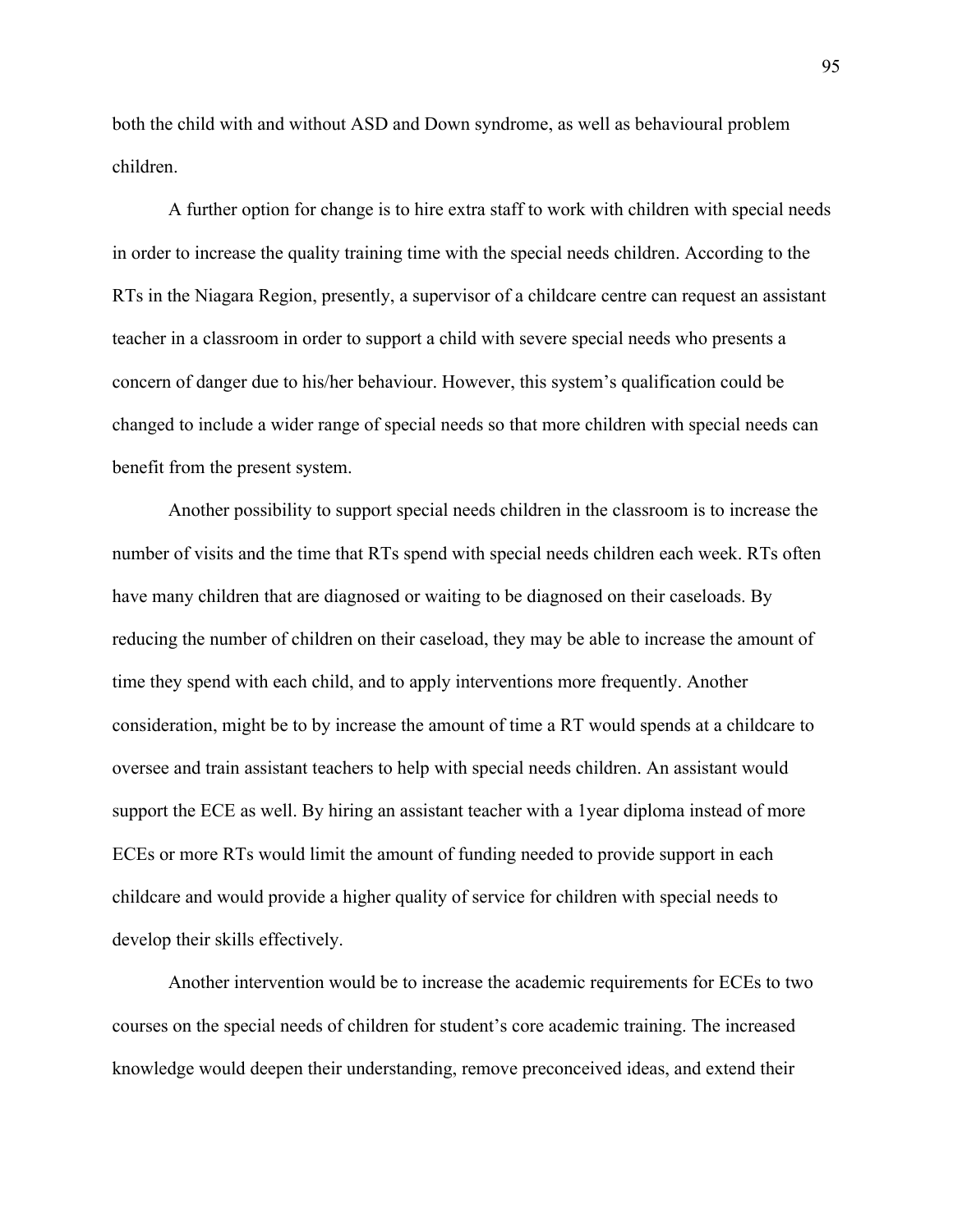both the child with and without ASD and Down syndrome, as well as behavioural problem children.

A further option for change is to hire extra staff to work with children with special needs in order to increase the quality training time with the special needs children. According to the RTs in the Niagara Region, presently, a supervisor of a childcare centre can request an assistant teacher in a classroom in order to support a child with severe special needs who presents a concern of danger due to his/her behaviour. However, this system's qualification could be changed to include a wider range of special needs so that more children with special needs can benefit from the present system.

Another possibility to support special needs children in the classroom is to increase the number of visits and the time that RTs spend with special needs children each week. RTs often have many children that are diagnosed or waiting to be diagnosed on their caseloads. By reducing the number of children on their caseload, they may be able to increase the amount of time they spend with each child, and to apply interventions more frequently. Another consideration, might be to by increase the amount of time a RT would spends at a childcare to oversee and train assistant teachers to help with special needs children. An assistant would support the ECE as well. By hiring an assistant teacher with a 1year diploma instead of more ECEs or more RTs would limit the amount of funding needed to provide support in each childcare and would provide a higher quality of service for children with special needs to develop their skills effectively.

Another intervention would be to increase the academic requirements for ECEs to two courses on the special needs of children for student's core academic training. The increased knowledge would deepen their understanding, remove preconceived ideas, and extend their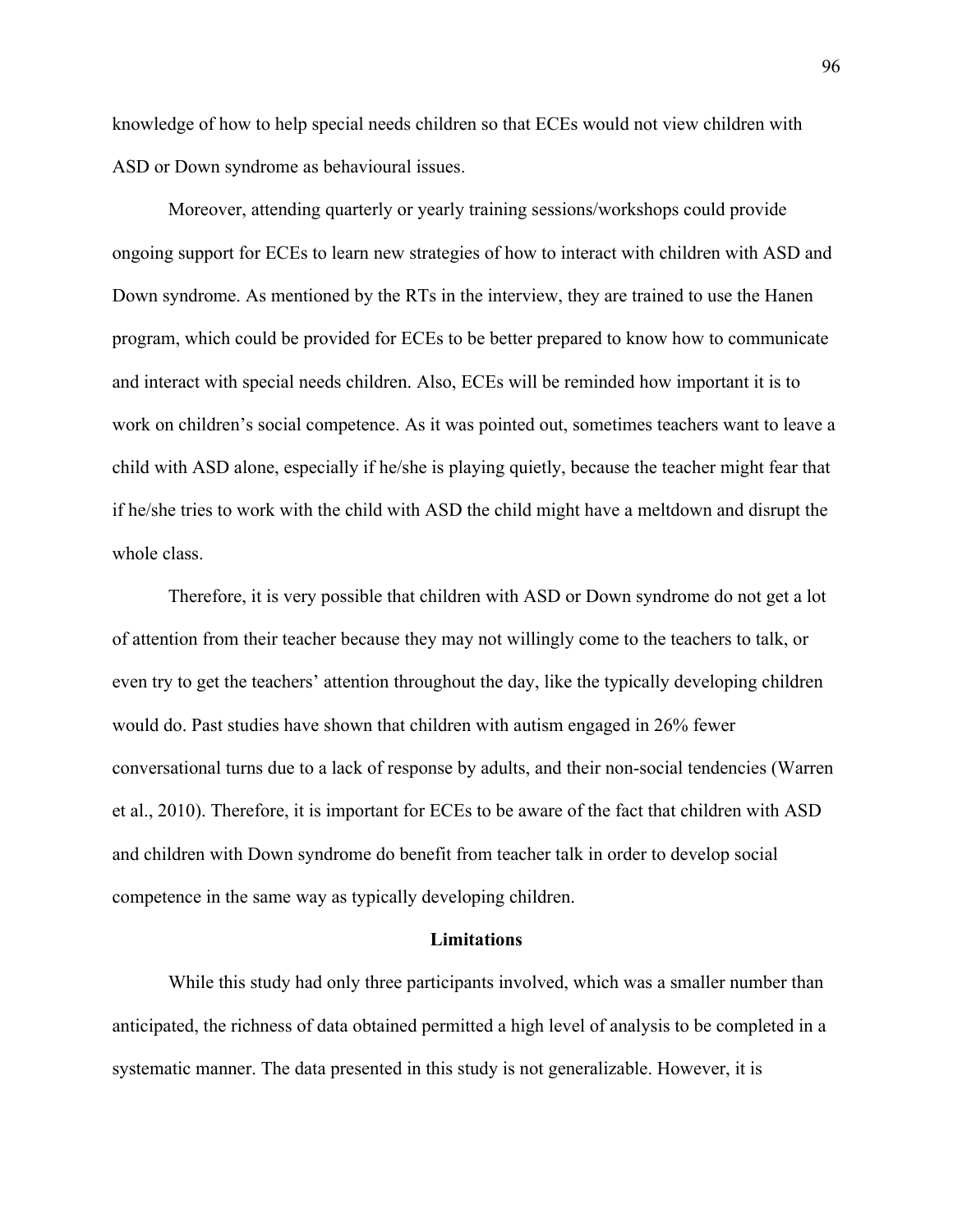knowledge of how to help special needs children so that ECEs would not view children with ASD or Down syndrome as behavioural issues.

Moreover, attending quarterly or yearly training sessions/workshops could provide ongoing support for ECEs to learn new strategies of how to interact with children with ASD and Down syndrome. As mentioned by the RTs in the interview, they are trained to use the Hanen program, which could be provided for ECEs to be better prepared to know how to communicate and interact with special needs children. Also, ECEs will be reminded how important it is to work on children's social competence. As it was pointed out, sometimes teachers want to leave a child with ASD alone, especially if he/she is playing quietly, because the teacher might fear that if he/she tries to work with the child with ASD the child might have a meltdown and disrupt the whole class.

Therefore, it is very possible that children with ASD or Down syndrome do not get a lot of attention from their teacher because they may not willingly come to the teachers to talk, or even try to get the teachers' attention throughout the day, like the typically developing children would do. Past studies have shown that children with autism engaged in 26% fewer conversational turns due to a lack of response by adults, and their non-social tendencies (Warren et al., 2010). Therefore, it is important for ECEs to be aware of the fact that children with ASD and children with Down syndrome do benefit from teacher talk in order to develop social competence in the same way as typically developing children.

## Limitations

While this study had only three participants involved, which was a smaller number than anticipated, the richness of data obtained permitted a high level of analysis to be completed in a systematic manner. The data presented in this study is not generalizable. However, it is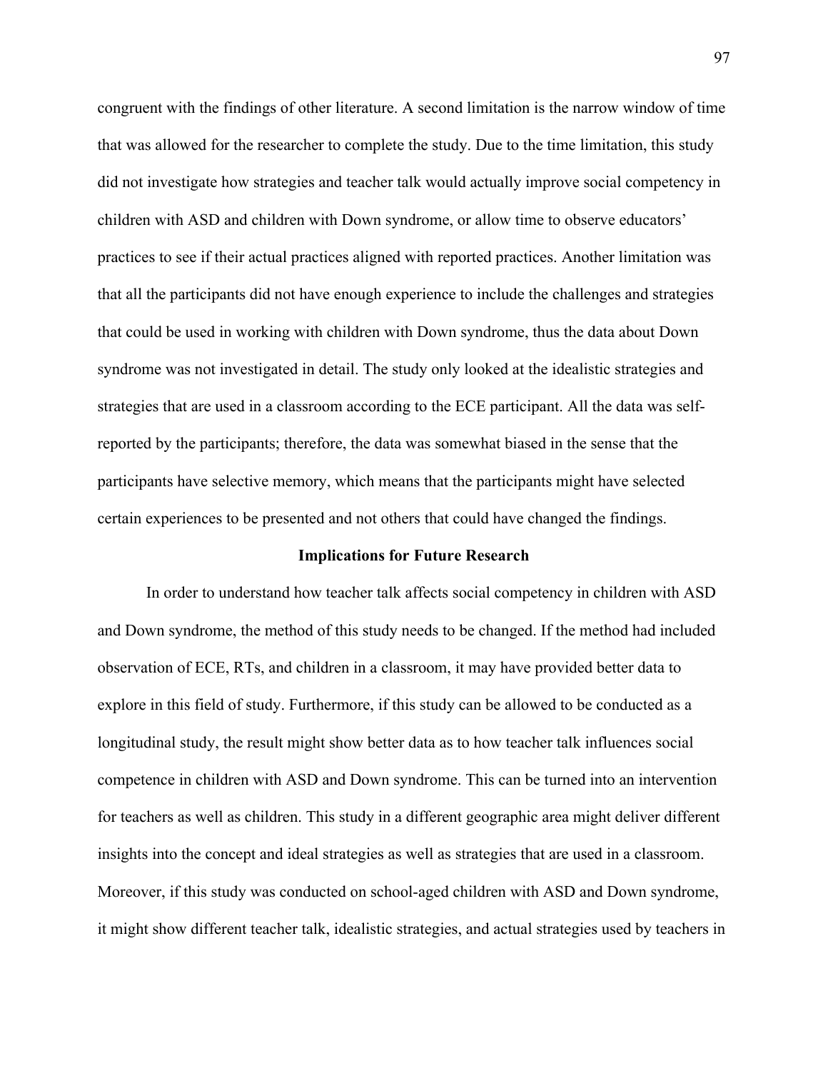congruent with the findings of other literature. A second limitation is the narrow window of time that was allowed for the researcher to complete the study. Due to the time limitation, this study did not investigate how strategies and teacher talk would actually improve social competency in children with ASD and children with Down syndrome, or allow time to observe educators' practices to see if their actual practices aligned with reported practices. Another limitation was that all the participants did not have enough experience to include the challenges and strategies that could be used in working with children with Down syndrome, thus the data about Down syndrome was not investigated in detail. The study only looked at the idealistic strategies and strategies that are used in a classroom according to the ECE participant. All the data was self-reported by the participants; therefore, the data was somewhat biased in the sense that the participants have selective memory, which means that the participants might have selected certain experiences to be presented and not others that could have changed the findings.

## Implications for Future Research

In order to understand how teacher talk affects social competency in children with ASD and Down syndrome, the method of this study needs to be changed. If the method had included observation of ECE, RTs, and children in a classroom, it may have provided better data to explore in this field of study. Furthermore, if this study can be allowed to be conducted as a longitudinal study, the result might show better data as to how teacher talk influences social competence in children with ASD and Down syndrome. This can be turned into an intervention for teachers as well as children. This study in a different geographic area might deliver different insights into the concept and ideal strategies as well as strategies that are used in a classroom. Moreover, if this study was conducted on school-aged children with ASD and Down syndrome, it might show different teacher talk, idealistic strategies, and actual strategies used by teachers in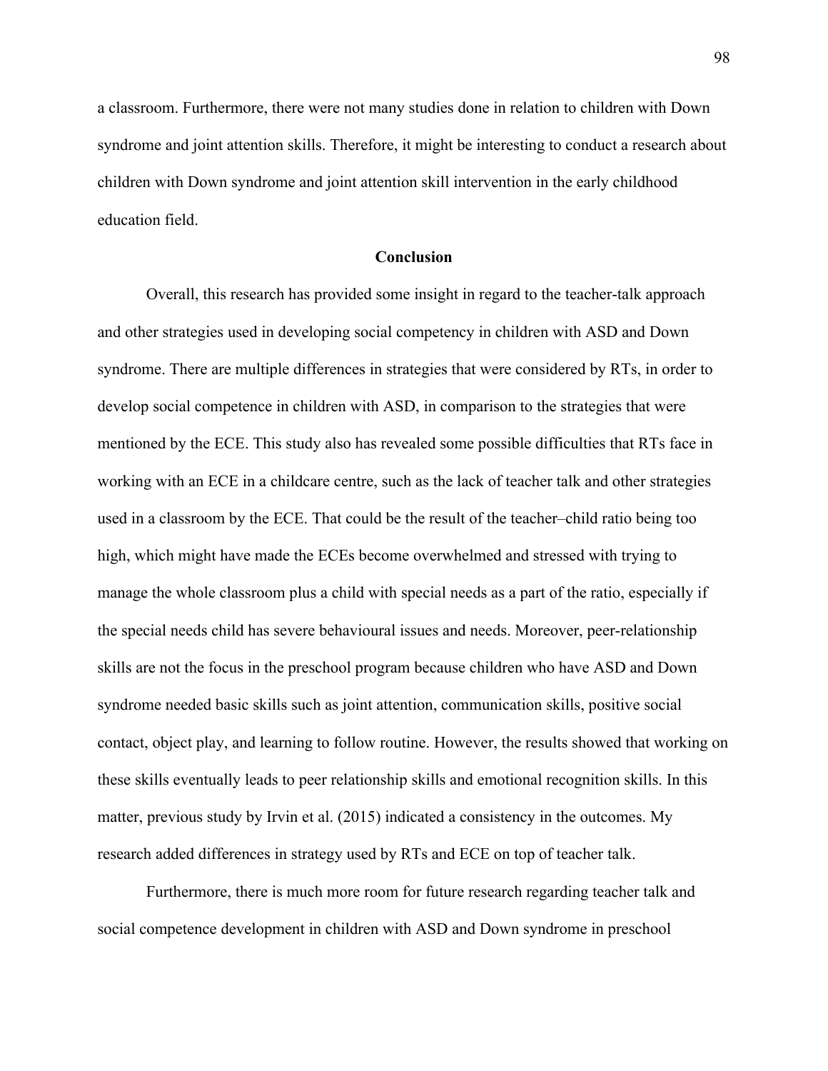a classroom. Furthermore, there were not many studies done in relation to children with Down syndrome and joint attention skills. Therefore, it might be interesting to conduct a research about children with Down syndrome and joint attention skill intervention in the early childhood education field.

## Conclusion

Overall, this research has provided some insight in regard to the teacher-talk approach and other strategies used in developing social competency in children with ASD and Down syndrome. There are multiple differences in strategies that were considered by RTs, in order to develop social competence in children with ASD, in comparison to the strategies that were mentioned by the ECE. This study also has revealed some possible difficulties that RTs face in working with an ECE in a childcare centre, such as the lack of teacher talk and other strategies used in a classroom by the ECE. That could be the result of the teacher–child ratio being too high, which might have made the ECEs become overwhelmed and stressed with trying to manage the whole classroom plus a child with special needs as a part of the ratio, especially if the special needs child has severe behavioural issues and needs. Moreover, peer-relationship skills are not the focus in the preschool program because children who have ASD and Down syndrome needed basic skills such as joint attention, communication skills, positive social contact, object play, and learning to follow routine. However, the results showed that working on these skills eventually leads to peer relationship skills and emotional recognition skills. In this matter, previous study by Irvin et al. (2015) indicated a consistency in the outcomes. My research added differences in strategy used by RTs and ECE on top of teacher talk.

Furthermore, there is much more room for future research regarding teacher talk and social competence development in children with ASD and Down syndrome in preschool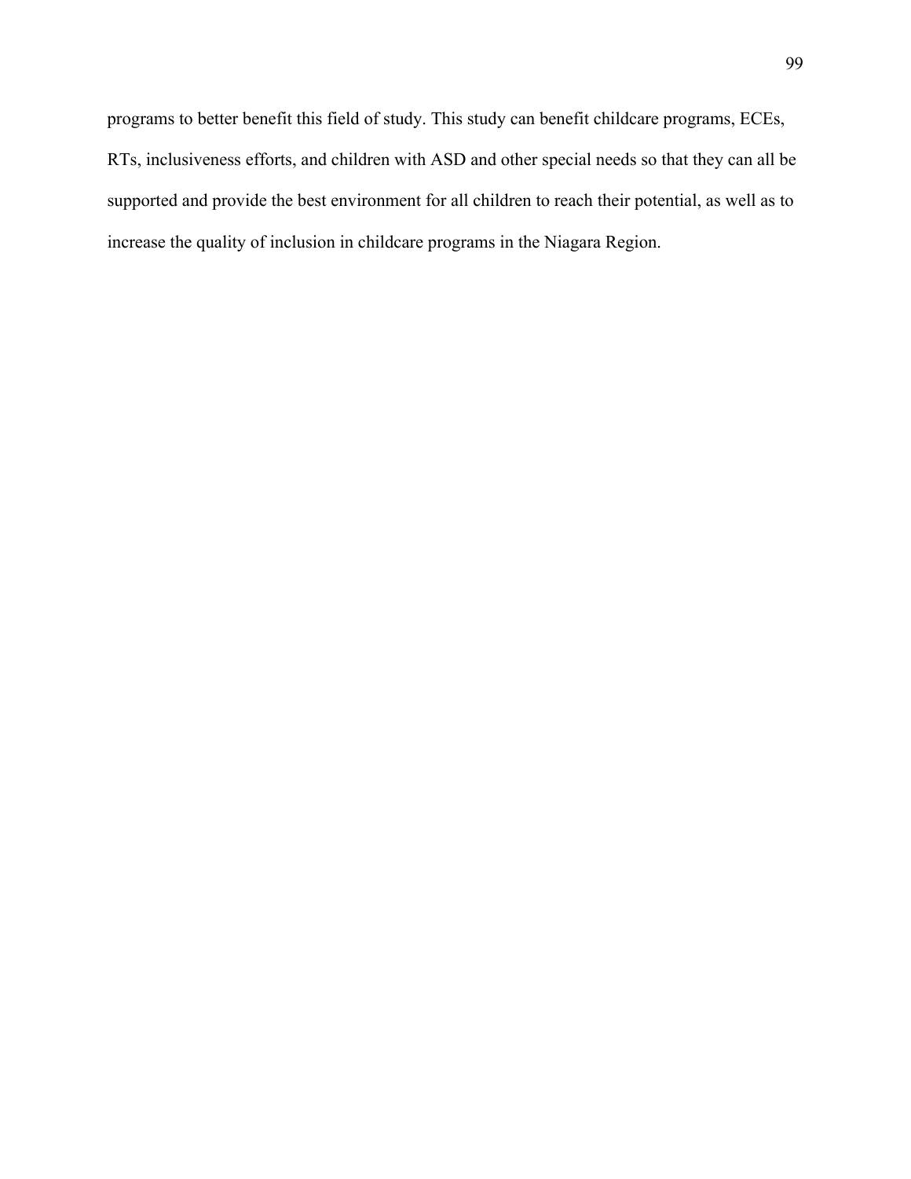programs to better benefit this field of study. This study can benefit childcare programs, ECEs, RTs, inclusiveness efforts, and children with ASD and other special needs so that they can all be supported and provide the best environment for all children to reach their potential, as well as to increase the quality of inclusion in childcare programs in the Niagara Region.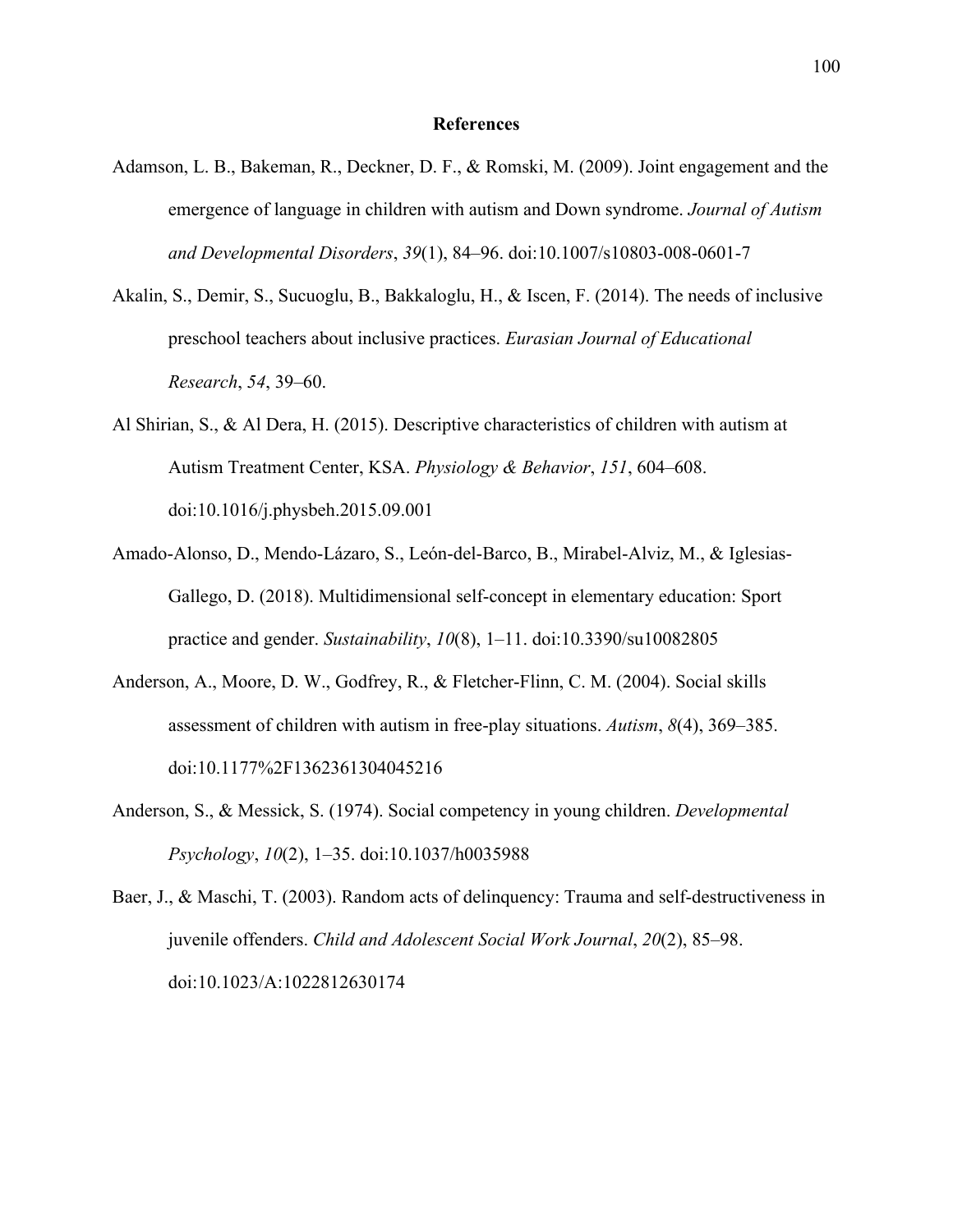# References

Adamson, L. B., Bakeman, R., Deckner, D. F., & Romski, M. (2009). Joint engagement and the emergence of language in children with autism and Down syndrome. *Journal of Autism and Developmental Disorders*, *39*(1), 84–96. doi:10.1007/s10803-008-0601-7

Akalin, S., Demir, S., Sucuoglu, B., Bakkaloglu, H., & Iscen, F. (2014). The needs of inclusive preschool teachers about inclusive practices. *Eurasian Journal of Educational Research*, *54*, 39–60.

Al Shirian, S., & Al Dera, H. (2015). Descriptive characteristics of children with autism at Autism Treatment Center, KSA. *Physiology & Behavior*, *151*, 604–608. doi:10.1016/j.physbeh.2015.09.001

Amado-Alonso, D., Mendo-Lázaro, S., León-del-Barco, B., Mirabel-Alviz, M., & Iglesias-Gallego, D. (2018). Multidimensional self-concept in elementary education: Sport practice and gender. *Sustainability*, *10*(8), 1–11. doi:10.3390/su10082805

Anderson, A., Moore, D. W., Godfrey, R., & Fletcher-Flinn, C. M. (2004). Social skills assessment of children with autism in free-play situations. *Autism*, *8*(4), 369–385. doi:10.1177%2F1362361304045216

Anderson, S., & Messick, S. (1974). Social competency in young children. *Developmental Psychology*, *10*(2), 1–35. doi:10.1037/h0035988

Baer, J., & Maschi, T. (2003). Random acts of delinquency: Trauma and self-destructiveness in juvenile offenders. *Child and Adolescent Social Work Journal*, *20*(2), 85–98. doi:10.1023/A:1022812630174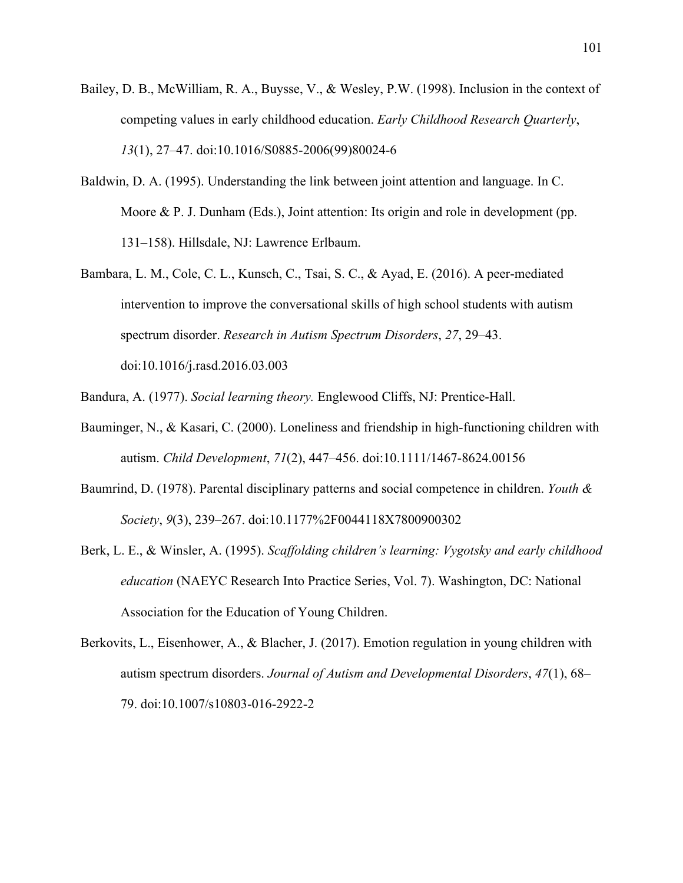Bailey, D. B., McWilliam, R. A., Buysse, V., & Wesley, P.W. (1998). Inclusion in the context of competing values in early childhood education. *Early Childhood Research Quarterly*, *13*(1), 27–47. doi:10.1016/S0885-2006(99)80024-6

Baldwin, D. A. (1995). Understanding the link between joint attention and language. In C. Moore & P. J. Dunham (Eds.), Joint attention: Its origin and role in development (pp. 131–158). Hillsdale, NJ: Lawrence Erlbaum.

Bambara, L. M., Cole, C. L., Kunsch, C., Tsai, S. C., & Ayad, E. (2016). A peer-mediated intervention to improve the conversational skills of high school students with autism spectrum disorder. *Research in Autism Spectrum Disorders*, *27*, 29–43. doi:10.1016/j.rasd.2016.03.003

Bandura, A. (1977). *Social learning theory.* Englewood Cliffs, NJ: Prentice-Hall.

Bauminger, N., & Kasari, C. (2000). Loneliness and friendship in high-functioning children with autism. *Child Development*, *71*(2), 447–456. doi:10.1111/1467-8624.00156

Baumrind, D. (1978). Parental disciplinary patterns and social competence in children. *Youth & Society*, *9*(3), 239–267. doi:10.1177%2F0044118X7800900302

Berk, L. E., & Winsler, A. (1995). *Scaffolding children's learning: Vygotsky and early childhood education* (NAEYC Research Into Practice Series, Vol. 7). Washington, DC: National Association for the Education of Young Children.

Berkovits, L., Eisenhower, A., & Blacher, J. (2017). Emotion regulation in young children with autism spectrum disorders. *Journal of Autism and Developmental Disorders*, *47*(1), 68–79. doi:10.1007/s10803-016-2922-2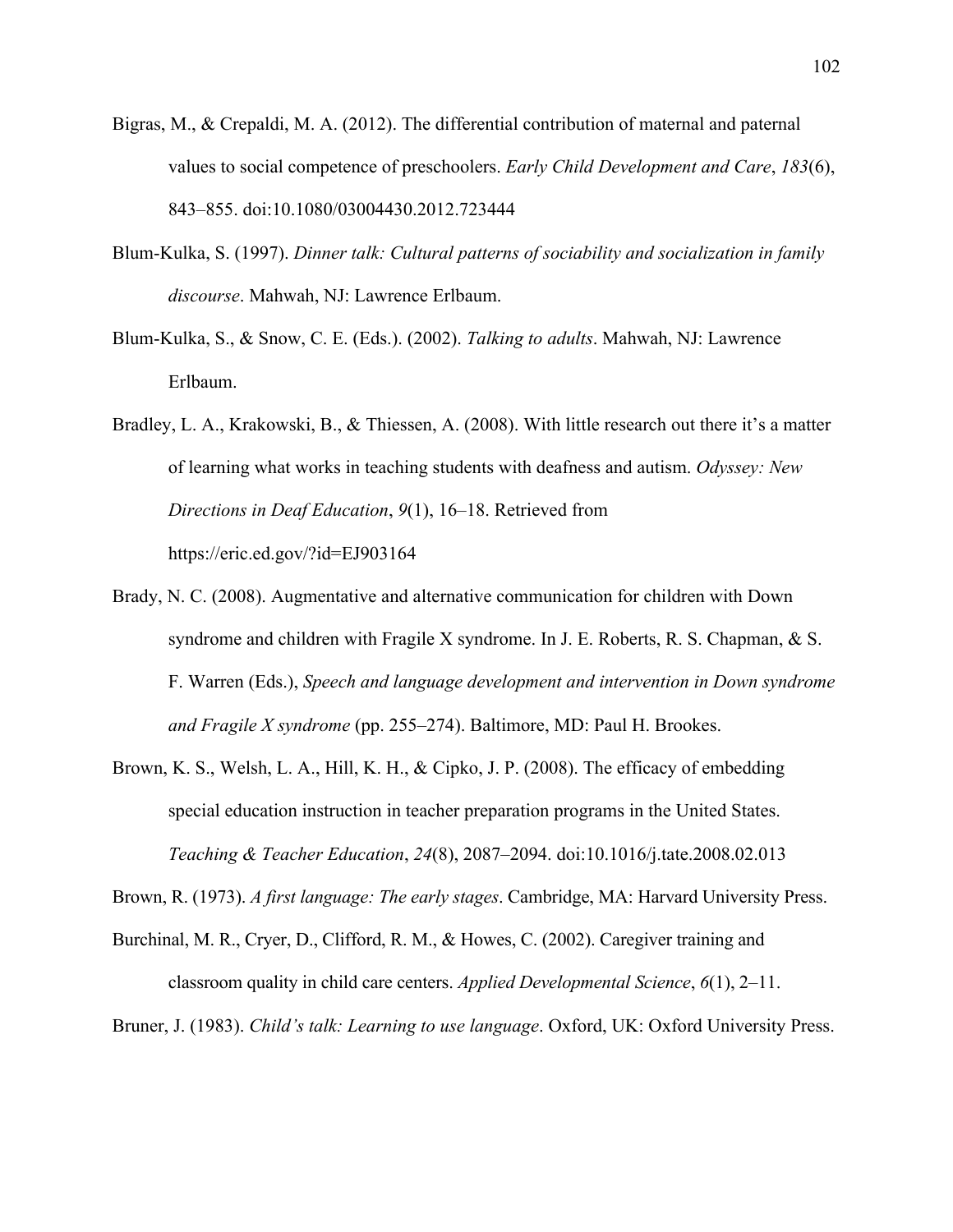Bigras, M., & Crepaldi, M. A. (2012). The differential contribution of maternal and paternal values to social competence of preschoolers. *Early Child Development and Care*, *183*(6), 843–855. doi:10.1080/03004430.2012.723444

Blum-Kulka, S. (1997). *Dinner talk: Cultural patterns of sociability and socialization in family discourse*. Mahwah, NJ: Lawrence Erlbaum.

Blum-Kulka, S., & Snow, C. E. (Eds.). (2002). *Talking to adults*. Mahwah, NJ: Lawrence Erlbaum.

Bradley, L. A., Krakowski, B., & Thiessen, A. (2008). With little research out there it's a matter of learning what works in teaching students with deafness and autism. *Odyssey: New Directions in Deaf Education*, *9*(1), 16–18. Retrieved from https://eric.ed.gov/?id=EJ903164

Brady, N. C. (2008). Augmentative and alternative communication for children with Down syndrome and children with Fragile X syndrome. In J. E. Roberts, R. S. Chapman, & S. F. Warren (Eds.), *Speech and language development and intervention in Down syndrome and Fragile X syndrome* (pp. 255–274). Baltimore, MD: Paul H. Brookes.

Brown, K. S., Welsh, L. A., Hill, K. H., & Cipko, J. P. (2008). The efficacy of embedding special education instruction in teacher preparation programs in the United States. *Teaching & Teacher Education*, *24*(8), 2087–2094. doi:10.1016/j.tate.2008.02.013

Brown, R. (1973). *A first language: The early stages*. Cambridge, MA: Harvard University Press.

Burchinal, M. R., Cryer, D., Clifford, R. M., & Howes, C. (2002). Caregiver training and classroom quality in child care centers. *Applied Developmental Science*, *6*(1), 2–11.

Bruner, J. (1983). *Child's talk: Learning to use language*. Oxford, UK: Oxford University Press.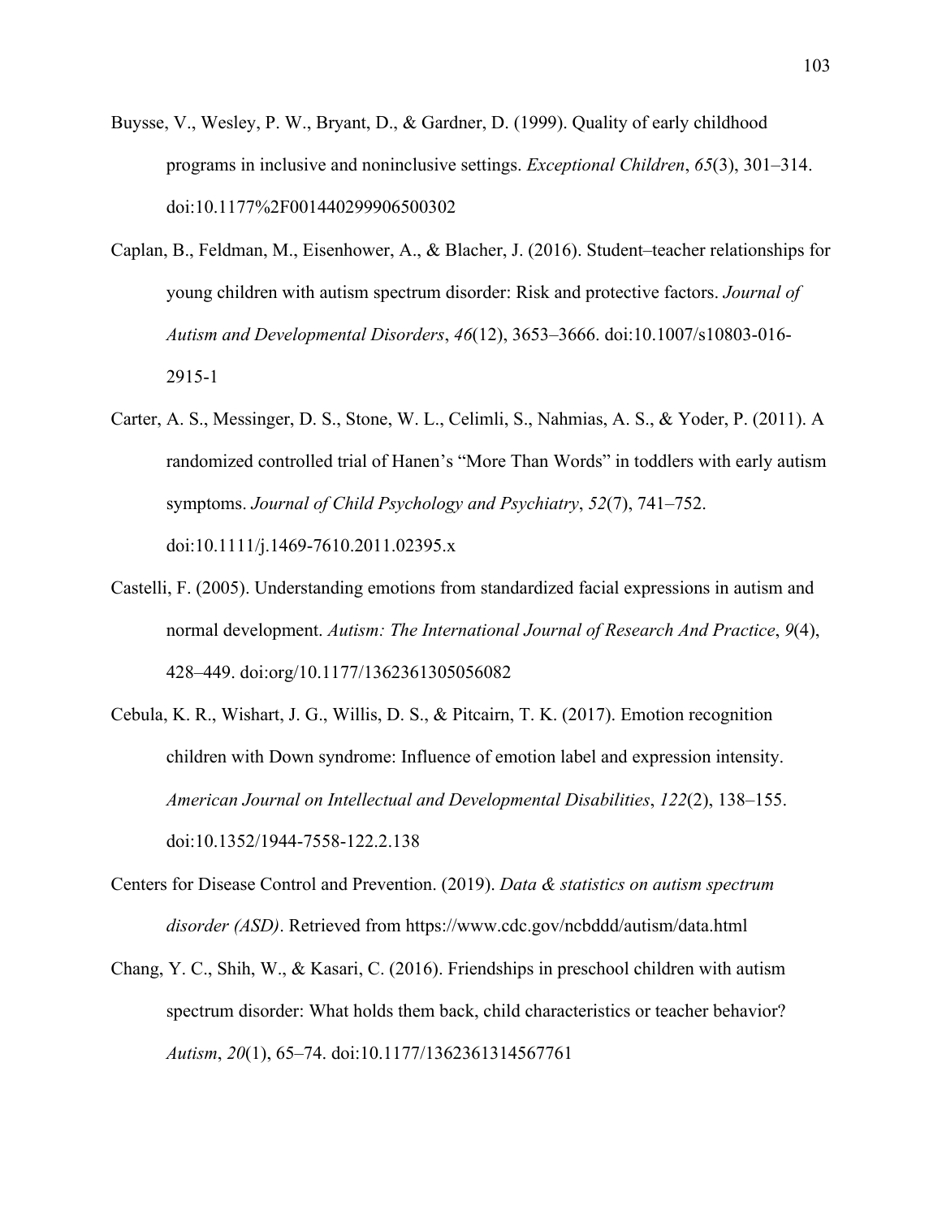Buysse, V., Wesley, P. W., Bryant, D., & Gardner, D. (1999). Quality of early childhood programs in inclusive and noninclusive settings. *Exceptional Children*, *65*(3), 301–314. doi:10.1177%2F001440299906500302

Caplan, B., Feldman, M., Eisenhower, A., & Blacher, J. (2016). Student–teacher relationships for young children with autism spectrum disorder: Risk and protective factors. *Journal of Autism and Developmental Disorders*, *46*(12), 3653–3666. doi:10.1007/s10803-016-2915-1

Carter, A. S., Messinger, D. S., Stone, W. L., Celimli, S., Nahmias, A. S., & Yoder, P. (2011). A randomized controlled trial of Hanen's "More Than Words" in toddlers with early autism symptoms. *Journal of Child Psychology and Psychiatry*, *52*(7), 741–752. doi:10.1111/j.1469-7610.2011.02395.x

Castelli, F. (2005). Understanding emotions from standardized facial expressions in autism and normal development. *Autism: The International Journal of Research And Practice*, *9*(4), 428–449. doi:org/10.1177/1362361305056082

Cebula, K. R., Wishart, J. G., Willis, D. S., & Pitcairn, T. K. (2017). Emotion recognition children with Down syndrome: Influence of emotion label and expression intensity. *American Journal on Intellectual and Developmental Disabilities*, *122*(2), 138–155. doi:10.1352/1944-7558-122.2.138

Centers for Disease Control and Prevention. (2019). *Data & statistics on autism spectrum disorder (ASD)*. Retrieved from https://www.cdc.gov/ncbddd/autism/data.html

Chang, Y. C., Shih, W., & Kasari, C. (2016). Friendships in preschool children with autism spectrum disorder: What holds them back, child characteristics or teacher behavior? *Autism*, *20*(1), 65–74. doi:10.1177/1362361314567761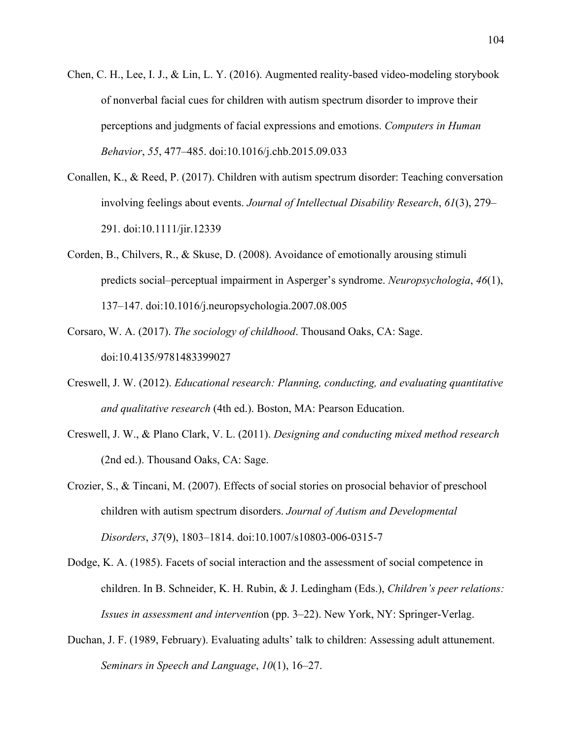Chen, C. H., Lee, I. J., & Lin, L. Y. (2016). Augmented reality-based video-modeling storybook of nonverbal facial cues for children with autism spectrum disorder to improve their perceptions and judgments of facial expressions and emotions. *Computers in Human Behavior*, *55*, 477–485. doi:10.1016/j.chb.2015.09.033

Conallen, K., & Reed, P. (2017). Children with autism spectrum disorder: Teaching conversation involving feelings about events. *Journal of Intellectual Disability Research*, *61*(3), 279–291. doi:10.1111/jir.12339

Corden, B., Chilvers, R., & Skuse, D. (2008). Avoidance of emotionally arousing stimuli predicts social–perceptual impairment in Asperger's syndrome. *Neuropsychologia*, *46*(1), 137–147. doi:10.1016/j.neuropsychologia.2007.08.005

Corsaro, W. A. (2017). *The sociology of childhood*. Thousand Oaks, CA: Sage. doi:10.4135/9781483399027

Creswell, J. W. (2012). *Educational research: Planning, conducting, and evaluating quantitative and qualitative research* (4th ed.). Boston, MA: Pearson Education.

Creswell, J. W., & Plano Clark, V. L. (2011). *Designing and conducting mixed method research* (2nd ed.). Thousand Oaks, CA: Sage.

Crozier, S., & Tincani, M. (2007). Effects of social stories on prosocial behavior of preschool children with autism spectrum disorders. *Journal of Autism and Developmental Disorders*, *37*(9), 1803–1814. doi:10.1007/s10803-006-0315-7

Dodge, K. A. (1985). Facets of social interaction and the assessment of social competence in children. In B. Schneider, K. H. Rubin, & J. Ledingham (Eds.), *Children's peer relations: Issues in assessment and interventi*on (pp. 3–22). New York, NY: Springer-Verlag.

Duchan, J. F. (1989, February). Evaluating adults' talk to children: Assessing adult attunement. *Seminars in Speech and Language*, *10*(1), 16–27.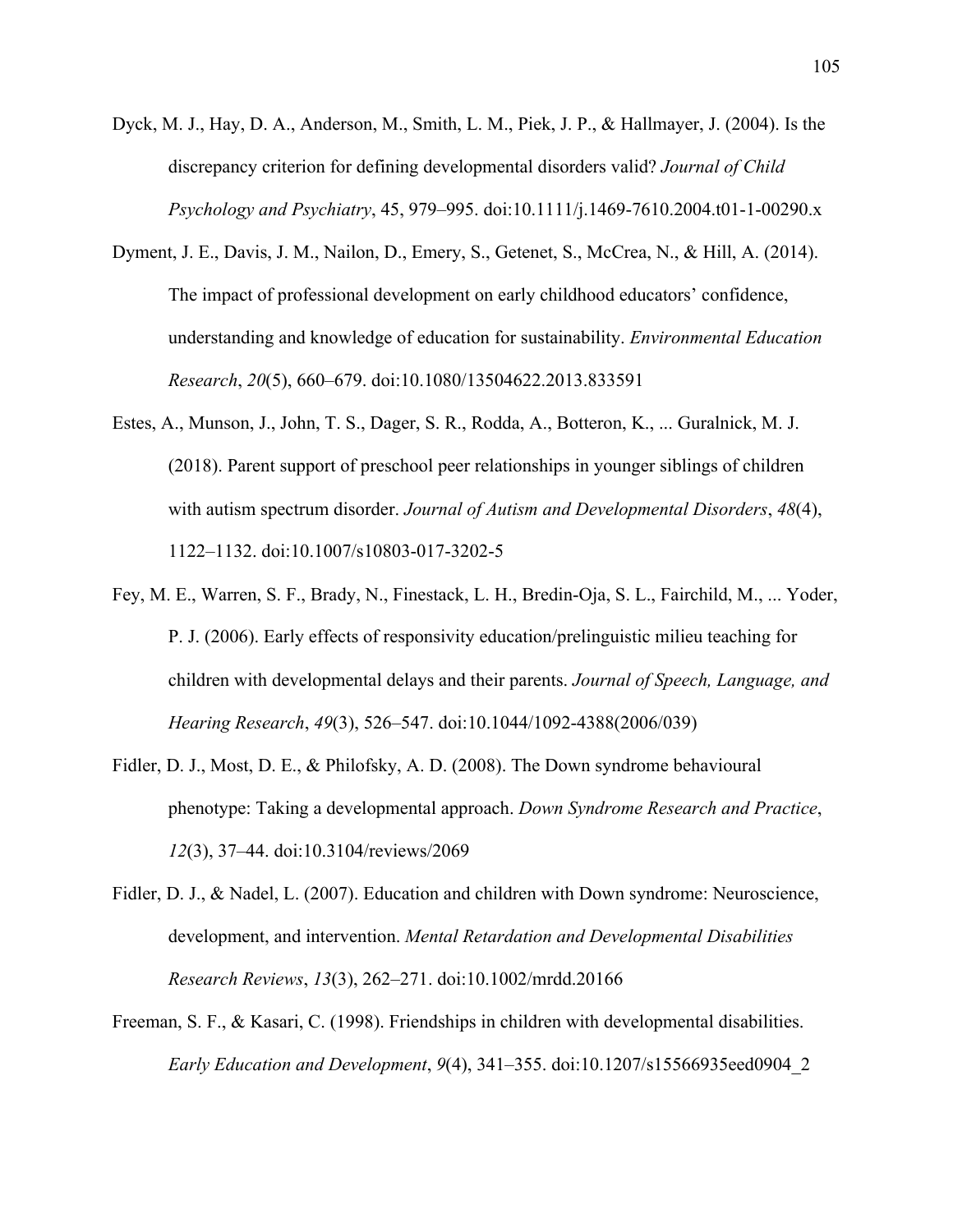Dyck, M. J., Hay, D. A., Anderson, M., Smith, L. M., Piek, J. P., & Hallmayer, J. (2004). Is the discrepancy criterion for defining developmental disorders valid? *Journal of Child Psychology and Psychiatry*, 45, 979–995. doi:10.1111/j.1469-7610.2004.t01-1-00290.x

Dyment, J. E., Davis, J. M., Nailon, D., Emery, S., Getenet, S., McCrea, N., & Hill, A. (2014). The impact of professional development on early childhood educators' confidence, understanding and knowledge of education for sustainability. *Environmental Education Research*, *20*(5), 660–679. doi:10.1080/13504622.2013.833591

Estes, A., Munson, J., John, T. S., Dager, S. R., Rodda, A., Botteron, K., ... Guralnick, M. J. (2018). Parent support of preschool peer relationships in younger siblings of children with autism spectrum disorder. *Journal of Autism and Developmental Disorders*, *48*(4), 1122–1132. doi:10.1007/s10803-017-3202-5

Fey, M. E., Warren, S. F., Brady, N., Finestack, L. H., Bredin-Oja, S. L., Fairchild, M., ... Yoder, P. J. (2006). Early effects of responsivity education/prelinguistic milieu teaching for children with developmental delays and their parents. *Journal of Speech, Language, and Hearing Research*, *49*(3), 526–547. doi:10.1044/1092-4388(2006/039)

Fidler, D. J., Most, D. E., & Philofsky, A. D. (2008). The Down syndrome behavioural phenotype: Taking a developmental approach. *Down Syndrome Research and Practice*, *12*(3), 37–44. doi:10.3104/reviews/2069

Fidler, D. J., & Nadel, L. (2007). Education and children with Down syndrome: Neuroscience, development, and intervention. *Mental Retardation and Developmental Disabilities Research Reviews*, *13*(3), 262–271. doi:10.1002/mrdd.20166

Freeman, S. F., & Kasari, C. (1998). Friendships in children with developmental disabilities. *Early Education and Development*, *9*(4), 341–355. doi:10.1207/s15566935eed0904_2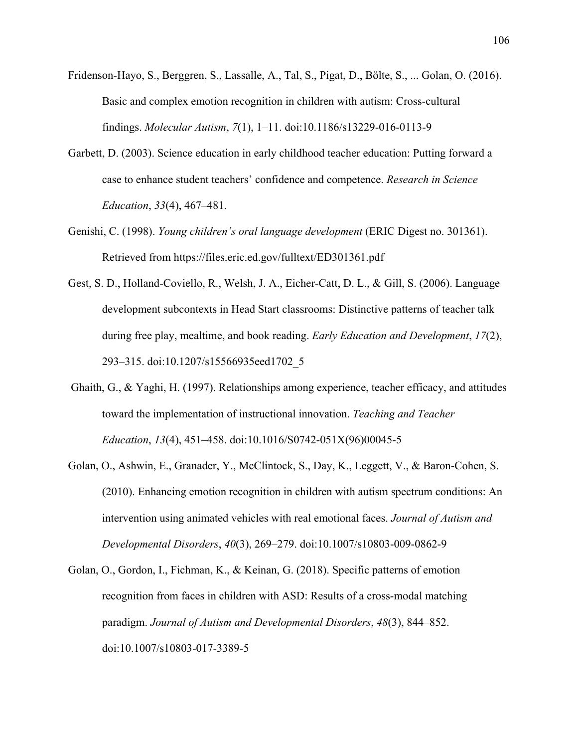Fridenson-Hayo, S., Berggren, S., Lassalle, A., Tal, S., Pigat, D., Bölte, S., ... Golan, O. (2016). Basic and complex emotion recognition in children with autism: Cross-cultural findings. *Molecular Autism*, *7*(1), 1–11. doi:10.1186/s13229-016-0113-9

Garbett, D. (2003). Science education in early childhood teacher education: Putting forward a case to enhance student teachers' confidence and competence. *Research in Science Education*, *33*(4), 467–481.

Genishi, C. (1998). *Young children's oral language development* (ERIC Digest no. 301361). Retrieved from https://files.eric.ed.gov/fulltext/ED301361.pdf

Gest, S. D., Holland-Coviello, R., Welsh, J. A., Eicher-Catt, D. L., & Gill, S. (2006). Language development subcontexts in Head Start classrooms: Distinctive patterns of teacher talk during free play, mealtime, and book reading. *Early Education and Development*, *17*(2), 293–315. doi:10.1207/s15566935eed1702_5

Ghaith, G., & Yaghi, H. (1997). Relationships among experience, teacher efficacy, and attitudes toward the implementation of instructional innovation. *Teaching and Teacher Education*, *13*(4), 451–458. doi:10.1016/S0742-051X(96)00045-5

Golan, O., Ashwin, E., Granader, Y., McClintock, S., Day, K., Leggett, V., & Baron-Cohen, S. (2010). Enhancing emotion recognition in children with autism spectrum conditions: An intervention using animated vehicles with real emotional faces. *Journal of Autism and Developmental Disorders*, *40*(3), 269–279. doi:10.1007/s10803-009-0862-9

Golan, O., Gordon, I., Fichman, K., & Keinan, G. (2018). Specific patterns of emotion recognition from faces in children with ASD: Results of a cross-modal matching paradigm. *Journal of Autism and Developmental Disorders*, *48*(3), 844–852. doi:10.1007/s10803-017-3389-5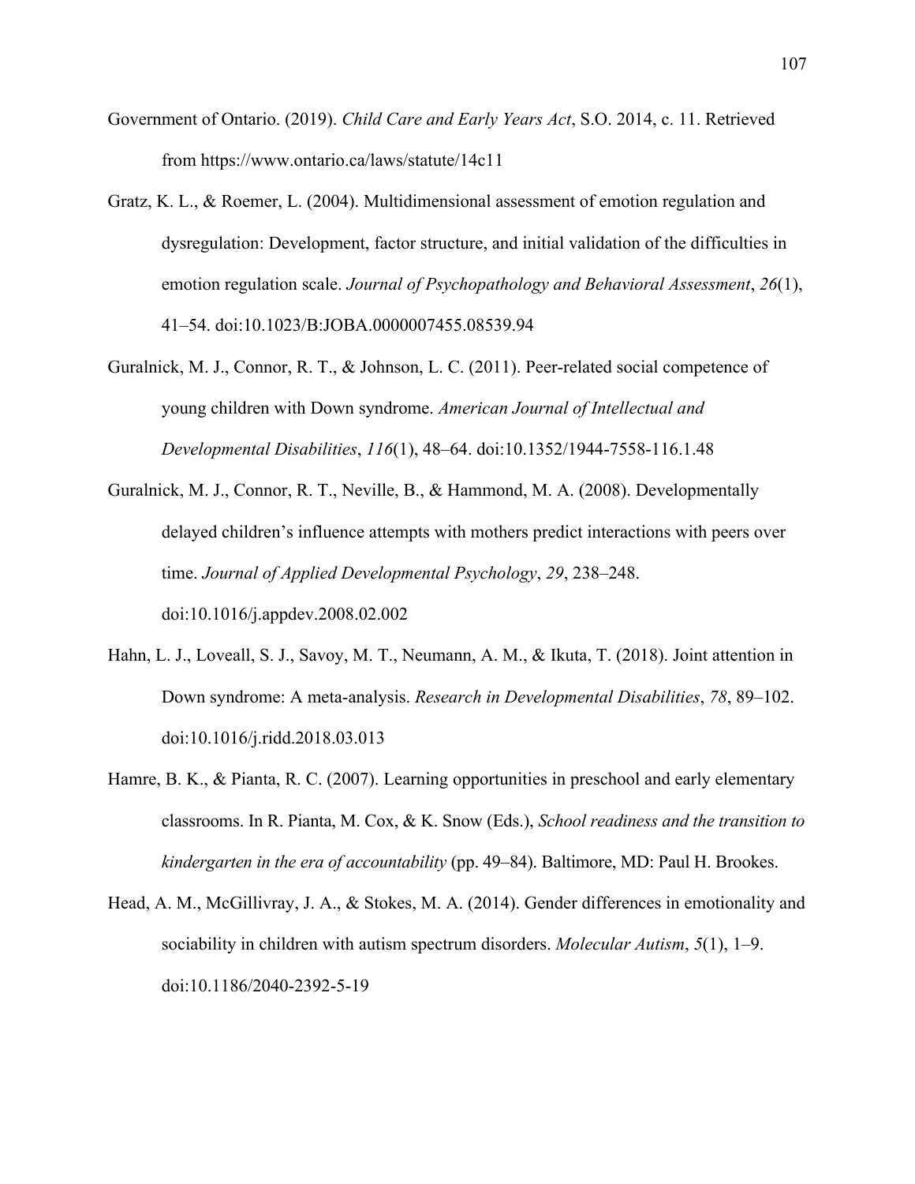Government of Ontario. (2019). *Child Care and Early Years Act*, S.O. 2014, c. 11. Retrieved from https://www.ontario.ca/laws/statute/14c11

Gratz, K. L., & Roemer, L. (2004). Multidimensional assessment of emotion regulation and dysregulation: Development, factor structure, and initial validation of the difficulties in emotion regulation scale. *Journal of Psychopathology and Behavioral Assessment*, *26*(1), 41–54. doi:10.1023/B:JOBA.0000007455.08539.94

Guralnick, M. J., Connor, R. T., & Johnson, L. C. (2011). Peer-related social competence of young children with Down syndrome. *American Journal of Intellectual and Developmental Disabilities*, *116*(1), 48–64. doi:10.1352/1944-7558-116.1.48

Guralnick, M. J., Connor, R. T., Neville, B., & Hammond, M. A. (2008). Developmentally delayed children's influence attempts with mothers predict interactions with peers over time. *Journal of Applied Developmental Psychology*, *29*, 238–248. doi:10.1016/j.appdev.2008.02.002

Hahn, L. J., Loveall, S. J., Savoy, M. T., Neumann, A. M., & Ikuta, T. (2018). Joint attention in Down syndrome: A meta-analysis. *Research in Developmental Disabilities*, *78*, 89–102. doi:10.1016/j.ridd.2018.03.013

Hamre, B. K., & Pianta, R. C. (2007). Learning opportunities in preschool and early elementary classrooms. In R. Pianta, M. Cox, & K. Snow (Eds.), *School readiness and the transition to kindergarten in the era of accountability* (pp. 49–84). Baltimore, MD: Paul H. Brookes.

Head, A. M., McGillivray, J. A., & Stokes, M. A. (2014). Gender differences in emotionality and sociability in children with autism spectrum disorders. *Molecular Autism*, *5*(1), 1–9. doi:10.1186/2040-2392-5-19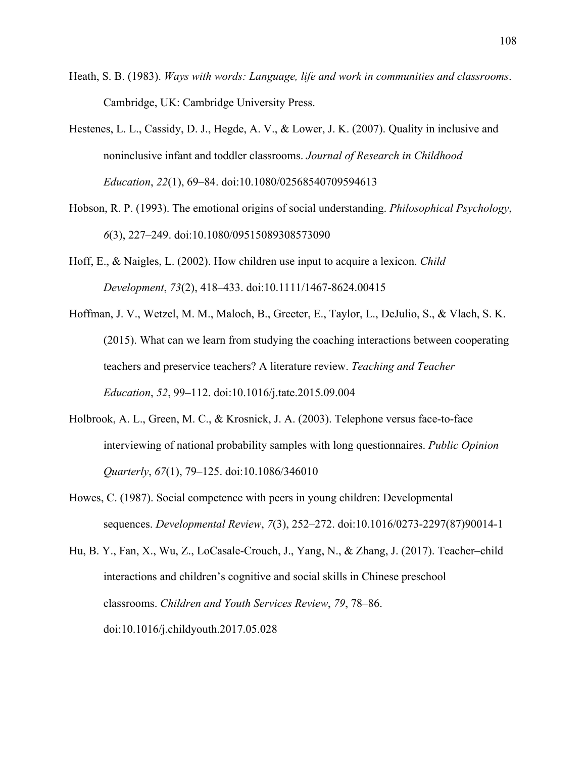Heath, S. B. (1983). *Ways with words: Language, life and work in communities and classrooms*. Cambridge, UK: Cambridge University Press.

Hestenes, L. L., Cassidy, D. J., Hegde, A. V., & Lower, J. K. (2007). Quality in inclusive and noninclusive infant and toddler classrooms. *Journal of Research in Childhood Education*, *22*(1), 69–84. doi:10.1080/02568540709594613

Hobson, R. P. (1993). The emotional origins of social understanding. *Philosophical Psychology*, *6*(3), 227–249. doi:10.1080/09515089308573090

Hoff, E., & Naigles, L. (2002). How children use input to acquire a lexicon. *Child Development*, *73*(2), 418–433. doi:10.1111/1467-8624.00415

Hoffman, J. V., Wetzel, M. M., Maloch, B., Greeter, E., Taylor, L., DeJulio, S., & Vlach, S. K. (2015). What can we learn from studying the coaching interactions between cooperating teachers and preservice teachers? A literature review. *Teaching and Teacher Education*, *52*, 99–112. doi:10.1016/j.tate.2015.09.004

Holbrook, A. L., Green, M. C., & Krosnick, J. A. (2003). Telephone versus face-to-face interviewing of national probability samples with long questionnaires. *Public Opinion Quarterly*, *67*(1), 79–125. doi:10.1086/346010

Howes, C. (1987). Social competence with peers in young children: Developmental sequences. *Developmental Review*, *7*(3), 252–272. doi:10.1016/0273-2297(87)90014-1

Hu, B. Y., Fan, X., Wu, Z., LoCasale-Crouch, J., Yang, N., & Zhang, J. (2017). Teacher–child interactions and children's cognitive and social skills in Chinese preschool classrooms. *Children and Youth Services Review*, *79*, 78–86. doi:10.1016/j.childyouth.2017.05.028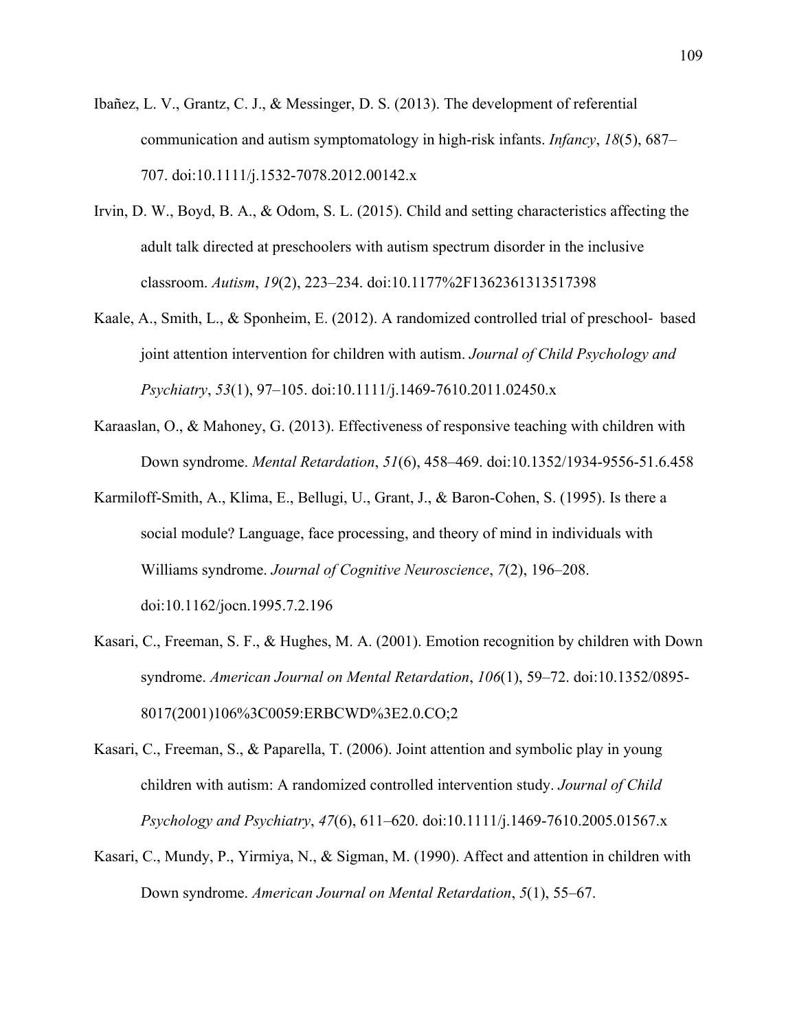Ibañez, L. V., Grantz, C. J., & Messinger, D. S. (2013). The development of referential communication and autism symptomatology in high-risk infants. *Infancy*, *18*(5), 687–707. doi:10.1111/j.1532-7078.2012.00142.x

Irvin, D. W., Boyd, B. A., & Odom, S. L. (2015). Child and setting characteristics affecting the adult talk directed at preschoolers with autism spectrum disorder in the inclusive classroom. *Autism*, *19*(2), 223–234. doi:10.1177%2F1362361313517398

Kaale, A., Smith, L., & Sponheim, E. (2012). A randomized controlled trial of preschool‐ based joint attention intervention for children with autism. *Journal of Child Psychology and Psychiatry*, *53*(1), 97–105. doi:10.1111/j.1469-7610.2011.02450.x

Karaaslan, O., & Mahoney, G. (2013). Effectiveness of responsive teaching with children with Down syndrome. *Mental Retardation*, *51*(6), 458–469. doi:10.1352/1934-9556-51.6.458

Karmiloff-Smith, A., Klima, E., Bellugi, U., Grant, J., & Baron-Cohen, S. (1995). Is there a social module? Language, face processing, and theory of mind in individuals with Williams syndrome. *Journal of Cognitive Neuroscience*, *7*(2), 196–208. doi:10.1162/jocn.1995.7.2.196

Kasari, C., Freeman, S. F., & Hughes, M. A. (2001). Emotion recognition by children with Down syndrome. *American Journal on Mental Retardation*, *106*(1), 59–72. doi:10.1352/0895-8017(2001)106%3C0059:ERBCWD%3E2.0.CO;2

Kasari, C., Freeman, S., & Paparella, T. (2006). Joint attention and symbolic play in young children with autism: A randomized controlled intervention study. *Journal of Child Psychology and Psychiatry*, *47*(6), 611–620. doi:10.1111/j.1469-7610.2005.01567.x

Kasari, C., Mundy, P., Yirmiya, N., & Sigman, M. (1990). Affect and attention in children with Down syndrome. *American Journal on Mental Retardation*, *5*(1), 55–67.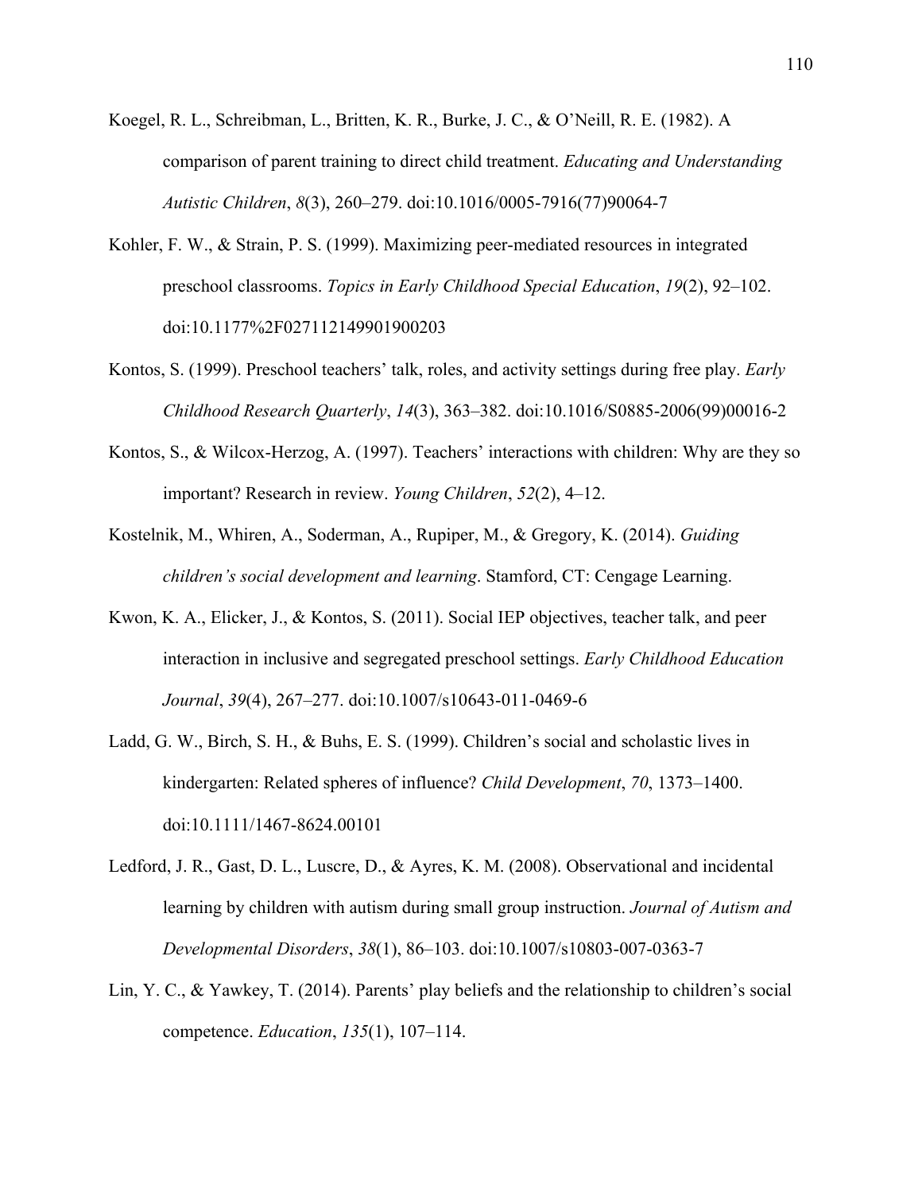Koegel, R. L., Schreibman, L., Britten, K. R., Burke, J. C., & O'Neill, R. E. (1982). A comparison of parent training to direct child treatment. *Educating and Understanding Autistic Children*, *8*(3), 260–279. doi:10.1016/0005-7916(77)90064-7

Kohler, F. W., & Strain, P. S. (1999). Maximizing peer-mediated resources in integrated preschool classrooms. *Topics in Early Childhood Special Education*, *19*(2), 92–102. doi:10.1177%2F027112149901900203

Kontos, S. (1999). Preschool teachers' talk, roles, and activity settings during free play. *Early Childhood Research Quarterly*, *14*(3), 363–382. doi:10.1016/S0885-2006(99)00016-2

Kontos, S., & Wilcox-Herzog, A. (1997). Teachers' interactions with children: Why are they so important? Research in review. *Young Children*, *52*(2), 4–12.

Kostelnik, M., Whiren, A., Soderman, A., Rupiper, M., & Gregory, K. (2014). *Guiding children's social development and learning*. Stamford, CT: Cengage Learning.

Kwon, K. A., Elicker, J., & Kontos, S. (2011). Social IEP objectives, teacher talk, and peer interaction in inclusive and segregated preschool settings. *Early Childhood Education Journal*, *39*(4), 267–277. doi:10.1007/s10643-011-0469-6

Ladd, G. W., Birch, S. H., & Buhs, E. S. (1999). Children's social and scholastic lives in kindergarten: Related spheres of influence? *Child Development*, *70*, 1373–1400. doi:10.1111/1467-8624.00101

Ledford, J. R., Gast, D. L., Luscre, D., & Ayres, K. M. (2008). Observational and incidental learning by children with autism during small group instruction. *Journal of Autism and Developmental Disorders*, *38*(1), 86–103. doi:10.1007/s10803-007-0363-7

Lin, Y. C., & Yawkey, T. (2014). Parents' play beliefs and the relationship to children's social competence. *Education*, *135*(1), 107–114.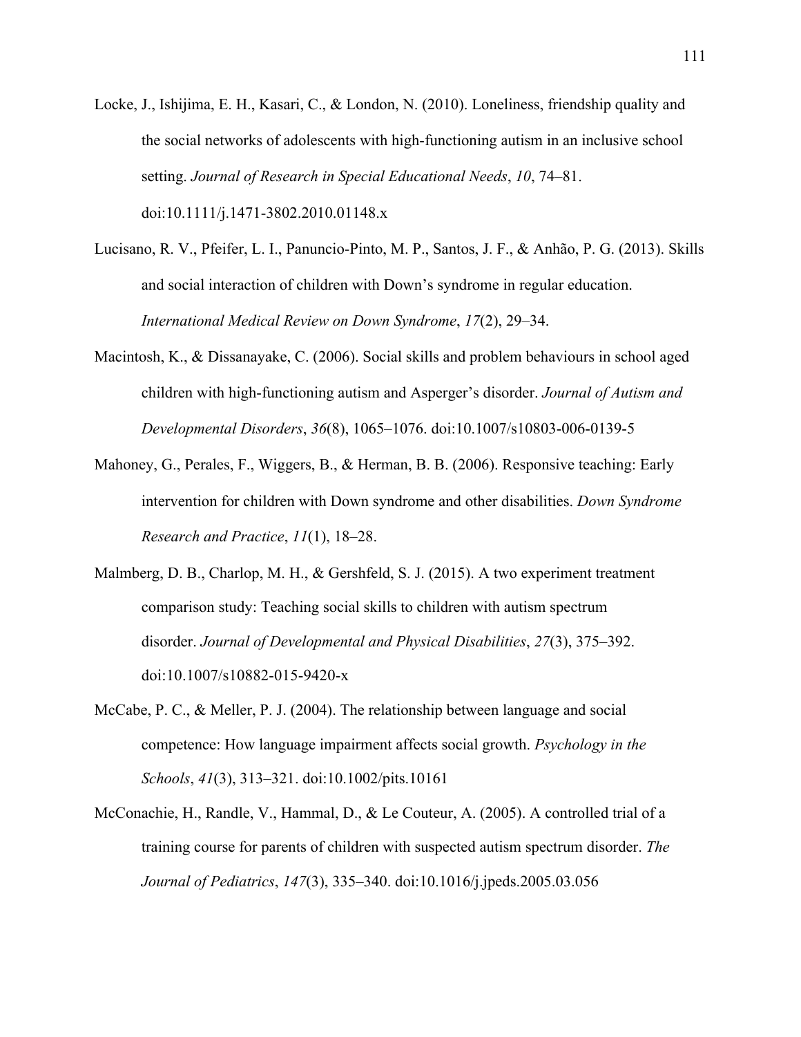Locke, J., Ishijima, E. H., Kasari, C., & London, N. (2010). Loneliness, friendship quality and the social networks of adolescents with high-functioning autism in an inclusive school setting. *Journal of Research in Special Educational Needs*, *10*, 74–81. doi:10.1111/j.1471-3802.2010.01148.x

Lucisano, R. V., Pfeifer, L. I., Panuncio-Pinto, M. P., Santos, J. F., & Anhão, P. G. (2013). Skills and social interaction of children with Down's syndrome in regular education. *International Medical Review on Down Syndrome*, *17*(2), 29–34.

Macintosh, K., & Dissanayake, C. (2006). Social skills and problem behaviours in school aged children with high-functioning autism and Asperger's disorder. *Journal of Autism and Developmental Disorders*, *36*(8), 1065–1076. doi:10.1007/s10803-006-0139-5

Mahoney, G., Perales, F., Wiggers, B., & Herman, B. B. (2006). Responsive teaching: Early intervention for children with Down syndrome and other disabilities. *Down Syndrome Research and Practice*, *11*(1), 18–28.

Malmberg, D. B., Charlop, M. H., & Gershfeld, S. J. (2015). A two experiment treatment comparison study: Teaching social skills to children with autism spectrum disorder. *Journal of Developmental and Physical Disabilities*, *27*(3), 375–392. doi:10.1007/s10882-015-9420-x

McCabe, P. C., & Meller, P. J. (2004). The relationship between language and social competence: How language impairment affects social growth. *Psychology in the Schools*, *41*(3), 313–321. doi:10.1002/pits.10161

McConachie, H., Randle, V., Hammal, D., & Le Couteur, A. (2005). A controlled trial of a training course for parents of children with suspected autism spectrum disorder. *The Journal of Pediatrics*, *147*(3), 335–340. doi:10.1016/j.jpeds.2005.03.056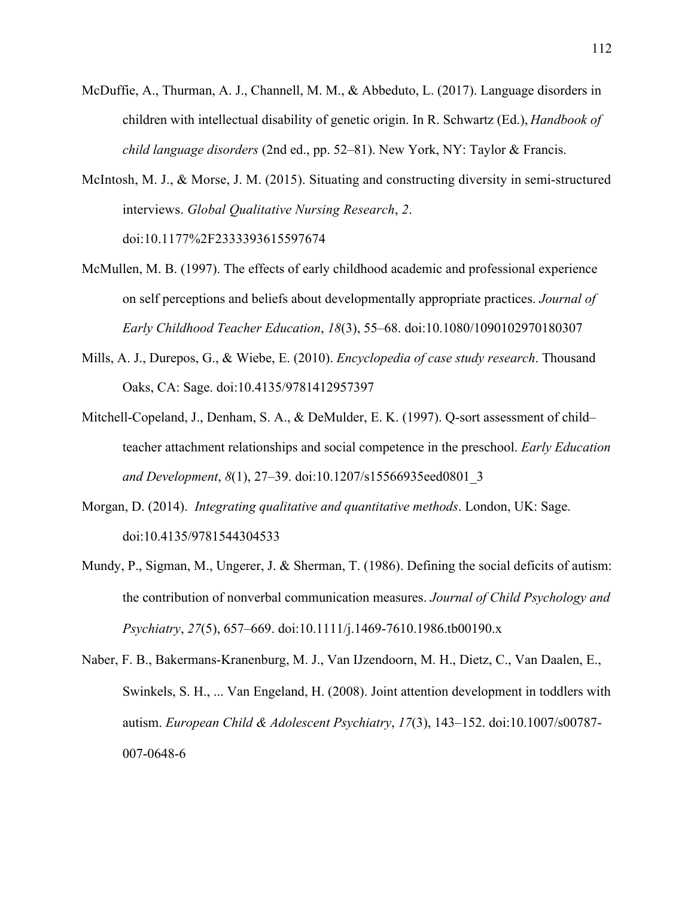McDuffie, A., Thurman, A. J., Channell, M. M., & Abbeduto, L. (2017). Language disorders in children with intellectual disability of genetic origin. In R. Schwartz (Ed.), *Handbook of child language disorders* (2nd ed., pp. 52–81). New York, NY: Taylor & Francis.

McIntosh, M. J., & Morse, J. M. (2015). Situating and constructing diversity in semi-structured interviews. *Global Qualitative Nursing Research*, *2*. doi:10.1177%2F2333393615597674

McMullen, M. B. (1997). The effects of early childhood academic and professional experience on self perceptions and beliefs about developmentally appropriate practices. *Journal of Early Childhood Teacher Education*, *18*(3), 55–68. doi:10.1080/1090102970180307

Mills, A. J., Durepos, G., & Wiebe, E. (2010). *Encyclopedia of case study research*. Thousand Oaks, CA: Sage. doi:10.4135/9781412957397

Mitchell-Copeland, J., Denham, S. A., & DeMulder, E. K. (1997). Q-sort assessment of child–teacher attachment relationships and social competence in the preschool. *Early Education and Development*, *8*(1), 27–39. doi:10.1207/s15566935eed0801_3

Morgan, D. (2014). *Integrating qualitative and quantitative methods*. London, UK: Sage. doi:10.4135/9781544304533

Mundy, P., Sigman, M., Ungerer, J. & Sherman, T. (1986). Defining the social deficits of autism: the contribution of nonverbal communication measures. *Journal of Child Psychology and Psychiatry*, *27*(5), 657–669. doi:10.1111/j.1469-7610.1986.tb00190.x

Naber, F. B., Bakermans-Kranenburg, M. J., Van IJzendoorn, M. H., Dietz, C., Van Daalen, E., Swinkels, S. H., ... Van Engeland, H. (2008). Joint attention development in toddlers with autism. *European Child & Adolescent Psychiatry*, *17*(3), 143–152. doi:10.1007/s00787-007-0648-6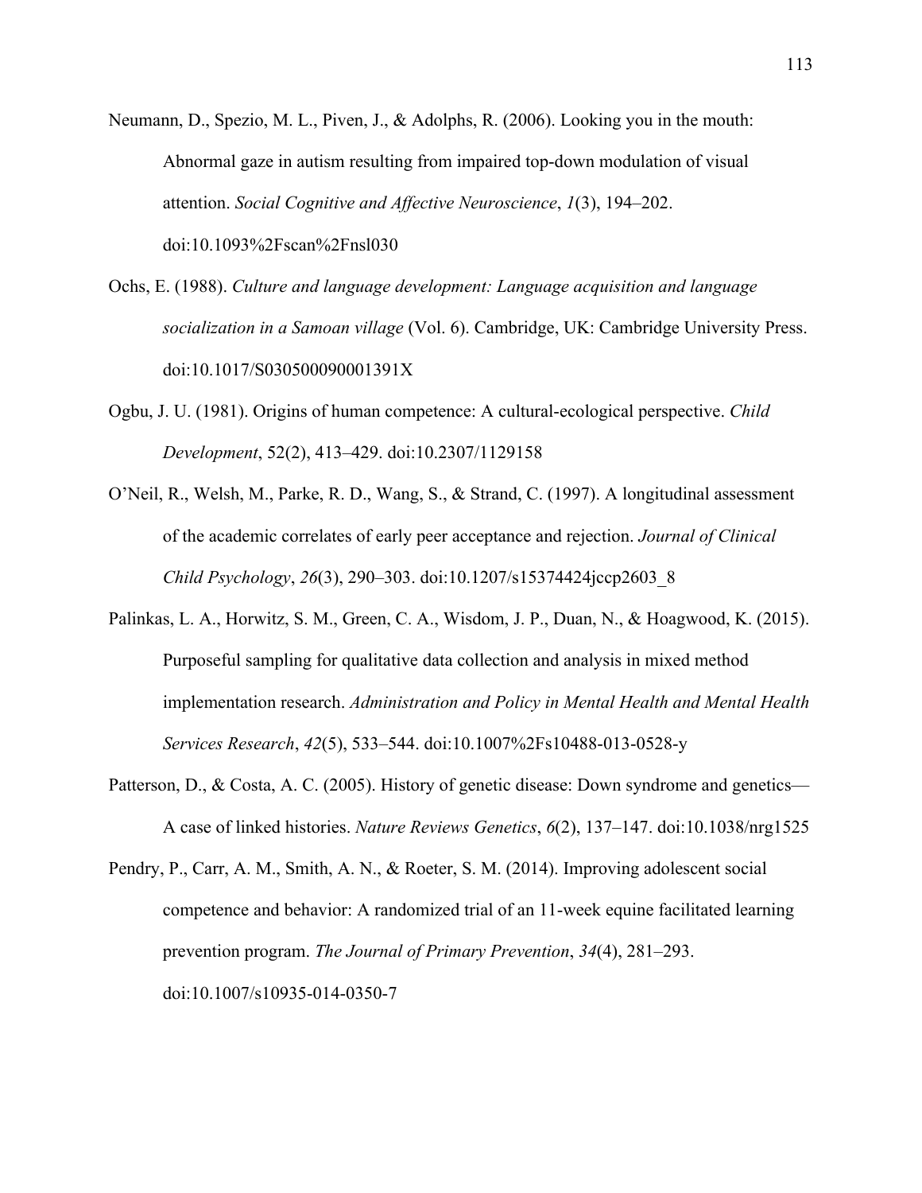Neumann, D., Spezio, M. L., Piven, J., & Adolphs, R. (2006). Looking you in the mouth: Abnormal gaze in autism resulting from impaired top-down modulation of visual attention. *Social Cognitive and Affective Neuroscience*, *1*(3), 194–202. doi:10.1093%2Fscan%2Fnsl030

Ochs, E. (1988). *Culture and language development: Language acquisition and language socialization in a Samoan village* (Vol. 6). Cambridge, UK: Cambridge University Press. doi:10.1017/S030500090001391X

Ogbu, J. U. (1981). Origins of human competence: A cultural-ecological perspective. *Child Development*, 52(2), 413–429. doi:10.2307/1129158

O'Neil, R., Welsh, M., Parke, R. D., Wang, S., & Strand, C. (1997). A longitudinal assessment of the academic correlates of early peer acceptance and rejection. *Journal of Clinical Child Psychology*, *26*(3), 290–303. doi:10.1207/s15374424jccp2603_8

Palinkas, L. A., Horwitz, S. M., Green, C. A., Wisdom, J. P., Duan, N., & Hoagwood, K. (2015). Purposeful sampling for qualitative data collection and analysis in mixed method implementation research. *Administration and Policy in Mental Health and Mental Health Services Research*, *42*(5), 533–544. doi:10.1007%2Fs10488-013-0528-y

Patterson, D., & Costa, A. C. (2005). History of genetic disease: Down syndrome and genetics—A case of linked histories. *Nature Reviews Genetics*, *6*(2), 137–147. doi:10.1038/nrg1525

Pendry, P., Carr, A. M., Smith, A. N., & Roeter, S. M. (2014). Improving adolescent social competence and behavior: A randomized trial of an 11-week equine facilitated learning prevention program. *The Journal of Primary Prevention*, *34*(4), 281–293. doi:10.1007/s10935-014-0350-7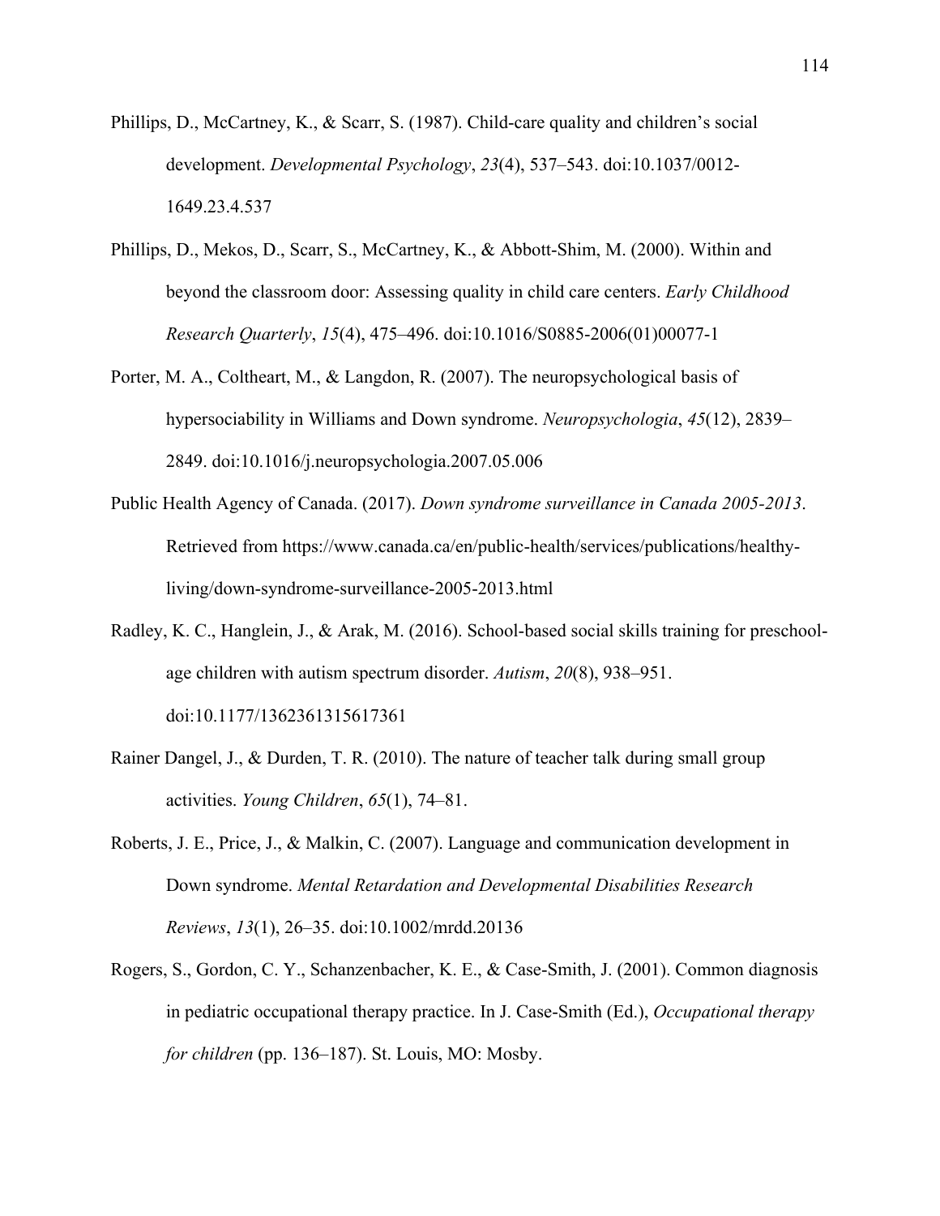Phillips, D., McCartney, K., & Scarr, S. (1987). Child-care quality and children's social development. *Developmental Psychology*, *23*(4), 537–543. doi:10.1037/0012-1649.23.4.537

Phillips, D., Mekos, D., Scarr, S., McCartney, K., & Abbott-Shim, M. (2000). Within and beyond the classroom door: Assessing quality in child care centers. *Early Childhood Research Quarterly*, *15*(4), 475–496. doi:10.1016/S0885-2006(01)00077-1

Porter, M. A., Coltheart, M., & Langdon, R. (2007). The neuropsychological basis of hypersociability in Williams and Down syndrome. *Neuropsychologia*, *45*(12), 2839–2849. doi:10.1016/j.neuropsychologia.2007.05.006

Public Health Agency of Canada. (2017). *Down syndrome surveillance in Canada 2005-2013*. Retrieved from https://www.canada.ca/en/public-health/services/publications/healthy-living/down-syndrome-surveillance-2005-2013.html

Radley, K. C., Hanglein, J., & Arak, M. (2016). School-based social skills training for preschool-age children with autism spectrum disorder. *Autism*, *20*(8), 938–951. doi:10.1177/1362361315617361

Rainer Dangel, J., & Durden, T. R. (2010). The nature of teacher talk during small group activities. *Young Children*, *65*(1), 74–81.

Roberts, J. E., Price, J., & Malkin, C. (2007). Language and communication development in Down syndrome. *Mental Retardation and Developmental Disabilities Research Reviews*, *13*(1), 26–35. doi:10.1002/mrdd.20136

Rogers, S., Gordon, C. Y., Schanzenbacher, K. E., & Case-Smith, J. (2001). Common diagnosis in pediatric occupational therapy practice. In J. Case-Smith (Ed.), *Occupational therapy for children* (pp. 136–187). St. Louis, MO: Mosby.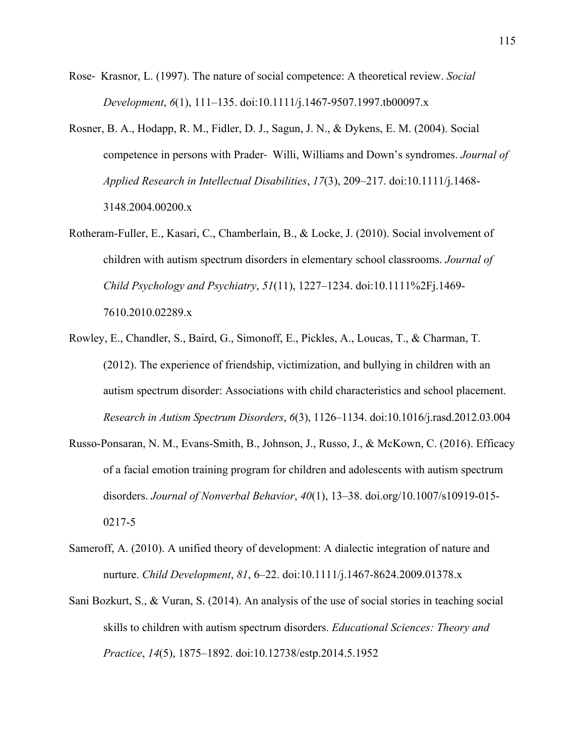Rose- Krasnor, L. (1997). The nature of social competence: A theoretical review. *Social Development*, *6*(1), 111–135. doi:10.1111/j.1467-9507.1997.tb00097.x

Rosner, B. A., Hodapp, R. M., Fidler, D. J., Sagun, J. N., & Dykens, E. M. (2004). Social competence in persons with Prader- Willi, Williams and Down's syndromes. *Journal of Applied Research in Intellectual Disabilities*, *17*(3), 209–217. doi:10.1111/j.1468-3148.2004.00200.x

Rotheram-Fuller, E., Kasari, C., Chamberlain, B., & Locke, J. (2010). Social involvement of children with autism spectrum disorders in elementary school classrooms. *Journal of Child Psychology and Psychiatry*, *51*(11), 1227–1234. doi:10.1111%2Fj.1469-7610.2010.02289.x

Rowley, E., Chandler, S., Baird, G., Simonoff, E., Pickles, A., Loucas, T., & Charman, T. (2012). The experience of friendship, victimization, and bullying in children with an autism spectrum disorder: Associations with child characteristics and school placement. *Research in Autism Spectrum Disorders*, *6*(3), 1126–1134. doi:10.1016/j.rasd.2012.03.004

Russo-Ponsaran, N. M., Evans-Smith, B., Johnson, J., Russo, J., & McKown, C. (2016). Efficacy of a facial emotion training program for children and adolescents with autism spectrum disorders. *Journal of Nonverbal Behavior*, *40*(1), 13–38. doi.org/10.1007/s10919-015-0217-5

Sameroff, A. (2010). A unified theory of development: A dialectic integration of nature and nurture. *Child Development*, *81*, 6–22. doi:10.1111/j.1467-8624.2009.01378.x

Sani Bozkurt, S., & Vuran, S. (2014). An analysis of the use of social stories in teaching social skills to children with autism spectrum disorders. *Educational Sciences: Theory and Practice*, *14*(5), 1875–1892. doi:10.12738/estp.2014.5.1952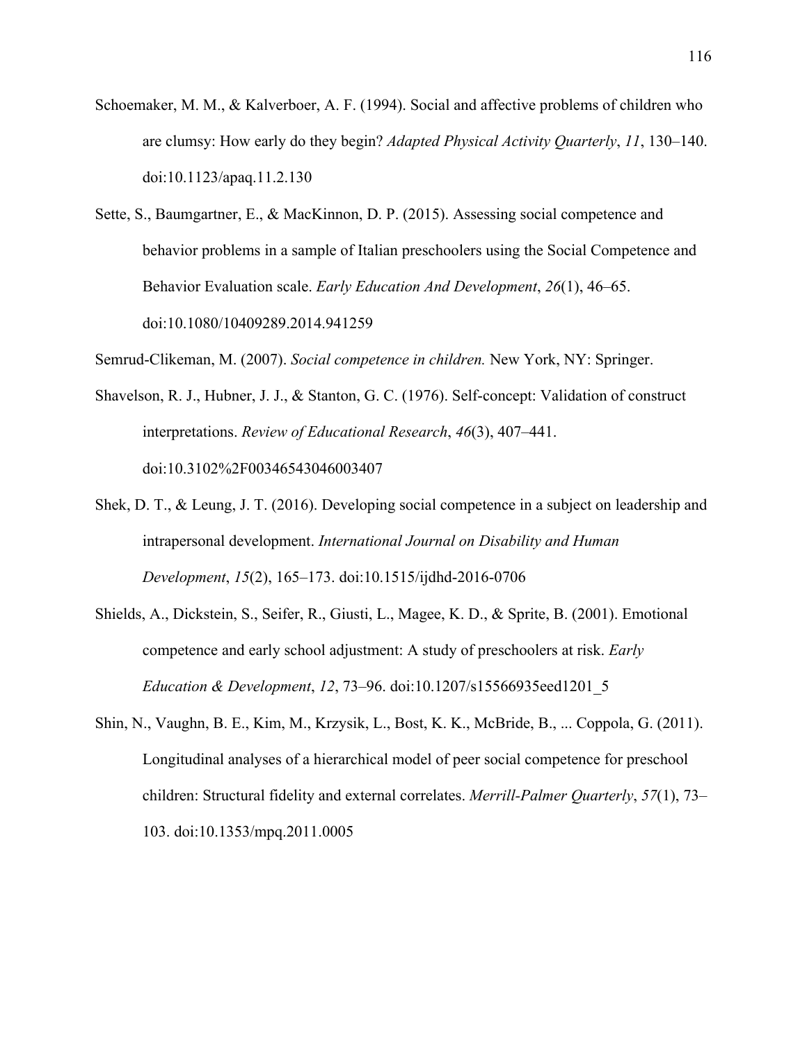Schoemaker, M. M., & Kalverboer, A. F. (1994). Social and affective problems of children who are clumsy: How early do they begin? *Adapted Physical Activity Quarterly*, *11*, 130–140. doi:10.1123/apaq.11.2.130

Sette, S., Baumgartner, E., & MacKinnon, D. P. (2015). Assessing social competence and behavior problems in a sample of Italian preschoolers using the Social Competence and Behavior Evaluation scale. *Early Education And Development*, *26*(1), 46–65. doi:10.1080/10409289.2014.941259

Semrud-Clikeman, M. (2007). *Social competence in children.* New York, NY: Springer.

Shavelson, R. J., Hubner, J. J., & Stanton, G. C. (1976). Self-concept: Validation of construct interpretations. *Review of Educational Research*, *46*(3), 407–441. doi:10.3102%2F00346543046003407

Shek, D. T., & Leung, J. T. (2016). Developing social competence in a subject on leadership and intrapersonal development. *International Journal on Disability and Human Development*, *15*(2), 165–173. doi:10.1515/ijdhd-2016-0706

Shields, A., Dickstein, S., Seifer, R., Giusti, L., Magee, K. D., & Sprite, B. (2001). Emotional competence and early school adjustment: A study of preschoolers at risk. *Early Education & Development*, *12*, 73–96. doi:10.1207/s15566935eed1201_5

Shin, N., Vaughn, B. E., Kim, M., Krzysik, L., Bost, K. K., McBride, B., ... Coppola, G. (2011). Longitudinal analyses of a hierarchical model of peer social competence for preschool children: Structural fidelity and external correlates. *Merrill-Palmer Quarterly*, *57*(1), 73–103. doi:10.1353/mpq.2011.0005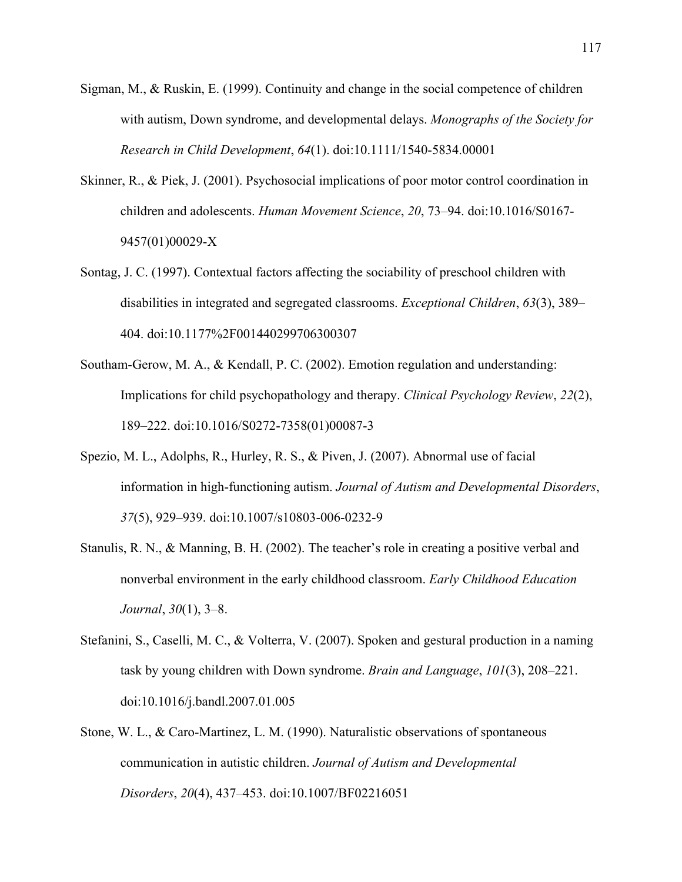Sigman, M., & Ruskin, E. (1999). Continuity and change in the social competence of children with autism, Down syndrome, and developmental delays. *Monographs of the Society for Research in Child Development*, *64*(1). doi:10.1111/1540-5834.00001

Skinner, R., & Piek, J. (2001). Psychosocial implications of poor motor control coordination in children and adolescents. *Human Movement Science*, *20*, 73–94. doi:10.1016/S0167-9457(01)00029-X

Sontag, J. C. (1997). Contextual factors affecting the sociability of preschool children with disabilities in integrated and segregated classrooms. *Exceptional Children*, *63*(3), 389–404. doi:10.1177%2F001440299706300307

Southam-Gerow, M. A., & Kendall, P. C. (2002). Emotion regulation and understanding: Implications for child psychopathology and therapy. *Clinical Psychology Review*, *22*(2), 189–222. doi:10.1016/S0272-7358(01)00087-3

Spezio, M. L., Adolphs, R., Hurley, R. S., & Piven, J. (2007). Abnormal use of facial information in high-functioning autism. *Journal of Autism and Developmental Disorders*, *37*(5), 929–939. doi:10.1007/s10803-006-0232-9

Stanulis, R. N., & Manning, B. H. (2002). The teacher's role in creating a positive verbal and nonverbal environment in the early childhood classroom. *Early Childhood Education Journal*, *30*(1), 3–8.

Stefanini, S., Caselli, M. C., & Volterra, V. (2007). Spoken and gestural production in a naming task by young children with Down syndrome. *Brain and Language*, *101*(3), 208–221. doi:10.1016/j.bandl.2007.01.005

Stone, W. L., & Caro-Martinez, L. M. (1990). Naturalistic observations of spontaneous communication in autistic children. *Journal of Autism and Developmental Disorders*, *20*(4), 437–453. doi:10.1007/BF02216051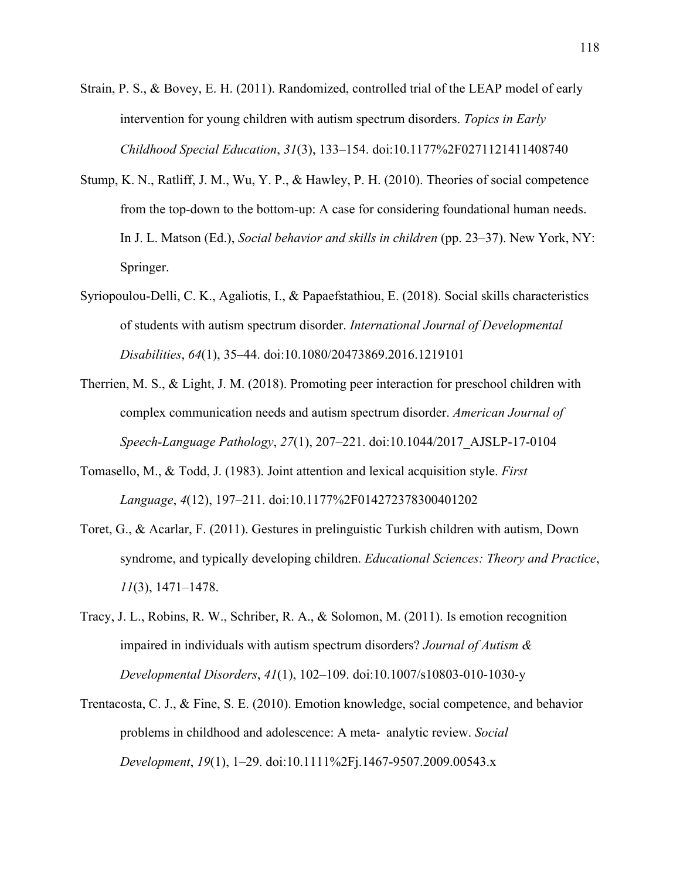Strain, P. S., & Bovey, E. H. (2011). Randomized, controlled trial of the LEAP model of early intervention for young children with autism spectrum disorders. *Topics in Early Childhood Special Education*, *31*(3), 133–154. doi:10.1177%2F0271121411408740

Stump, K. N., Ratliff, J. M., Wu, Y. P., & Hawley, P. H. (2010). Theories of social competence from the top-down to the bottom-up: A case for considering foundational human needs. In J. L. Matson (Ed.), *Social behavior and skills in children* (pp. 23–37). New York, NY: Springer.

Syriopoulou-Delli, C. K., Agaliotis, I., & Papaefstathiou, E. (2018). Social skills characteristics of students with autism spectrum disorder. *International Journal of Developmental Disabilities*, *64*(1), 35–44. doi:10.1080/20473869.2016.1219101

Therrien, M. S., & Light, J. M. (2018). Promoting peer interaction for preschool children with complex communication needs and autism spectrum disorder. *American Journal of Speech-Language Pathology*, *27*(1), 207–221. doi:10.1044/2017_AJSLP-17-0104

Tomasello, M., & Todd, J. (1983). Joint attention and lexical acquisition style. *First Language*, *4*(12), 197–211. doi:10.1177%2F014272378300401202

Toret, G., & Acarlar, F. (2011). Gestures in prelinguistic Turkish children with autism, Down syndrome, and typically developing children. *Educational Sciences: Theory and Practice*, *11*(3), 1471–1478.

Tracy, J. L., Robins, R. W., Schriber, R. A., & Solomon, M. (2011). Is emotion recognition impaired in individuals with autism spectrum disorders? *Journal of Autism & Developmental Disorders*, *41*(1), 102–109. doi:10.1007/s10803-010-1030-y

Trentacosta, C. J., & Fine, S. E. (2010). Emotion knowledge, social competence, and behavior problems in childhood and adolescence: A meta- analytic review. *Social Development*, *19*(1), 1–29. doi:10.1111%2Fj.1467-9507.2009.00543.x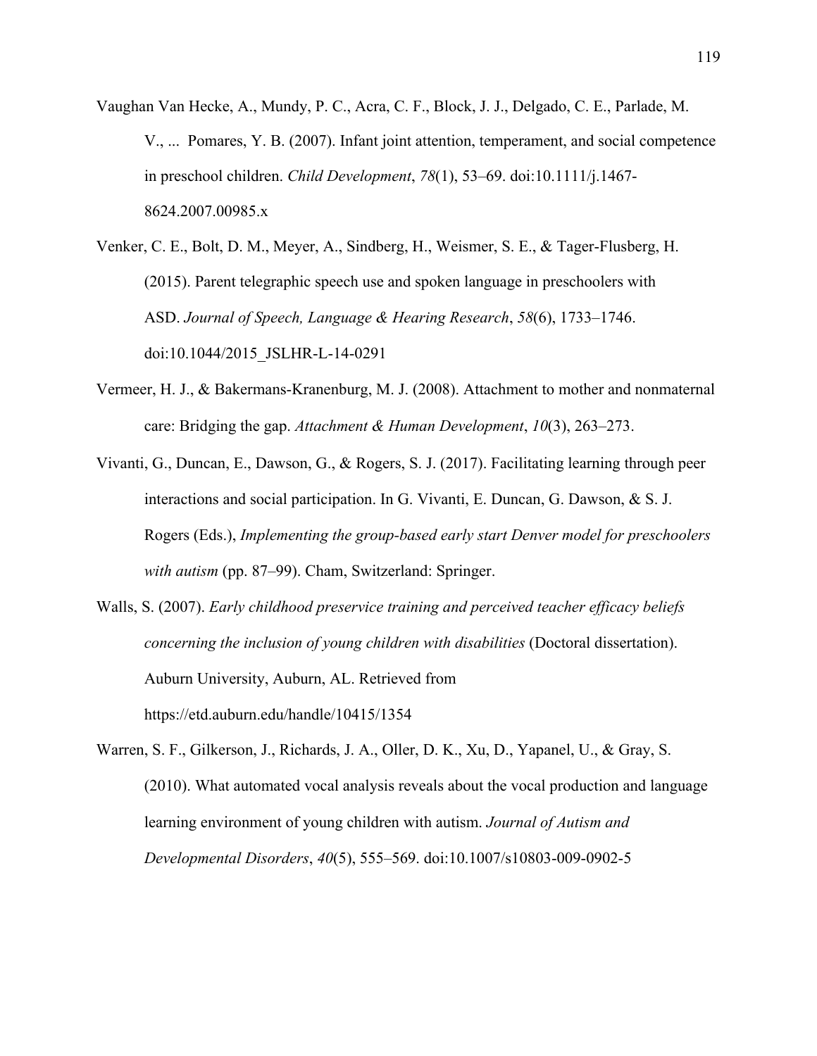Vaughan Van Hecke, A., Mundy, P. C., Acra, C. F., Block, J. J., Delgado, C. E., Parlade, M. V., ... Pomares, Y. B. (2007). Infant joint attention, temperament, and social competence in preschool children. *Child Development*, *78*(1), 53–69. doi:10.1111/j.1467-8624.2007.00985.x

Venker, C. E., Bolt, D. M., Meyer, A., Sindberg, H., Weismer, S. E., & Tager-Flusberg, H. (2015). Parent telegraphic speech use and spoken language in preschoolers with ASD. *Journal of Speech, Language & Hearing Research*, *58*(6), 1733–1746. doi:10.1044/2015_JSLHR-L-14-0291

Vermeer, H. J., & Bakermans-Kranenburg, M. J. (2008). Attachment to mother and nonmaternal care: Bridging the gap. *Attachment & Human Development*, *10*(3), 263–273.

Vivanti, G., Duncan, E., Dawson, G., & Rogers, S. J. (2017). Facilitating learning through peer interactions and social participation. In G. Vivanti, E. Duncan, G. Dawson, & S. J. Rogers (Eds.), *Implementing the group-based early start Denver model for preschoolers with autism* (pp. 87–99). Cham, Switzerland: Springer.

Walls, S. (2007). *Early childhood preservice training and perceived teacher efficacy beliefs concerning the inclusion of young children with disabilities* (Doctoral dissertation). Auburn University, Auburn, AL. Retrieved from https://etd.auburn.edu/handle/10415/1354

Warren, S. F., Gilkerson, J., Richards, J. A., Oller, D. K., Xu, D., Yapanel, U., & Gray, S. (2010). What automated vocal analysis reveals about the vocal production and language learning environment of young children with autism. *Journal of Autism and Developmental Disorders*, *40*(5), 555–569. doi:10.1007/s10803-009-0902-5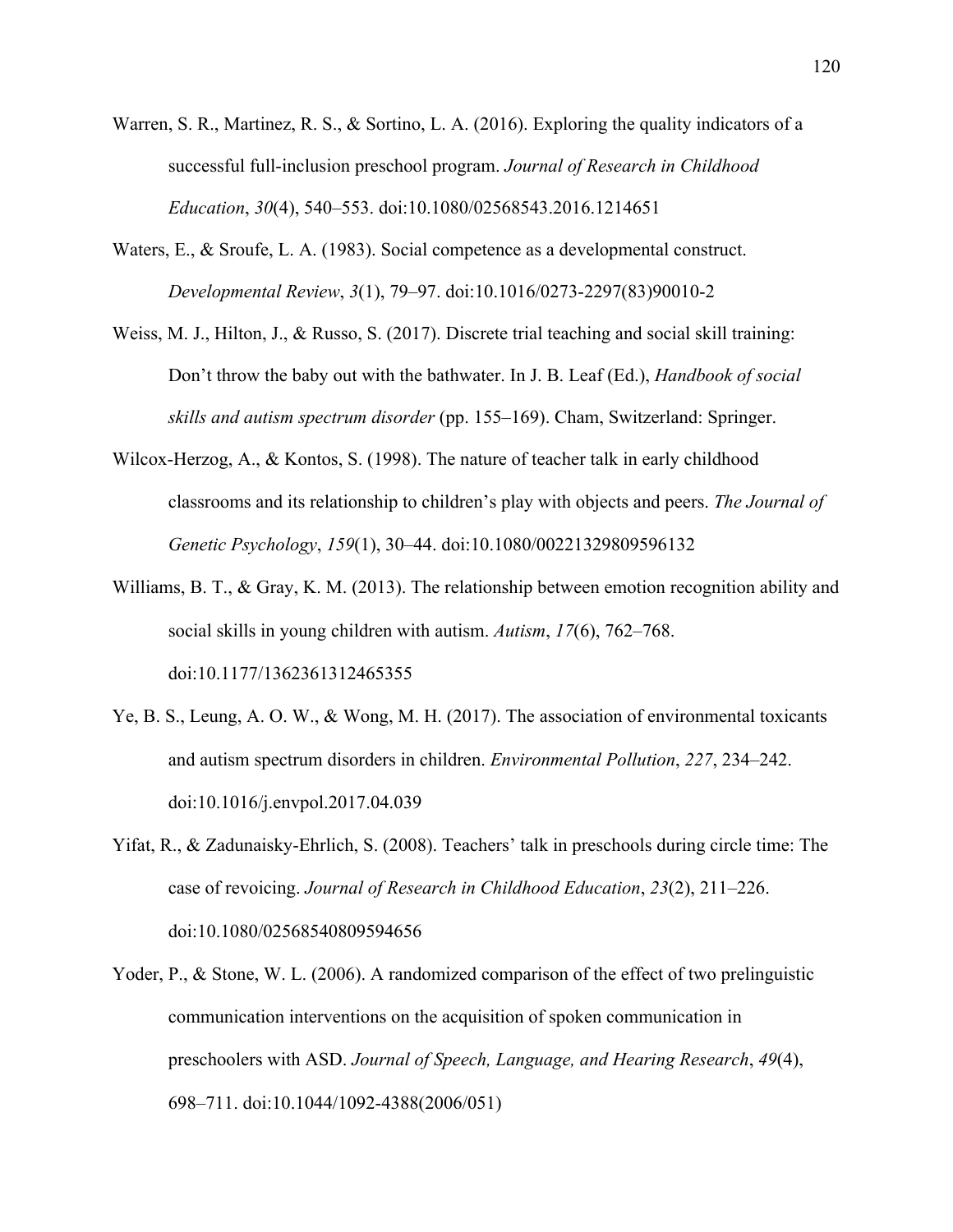Warren, S. R., Martinez, R. S., & Sortino, L. A. (2016). Exploring the quality indicators of a successful full-inclusion preschool program. *Journal of Research in Childhood Education*, *30*(4), 540–553. doi:10.1080/02568543.2016.1214651

Waters, E., & Sroufe, L. A. (1983). Social competence as a developmental construct. *Developmental Review*, *3*(1), 79–97. doi:10.1016/0273-2297(83)90010-2

Weiss, M. J., Hilton, J., & Russo, S. (2017). Discrete trial teaching and social skill training: Don't throw the baby out with the bathwater. In J. B. Leaf (Ed.), *Handbook of social skills and autism spectrum disorder* (pp. 155–169). Cham, Switzerland: Springer.

Wilcox-Herzog, A., & Kontos, S. (1998). The nature of teacher talk in early childhood classrooms and its relationship to children's play with objects and peers. *The Journal of Genetic Psychology*, *159*(1), 30–44. doi:10.1080/00221329809596132

Williams, B. T., & Gray, K. M. (2013). The relationship between emotion recognition ability and social skills in young children with autism. *Autism*, *17*(6), 762–768. doi:10.1177/1362361312465355

Ye, B. S., Leung, A. O. W., & Wong, M. H. (2017). The association of environmental toxicants and autism spectrum disorders in children. *Environmental Pollution*, *227*, 234–242. doi:10.1016/j.envpol.2017.04.039

Yifat, R., & Zadunaisky-Ehrlich, S. (2008). Teachers' talk in preschools during circle time: The case of revoicing. *Journal of Research in Childhood Education*, *23*(2), 211–226. doi:10.1080/02568540809594656

Yoder, P., & Stone, W. L. (2006). A randomized comparison of the effect of two prelinguistic communication interventions on the acquisition of spoken communication in preschoolers with ASD. *Journal of Speech, Language, and Hearing Research*, *49*(4), 698–711. doi:10.1044/1092-4388(2006/051)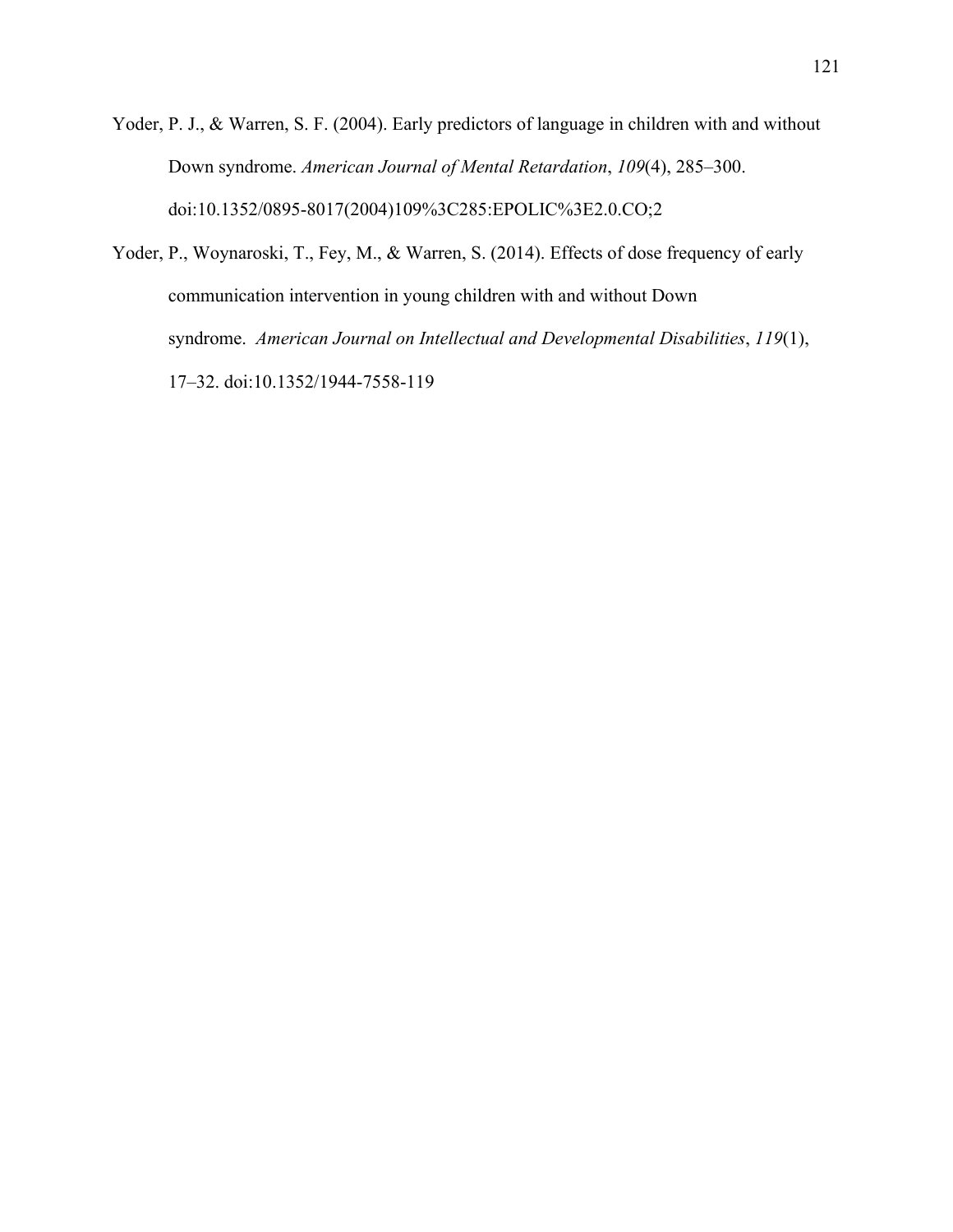Yoder, P. J., & Warren, S. F. (2004). Early predictors of language in children with and without Down syndrome. *American Journal of Mental Retardation*, *109*(4), 285–300. doi:10.1352/0895-8017(2004)109%3C285:EPOLIC%3E2.0.CO;2

Yoder, P., Woynaroski, T., Fey, M., & Warren, S. (2014). Effects of dose frequency of early communication intervention in young children with and without Down syndrome. *American Journal on Intellectual and Developmental Disabilities*, *119*(1), 17–32. doi:10.1352/1944-7558-119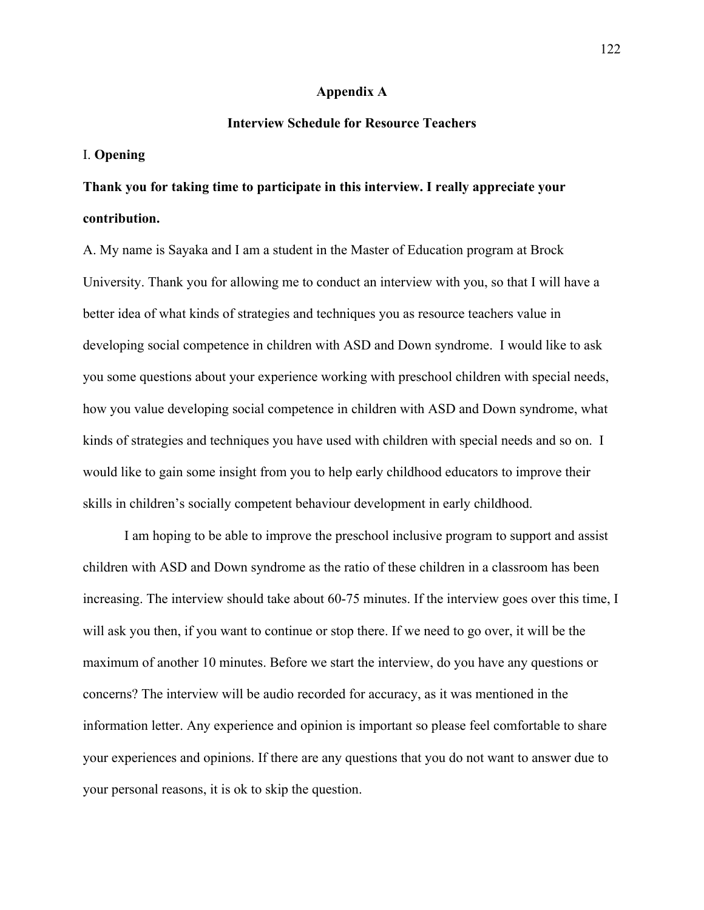# Appendix A

## Interview Schedule for Resource Teachers

I. **Opening**

**Thank you for taking time to participate in this interview. I really appreciate your contribution.**

A. My name is Sayaka and I am a student in the Master of Education program at Brock University. Thank you for allowing me to conduct an interview with you, so that I will have a better idea of what kinds of strategies and techniques you as resource teachers value in developing social competence in children with ASD and Down syndrome. I would like to ask you some questions about your experience working with preschool children with special needs, how you value developing social competence in children with ASD and Down syndrome, what kinds of strategies and techniques you have used with children with special needs and so on. I would like to gain some insight from you to help early childhood educators to improve their skills in children's socially competent behaviour development in early childhood.

I am hoping to be able to improve the preschool inclusive program to support and assist children with ASD and Down syndrome as the ratio of these children in a classroom has been increasing. The interview should take about 60-75 minutes. If the interview goes over this time, I will ask you then, if you want to continue or stop there. If we need to go over, it will be the maximum of another 10 minutes. Before we start the interview, do you have any questions or concerns? The interview will be audio recorded for accuracy, as it was mentioned in the information letter. Any experience and opinion is important so please feel comfortable to share your experiences and opinions. If there are any questions that you do not want to answer due to your personal reasons, it is ok to skip the question.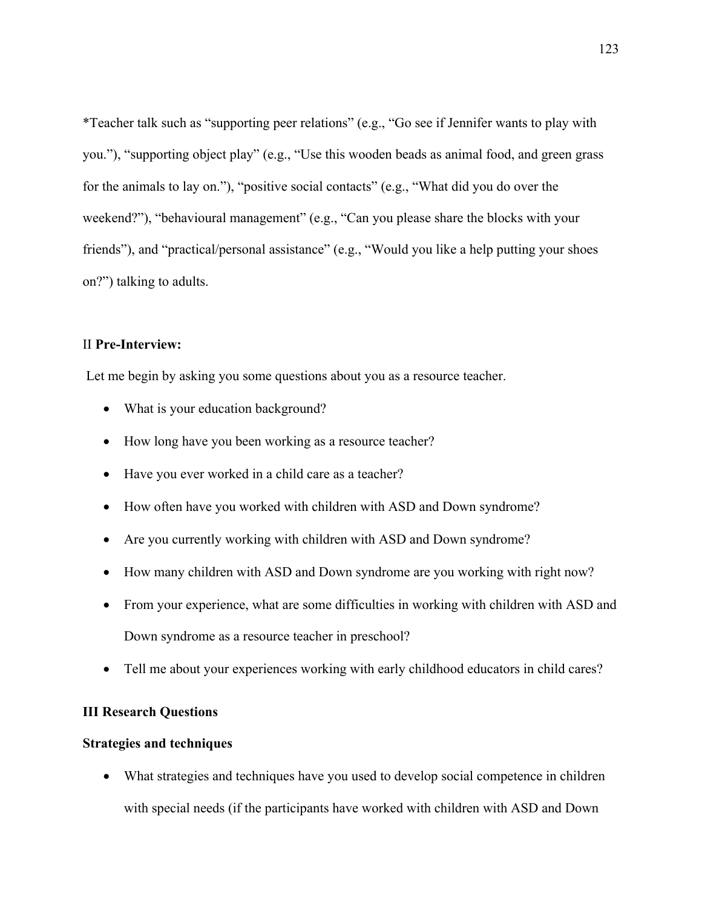*Teacher talk such as “supporting peer relations” (e.g., “Go see if Jennifer wants to play with you.”), “supporting object play” (e.g., “Use this wooden beads as animal food, and green grass for the animals to lay on.”), “positive social contacts” (e.g., “What did you do over the weekend?”), “behavioural management” (e.g., “Can you please share the blocks with your friends”), and “practical/personal assistance” (e.g., “Would you like a help putting your shoes on?”) talking to adults.

II **Pre-Interview:**

Let me begin by asking you some questions about you as a resource teacher.

- What is your education background?
- How long have you been working as a resource teacher?
- Have you ever worked in a child care as a teacher?
- How often have you worked with children with ASD and Down syndrome?
- Are you currently working with children with ASD and Down syndrome?
- How many children with ASD and Down syndrome are you working with right now?
- From your experience, what are some difficulties in working with children with ASD and Down syndrome as a resource teacher in preschool?
- Tell me about your experiences working with early childhood educators in child cares?

**III Research Questions**

**Strategies and techniques**

- What strategies and techniques have you used to develop social competence in children with special needs (if the participants have worked with children with ASD and Down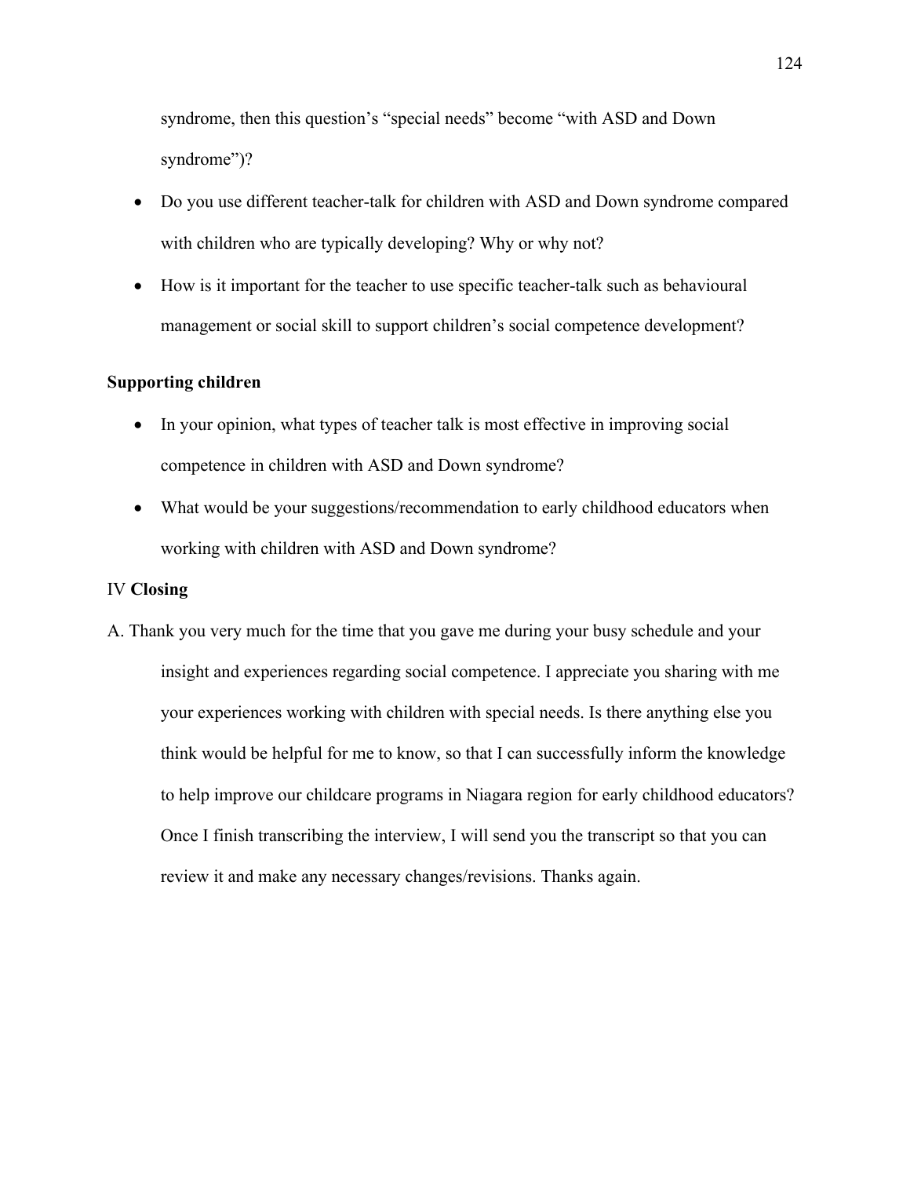syndrome, then this question's "special needs" become "with ASD and Down syndrome")?

- Do you use different teacher-talk for children with ASD and Down syndrome compared with children who are typically developing? Why or why not?
- How is it important for the teacher to use specific teacher-talk such as behavioural management or social skill to support children's social competence development?

**Supporting children**

- In your opinion, what types of teacher talk is most effective in improving social competence in children with ASD and Down syndrome?
- What would be your suggestions/recommendation to early childhood educators when working with children with ASD and Down syndrome?

IV **Closing**

A. Thank you very much for the time that you gave me during your busy schedule and your insight and experiences regarding social competence. I appreciate you sharing with me your experiences working with children with special needs. Is there anything else you think would be helpful for me to know, so that I can successfully inform the knowledge to help improve our childcare programs in Niagara region for early childhood educators? Once I finish transcribing the interview, I will send you the transcript so that you can review it and make any necessary changes/revisions. Thanks again.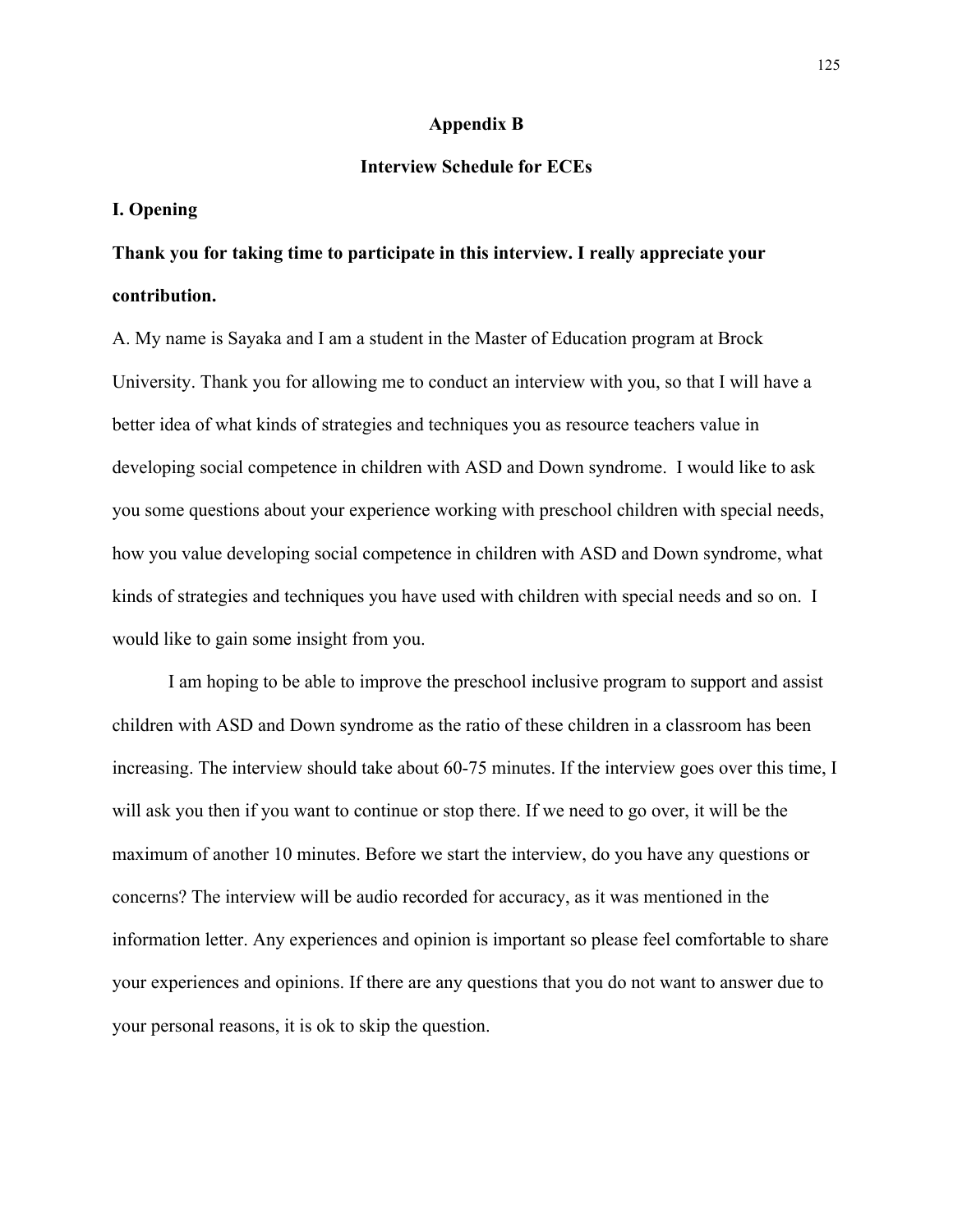# Appendix B

## Interview Schedule for ECEs

### I. Opening

**Thank you for taking time to participate in this interview. I really appreciate your contribution.**

A. My name is Sayaka and I am a student in the Master of Education program at Brock University. Thank you for allowing me to conduct an interview with you, so that I will have a better idea of what kinds of strategies and techniques you as resource teachers value in developing social competence in children with ASD and Down syndrome. I would like to ask you some questions about your experience working with preschool children with special needs, how you value developing social competence in children with ASD and Down syndrome, what kinds of strategies and techniques you have used with children with special needs and so on. I would like to gain some insight from you.

I am hoping to be able to improve the preschool inclusive program to support and assist children with ASD and Down syndrome as the ratio of these children in a classroom has been increasing. The interview should take about 60-75 minutes. If the interview goes over this time, I will ask you then if you want to continue or stop there. If we need to go over, it will be the maximum of another 10 minutes. Before we start the interview, do you have any questions or concerns? The interview will be audio recorded for accuracy, as it was mentioned in the information letter. Any experiences and opinion is important so please feel comfortable to share your experiences and opinions. If there are any questions that you do not want to answer due to your personal reasons, it is ok to skip the question.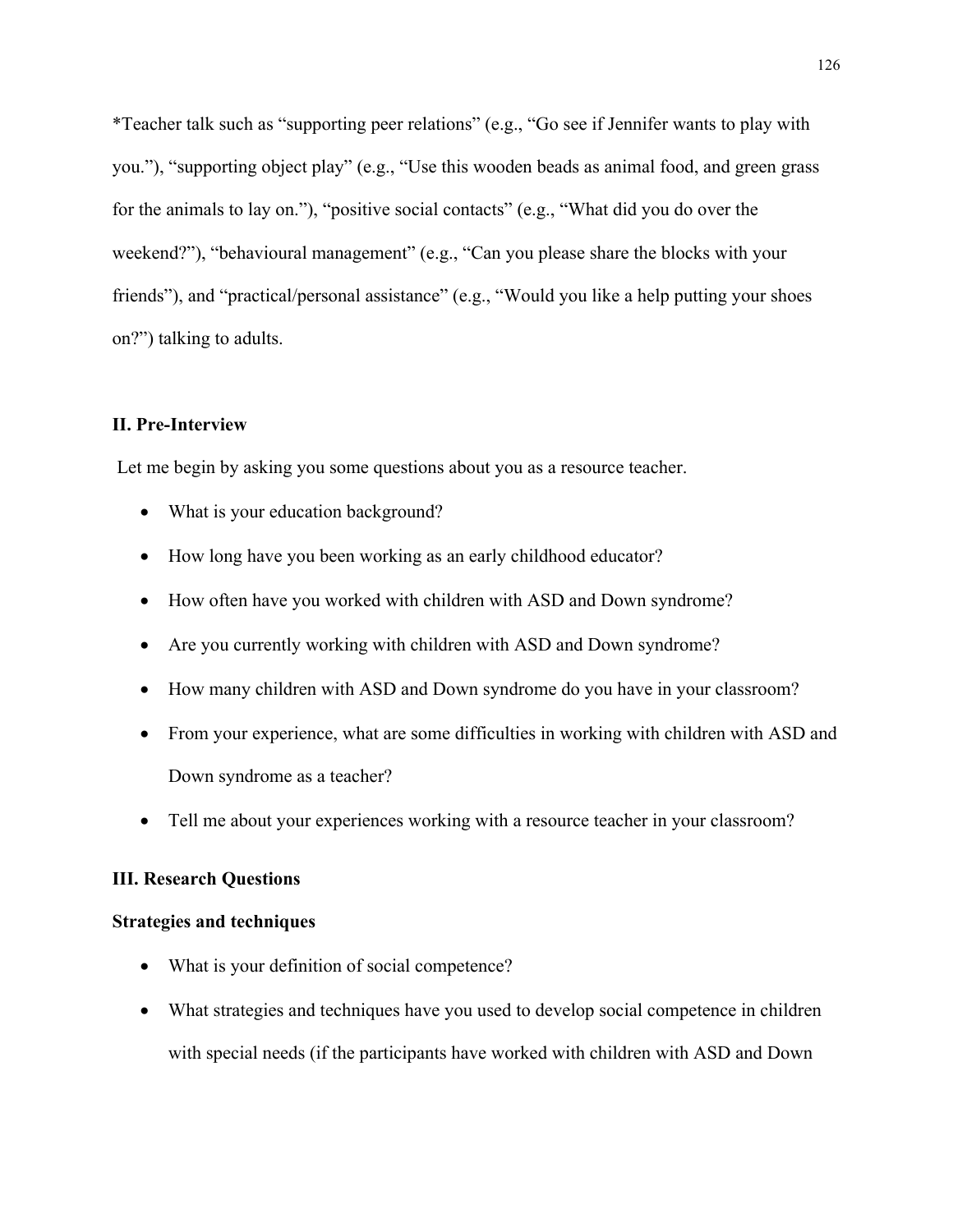*Teacher talk such as “supporting peer relations” (e.g., “Go see if Jennifer wants to play with you.”), “supporting object play” (e.g., “Use this wooden beads as animal food, and green grass for the animals to lay on.”), “positive social contacts” (e.g., “What did you do over the weekend?”), “behavioural management” (e.g., “Can you please share the blocks with your friends”), and “practical/personal assistance” (e.g., “Would you like a help putting your shoes on?”) talking to adults.

## II. Pre-Interview

Let me begin by asking you some questions about you as a resource teacher.

- What is your education background?
- How long have you been working as an early childhood educator?
- How often have you worked with children with ASD and Down syndrome?
- Are you currently working with children with ASD and Down syndrome?
- How many children with ASD and Down syndrome do you have in your classroom?
- From your experience, what are some difficulties in working with children with ASD and Down syndrome as a teacher?
- Tell me about your experiences working with a resource teacher in your classroom?

## III. Research Questions

### Strategies and techniques

- What is your definition of social competence?
- What strategies and techniques have you used to develop social competence in children with special needs (if the participants have worked with children with ASD and Down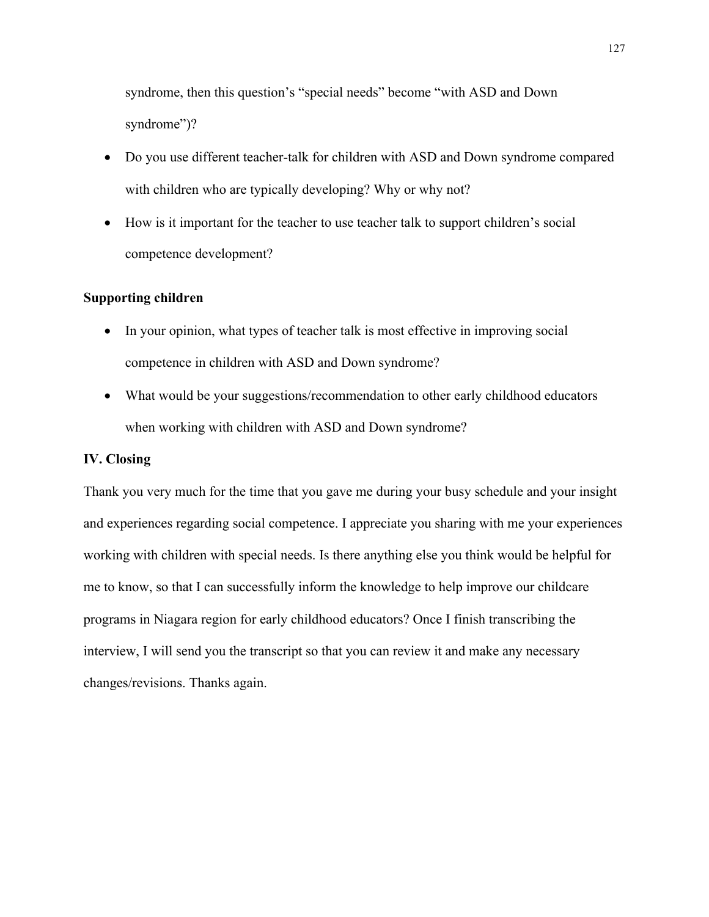syndrome, then this question's "special needs" become "with ASD and Down syndrome")?

- Do you use different teacher-talk for children with ASD and Down syndrome compared with children who are typically developing? Why or why not?
- How is it important for the teacher to use teacher talk to support children's social competence development?

**Supporting children**

- In your opinion, what types of teacher talk is most effective in improving social competence in children with ASD and Down syndrome?
- What would be your suggestions/recommendation to other early childhood educators when working with children with ASD and Down syndrome?

**IV. Closing**

Thank you very much for the time that you gave me during your busy schedule and your insight and experiences regarding social competence. I appreciate you sharing with me your experiences working with children with special needs. Is there anything else you think would be helpful for me to know, so that I can successfully inform the knowledge to help improve our childcare programs in Niagara region for early childhood educators? Once I finish transcribing the interview, I will send you the transcript so that you can review it and make any necessary changes/revisions. Thanks again.